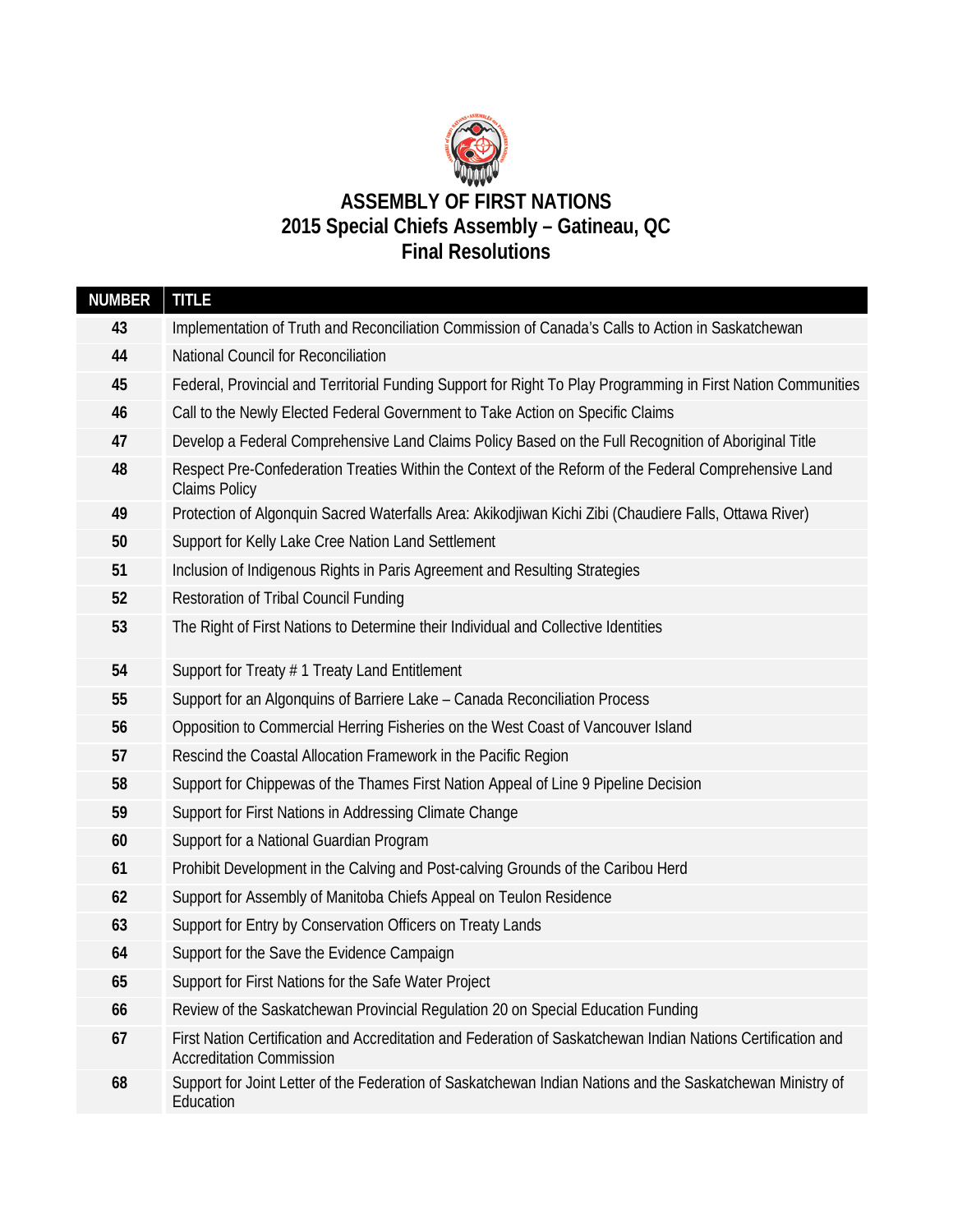# ASSEMBLY OF FIRST NATIONS
## 2015 Special Chiefs Assembly – Gatineau, QC
## Final Resolutions

| NUMBER | TITLE |
|---|---|
| 43 | Implementation of Truth and Reconciliation Commission of Canada's Calls to Action in Saskatchewan |
| 44 | National Council for Reconciliation |
| 45 | Federal, Provincial and Territorial Funding Support for Right To Play Programming in First Nation Communities |
| 46 | Call to the Newly Elected Federal Government to Take Action on Specific Claims |
| 47 | Develop a Federal Comprehensive Land Claims Policy Based on the Full Recognition of Aboriginal Title |
| 48 | Respect Pre-Confederation Treaties Within the Context of the Reform of the Federal Comprehensive Land Claims Policy |
| 49 | Protection of Algonquin Sacred Waterfalls Area: Akikodjiwan Kichi Zibi (Chaudiere Falls, Ottawa River) |
| 50 | Support for Kelly Lake Cree Nation Land Settlement |
| 51 | Inclusion of Indigenous Rights in Paris Agreement and Resulting Strategies |
| 52 | Restoration of Tribal Council Funding |
| 53 | The Right of First Nations to Determine their Individual and Collective Identities |
| 54 | Support for Treaty # 1 Treaty Land Entitlement |
| 55 | Support for an Algonquins of Barriere Lake – Canada Reconciliation Process |
| 56 | Opposition to Commercial Herring Fisheries on the West Coast of Vancouver Island |
| 57 | Rescind the Coastal Allocation Framework in the Pacific Region |
| 58 | Support for Chippewas of the Thames First Nation Appeal of Line 9 Pipeline Decision |
| 59 | Support for First Nations in Addressing Climate Change |
| 60 | Support for a National Guardian Program |
| 61 | Prohibit Development in the Calving and Post-calving Grounds of the Caribou Herd |
| 62 | Support for Assembly of Manitoba Chiefs Appeal on Teulon Residence |
| 63 | Support for Entry by Conservation Officers on Treaty Lands |
| 64 | Support for the Save the Evidence Campaign |
| 65 | Support for First Nations for the Safe Water Project |
| 66 | Review of the Saskatchewan Provincial Regulation 20 on Special Education Funding |
| 67 | First Nation Certification and Accreditation and Federation of Saskatchewan Indian Nations Certification and Accreditation Commission |
| 68 | Support for Joint Letter of the Federation of Saskatchewan Indian Nations and the Saskatchewan Ministry of Education |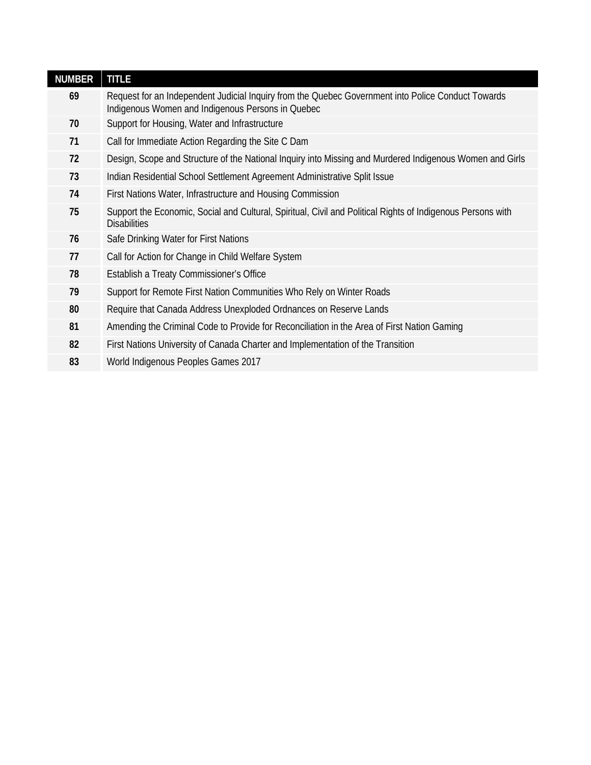| NUMBER | TITLE |
|---|---|
| 69 | Request for an Independent Judicial Inquiry from the Quebec Government into Police Conduct Towards Indigenous Women and Indigenous Persons in Quebec |
| 70 | Support for Housing, Water and Infrastructure |
| 71 | Call for Immediate Action Regarding the Site C Dam |
| 72 | Design, Scope and Structure of the National Inquiry into Missing and Murdered Indigenous Women and Girls |
| 73 | Indian Residential School Settlement Agreement Administrative Split Issue |
| 74 | First Nations Water, Infrastructure and Housing Commission |
| 75 | Support the Economic, Social and Cultural, Spiritual, Civil and Political Rights of Indigenous Persons with Disabilities |
| 76 | Safe Drinking Water for First Nations |
| 77 | Call for Action for Change in Child Welfare System |
| 78 | Establish a Treaty Commissioner's Office |
| 79 | Support for Remote First Nation Communities Who Rely on Winter Roads |
| 80 | Require that Canada Address Unexploded Ordnances on Reserve Lands |
| 81 | Amending the Criminal Code to Provide for Reconciliation in the Area of First Nation Gaming |
| 82 | First Nations University of Canada Charter and Implementation of the Transition |
| 83 | World Indigenous Peoples Games 2017 |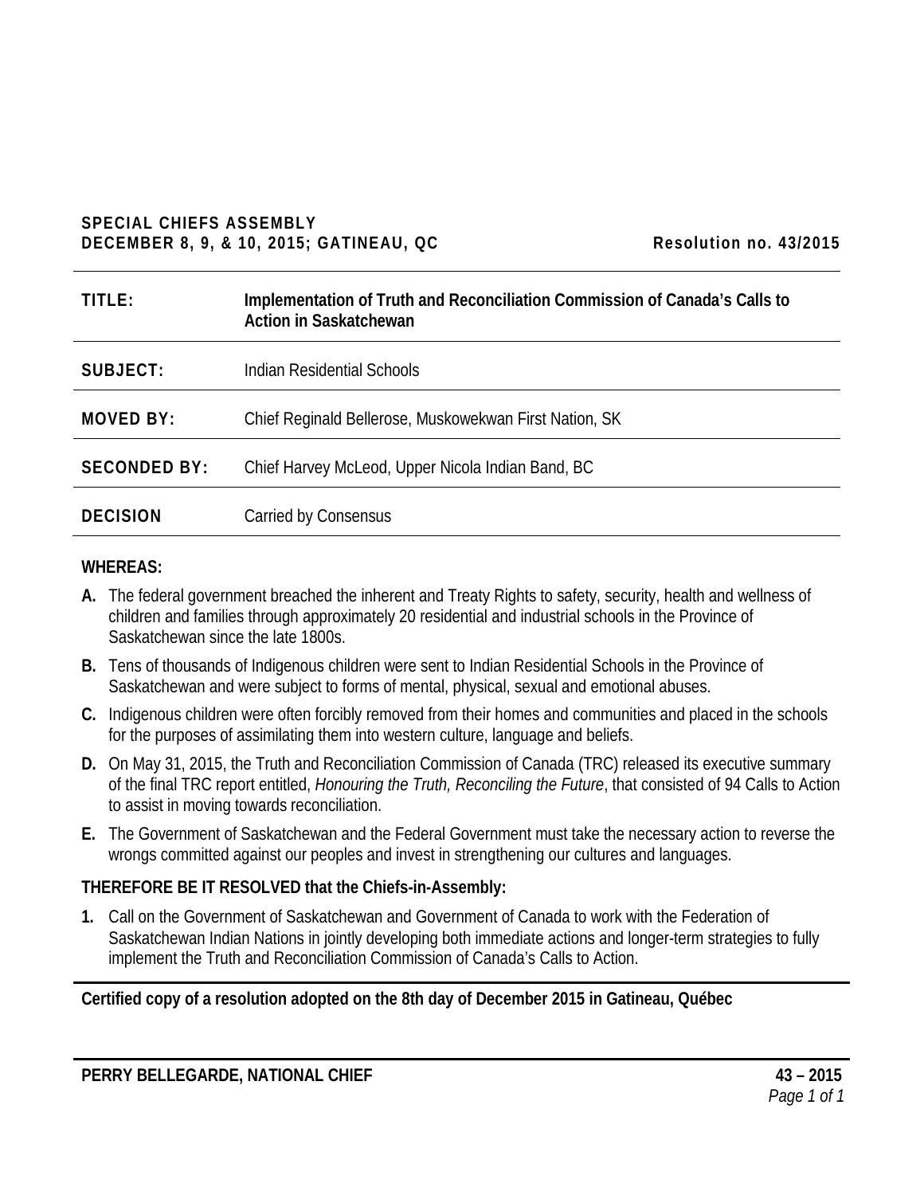**SPECIAL CHIEFS ASSEMBLY**
**DECEMBER 8, 9, & 10, 2015; GATINEAU, QC** **Resolution no. 43/2015**

| | |
|---|---|
| **TITLE:** | **Implementation of Truth and Reconciliation Commission of Canada's Calls to Action in Saskatchewan** |
| **SUBJECT:** | Indian Residential Schools |
| **MOVED BY:** | Chief Reginald Bellerose, Muskowekwan First Nation, SK |
| **SECONDED BY:** | Chief Harvey McLeod, Upper Nicola Indian Band, BC |
| **DECISION** | Carried by Consensus |

**WHEREAS:**

**A.** The federal government breached the inherent and Treaty Rights to safety, security, health and wellness of children and families through approximately 20 residential and industrial schools in the Province of Saskatchewan since the late 1800s.

**B.** Tens of thousands of Indigenous children were sent to Indian Residential Schools in the Province of Saskatchewan and were subject to forms of mental, physical, sexual and emotional abuses.

**C.** Indigenous children were often forcibly removed from their homes and communities and placed in the schools for the purposes of assimilating them into western culture, language and beliefs.

**D.** On May 31, 2015, the Truth and Reconciliation Commission of Canada (TRC) released its executive summary of the final TRC report entitled, *Honouring the Truth, Reconciling the Future*, that consisted of 94 Calls to Action to assist in moving towards reconciliation.

**E.** The Government of Saskatchewan and the Federal Government must take the necessary action to reverse the wrongs committed against our peoples and invest in strengthening our cultures and languages.

**THEREFORE BE IT RESOLVED that the Chiefs-in-Assembly:**

**1.** Call on the Government of Saskatchewan and Government of Canada to work with the Federation of Saskatchewan Indian Nations in jointly developing both immediate actions and longer-term strategies to fully implement the Truth and Reconciliation Commission of Canada's Calls to Action.

**Certified copy of a resolution adopted on the 8th day of December 2015 in Gatineau, Québec**

**PERRY BELLEGARDE, NATIONAL CHIEF** **43 – 2015**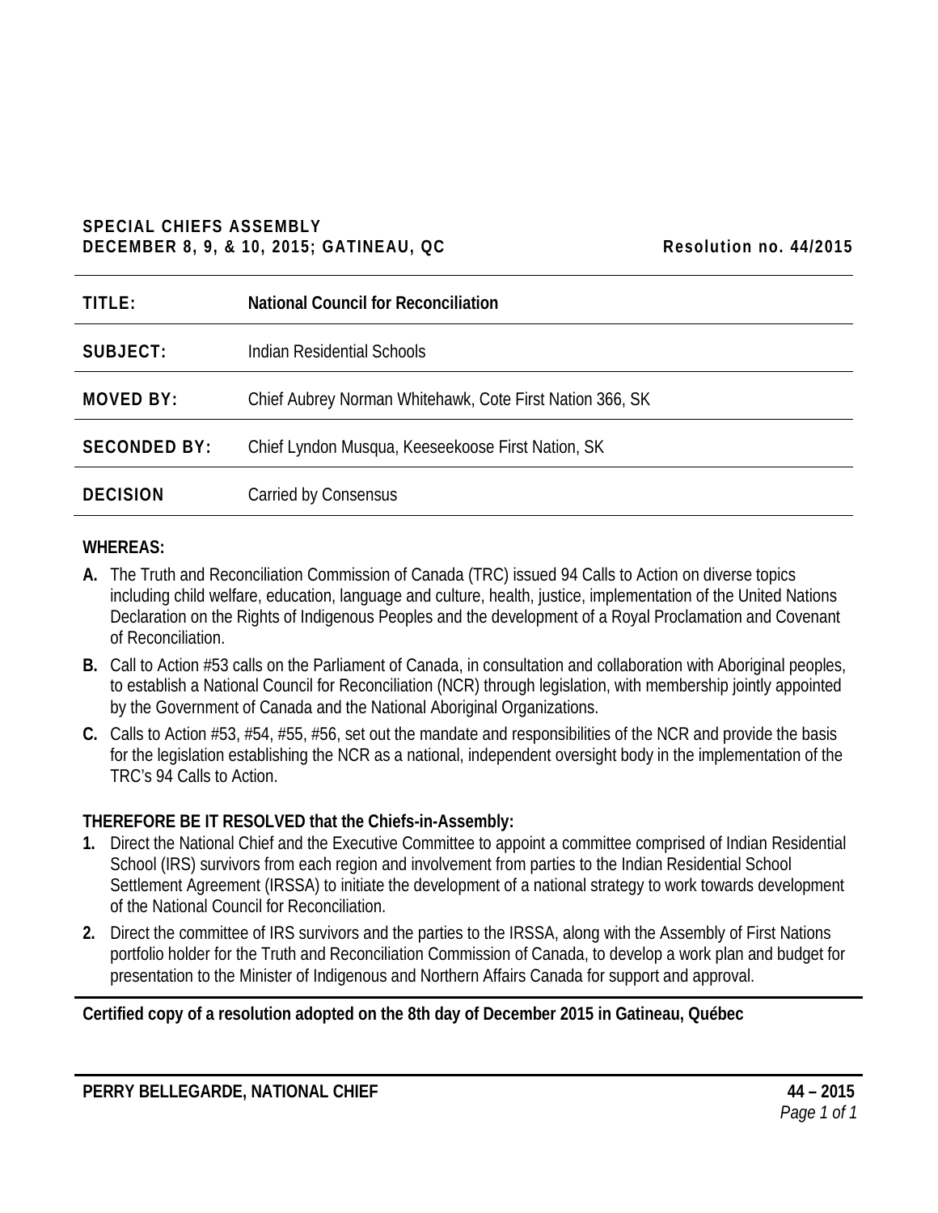**SPECIAL CHIEFS ASSEMBLY**
**DECEMBER 8, 9, & 10, 2015; GATINEAU, QC** **Resolution no. 44/2015**

| | |
|---|---|
| **TITLE:** | **National Council for Reconciliation** |
| **SUBJECT:** | Indian Residential Schools |
| **MOVED BY:** | Chief Aubrey Norman Whitehawk, Cote First Nation 366, SK |
| **SECONDED BY:** | Chief Lyndon Musqua, Keeseekoose First Nation, SK |
| **DECISION** | Carried by Consensus |

**WHEREAS:**

**A.** The Truth and Reconciliation Commission of Canada (TRC) issued 94 Calls to Action on diverse topics including child welfare, education, language and culture, health, justice, implementation of the United Nations Declaration on the Rights of Indigenous Peoples and the development of a Royal Proclamation and Covenant of Reconciliation.

**B.** Call to Action #53 calls on the Parliament of Canada, in consultation and collaboration with Aboriginal peoples, to establish a National Council for Reconciliation (NCR) through legislation, with membership jointly appointed by the Government of Canada and the National Aboriginal Organizations.

**C.** Calls to Action #53, #54, #55, #56, set out the mandate and responsibilities of the NCR and provide the basis for the legislation establishing the NCR as a national, independent oversight body in the implementation of the TRC's 94 Calls to Action.

**THEREFORE BE IT RESOLVED that the Chiefs-in-Assembly:**

1. Direct the National Chief and the Executive Committee to appoint a committee comprised of Indian Residential School (IRS) survivors from each region and involvement from parties to the Indian Residential School Settlement Agreement (IRSSA) to initiate the development of a national strategy to work towards development of the National Council for Reconciliation.
2. Direct the committee of IRS survivors and the parties to the IRSSA, along with the Assembly of First Nations portfolio holder for the Truth and Reconciliation Commission of Canada, to develop a work plan and budget for presentation to the Minister of Indigenous and Northern Affairs Canada for support and approval.

**Certified copy of a resolution adopted on the 8th day of December 2015 in Gatineau, Québec**

**PERRY BELLEGARDE, NATIONAL CHIEF** **44 – 2015**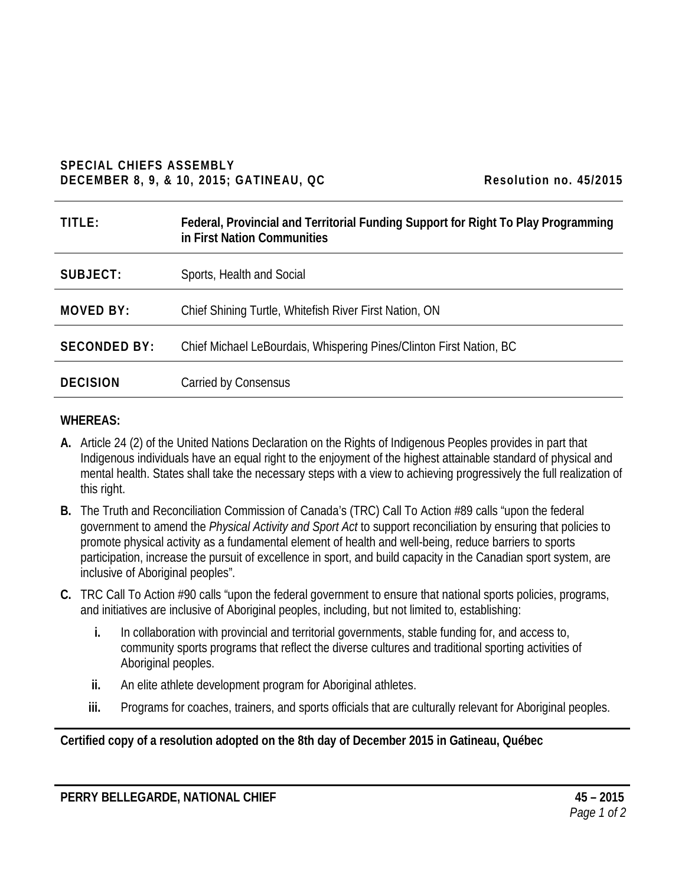**SPECIAL CHIEFS ASSEMBLY**
**DECEMBER 8, 9, & 10, 2015; GATINEAU, QC** **Resolution no. 45/2015**

| | |
|---|---|
| **TITLE:** | **Federal, Provincial and Territorial Funding Support for Right To Play Programming in First Nation Communities** |
| **SUBJECT:** | Sports, Health and Social |
| **MOVED BY:** | Chief Shining Turtle, Whitefish River First Nation, ON |
| **SECONDED BY:** | Chief Michael LeBourdais, Whispering Pines/Clinton First Nation, BC |
| **DECISION** | Carried by Consensus |

**WHEREAS:**

**A.** Article 24 (2) of the United Nations Declaration on the Rights of Indigenous Peoples provides in part that Indigenous individuals have an equal right to the enjoyment of the highest attainable standard of physical and mental health. States shall take the necessary steps with a view to achieving progressively the full realization of this right.

**B.** The Truth and Reconciliation Commission of Canada's (TRC) Call To Action #89 calls "upon the federal government to amend the *Physical Activity and Sport Act* to support reconciliation by ensuring that policies to promote physical activity as a fundamental element of health and well-being, reduce barriers to sports participation, increase the pursuit of excellence in sport, and build capacity in the Canadian sport system, are inclusive of Aboriginal peoples".

**C.** TRC Call To Action #90 calls "upon the federal government to ensure that national sports policies, programs, and initiatives are inclusive of Aboriginal peoples, including, but not limited to, establishing:

**i.** In collaboration with provincial and territorial governments, stable funding for, and access to, community sports programs that reflect the diverse cultures and traditional sporting activities of Aboriginal peoples.

**ii.** An elite athlete development program for Aboriginal athletes.

**iii.** Programs for coaches, trainers, and sports officials that are culturally relevant for Aboriginal peoples.

**Certified copy of a resolution adopted on the 8th day of December 2015 in Gatineau, Québec**

**PERRY BELLEGARDE, NATIONAL CHIEF** **45 – 2015**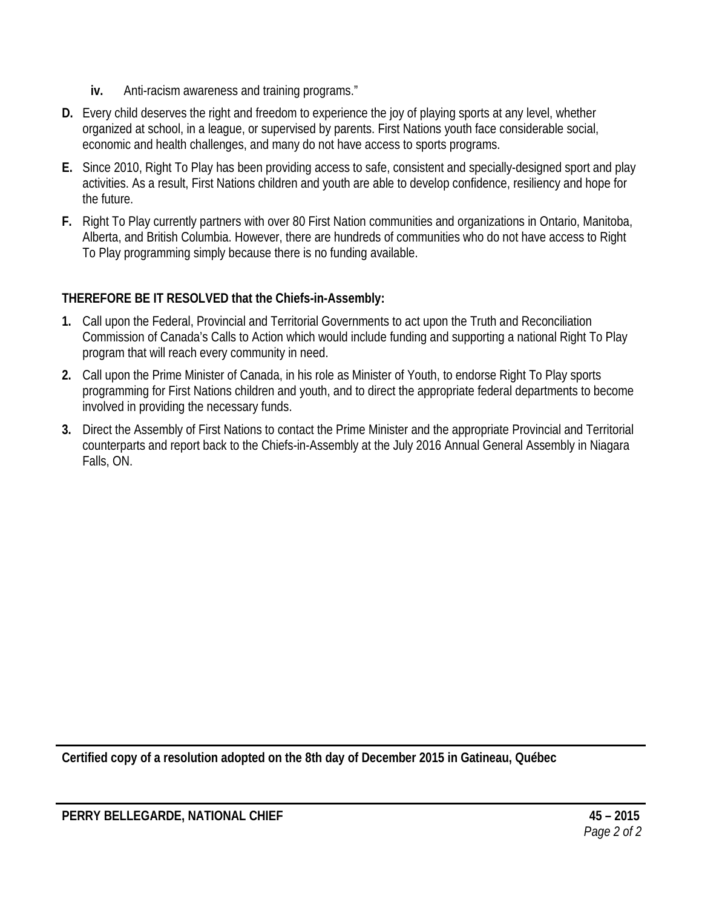**iv.** Anti-racism awareness and training programs."

**D.** Every child deserves the right and freedom to experience the joy of playing sports at any level, whether organized at school, in a league, or supervised by parents. First Nations youth face considerable social, economic and health challenges, and many do not have access to sports programs.

**E.** Since 2010, Right To Play has been providing access to safe, consistent and specially-designed sport and play activities. As a result, First Nations children and youth are able to develop confidence, resiliency and hope for the future.

**F.** Right To Play currently partners with over 80 First Nation communities and organizations in Ontario, Manitoba, Alberta, and British Columbia. However, there are hundreds of communities who do not have access to Right To Play programming simply because there is no funding available.

**THEREFORE BE IT RESOLVED that the Chiefs-in-Assembly:**

**1.** Call upon the Federal, Provincial and Territorial Governments to act upon the Truth and Reconciliation Commission of Canada's Calls to Action which would include funding and supporting a national Right To Play program that will reach every community in need.

**2.** Call upon the Prime Minister of Canada, in his role as Minister of Youth, to endorse Right To Play sports programming for First Nations children and youth, and to direct the appropriate federal departments to become involved in providing the necessary funds.

**3.** Direct the Assembly of First Nations to contact the Prime Minister and the appropriate Provincial and Territorial counterparts and report back to the Chiefs-in-Assembly at the July 2016 Annual General Assembly in Niagara Falls, ON.

---

**Certified copy of a resolution adopted on the 8th day of December 2015 in Gatineau, Québec**

---

**PERRY BELLEGARDE, NATIONAL CHIEF** **45 – 2015**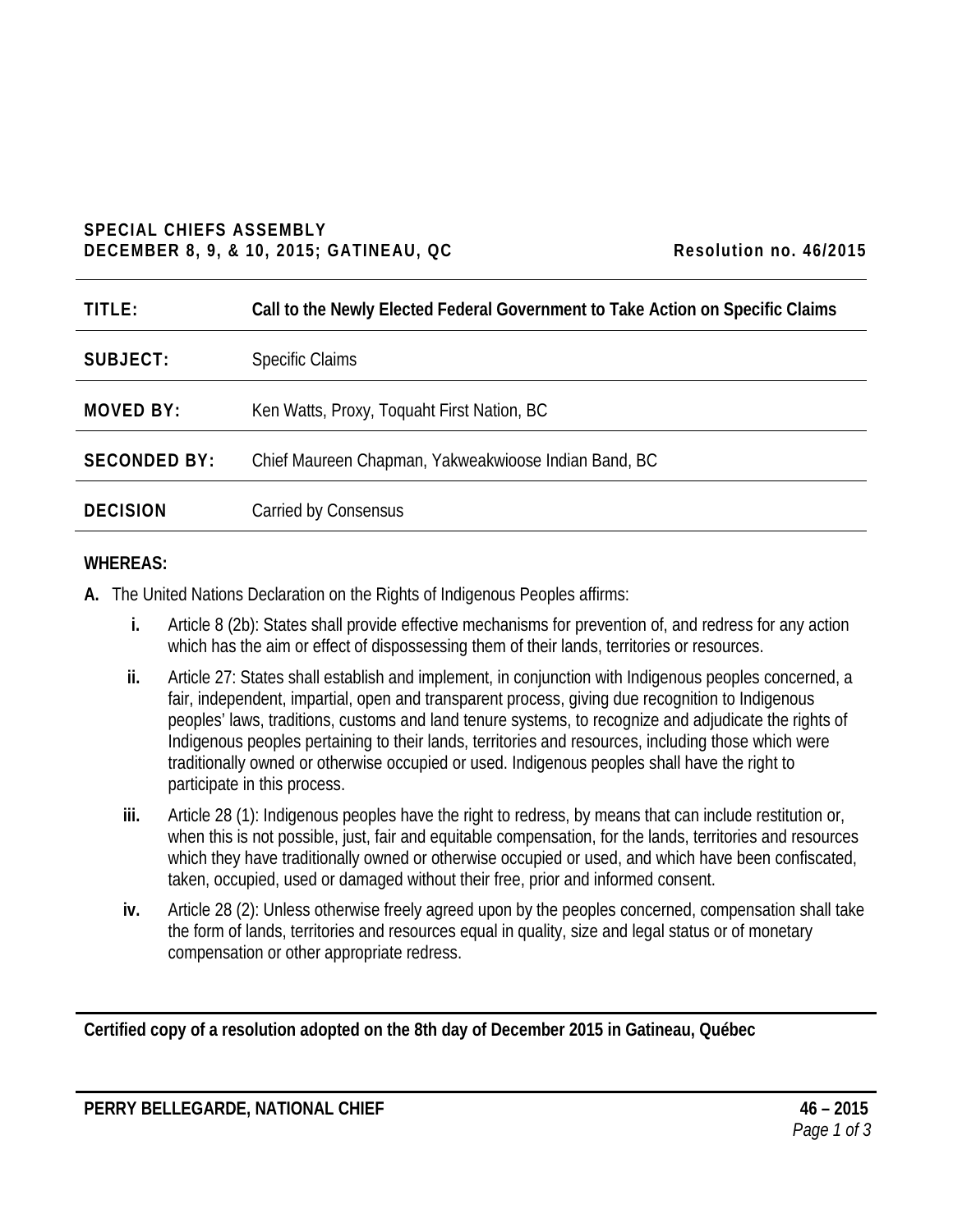**SPECIAL CHIEFS ASSEMBLY**
**DECEMBER 8, 9, & 10, 2015; GATINEAU, QC** **Resolution no. 46/2015**

| | |
|---|---|
| **TITLE:** | **Call to the Newly Elected Federal Government to Take Action on Specific Claims** |
| **SUBJECT:** | Specific Claims |
| **MOVED BY:** | Ken Watts, Proxy, Toquaht First Nation, BC |
| **SECONDED BY:** | Chief Maureen Chapman, Yakweakwioose Indian Band, BC |
| **DECISION** | Carried by Consensus |

**WHEREAS:**

**A.** The United Nations Declaration on the Rights of Indigenous Peoples affirms:

- **i.** Article 8 (2b): States shall provide effective mechanisms for prevention of, and redress for any action which has the aim or effect of dispossessing them of their lands, territories or resources.
- **ii.** Article 27: States shall establish and implement, in conjunction with Indigenous peoples concerned, a fair, independent, impartial, open and transparent process, giving due recognition to Indigenous peoples' laws, traditions, customs and land tenure systems, to recognize and adjudicate the rights of Indigenous peoples pertaining to their lands, territories and resources, including those which were traditionally owned or otherwise occupied or used. Indigenous peoples shall have the right to participate in this process.
- **iii.** Article 28 (1): Indigenous peoples have the right to redress, by means that can include restitution or, when this is not possible, just, fair and equitable compensation, for the lands, territories and resources which they have traditionally owned or otherwise occupied or used, and which have been confiscated, taken, occupied, used or damaged without their free, prior and informed consent.
- **iv.** Article 28 (2): Unless otherwise freely agreed upon by the peoples concerned, compensation shall take the form of lands, territories and resources equal in quality, size and legal status or of monetary compensation or other appropriate redress.

**Certified copy of a resolution adopted on the 8th day of December 2015 in Gatineau, Québec**

**PERRY BELLEGARDE, NATIONAL CHIEF**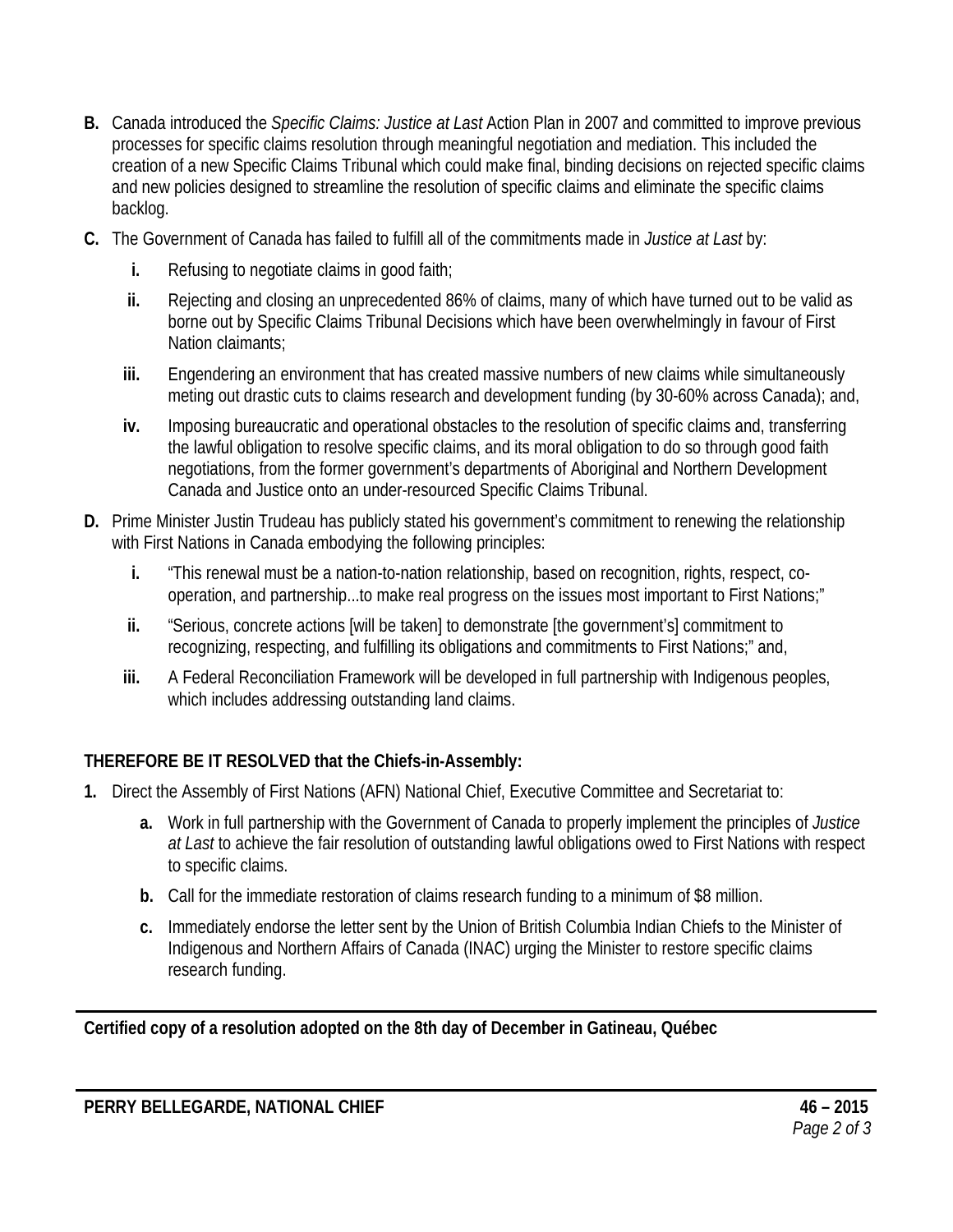**B.** Canada introduced the *Specific Claims: Justice at Last* Action Plan in 2007 and committed to improve previous processes for specific claims resolution through meaningful negotiation and mediation. This included the creation of a new Specific Claims Tribunal which could make final, binding decisions on rejected specific claims and new policies designed to streamline the resolution of specific claims and eliminate the specific claims backlog.

**C.** The Government of Canada has failed to fulfill all of the commitments made in *Justice at Last* by:

- **i.** Refusing to negotiate claims in good faith;
- **ii.** Rejecting and closing an unprecedented 86% of claims, many of which have turned out to be valid as borne out by Specific Claims Tribunal Decisions which have been overwhelmingly in favour of First Nation claimants;
- **iii.** Engendering an environment that has created massive numbers of new claims while simultaneously meting out drastic cuts to claims research and development funding (by 30-60% across Canada); and,
- **iv.** Imposing bureaucratic and operational obstacles to the resolution of specific claims and, transferring the lawful obligation to resolve specific claims, and its moral obligation to do so through good faith negotiations, from the former government's departments of Aboriginal and Northern Development Canada and Justice onto an under-resourced Specific Claims Tribunal.

**D.** Prime Minister Justin Trudeau has publicly stated his government's commitment to renewing the relationship with First Nations in Canada embodying the following principles:

- **i.** "This renewal must be a nation-to-nation relationship, based on recognition, rights, respect, co-operation, and partnership...to make real progress on the issues most important to First Nations;"
- **ii.** "Serious, concrete actions [will be taken] to demonstrate [the government's] commitment to recognizing, respecting, and fulfilling its obligations and commitments to First Nations;" and,
- **iii.** A Federal Reconciliation Framework will be developed in full partnership with Indigenous peoples, which includes addressing outstanding land claims.

**THEREFORE BE IT RESOLVED that the Chiefs-in-Assembly:**

**1.** Direct the Assembly of First Nations (AFN) National Chief, Executive Committee and Secretariat to:

- **a.** Work in full partnership with the Government of Canada to properly implement the principles of *Justice at Last* to achieve the fair resolution of outstanding lawful obligations owed to First Nations with respect to specific claims.
- **b.** Call for the immediate restoration of claims research funding to a minimum of $8 million.
- **c.** Immediately endorse the letter sent by the Union of British Columbia Indian Chiefs to the Minister of Indigenous and Northern Affairs of Canada (INAC) urging the Minister to restore specific claims research funding.

---

**Certified copy of a resolution adopted on the 8th day of December in Gatineau, Québec**

---

**PERRY BELLEGARDE, NATIONAL CHIEF** **46 – 2015**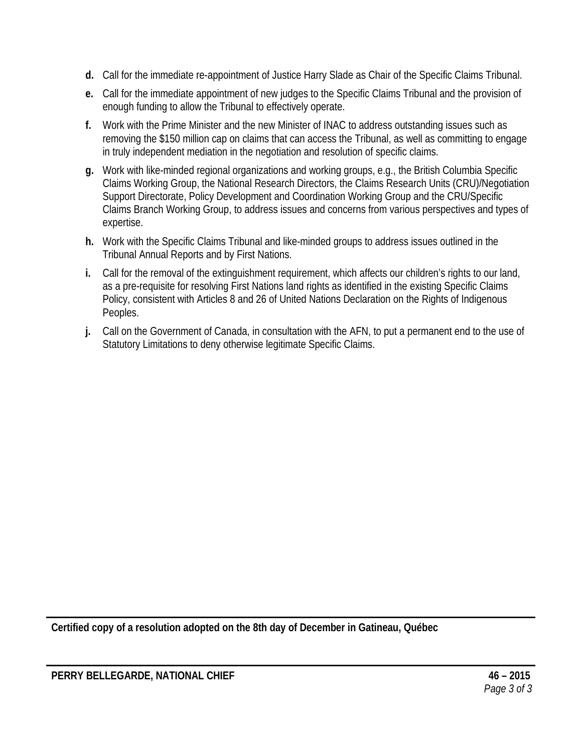- **d.** Call for the immediate re-appointment of Justice Harry Slade as Chair of the Specific Claims Tribunal.
- **e.** Call for the immediate appointment of new judges to the Specific Claims Tribunal and the provision of enough funding to allow the Tribunal to effectively operate.
- **f.** Work with the Prime Minister and the new Minister of INAC to address outstanding issues such as removing the $150 million cap on claims that can access the Tribunal, as well as committing to engage in truly independent mediation in the negotiation and resolution of specific claims.
- **g.** Work with like-minded regional organizations and working groups, e.g., the British Columbia Specific Claims Working Group, the National Research Directors, the Claims Research Units (CRU)/Negotiation Support Directorate, Policy Development and Coordination Working Group and the CRU/Specific Claims Branch Working Group, to address issues and concerns from various perspectives and types of expertise.
- **h.** Work with the Specific Claims Tribunal and like-minded groups to address issues outlined in the Tribunal Annual Reports and by First Nations.
- **i.** Call for the removal of the extinguishment requirement, which affects our children's rights to our land, as a pre-requisite for resolving First Nations land rights as identified in the existing Specific Claims Policy, consistent with Articles 8 and 26 of United Nations Declaration on the Rights of Indigenous Peoples.
- **j.** Call on the Government of Canada, in consultation with the AFN, to put a permanent end to the use of Statutory Limitations to deny otherwise legitimate Specific Claims.

---

**Certified copy of a resolution adopted on the 8th day of December in Gatineau, Québec**

---

**PERRY BELLEGARDE, NATIONAL CHIEF** **46 – 2015**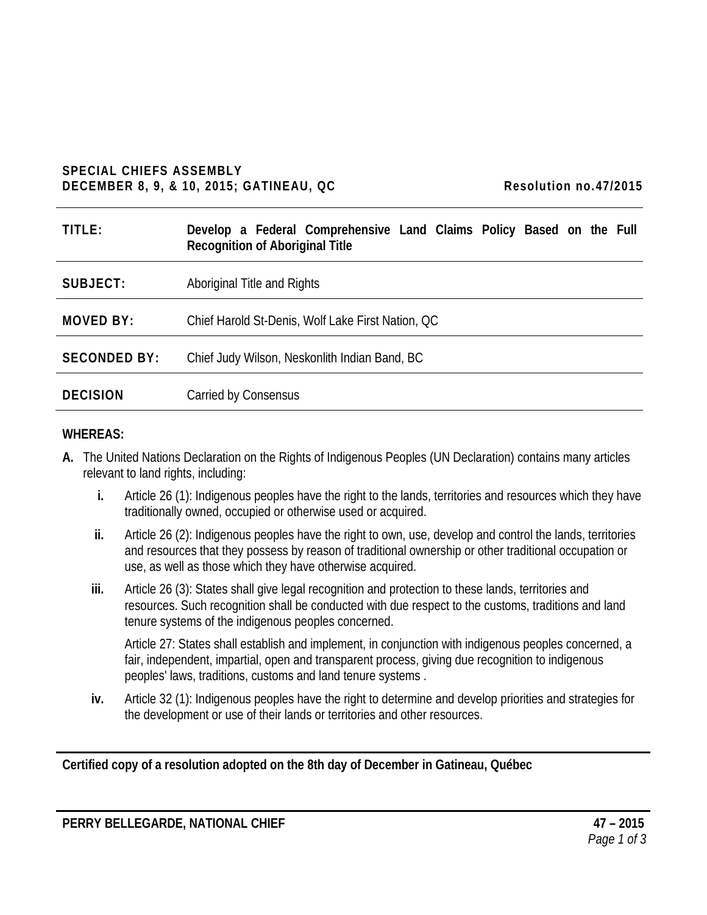**SPECIAL CHIEFS ASSEMBLY**
**DECEMBER 8, 9, & 10, 2015; GATINEAU, QC** **Resolution no.47/2015**

| | |
|---|---|
| **TITLE:** | **Develop a Federal Comprehensive Land Claims Policy Based on the Full Recognition of Aboriginal Title** |
| **SUBJECT:** | Aboriginal Title and Rights |
| **MOVED BY:** | Chief Harold St-Denis, Wolf Lake First Nation, QC |
| **SECONDED BY:** | Chief Judy Wilson, Neskonlith Indian Band, BC |
| **DECISION** | Carried by Consensus |

**WHEREAS:**

**A.** The United Nations Declaration on the Rights of Indigenous Peoples (UN Declaration) contains many articles relevant to land rights, including:

**i.** Article 26 (1): Indigenous peoples have the right to the lands, territories and resources which they have traditionally owned, occupied or otherwise used or acquired.

**ii.** Article 26 (2): Indigenous peoples have the right to own, use, develop and control the lands, territories and resources that they possess by reason of traditional ownership or other traditional occupation or use, as well as those which they have otherwise acquired.

**iii.** Article 26 (3): States shall give legal recognition and protection to these lands, territories and resources. Such recognition shall be conducted with due respect to the customs, traditions and land tenure systems of the indigenous peoples concerned.

Article 27: States shall establish and implement, in conjunction with indigenous peoples concerned, a fair, independent, impartial, open and transparent process, giving due recognition to indigenous peoples' laws, traditions, customs and land tenure systems .

**iv.** Article 32 (1): Indigenous peoples have the right to determine and develop priorities and strategies for the development or use of their lands or territories and other resources.

**Certified copy of a resolution adopted on the 8th day of December in Gatineau, Québec**

**PERRY BELLEGARDE, NATIONAL CHIEF**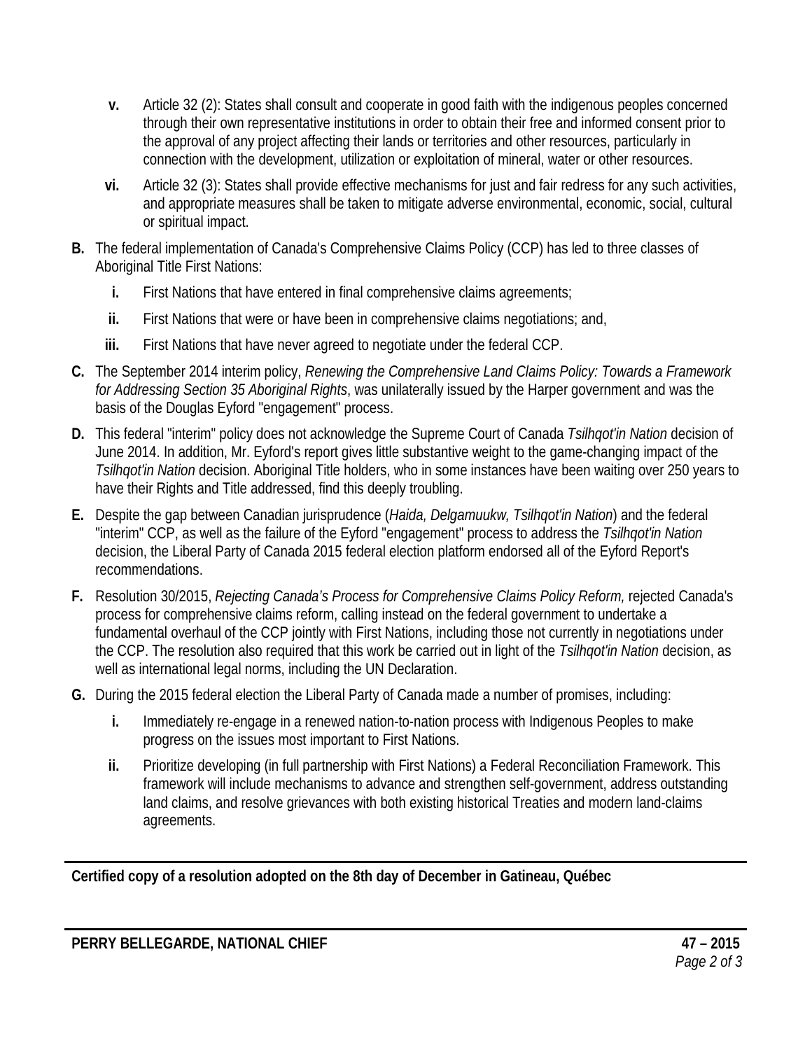**v.** Article 32 (2): States shall consult and cooperate in good faith with the indigenous peoples concerned through their own representative institutions in order to obtain their free and informed consent prior to the approval of any project affecting their lands or territories and other resources, particularly in connection with the development, utilization or exploitation of mineral, water or other resources.

**vi.** Article 32 (3): States shall provide effective mechanisms for just and fair redress for any such activities, and appropriate measures shall be taken to mitigate adverse environmental, economic, social, cultural or spiritual impact.

**B.** The federal implementation of Canada's Comprehensive Claims Policy (CCP) has led to three classes of Aboriginal Title First Nations:

**i.** First Nations that have entered in final comprehensive claims agreements;

**ii.** First Nations that were or have been in comprehensive claims negotiations; and,

**iii.** First Nations that have never agreed to negotiate under the federal CCP.

**C.** The September 2014 interim policy, *Renewing the Comprehensive Land Claims Policy: Towards a Framework for Addressing Section 35 Aboriginal Rights*, was unilaterally issued by the Harper government and was the basis of the Douglas Eyford "engagement" process.

**D.** This federal "interim" policy does not acknowledge the Supreme Court of Canada *Tsilhqot'in Nation* decision of June 2014. In addition, Mr. Eyford's report gives little substantive weight to the game-changing impact of the *Tsilhqot'in Nation* decision. Aboriginal Title holders, who in some instances have been waiting over 250 years to have their Rights and Title addressed, find this deeply troubling.

**E.** Despite the gap between Canadian jurisprudence (*Haida, Delgamuukw, Tsilhqot'in Nation*) and the federal "interim" CCP, as well as the failure of the Eyford "engagement" process to address the *Tsilhqot'in Nation* decision, the Liberal Party of Canada 2015 federal election platform endorsed all of the Eyford Report's recommendations.

**F.** Resolution 30/2015, *Rejecting Canada's Process for Comprehensive Claims Policy Reform,* rejected Canada's process for comprehensive claims reform, calling instead on the federal government to undertake a fundamental overhaul of the CCP jointly with First Nations, including those not currently in negotiations under the CCP. The resolution also required that this work be carried out in light of the *Tsilhqot'in Nation* decision, as well as international legal norms, including the UN Declaration.

**G.** During the 2015 federal election the Liberal Party of Canada made a number of promises, including:

**i.** Immediately re-engage in a renewed nation-to-nation process with Indigenous Peoples to make progress on the issues most important to First Nations.

**ii.** Prioritize developing (in full partnership with First Nations) a Federal Reconciliation Framework. This framework will include mechanisms to advance and strengthen self-government, address outstanding land claims, and resolve grievances with both existing historical Treaties and modern land-claims agreements.

---

**Certified copy of a resolution adopted on the 8th day of December in Gatineau, Québec**

---

**PERRY BELLEGARDE, NATIONAL CHIEF** **47 – 2015**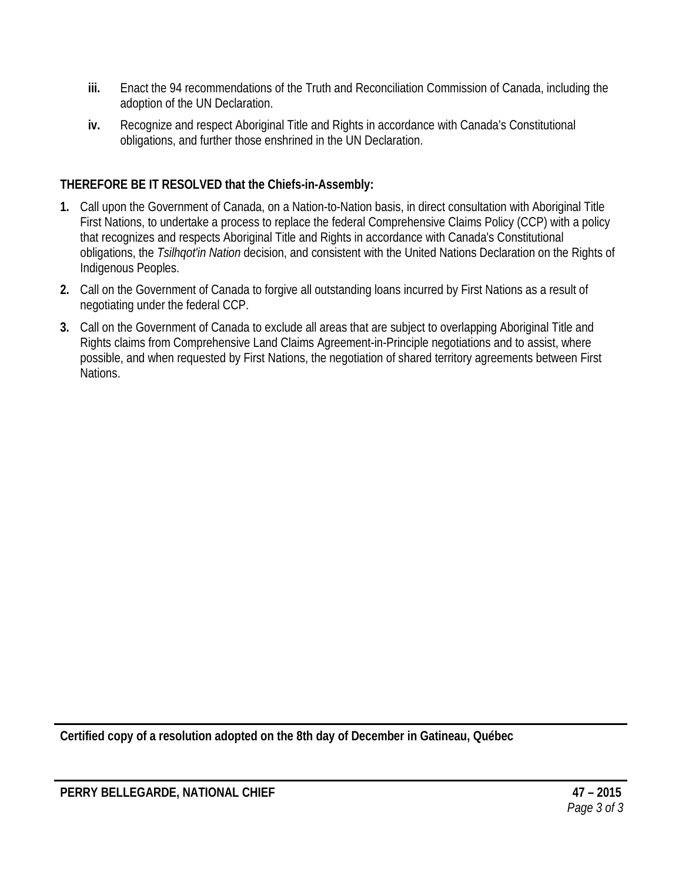**iii.** Enact the 94 recommendations of the Truth and Reconciliation Commission of Canada, including the adoption of the UN Declaration.

**iv.** Recognize and respect Aboriginal Title and Rights in accordance with Canada's Constitutional obligations, and further those enshrined in the UN Declaration.

**THEREFORE BE IT RESOLVED that the Chiefs-in-Assembly:**

1. Call upon the Government of Canada, on a Nation-to-Nation basis, in direct consultation with Aboriginal Title First Nations, to undertake a process to replace the federal Comprehensive Claims Policy (CCP) with a policy that recognizes and respects Aboriginal Title and Rights in accordance with Canada's Constitutional obligations, the *Tsilhqot'in Nation* decision, and consistent with the United Nations Declaration on the Rights of Indigenous Peoples.
2. Call on the Government of Canada to forgive all outstanding loans incurred by First Nations as a result of negotiating under the federal CCP.
3. Call on the Government of Canada to exclude all areas that are subject to overlapping Aboriginal Title and Rights claims from Comprehensive Land Claims Agreement-in-Principle negotiations and to assist, where possible, and when requested by First Nations, the negotiation of shared territory agreements between First Nations.

---

**Certified copy of a resolution adopted on the 8th day of December in Gatineau, Québec**

---

**PERRY BELLEGARDE, NATIONAL CHIEF** **47 – 2015**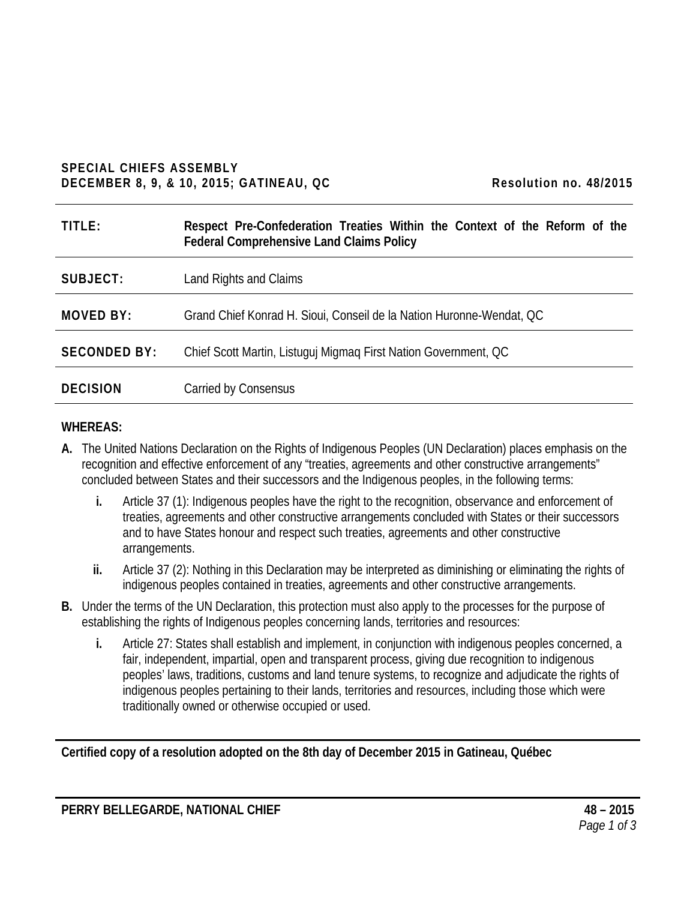**SPECIAL CHIEFS ASSEMBLY**
**DECEMBER 8, 9, & 10, 2015; GATINEAU, QC** **Resolution no. 48/2015**

| | |
|---|---|
| **TITLE:** | **Respect Pre-Confederation Treaties Within the Context of the Reform of the Federal Comprehensive Land Claims Policy** |
| **SUBJECT:** | Land Rights and Claims |
| **MOVED BY:** | Grand Chief Konrad H. Sioui, Conseil de la Nation Huronne-Wendat, QC |
| **SECONDED BY:** | Chief Scott Martin, Listuguj Migmaq First Nation Government, QC |
| **DECISION** | Carried by Consensus |

**WHEREAS:**

**A.** The United Nations Declaration on the Rights of Indigenous Peoples (UN Declaration) places emphasis on the recognition and effective enforcement of any "treaties, agreements and other constructive arrangements" concluded between States and their successors and the Indigenous peoples, in the following terms:

   **i.** Article 37 (1): Indigenous peoples have the right to the recognition, observance and enforcement of treaties, agreements and other constructive arrangements concluded with States or their successors and to have States honour and respect such treaties, agreements and other constructive arrangements.

   **ii.** Article 37 (2): Nothing in this Declaration may be interpreted as diminishing or eliminating the rights of indigenous peoples contained in treaties, agreements and other constructive arrangements.

**B.** Under the terms of the UN Declaration, this protection must also apply to the processes for the purpose of establishing the rights of Indigenous peoples concerning lands, territories and resources:

   **i.** Article 27: States shall establish and implement, in conjunction with indigenous peoples concerned, a fair, independent, impartial, open and transparent process, giving due recognition to indigenous peoples' laws, traditions, customs and land tenure systems, to recognize and adjudicate the rights of indigenous peoples pertaining to their lands, territories and resources, including those which were traditionally owned or otherwise occupied or used.

**Certified copy of a resolution adopted on the 8th day of December 2015 in Gatineau, Québec**

**PERRY BELLEGARDE, NATIONAL CHIEF**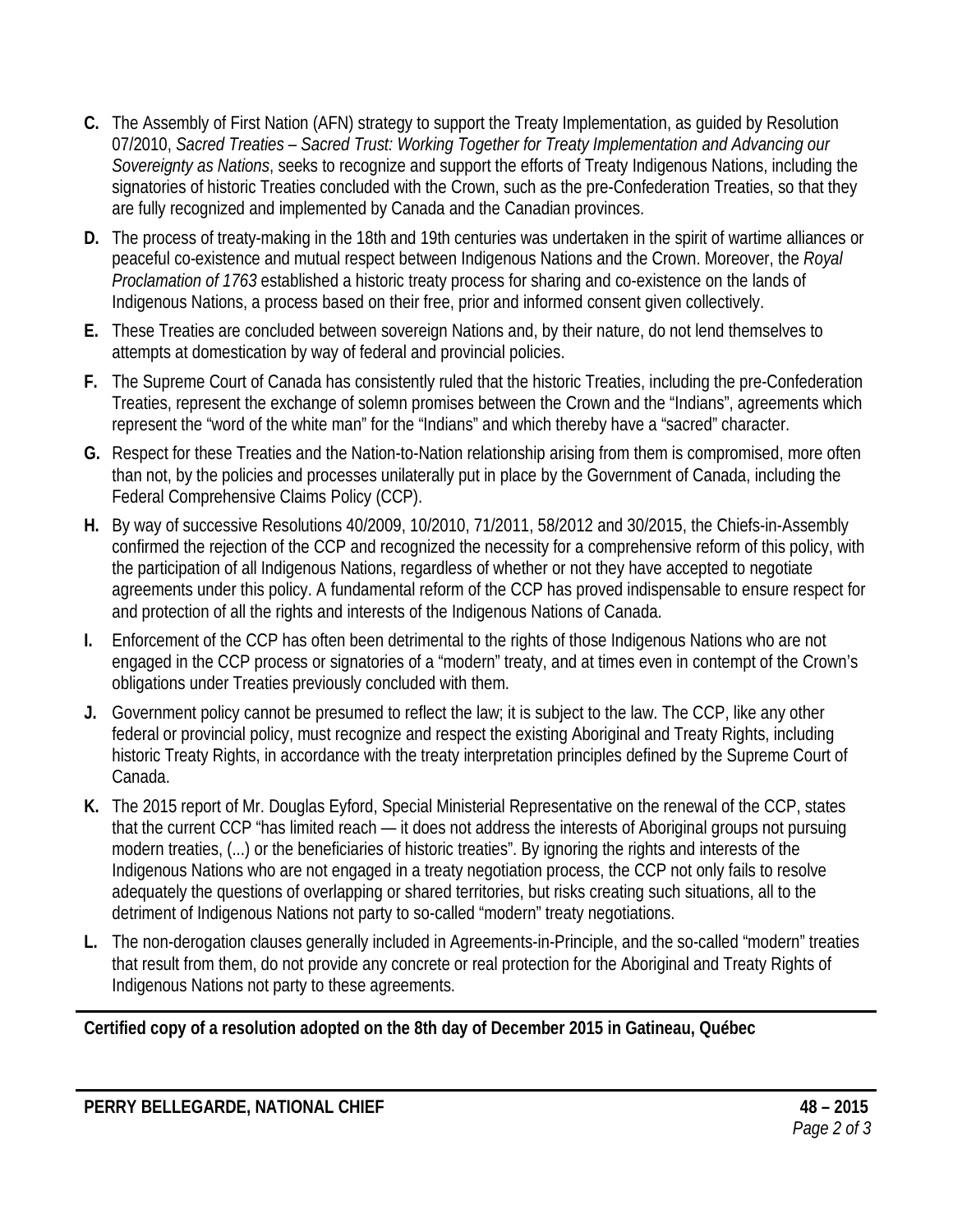**C.** The Assembly of First Nation (AFN) strategy to support the Treaty Implementation, as guided by Resolution 07/2010, *Sacred Treaties – Sacred Trust: Working Together for Treaty Implementation and Advancing our Sovereignty as Nations*, seeks to recognize and support the efforts of Treaty Indigenous Nations, including the signatories of historic Treaties concluded with the Crown, such as the pre-Confederation Treaties, so that they are fully recognized and implemented by Canada and the Canadian provinces.

**D.** The process of treaty-making in the 18th and 19th centuries was undertaken in the spirit of wartime alliances or peaceful co-existence and mutual respect between Indigenous Nations and the Crown. Moreover, the *Royal Proclamation of 1763* established a historic treaty process for sharing and co-existence on the lands of Indigenous Nations, a process based on their free, prior and informed consent given collectively.

**E.** These Treaties are concluded between sovereign Nations and, by their nature, do not lend themselves to attempts at domestication by way of federal and provincial policies.

**F.** The Supreme Court of Canada has consistently ruled that the historic Treaties, including the pre-Confederation Treaties, represent the exchange of solemn promises between the Crown and the "Indians", agreements which represent the "word of the white man" for the "Indians" and which thereby have a "sacred" character.

**G.** Respect for these Treaties and the Nation-to-Nation relationship arising from them is compromised, more often than not, by the policies and processes unilaterally put in place by the Government of Canada, including the Federal Comprehensive Claims Policy (CCP).

**H.** By way of successive Resolutions 40/2009, 10/2010, 71/2011, 58/2012 and 30/2015, the Chiefs-in-Assembly confirmed the rejection of the CCP and recognized the necessity for a comprehensive reform of this policy, with the participation of all Indigenous Nations, regardless of whether or not they have accepted to negotiate agreements under this policy. A fundamental reform of the CCP has proved indispensable to ensure respect for and protection of all the rights and interests of the Indigenous Nations of Canada.

**I.** Enforcement of the CCP has often been detrimental to the rights of those Indigenous Nations who are not engaged in the CCP process or signatories of a "modern" treaty, and at times even in contempt of the Crown's obligations under Treaties previously concluded with them.

**J.** Government policy cannot be presumed to reflect the law; it is subject to the law. The CCP, like any other federal or provincial policy, must recognize and respect the existing Aboriginal and Treaty Rights, including historic Treaty Rights, in accordance with the treaty interpretation principles defined by the Supreme Court of Canada.

**K.** The 2015 report of Mr. Douglas Eyford, Special Ministerial Representative on the renewal of the CCP, states that the current CCP "has limited reach — it does not address the interests of Aboriginal groups not pursuing modern treaties, (...) or the beneficiaries of historic treaties". By ignoring the rights and interests of the Indigenous Nations who are not engaged in a treaty negotiation process, the CCP not only fails to resolve adequately the questions of overlapping or shared territories, but risks creating such situations, all to the detriment of Indigenous Nations not party to so-called "modern" treaty negotiations.

**L.** The non-derogation clauses generally included in Agreements-in-Principle, and the so-called "modern" treaties that result from them, do not provide any concrete or real protection for the Aboriginal and Treaty Rights of Indigenous Nations not party to these agreements.

---

**Certified copy of a resolution adopted on the 8th day of December 2015 in Gatineau, Québec**

---

**PERRY BELLEGARDE, NATIONAL CHIEF** **48 – 2015**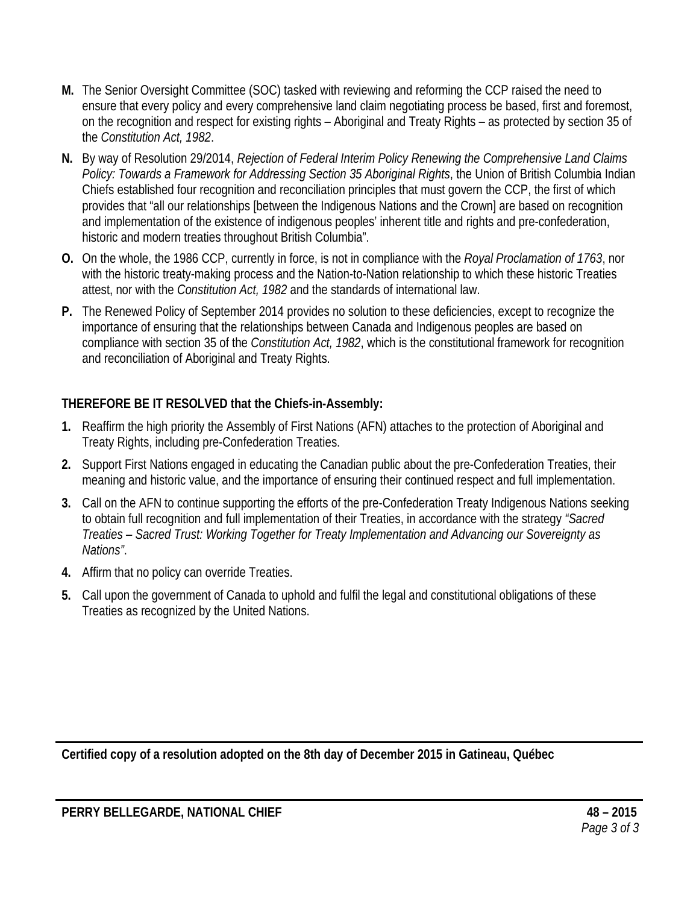**M.** The Senior Oversight Committee (SOC) tasked with reviewing and reforming the CCP raised the need to ensure that every policy and every comprehensive land claim negotiating process be based, first and foremost, on the recognition and respect for existing rights – Aboriginal and Treaty Rights – as protected by section 35 of the *Constitution Act, 1982*.

**N.** By way of Resolution 29/2014, *Rejection of Federal Interim Policy Renewing the Comprehensive Land Claims Policy: Towards a Framework for Addressing Section 35 Aboriginal Rights*, the Union of British Columbia Indian Chiefs established four recognition and reconciliation principles that must govern the CCP, the first of which provides that "all our relationships [between the Indigenous Nations and the Crown] are based on recognition and implementation of the existence of indigenous peoples' inherent title and rights and pre-confederation, historic and modern treaties throughout British Columbia".

**O.** On the whole, the 1986 CCP, currently in force, is not in compliance with the *Royal Proclamation of 1763*, nor with the historic treaty-making process and the Nation-to-Nation relationship to which these historic Treaties attest, nor with the *Constitution Act, 1982* and the standards of international law.

**P.** The Renewed Policy of September 2014 provides no solution to these deficiencies, except to recognize the importance of ensuring that the relationships between Canada and Indigenous peoples are based on compliance with section 35 of the *Constitution Act, 1982*, which is the constitutional framework for recognition and reconciliation of Aboriginal and Treaty Rights.

**THEREFORE BE IT RESOLVED that the Chiefs-in-Assembly:**

1. Reaffirm the high priority the Assembly of First Nations (AFN) attaches to the protection of Aboriginal and Treaty Rights, including pre-Confederation Treaties.
2. Support First Nations engaged in educating the Canadian public about the pre-Confederation Treaties, their meaning and historic value, and the importance of ensuring their continued respect and full implementation.
3. Call on the AFN to continue supporting the efforts of the pre-Confederation Treaty Indigenous Nations seeking to obtain full recognition and full implementation of their Treaties, in accordance with the strategy *"Sacred Treaties – Sacred Trust: Working Together for Treaty Implementation and Advancing our Sovereignty as Nations"*.
4. Affirm that no policy can override Treaties.
5. Call upon the government of Canada to uphold and fulfil the legal and constitutional obligations of these Treaties as recognized by the United Nations.

---

**Certified copy of a resolution adopted on the 8th day of December 2015 in Gatineau, Québec**

---

**PERRY BELLEGARDE, NATIONAL CHIEF** **48 – 2015**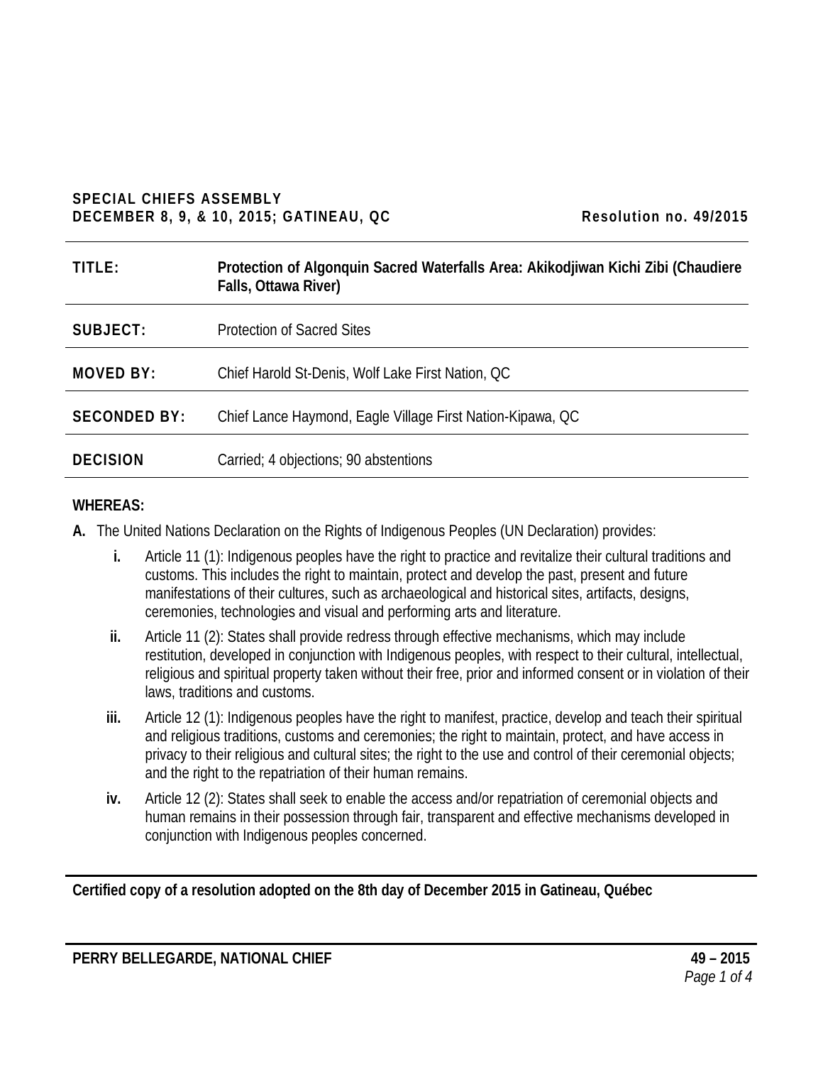**SPECIAL CHIEFS ASSEMBLY**
**DECEMBER 8, 9, & 10, 2015; GATINEAU, QC** **Resolution no. 49/2015**

| | |
|---|---|
| **TITLE:** | **Protection of Algonquin Sacred Waterfalls Area: Akikodjiwan Kichi Zibi (Chaudiere Falls, Ottawa River)** |
| **SUBJECT:** | Protection of Sacred Sites |
| **MOVED BY:** | Chief Harold St-Denis, Wolf Lake First Nation, QC |
| **SECONDED BY:** | Chief Lance Haymond, Eagle Village First Nation-Kipawa, QC |
| **DECISION** | Carried; 4 objections; 90 abstentions |

**WHEREAS:**

**A.** The United Nations Declaration on the Rights of Indigenous Peoples (UN Declaration) provides:

   **i.** Article 11 (1): Indigenous peoples have the right to practice and revitalize their cultural traditions and customs. This includes the right to maintain, protect and develop the past, present and future manifestations of their cultures, such as archaeological and historical sites, artifacts, designs, ceremonies, technologies and visual and performing arts and literature.

   **ii.** Article 11 (2): States shall provide redress through effective mechanisms, which may include restitution, developed in conjunction with Indigenous peoples, with respect to their cultural, intellectual, religious and spiritual property taken without their free, prior and informed consent or in violation of their laws, traditions and customs.

   **iii.** Article 12 (1): Indigenous peoples have the right to manifest, practice, develop and teach their spiritual and religious traditions, customs and ceremonies; the right to maintain, protect, and have access in privacy to their religious and cultural sites; the right to the use and control of their ceremonial objects; and the right to the repatriation of their human remains.

   **iv.** Article 12 (2): States shall seek to enable the access and/or repatriation of ceremonial objects and human remains in their possession through fair, transparent and effective mechanisms developed in conjunction with Indigenous peoples concerned.

**Certified copy of a resolution adopted on the 8th day of December 2015 in Gatineau, Québec**

**PERRY BELLEGARDE, NATIONAL CHIEF**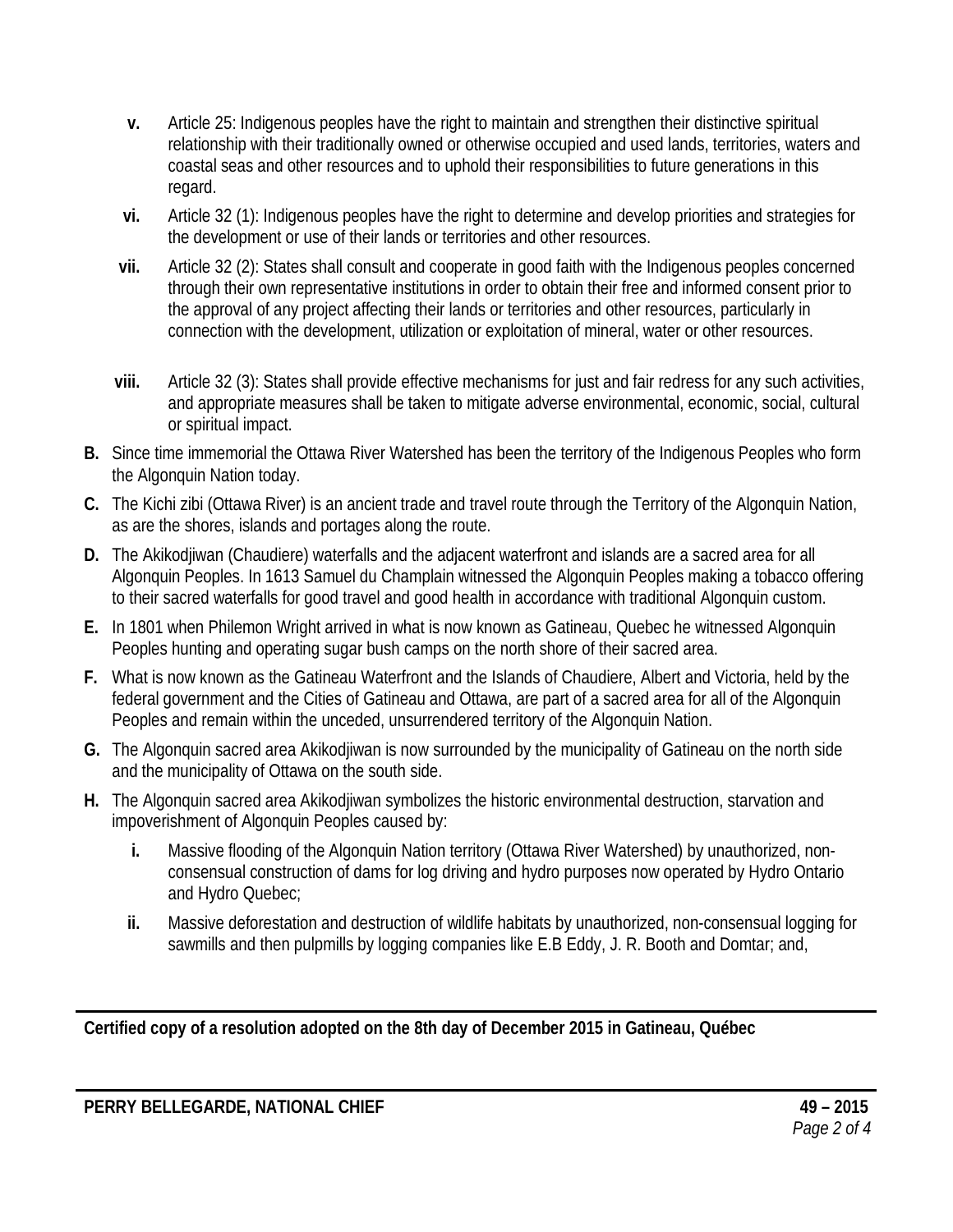- **v.** Article 25: Indigenous peoples have the right to maintain and strengthen their distinctive spiritual relationship with their traditionally owned or otherwise occupied and used lands, territories, waters and coastal seas and other resources and to uphold their responsibilities to future generations in this regard.
- **vi.** Article 32 (1): Indigenous peoples have the right to determine and develop priorities and strategies for the development or use of their lands or territories and other resources.
- **vii.** Article 32 (2): States shall consult and cooperate in good faith with the Indigenous peoples concerned through their own representative institutions in order to obtain their free and informed consent prior to the approval of any project affecting their lands or territories and other resources, particularly in connection with the development, utilization or exploitation of mineral, water or other resources.
- **viii.** Article 32 (3): States shall provide effective mechanisms for just and fair redress for any such activities, and appropriate measures shall be taken to mitigate adverse environmental, economic, social, cultural or spiritual impact.

**B.** Since time immemorial the Ottawa River Watershed has been the territory of the Indigenous Peoples who form the Algonquin Nation today.

**C.** The Kichi zibi (Ottawa River) is an ancient trade and travel route through the Territory of the Algonquin Nation, as are the shores, islands and portages along the route.

**D.** The Akikodjiwan (Chaudiere) waterfalls and the adjacent waterfront and islands are a sacred area for all Algonquin Peoples. In 1613 Samuel du Champlain witnessed the Algonquin Peoples making a tobacco offering to their sacred waterfalls for good travel and good health in accordance with traditional Algonquin custom.

**E.** In 1801 when Philemon Wright arrived in what is now known as Gatineau, Quebec he witnessed Algonquin Peoples hunting and operating sugar bush camps on the north shore of their sacred area.

**F.** What is now known as the Gatineau Waterfront and the Islands of Chaudiere, Albert and Victoria, held by the federal government and the Cities of Gatineau and Ottawa, are part of a sacred area for all of the Algonquin Peoples and remain within the unceded, unsurrendered territory of the Algonquin Nation.

**G.** The Algonquin sacred area Akikodjiwan is now surrounded by the municipality of Gatineau on the north side and the municipality of Ottawa on the south side.

**H.** The Algonquin sacred area Akikodjiwan symbolizes the historic environmental destruction, starvation and impoverishment of Algonquin Peoples caused by:

- **i.** Massive flooding of the Algonquin Nation territory (Ottawa River Watershed) by unauthorized, non-consensual construction of dams for log driving and hydro purposes now operated by Hydro Ontario and Hydro Quebec;
- **ii.** Massive deforestation and destruction of wildlife habitats by unauthorized, non-consensual logging for sawmills and then pulpmills by logging companies like E.B Eddy, J. R. Booth and Domtar; and,

**Certified copy of a resolution adopted on the 8th day of December 2015 in Gatineau, Québec**

**PERRY BELLEGARDE, NATIONAL CHIEF** **49 – 2015**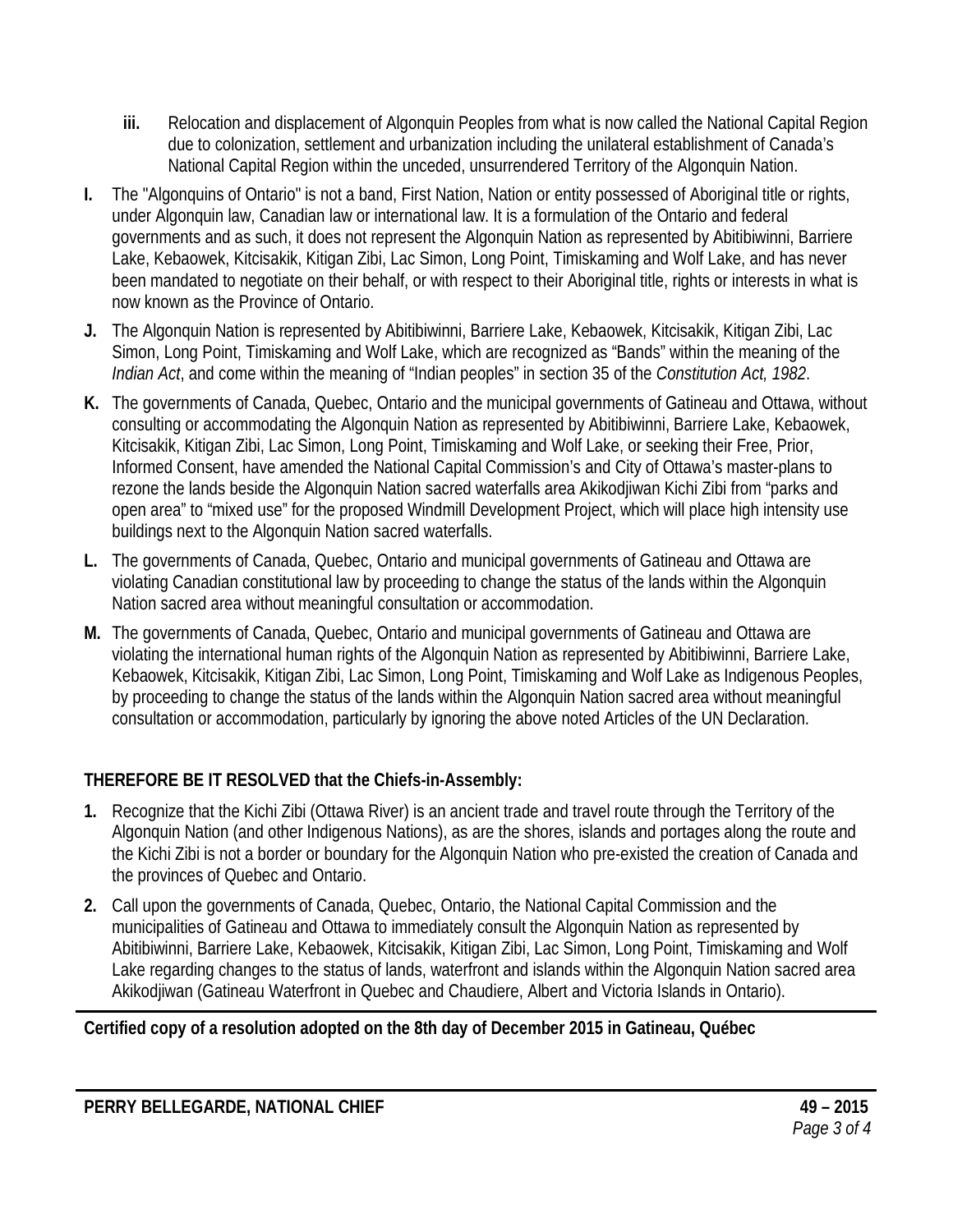iii. Relocation and displacement of Algonquin Peoples from what is now called the National Capital Region due to colonization, settlement and urbanization including the unilateral establishment of Canada's National Capital Region within the unceded, unsurrendered Territory of the Algonquin Nation.

**I.** The "Algonquins of Ontario" is not a band, First Nation, Nation or entity possessed of Aboriginal title or rights, under Algonquin law, Canadian law or international law. It is a formulation of the Ontario and federal governments and as such, it does not represent the Algonquin Nation as represented by Abitibiwinni, Barriere Lake, Kebaowek, Kitcisakik, Kitigan Zibi, Lac Simon, Long Point, Timiskaming and Wolf Lake, and has never been mandated to negotiate on their behalf, or with respect to their Aboriginal title, rights or interests in what is now known as the Province of Ontario.

**J.** The Algonquin Nation is represented by Abitibiwinni, Barriere Lake, Kebaowek, Kitcisakik, Kitigan Zibi, Lac Simon, Long Point, Timiskaming and Wolf Lake, which are recognized as "Bands" within the meaning of the *Indian Act*, and come within the meaning of "Indian peoples" in section 35 of the *Constitution Act, 1982*.

**K.** The governments of Canada, Quebec, Ontario and the municipal governments of Gatineau and Ottawa, without consulting or accommodating the Algonquin Nation as represented by Abitibiwinni, Barriere Lake, Kebaowek, Kitcisakik, Kitigan Zibi, Lac Simon, Long Point, Timiskaming and Wolf Lake, or seeking their Free, Prior, Informed Consent, have amended the National Capital Commission's and City of Ottawa's master-plans to rezone the lands beside the Algonquin Nation sacred waterfalls area Akikodjiwan Kichi Zibi from "parks and open area" to "mixed use" for the proposed Windmill Development Project, which will place high intensity use buildings next to the Algonquin Nation sacred waterfalls.

**L.** The governments of Canada, Quebec, Ontario and municipal governments of Gatineau and Ottawa are violating Canadian constitutional law by proceeding to change the status of the lands within the Algonquin Nation sacred area without meaningful consultation or accommodation.

**M.** The governments of Canada, Quebec, Ontario and municipal governments of Gatineau and Ottawa are violating the international human rights of the Algonquin Nation as represented by Abitibiwinni, Barriere Lake, Kebaowek, Kitcisakik, Kitigan Zibi, Lac Simon, Long Point, Timiskaming and Wolf Lake as Indigenous Peoples, by proceeding to change the status of the lands within the Algonquin Nation sacred area without meaningful consultation or accommodation, particularly by ignoring the above noted Articles of the UN Declaration.

**THEREFORE BE IT RESOLVED that the Chiefs-in-Assembly:**

1. Recognize that the Kichi Zibi (Ottawa River) is an ancient trade and travel route through the Territory of the Algonquin Nation (and other Indigenous Nations), as are the shores, islands and portages along the route and the Kichi Zibi is not a border or boundary for the Algonquin Nation who pre-existed the creation of Canada and the provinces of Quebec and Ontario.
2. Call upon the governments of Canada, Quebec, Ontario, the National Capital Commission and the municipalities of Gatineau and Ottawa to immediately consult the Algonquin Nation as represented by Abitibiwinni, Barriere Lake, Kebaowek, Kitcisakik, Kitigan Zibi, Lac Simon, Long Point, Timiskaming and Wolf Lake regarding changes to the status of lands, waterfront and islands within the Algonquin Nation sacred area Akikodjiwan (Gatineau Waterfront in Quebec and Chaudiere, Albert and Victoria Islands in Ontario).

**Certified copy of a resolution adopted on the 8th day of December 2015 in Gatineau, Québec**

**PERRY BELLEGARDE, NATIONAL CHIEF** **49 – 2015**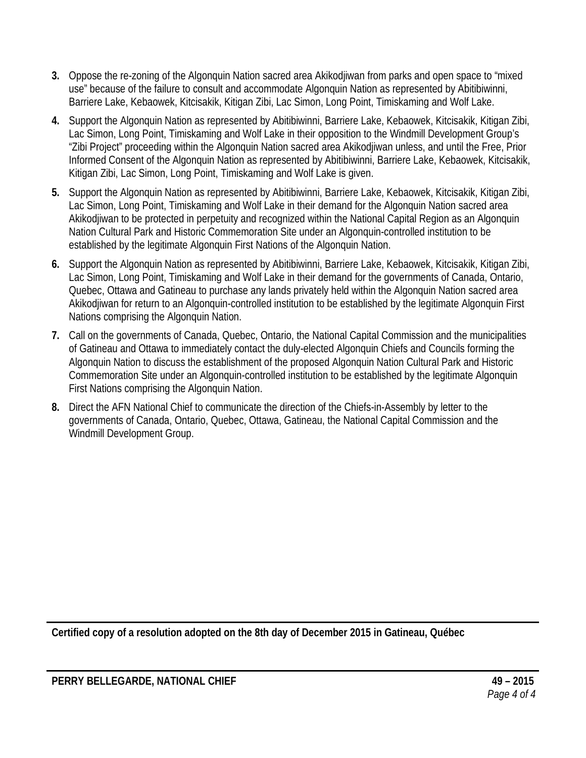3. Oppose the re-zoning of the Algonquin Nation sacred area Akikodjiwan from parks and open space to "mixed use" because of the failure to consult and accommodate Algonquin Nation as represented by Abitibiwinni, Barriere Lake, Kebaowek, Kitcisakik, Kitigan Zibi, Lac Simon, Long Point, Timiskaming and Wolf Lake.

4. Support the Algonquin Nation as represented by Abitibiwinni, Barriere Lake, Kebaowek, Kitcisakik, Kitigan Zibi, Lac Simon, Long Point, Timiskaming and Wolf Lake in their opposition to the Windmill Development Group's "Zibi Project" proceeding within the Algonquin Nation sacred area Akikodjiwan unless, and until the Free, Prior Informed Consent of the Algonquin Nation as represented by Abitibiwinni, Barriere Lake, Kebaowek, Kitcisakik, Kitigan Zibi, Lac Simon, Long Point, Timiskaming and Wolf Lake is given.

5. Support the Algonquin Nation as represented by Abitibiwinni, Barriere Lake, Kebaowek, Kitcisakik, Kitigan Zibi, Lac Simon, Long Point, Timiskaming and Wolf Lake in their demand for the Algonquin Nation sacred area Akikodjiwan to be protected in perpetuity and recognized within the National Capital Region as an Algonquin Nation Cultural Park and Historic Commemoration Site under an Algonquin-controlled institution to be established by the legitimate Algonquin First Nations of the Algonquin Nation.

6. Support the Algonquin Nation as represented by Abitibiwinni, Barriere Lake, Kebaowek, Kitcisakik, Kitigan Zibi, Lac Simon, Long Point, Timiskaming and Wolf Lake in their demand for the governments of Canada, Ontario, Quebec, Ottawa and Gatineau to purchase any lands privately held within the Algonquin Nation sacred area Akikodjiwan for return to an Algonquin-controlled institution to be established by the legitimate Algonquin First Nations comprising the Algonquin Nation.

7. Call on the governments of Canada, Quebec, Ontario, the National Capital Commission and the municipalities of Gatineau and Ottawa to immediately contact the duly-elected Algonquin Chiefs and Councils forming the Algonquin Nation to discuss the establishment of the proposed Algonquin Nation Cultural Park and Historic Commemoration Site under an Algonquin-controlled institution to be established by the legitimate Algonquin First Nations comprising the Algonquin Nation.

8. Direct the AFN National Chief to communicate the direction of the Chiefs-in-Assembly by letter to the governments of Canada, Ontario, Quebec, Ottawa, Gatineau, the National Capital Commission and the Windmill Development Group.

---

**Certified copy of a resolution adopted on the 8th day of December 2015 in Gatineau, Québec**

---

**PERRY BELLEGARDE, NATIONAL CHIEF** **49 – 2015**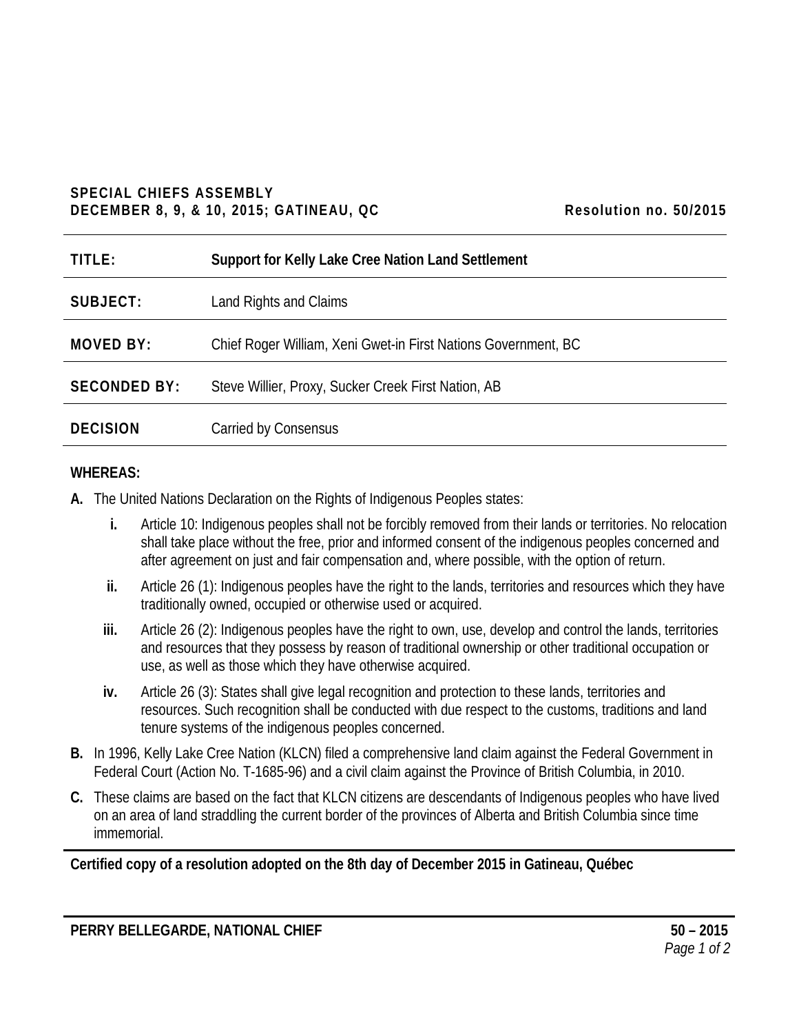**SPECIAL CHIEFS ASSEMBLY**
**DECEMBER 8, 9, & 10, 2015; GATINEAU, QC** **Resolution no. 50/2015**

| | |
|---|---|
| **TITLE:** | **Support for Kelly Lake Cree Nation Land Settlement** |
| **SUBJECT:** | Land Rights and Claims |
| **MOVED BY:** | Chief Roger William, Xeni Gwet-in First Nations Government, BC |
| **SECONDED BY:** | Steve Willier, Proxy, Sucker Creek First Nation, AB |
| **DECISION** | Carried by Consensus |

**WHEREAS:**

**A.** The United Nations Declaration on the Rights of Indigenous Peoples states:

  **i.** Article 10: Indigenous peoples shall not be forcibly removed from their lands or territories. No relocation shall take place without the free, prior and informed consent of the indigenous peoples concerned and after agreement on just and fair compensation and, where possible, with the option of return.

  **ii.** Article 26 (1): Indigenous peoples have the right to the lands, territories and resources which they have traditionally owned, occupied or otherwise used or acquired.

  **iii.** Article 26 (2): Indigenous peoples have the right to own, use, develop and control the lands, territories and resources that they possess by reason of traditional ownership or other traditional occupation or use, as well as those which they have otherwise acquired.

  **iv.** Article 26 (3): States shall give legal recognition and protection to these lands, territories and resources. Such recognition shall be conducted with due respect to the customs, traditions and land tenure systems of the indigenous peoples concerned.

**B.** In 1996, Kelly Lake Cree Nation (KLCN) filed a comprehensive land claim against the Federal Government in Federal Court (Action No. T-1685-96) and a civil claim against the Province of British Columbia, in 2010.

**C.** These claims are based on the fact that KLCN citizens are descendants of Indigenous peoples who have lived on an area of land straddling the current border of the provinces of Alberta and British Columbia since time immemorial.

**Certified copy of a resolution adopted on the 8th day of December 2015 in Gatineau, Québec**

**PERRY BELLEGARDE, NATIONAL CHIEF** **50 – 2015**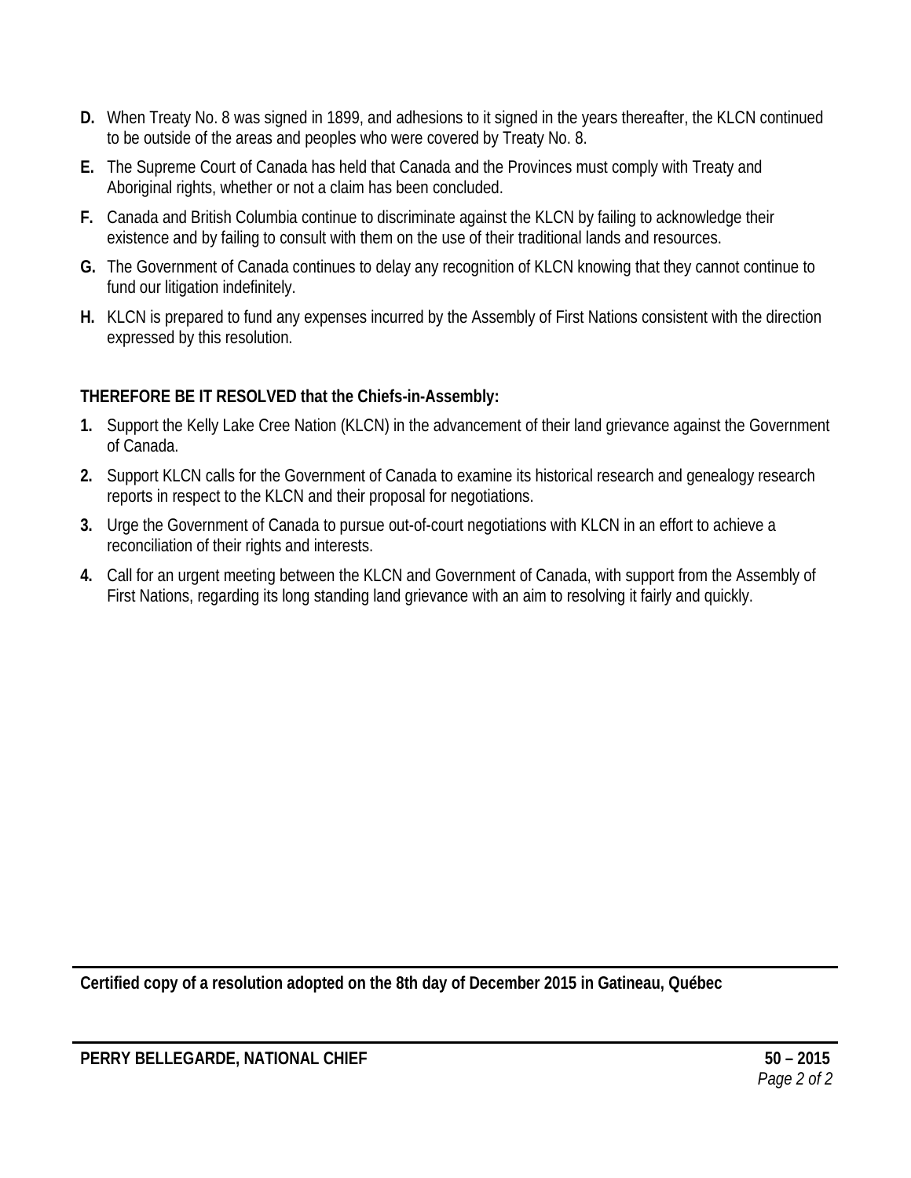**D.** When Treaty No. 8 was signed in 1899, and adhesions to it signed in the years thereafter, the KLCN continued to be outside of the areas and peoples who were covered by Treaty No. 8.

**E.** The Supreme Court of Canada has held that Canada and the Provinces must comply with Treaty and Aboriginal rights, whether or not a claim has been concluded.

**F.** Canada and British Columbia continue to discriminate against the KLCN by failing to acknowledge their existence and by failing to consult with them on the use of their traditional lands and resources.

**G.** The Government of Canada continues to delay any recognition of KLCN knowing that they cannot continue to fund our litigation indefinitely.

**H.** KLCN is prepared to fund any expenses incurred by the Assembly of First Nations consistent with the direction expressed by this resolution.

**THEREFORE BE IT RESOLVED that the Chiefs-in-Assembly:**

**1.** Support the Kelly Lake Cree Nation (KLCN) in the advancement of their land grievance against the Government of Canada.

**2.** Support KLCN calls for the Government of Canada to examine its historical research and genealogy research reports in respect to the KLCN and their proposal for negotiations.

**3.** Urge the Government of Canada to pursue out-of-court negotiations with KLCN in an effort to achieve a reconciliation of their rights and interests.

**4.** Call for an urgent meeting between the KLCN and Government of Canada, with support from the Assembly of First Nations, regarding its long standing land grievance with an aim to resolving it fairly and quickly.

---

**Certified copy of a resolution adopted on the 8th day of December 2015 in Gatineau, Québec**

---

**PERRY BELLEGARDE, NATIONAL CHIEF** **50 – 2015**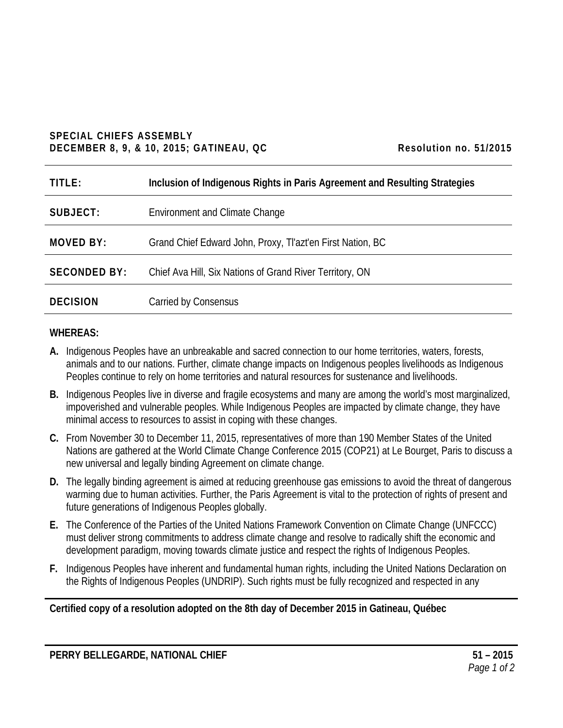**SPECIAL CHIEFS ASSEMBLY**
**DECEMBER 8, 9, & 10, 2015; GATINEAU, QC** **Resolution no. 51/2015**

| | |
|---|---|
| **TITLE:** | **Inclusion of Indigenous Rights in Paris Agreement and Resulting Strategies** |
| **SUBJECT:** | Environment and Climate Change |
| **MOVED BY:** | Grand Chief Edward John, Proxy, Tl'azt'en First Nation, BC |
| **SECONDED BY:** | Chief Ava Hill, Six Nations of Grand River Territory, ON |
| **DECISION** | Carried by Consensus |

**WHEREAS:**

**A.** Indigenous Peoples have an unbreakable and sacred connection to our home territories, waters, forests, animals and to our nations. Further, climate change impacts on Indigenous peoples livelihoods as Indigenous Peoples continue to rely on home territories and natural resources for sustenance and livelihoods.

**B.** Indigenous Peoples live in diverse and fragile ecosystems and many are among the world's most marginalized, impoverished and vulnerable peoples. While Indigenous Peoples are impacted by climate change, they have minimal access to resources to assist in coping with these changes.

**C.** From November 30 to December 11, 2015, representatives of more than 190 Member States of the United Nations are gathered at the World Climate Change Conference 2015 (COP21) at Le Bourget, Paris to discuss a new universal and legally binding Agreement on climate change.

**D.** The legally binding agreement is aimed at reducing greenhouse gas emissions to avoid the threat of dangerous warming due to human activities. Further, the Paris Agreement is vital to the protection of rights of present and future generations of Indigenous Peoples globally.

**E.** The Conference of the Parties of the United Nations Framework Convention on Climate Change (UNFCCC) must deliver strong commitments to address climate change and resolve to radically shift the economic and development paradigm, moving towards climate justice and respect the rights of Indigenous Peoples.

**F.** Indigenous Peoples have inherent and fundamental human rights, including the United Nations Declaration on the Rights of Indigenous Peoples (UNDRIP). Such rights must be fully recognized and respected in any

**Certified copy of a resolution adopted on the 8th day of December 2015 in Gatineau, Québec**

**PERRY BELLEGARDE, NATIONAL CHIEF**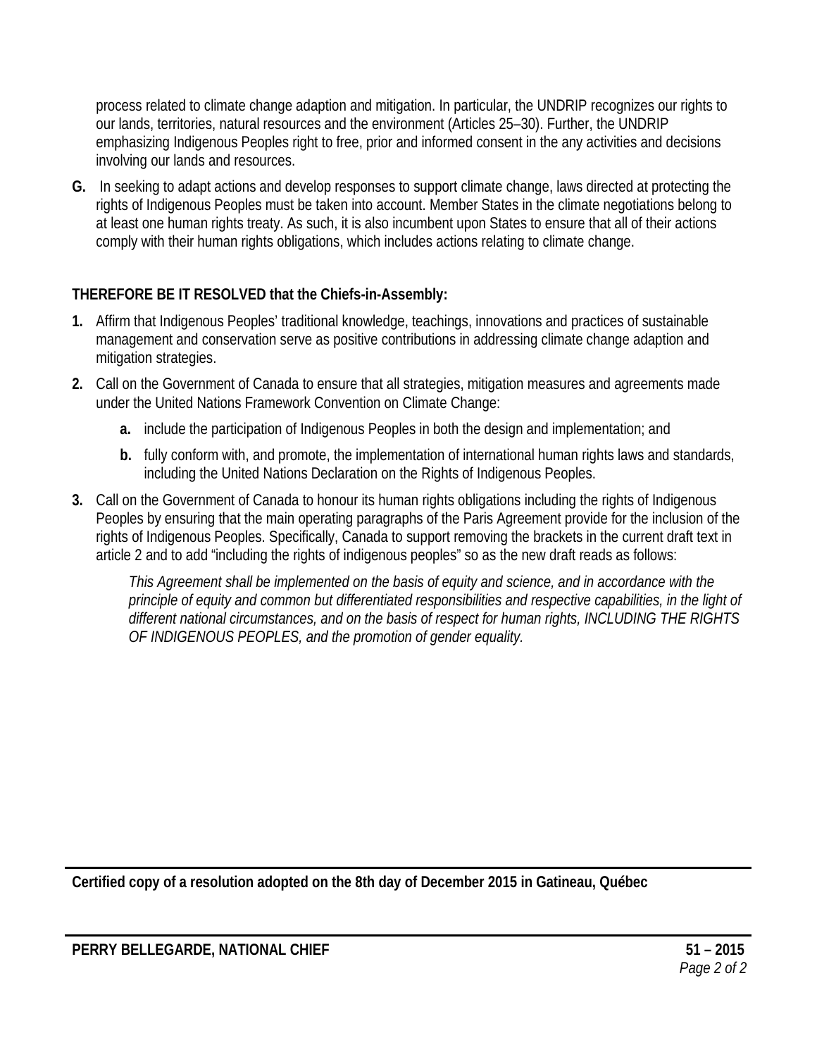process related to climate change adaption and mitigation. In particular, the UNDRIP recognizes our rights to our lands, territories, natural resources and the environment (Articles 25–30). Further, the UNDRIP emphasizing Indigenous Peoples right to free, prior and informed consent in the any activities and decisions involving our lands and resources.

**G.** In seeking to adapt actions and develop responses to support climate change, laws directed at protecting the rights of Indigenous Peoples must be taken into account. Member States in the climate negotiations belong to at least one human rights treaty. As such, it is also incumbent upon States to ensure that all of their actions comply with their human rights obligations, which includes actions relating to climate change.

**THEREFORE BE IT RESOLVED that the Chiefs-in-Assembly:**

1. Affirm that Indigenous Peoples' traditional knowledge, teachings, innovations and practices of sustainable management and conservation serve as positive contributions in addressing climate change adaption and mitigation strategies.
2. Call on the Government of Canada to ensure that all strategies, mitigation measures and agreements made under the United Nations Framework Convention on Climate Change:
   - **a.** include the participation of Indigenous Peoples in both the design and implementation; and
   - **b.** fully conform with, and promote, the implementation of international human rights laws and standards, including the United Nations Declaration on the Rights of Indigenous Peoples.
3. Call on the Government of Canada to honour its human rights obligations including the rights of Indigenous Peoples by ensuring that the main operating paragraphs of the Paris Agreement provide for the inclusion of the rights of Indigenous Peoples. Specifically, Canada to support removing the brackets in the current draft text in article 2 and to add "including the rights of indigenous peoples" so as the new draft reads as follows:

   *This Agreement shall be implemented on the basis of equity and science, and in accordance with the principle of equity and common but differentiated responsibilities and respective capabilities, in the light of different national circumstances, and on the basis of respect for human rights, INCLUDING THE RIGHTS OF INDIGENOUS PEOPLES, and the promotion of gender equality.*

**Certified copy of a resolution adopted on the 8th day of December 2015 in Gatineau, Québec**

**PERRY BELLEGARDE, NATIONAL CHIEF** **51 – 2015**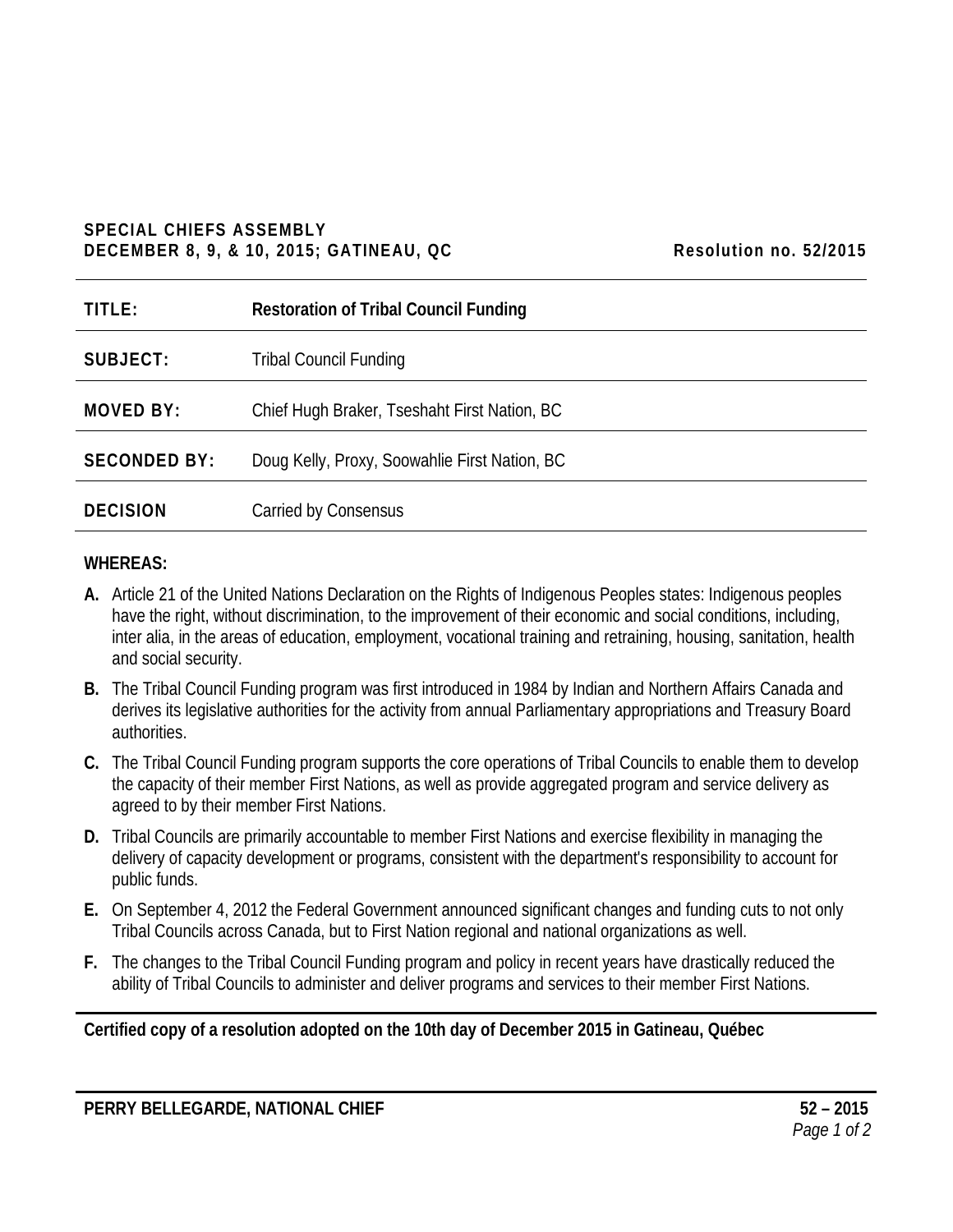**SPECIAL CHIEFS ASSEMBLY**
**DECEMBER 8, 9, & 10, 2015; GATINEAU, QC** **Resolution no. 52/2015**

| | |
|---|---|
| **TITLE:** | **Restoration of Tribal Council Funding** |
| **SUBJECT:** | Tribal Council Funding |
| **MOVED BY:** | Chief Hugh Braker, Tseshaht First Nation, BC |
| **SECONDED BY:** | Doug Kelly, Proxy, Soowahlie First Nation, BC |
| **DECISION** | Carried by Consensus |

**WHEREAS:**

**A.** Article 21 of the United Nations Declaration on the Rights of Indigenous Peoples states: Indigenous peoples have the right, without discrimination, to the improvement of their economic and social conditions, including, inter alia, in the areas of education, employment, vocational training and retraining, housing, sanitation, health and social security.

**B.** The Tribal Council Funding program was first introduced in 1984 by Indian and Northern Affairs Canada and derives its legislative authorities for the activity from annual Parliamentary appropriations and Treasury Board authorities.

**C.** The Tribal Council Funding program supports the core operations of Tribal Councils to enable them to develop the capacity of their member First Nations, as well as provide aggregated program and service delivery as agreed to by their member First Nations.

**D.** Tribal Councils are primarily accountable to member First Nations and exercise flexibility in managing the delivery of capacity development or programs, consistent with the department's responsibility to account for public funds.

**E.** On September 4, 2012 the Federal Government announced significant changes and funding cuts to not only Tribal Councils across Canada, but to First Nation regional and national organizations as well.

**F.** The changes to the Tribal Council Funding program and policy in recent years have drastically reduced the ability of Tribal Councils to administer and deliver programs and services to their member First Nations.

**Certified copy of a resolution adopted on the 10th day of December 2015 in Gatineau, Québec**

**PERRY BELLEGARDE, NATIONAL CHIEF** **52 – 2015**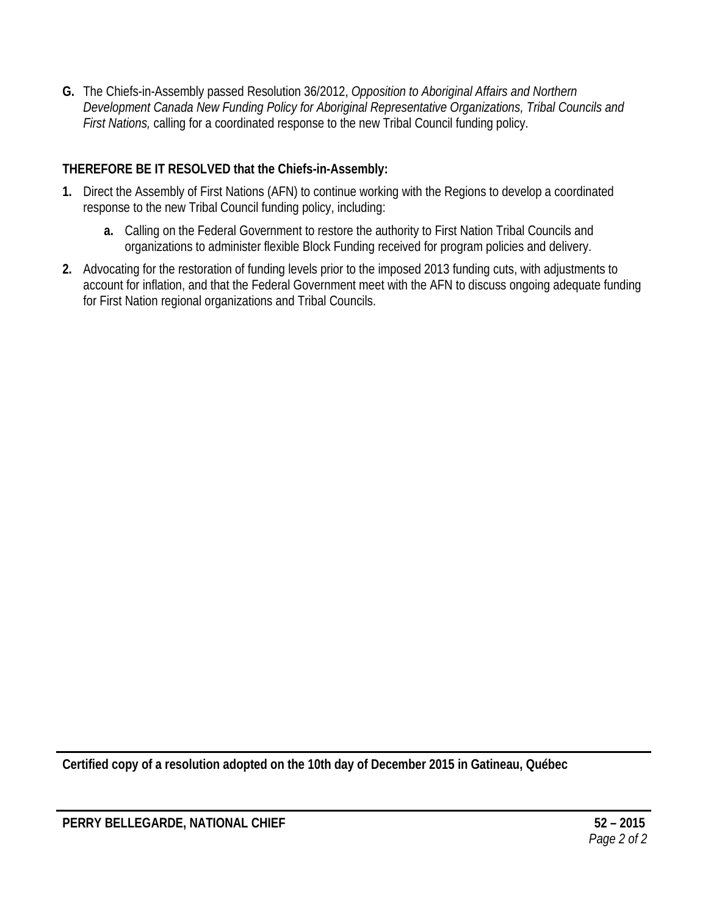**G.** The Chiefs-in-Assembly passed Resolution 36/2012, *Opposition to Aboriginal Affairs and Northern Development Canada New Funding Policy for Aboriginal Representative Organizations, Tribal Councils and First Nations,* calling for a coordinated response to the new Tribal Council funding policy.

**THEREFORE BE IT RESOLVED that the Chiefs-in-Assembly:**

1. Direct the Assembly of First Nations (AFN) to continue working with the Regions to develop a coordinated response to the new Tribal Council funding policy, including:
   - **a.** Calling on the Federal Government to restore the authority to First Nation Tribal Councils and organizations to administer flexible Block Funding received for program policies and delivery.
2. Advocating for the restoration of funding levels prior to the imposed 2013 funding cuts, with adjustments to account for inflation, and that the Federal Government meet with the AFN to discuss ongoing adequate funding for First Nation regional organizations and Tribal Councils.

---

**Certified copy of a resolution adopted on the 10th day of December 2015 in Gatineau, Québec**

---

**PERRY BELLEGARDE, NATIONAL CHIEF** **52 – 2015**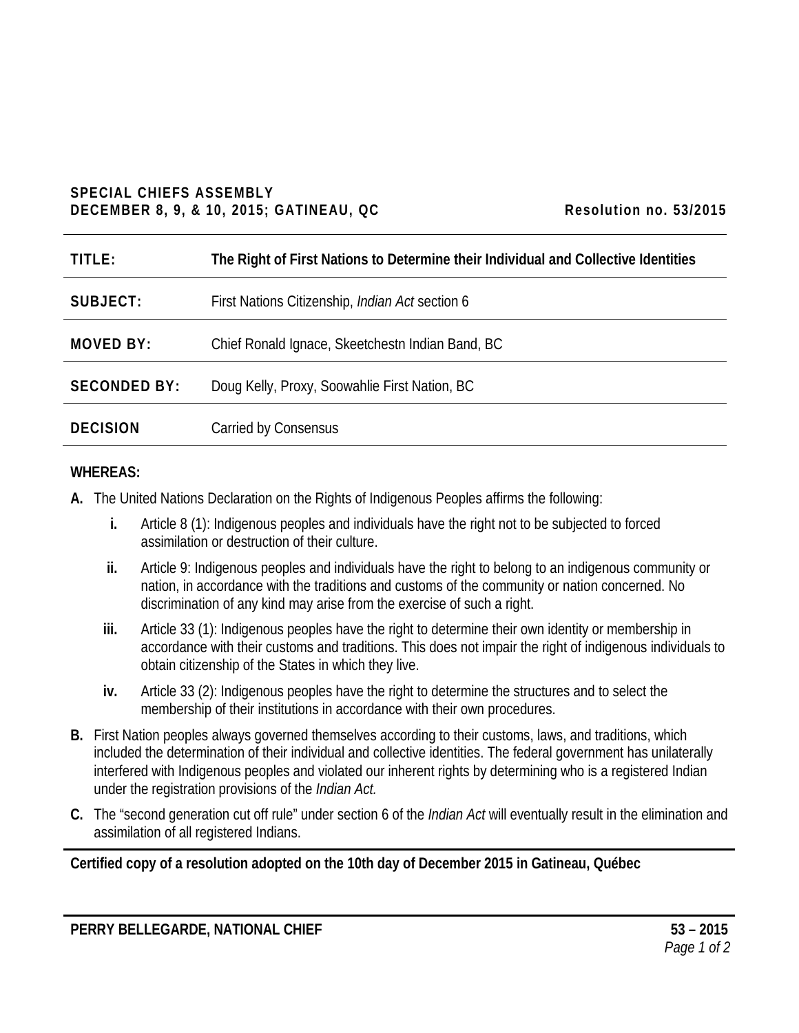**SPECIAL CHIEFS ASSEMBLY**
**DECEMBER 8, 9, & 10, 2015; GATINEAU, QC** **Resolution no. 53/2015**

| | |
|---|---|
| **TITLE:** | **The Right of First Nations to Determine their Individual and Collective Identities** |
| **SUBJECT:** | First Nations Citizenship, *Indian Act* section 6 |
| **MOVED BY:** | Chief Ronald Ignace, Skeetchestn Indian Band, BC |
| **SECONDED BY:** | Doug Kelly, Proxy, Soowahlie First Nation, BC |
| **DECISION** | Carried by Consensus |

**WHEREAS:**

**A.** The United Nations Declaration on the Rights of Indigenous Peoples affirms the following:

   **i.** Article 8 (1): Indigenous peoples and individuals have the right not to be subjected to forced assimilation or destruction of their culture.

   **ii.** Article 9: Indigenous peoples and individuals have the right to belong to an indigenous community or nation, in accordance with the traditions and customs of the community or nation concerned. No discrimination of any kind may arise from the exercise of such a right.

   **iii.** Article 33 (1): Indigenous peoples have the right to determine their own identity or membership in accordance with their customs and traditions. This does not impair the right of indigenous individuals to obtain citizenship of the States in which they live.

   **iv.** Article 33 (2): Indigenous peoples have the right to determine the structures and to select the membership of their institutions in accordance with their own procedures.

**B.** First Nation peoples always governed themselves according to their customs, laws, and traditions, which included the determination of their individual and collective identities. The federal government has unilaterally interfered with Indigenous peoples and violated our inherent rights by determining who is a registered Indian under the registration provisions of the *Indian Act.*

**C.** The "second generation cut off rule" under section 6 of the *Indian Act* will eventually result in the elimination and assimilation of all registered Indians.

**Certified copy of a resolution adopted on the 10th day of December 2015 in Gatineau, Québec**

**PERRY BELLEGARDE, NATIONAL CHIEF**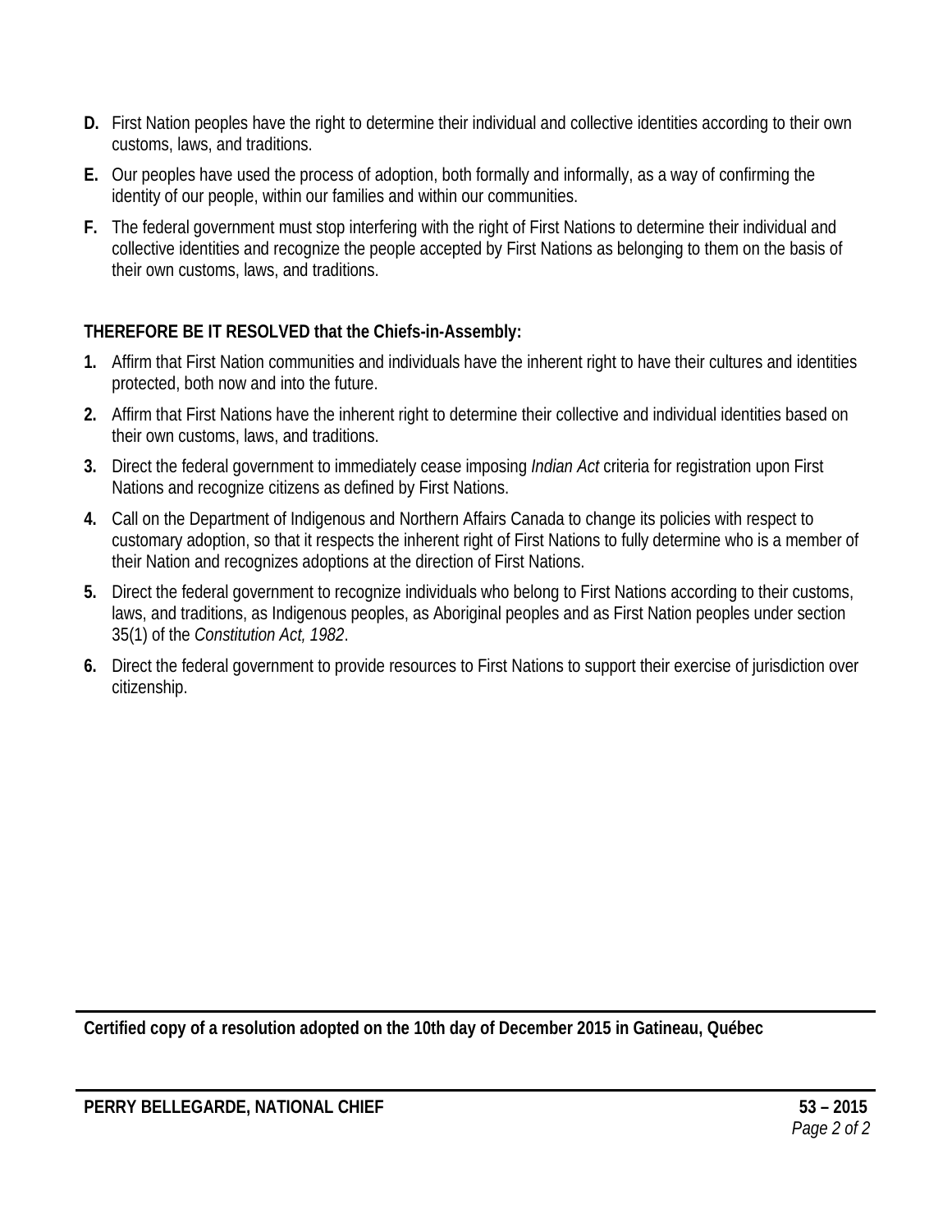**D.** First Nation peoples have the right to determine their individual and collective identities according to their own customs, laws, and traditions.

**E.** Our peoples have used the process of adoption, both formally and informally, as a way of confirming the identity of our people, within our families and within our communities.

**F.** The federal government must stop interfering with the right of First Nations to determine their individual and collective identities and recognize the people accepted by First Nations as belonging to them on the basis of their own customs, laws, and traditions.

**THEREFORE BE IT RESOLVED that the Chiefs-in-Assembly:**

1. Affirm that First Nation communities and individuals have the inherent right to have their cultures and identities protected, both now and into the future.
2. Affirm that First Nations have the inherent right to determine their collective and individual identities based on their own customs, laws, and traditions.
3. Direct the federal government to immediately cease imposing *Indian Act* criteria for registration upon First Nations and recognize citizens as defined by First Nations.
4. Call on the Department of Indigenous and Northern Affairs Canada to change its policies with respect to customary adoption, so that it respects the inherent right of First Nations to fully determine who is a member of their Nation and recognizes adoptions at the direction of First Nations.
5. Direct the federal government to recognize individuals who belong to First Nations according to their customs, laws, and traditions, as Indigenous peoples, as Aboriginal peoples and as First Nation peoples under section 35(1) of the *Constitution Act, 1982*.
6. Direct the federal government to provide resources to First Nations to support their exercise of jurisdiction over citizenship.

**Certified copy of a resolution adopted on the 10th day of December 2015 in Gatineau, Québec**

**PERRY BELLEGARDE, NATIONAL CHIEF** **53 – 2015**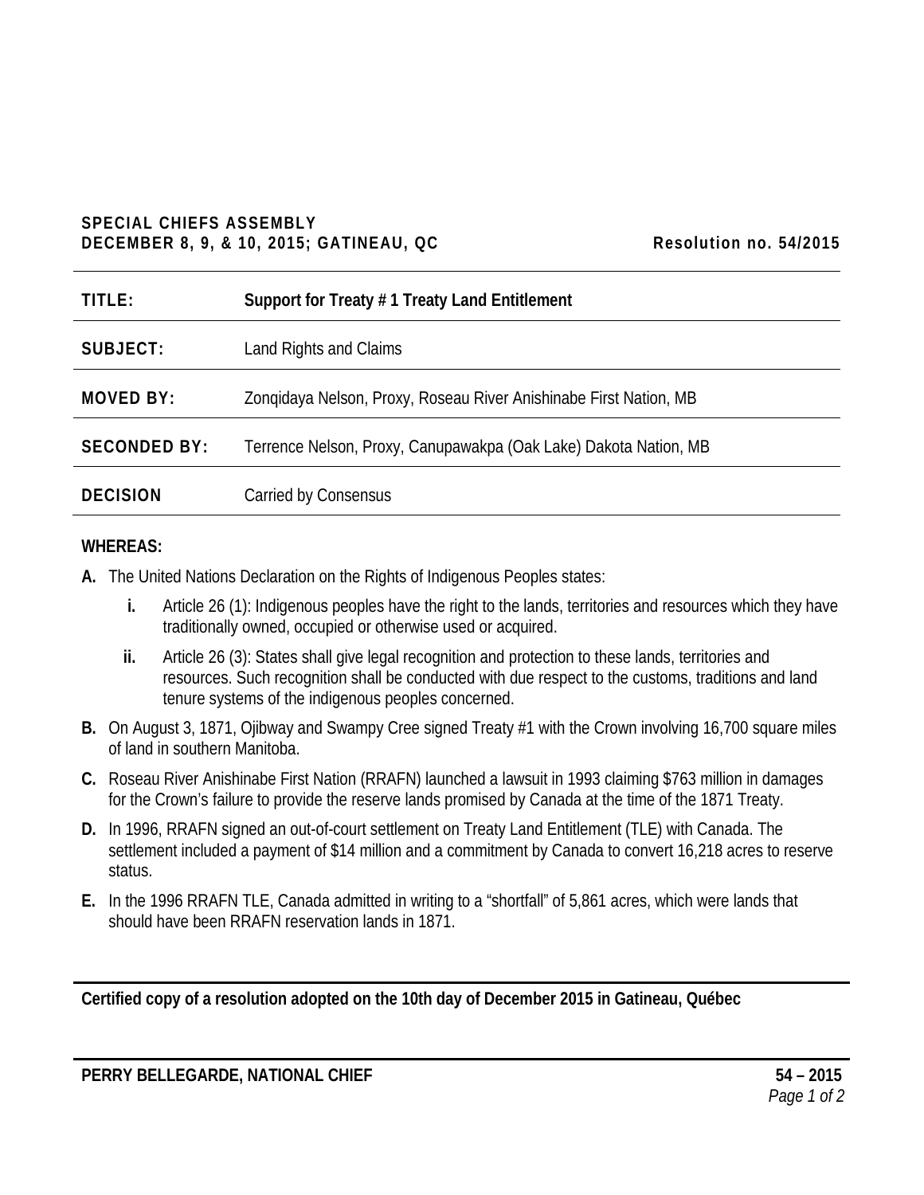**SPECIAL CHIEFS ASSEMBLY**
**DECEMBER 8, 9, & 10, 2015; GATINEAU, QC** **Resolution no. 54/2015**

| | |
|---|---|
| **TITLE:** | **Support for Treaty # 1 Treaty Land Entitlement** |
| **SUBJECT:** | Land Rights and Claims |
| **MOVED BY:** | Zonqidaya Nelson, Proxy, Roseau River Anishinabe First Nation, MB |
| **SECONDED BY:** | Terrence Nelson, Proxy, Canupawakpa (Oak Lake) Dakota Nation, MB |
| **DECISION** | Carried by Consensus |

**WHEREAS:**

**A.** The United Nations Declaration on the Rights of Indigenous Peoples states:

  **i.** Article 26 (1): Indigenous peoples have the right to the lands, territories and resources which they have traditionally owned, occupied or otherwise used or acquired.

  **ii.** Article 26 (3): States shall give legal recognition and protection to these lands, territories and resources. Such recognition shall be conducted with due respect to the customs, traditions and land tenure systems of the indigenous peoples concerned.

**B.** On August 3, 1871, Ojibway and Swampy Cree signed Treaty #1 with the Crown involving 16,700 square miles of land in southern Manitoba.

**C.** Roseau River Anishinabe First Nation (RRAFN) launched a lawsuit in 1993 claiming $763 million in damages for the Crown's failure to provide the reserve lands promised by Canada at the time of the 1871 Treaty.

**D.** In 1996, RRAFN signed an out-of-court settlement on Treaty Land Entitlement (TLE) with Canada. The settlement included a payment of $14 million and a commitment by Canada to convert 16,218 acres to reserve status.

**E.** In the 1996 RRAFN TLE, Canada admitted in writing to a "shortfall" of 5,861 acres, which were lands that should have been RRAFN reservation lands in 1871.

**Certified copy of a resolution adopted on the 10th day of December 2015 in Gatineau, Québec**

**PERRY BELLEGARDE, NATIONAL CHIEF** **54 – 2015**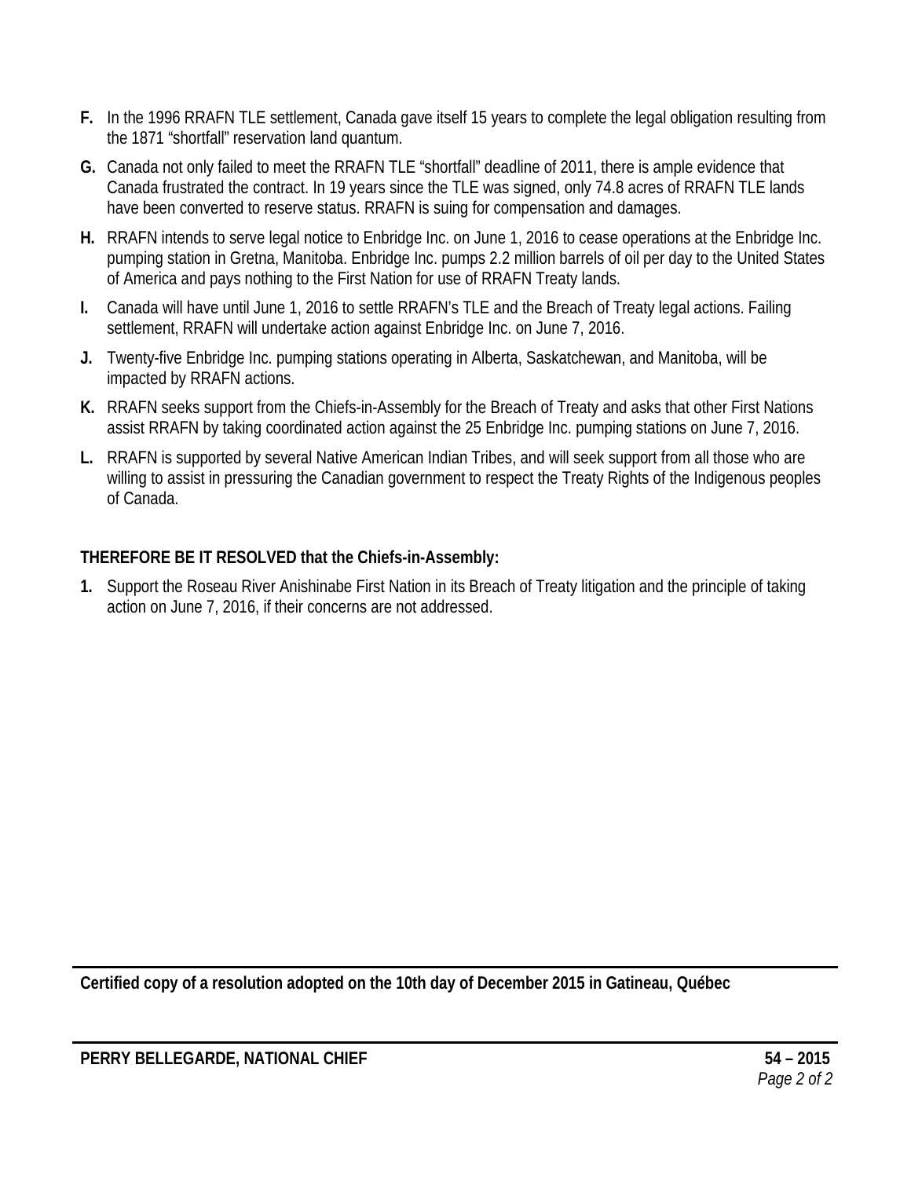**F.** In the 1996 RRAFN TLE settlement, Canada gave itself 15 years to complete the legal obligation resulting from the 1871 "shortfall" reservation land quantum.

**G.** Canada not only failed to meet the RRAFN TLE "shortfall" deadline of 2011, there is ample evidence that Canada frustrated the contract. In 19 years since the TLE was signed, only 74.8 acres of RRAFN TLE lands have been converted to reserve status. RRAFN is suing for compensation and damages.

**H.** RRAFN intends to serve legal notice to Enbridge Inc. on June 1, 2016 to cease operations at the Enbridge Inc. pumping station in Gretna, Manitoba. Enbridge Inc. pumps 2.2 million barrels of oil per day to the United States of America and pays nothing to the First Nation for use of RRAFN Treaty lands.

**I.** Canada will have until June 1, 2016 to settle RRAFN's TLE and the Breach of Treaty legal actions. Failing settlement, RRAFN will undertake action against Enbridge Inc. on June 7, 2016.

**J.** Twenty-five Enbridge Inc. pumping stations operating in Alberta, Saskatchewan, and Manitoba, will be impacted by RRAFN actions.

**K.** RRAFN seeks support from the Chiefs-in-Assembly for the Breach of Treaty and asks that other First Nations assist RRAFN by taking coordinated action against the 25 Enbridge Inc. pumping stations on June 7, 2016.

**L.** RRAFN is supported by several Native American Indian Tribes, and will seek support from all those who are willing to assist in pressuring the Canadian government to respect the Treaty Rights of the Indigenous peoples of Canada.

**THEREFORE BE IT RESOLVED that the Chiefs-in-Assembly:**

**1.** Support the Roseau River Anishinabe First Nation in its Breach of Treaty litigation and the principle of taking action on June 7, 2016, if their concerns are not addressed.

---

**Certified copy of a resolution adopted on the 10th day of December 2015 in Gatineau, Québec**

---

**PERRY BELLEGARDE, NATIONAL CHIEF** **54 – 2015**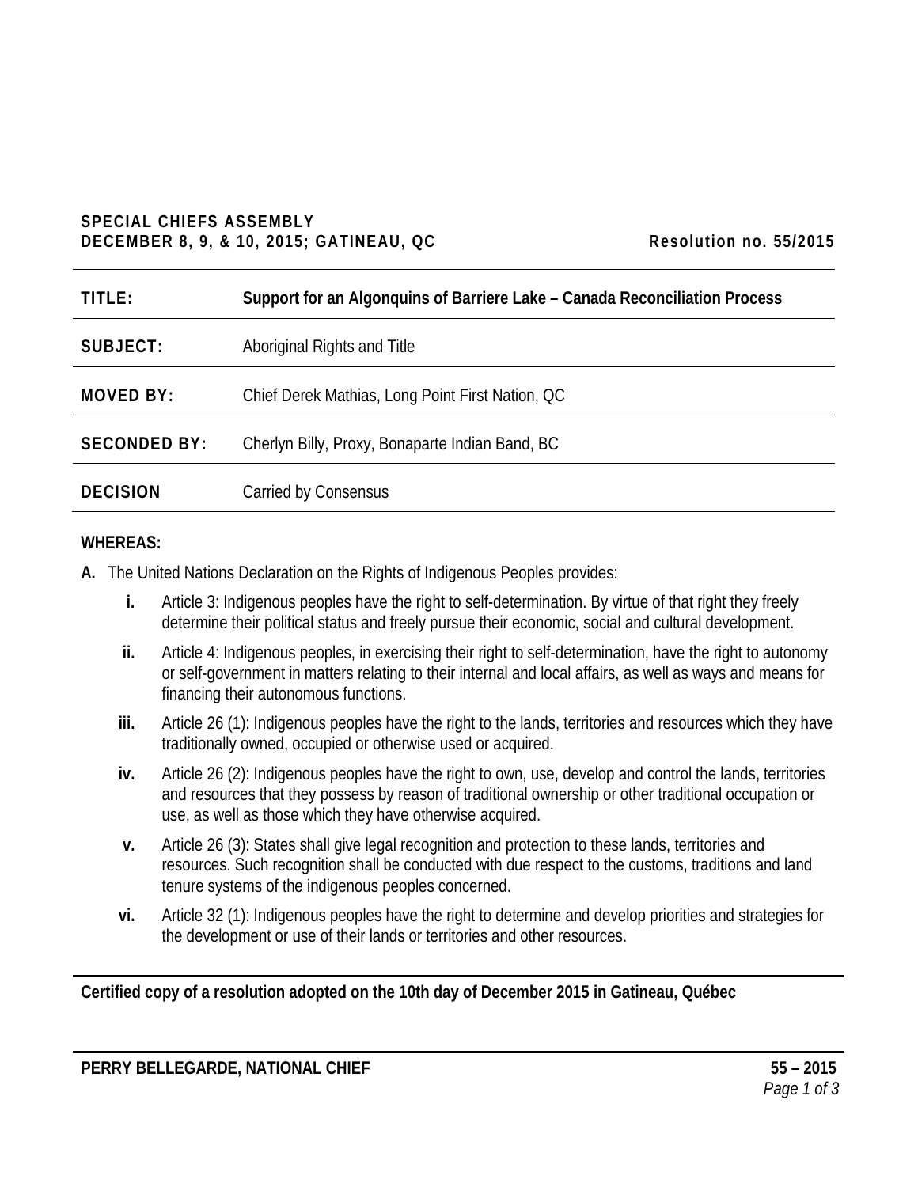**SPECIAL CHIEFS ASSEMBLY**
**DECEMBER 8, 9, & 10, 2015; GATINEAU, QC** **Resolution no. 55/2015**

| | |
|---|---|
| **TITLE:** | **Support for an Algonquins of Barriere Lake – Canada Reconciliation Process** |
| **SUBJECT:** | Aboriginal Rights and Title |
| **MOVED BY:** | Chief Derek Mathias, Long Point First Nation, QC |
| **SECONDED BY:** | Cherlyn Billy, Proxy, Bonaparte Indian Band, BC |
| **DECISION** | Carried by Consensus |

**WHEREAS:**

**A.** The United Nations Declaration on the Rights of Indigenous Peoples provides:

- **i.** Article 3: Indigenous peoples have the right to self-determination. By virtue of that right they freely determine their political status and freely pursue their economic, social and cultural development.
- **ii.** Article 4: Indigenous peoples, in exercising their right to self-determination, have the right to autonomy or self-government in matters relating to their internal and local affairs, as well as ways and means for financing their autonomous functions.
- **iii.** Article 26 (1): Indigenous peoples have the right to the lands, territories and resources which they have traditionally owned, occupied or otherwise used or acquired.
- **iv.** Article 26 (2): Indigenous peoples have the right to own, use, develop and control the lands, territories and resources that they possess by reason of traditional ownership or other traditional occupation or use, as well as those which they have otherwise acquired.
- **v.** Article 26 (3): States shall give legal recognition and protection to these lands, territories and resources. Such recognition shall be conducted with due respect to the customs, traditions and land tenure systems of the indigenous peoples concerned.
- **vi.** Article 32 (1): Indigenous peoples have the right to determine and develop priorities and strategies for the development or use of their lands or territories and other resources.

**Certified copy of a resolution adopted on the 10th day of December 2015 in Gatineau, Québec**

**PERRY BELLEGARDE, NATIONAL CHIEF**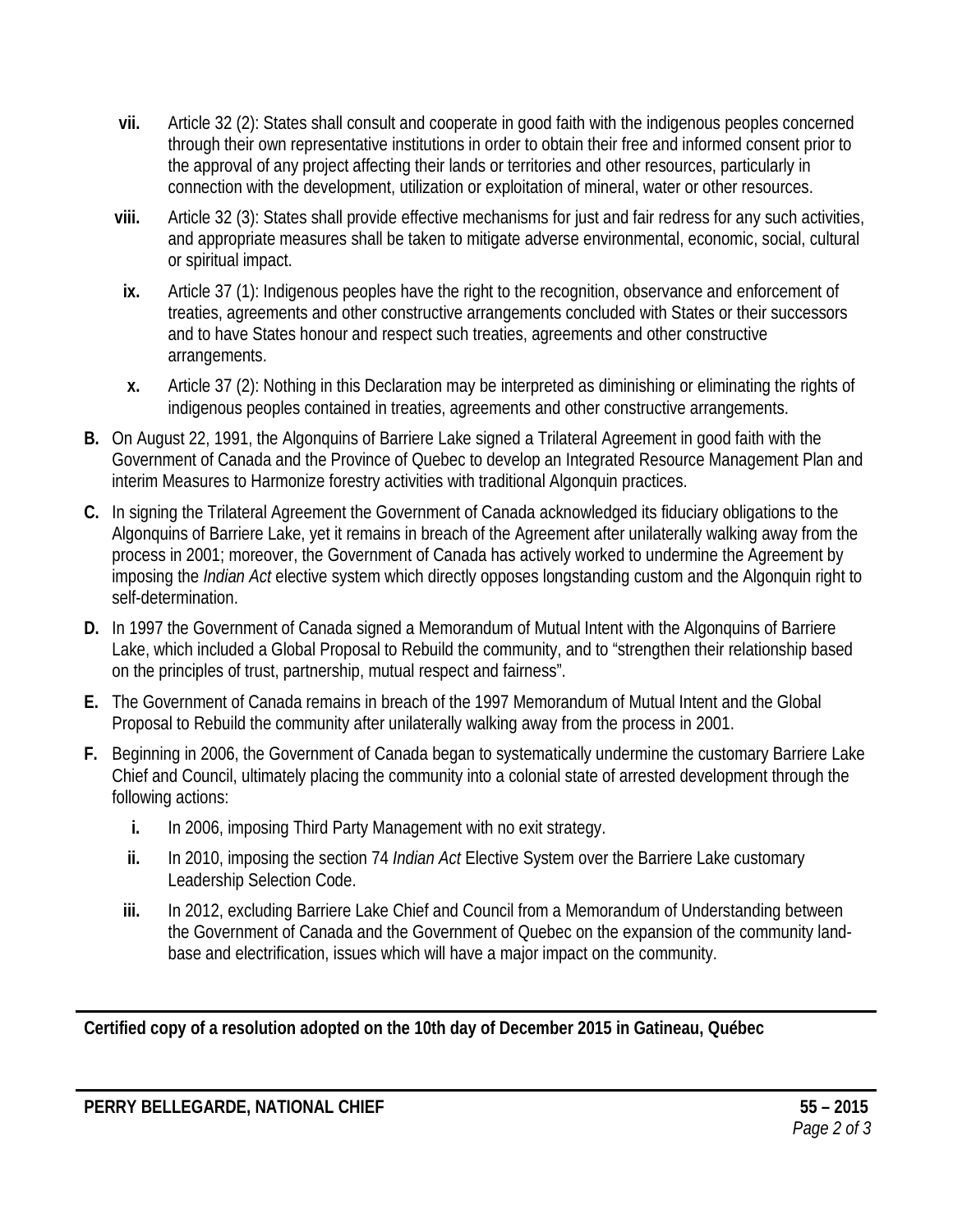- **vii.** Article 32 (2): States shall consult and cooperate in good faith with the indigenous peoples concerned through their own representative institutions in order to obtain their free and informed consent prior to the approval of any project affecting their lands or territories and other resources, particularly in connection with the development, utilization or exploitation of mineral, water or other resources.
- **viii.** Article 32 (3): States shall provide effective mechanisms for just and fair redress for any such activities, and appropriate measures shall be taken to mitigate adverse environmental, economic, social, cultural or spiritual impact.
- **ix.** Article 37 (1): Indigenous peoples have the right to the recognition, observance and enforcement of treaties, agreements and other constructive arrangements concluded with States or their successors and to have States honour and respect such treaties, agreements and other constructive arrangements.
- **x.** Article 37 (2): Nothing in this Declaration may be interpreted as diminishing or eliminating the rights of indigenous peoples contained in treaties, agreements and other constructive arrangements.

**B.** On August 22, 1991, the Algonquins of Barriere Lake signed a Trilateral Agreement in good faith with the Government of Canada and the Province of Quebec to develop an Integrated Resource Management Plan and interim Measures to Harmonize forestry activities with traditional Algonquin practices.

**C.** In signing the Trilateral Agreement the Government of Canada acknowledged its fiduciary obligations to the Algonquins of Barriere Lake, yet it remains in breach of the Agreement after unilaterally walking away from the process in 2001; moreover, the Government of Canada has actively worked to undermine the Agreement by imposing the *Indian Act* elective system which directly opposes longstanding custom and the Algonquin right to self-determination.

**D.** In 1997 the Government of Canada signed a Memorandum of Mutual Intent with the Algonquins of Barriere Lake, which included a Global Proposal to Rebuild the community, and to "strengthen their relationship based on the principles of trust, partnership, mutual respect and fairness".

**E.** The Government of Canada remains in breach of the 1997 Memorandum of Mutual Intent and the Global Proposal to Rebuild the community after unilaterally walking away from the process in 2001.

**F.** Beginning in 2006, the Government of Canada began to systematically undermine the customary Barriere Lake Chief and Council, ultimately placing the community into a colonial state of arrested development through the following actions:

- **i.** In 2006, imposing Third Party Management with no exit strategy.
- **ii.** In 2010, imposing the section 74 *Indian Act* Elective System over the Barriere Lake customary Leadership Selection Code.
- **iii.** In 2012, excluding Barriere Lake Chief and Council from a Memorandum of Understanding between the Government of Canada and the Government of Quebec on the expansion of the community land-base and electrification, issues which will have a major impact on the community.

**Certified copy of a resolution adopted on the 10th day of December 2015 in Gatineau, Québec**

**PERRY BELLEGARDE, NATIONAL CHIEF** **55 – 2015**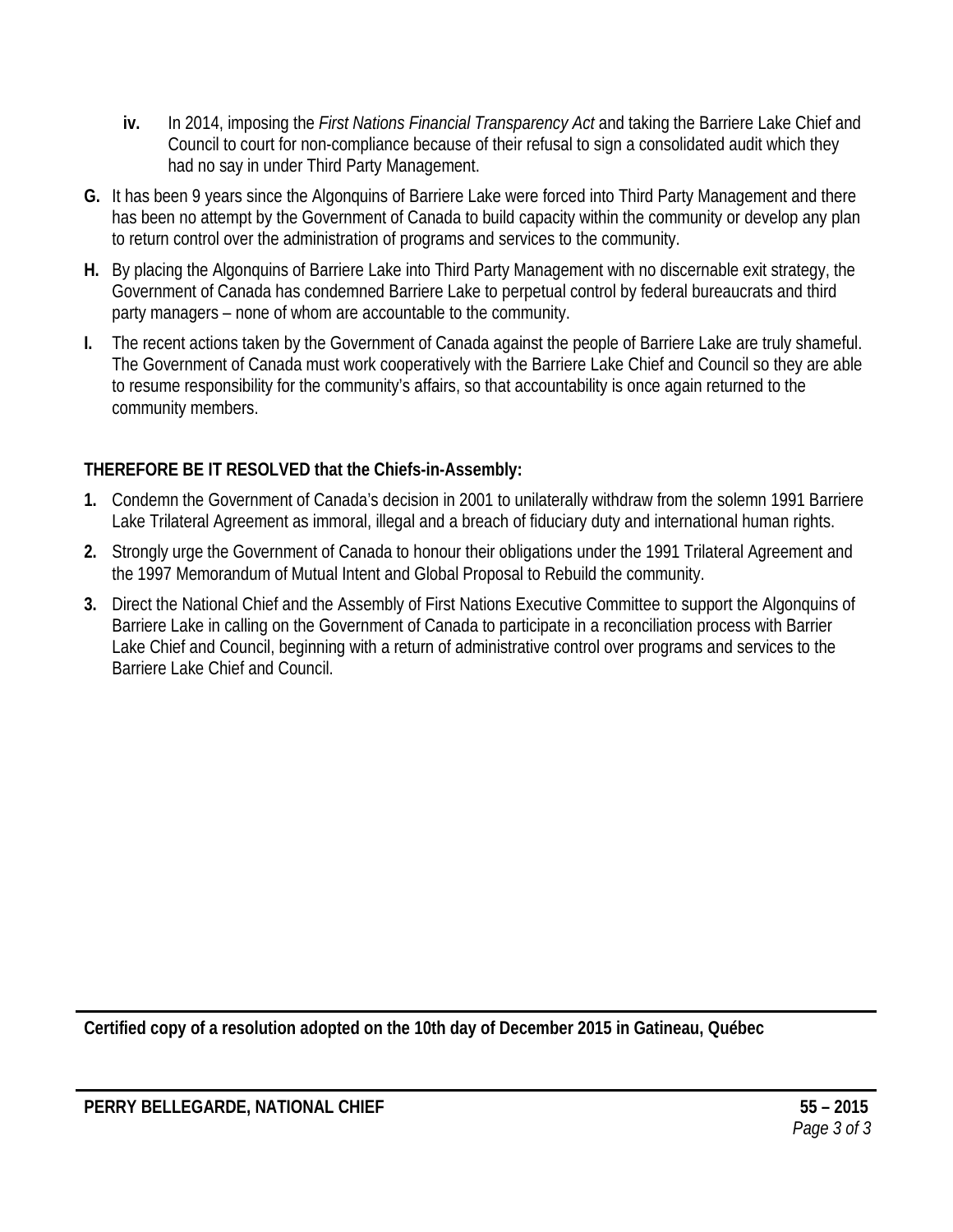- **iv.** In 2014, imposing the *First Nations Financial Transparency Act* and taking the Barriere Lake Chief and Council to court for non-compliance because of their refusal to sign a consolidated audit which they had no say in under Third Party Management.

**G.** It has been 9 years since the Algonquins of Barriere Lake were forced into Third Party Management and there has been no attempt by the Government of Canada to build capacity within the community or develop any plan to return control over the administration of programs and services to the community.

**H.** By placing the Algonquins of Barriere Lake into Third Party Management with no discernable exit strategy, the Government of Canada has condemned Barriere Lake to perpetual control by federal bureaucrats and third party managers – none of whom are accountable to the community.

**I.** The recent actions taken by the Government of Canada against the people of Barriere Lake are truly shameful. The Government of Canada must work cooperatively with the Barriere Lake Chief and Council so they are able to resume responsibility for the community's affairs, so that accountability is once again returned to the community members.

**THEREFORE BE IT RESOLVED that the Chiefs-in-Assembly:**

1. Condemn the Government of Canada's decision in 2001 to unilaterally withdraw from the solemn 1991 Barriere Lake Trilateral Agreement as immoral, illegal and a breach of fiduciary duty and international human rights.
2. Strongly urge the Government of Canada to honour their obligations under the 1991 Trilateral Agreement and the 1997 Memorandum of Mutual Intent and Global Proposal to Rebuild the community.
3. Direct the National Chief and the Assembly of First Nations Executive Committee to support the Algonquins of Barriere Lake in calling on the Government of Canada to participate in a reconciliation process with Barrier Lake Chief and Council, beginning with a return of administrative control over programs and services to the Barriere Lake Chief and Council.

---

**Certified copy of a resolution adopted on the 10th day of December 2015 in Gatineau, Québec**

---

**PERRY BELLEGARDE, NATIONAL CHIEF** **55 – 2015**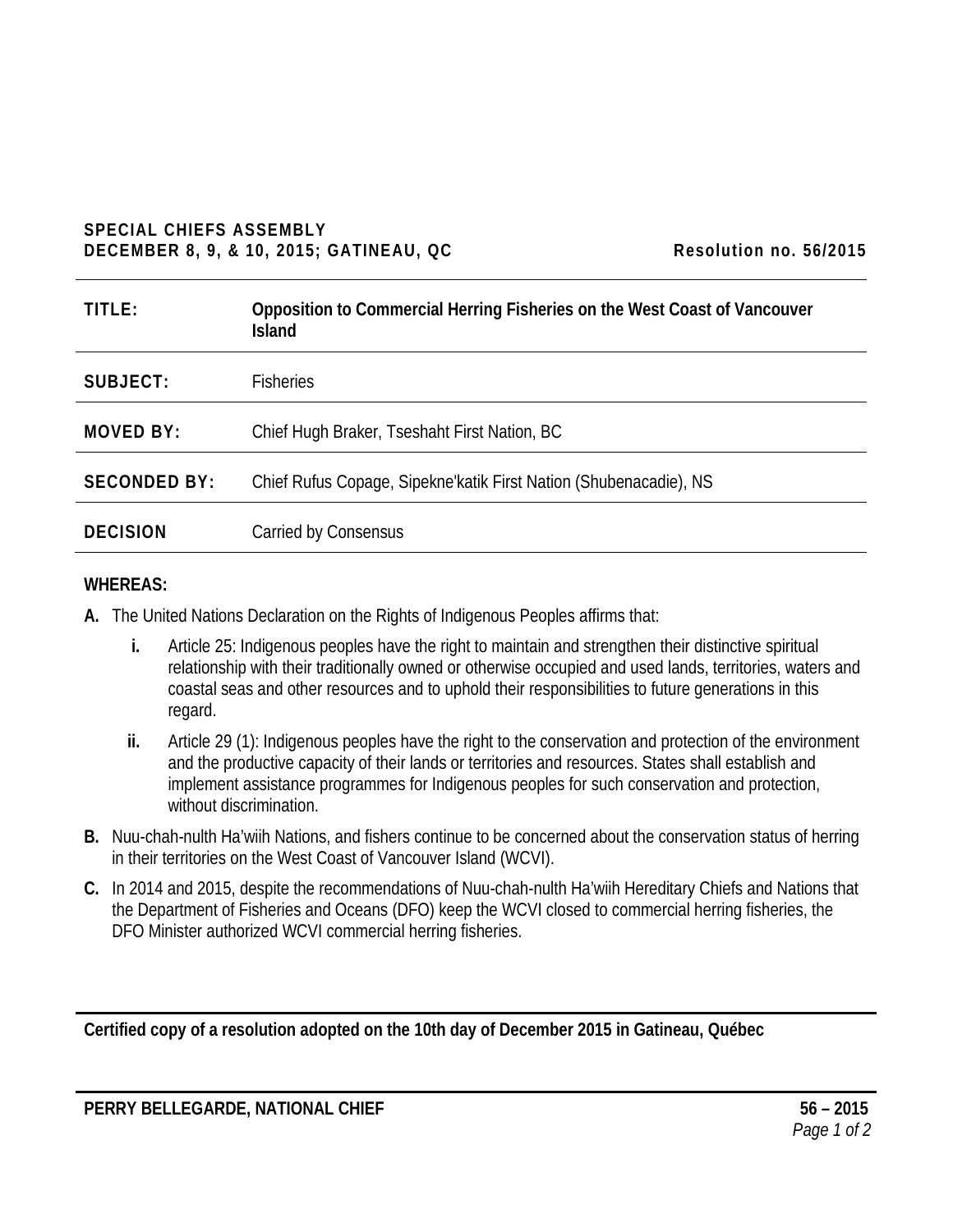**SPECIAL CHIEFS ASSEMBLY**
**DECEMBER 8, 9, & 10, 2015; GATINEAU, QC** **Resolution no. 56/2015**

| | |
|---|---|
| **TITLE:** | **Opposition to Commercial Herring Fisheries on the West Coast of Vancouver Island** |
| **SUBJECT:** | Fisheries |
| **MOVED BY:** | Chief Hugh Braker, Tseshaht First Nation, BC |
| **SECONDED BY:** | Chief Rufus Copage, Sipekne'katik First Nation (Shubenacadie), NS |
| **DECISION** | Carried by Consensus |

**WHEREAS:**

**A.** The United Nations Declaration on the Rights of Indigenous Peoples affirms that:

   **i.** Article 25: Indigenous peoples have the right to maintain and strengthen their distinctive spiritual relationship with their traditionally owned or otherwise occupied and used lands, territories, waters and coastal seas and other resources and to uphold their responsibilities to future generations in this regard.

   **ii.** Article 29 (1): Indigenous peoples have the right to the conservation and protection of the environment and the productive capacity of their lands or territories and resources. States shall establish and implement assistance programmes for Indigenous peoples for such conservation and protection, without discrimination.

**B.** Nuu-chah-nulth Ha'wiih Nations, and fishers continue to be concerned about the conservation status of herring in their territories on the West Coast of Vancouver Island (WCVI).

**C.** In 2014 and 2015, despite the recommendations of Nuu-chah-nulth Ha'wiih Hereditary Chiefs and Nations that the Department of Fisheries and Oceans (DFO) keep the WCVI closed to commercial herring fisheries, the DFO Minister authorized WCVI commercial herring fisheries.

**Certified copy of a resolution adopted on the 10th day of December 2015 in Gatineau, Québec**

**PERRY BELLEGARDE, NATIONAL CHIEF**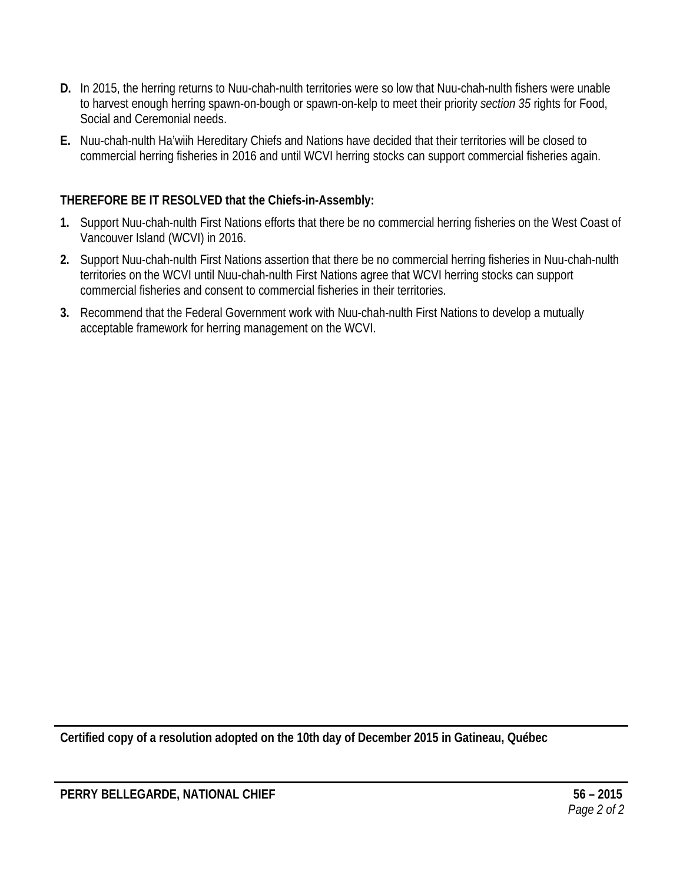**D.** In 2015, the herring returns to Nuu-chah-nulth territories were so low that Nuu-chah-nulth fishers were unable to harvest enough herring spawn-on-bough or spawn-on-kelp to meet their priority *section 35* rights for Food, Social and Ceremonial needs.

**E.** Nuu-chah-nulth Ha'wiih Hereditary Chiefs and Nations have decided that their territories will be closed to commercial herring fisheries in 2016 and until WCVI herring stocks can support commercial fisheries again.

**THEREFORE BE IT RESOLVED that the Chiefs-in-Assembly:**

1. Support Nuu-chah-nulth First Nations efforts that there be no commercial herring fisheries on the West Coast of Vancouver Island (WCVI) in 2016.
2. Support Nuu-chah-nulth First Nations assertion that there be no commercial herring fisheries in Nuu-chah-nulth territories on the WCVI until Nuu-chah-nulth First Nations agree that WCVI herring stocks can support commercial fisheries and consent to commercial fisheries in their territories.
3. Recommend that the Federal Government work with Nuu-chah-nulth First Nations to develop a mutually acceptable framework for herring management on the WCVI.

---

**Certified copy of a resolution adopted on the 10th day of December 2015 in Gatineau, Québec**

---

**PERRY BELLEGARDE, NATIONAL CHIEF** **56 – 2015**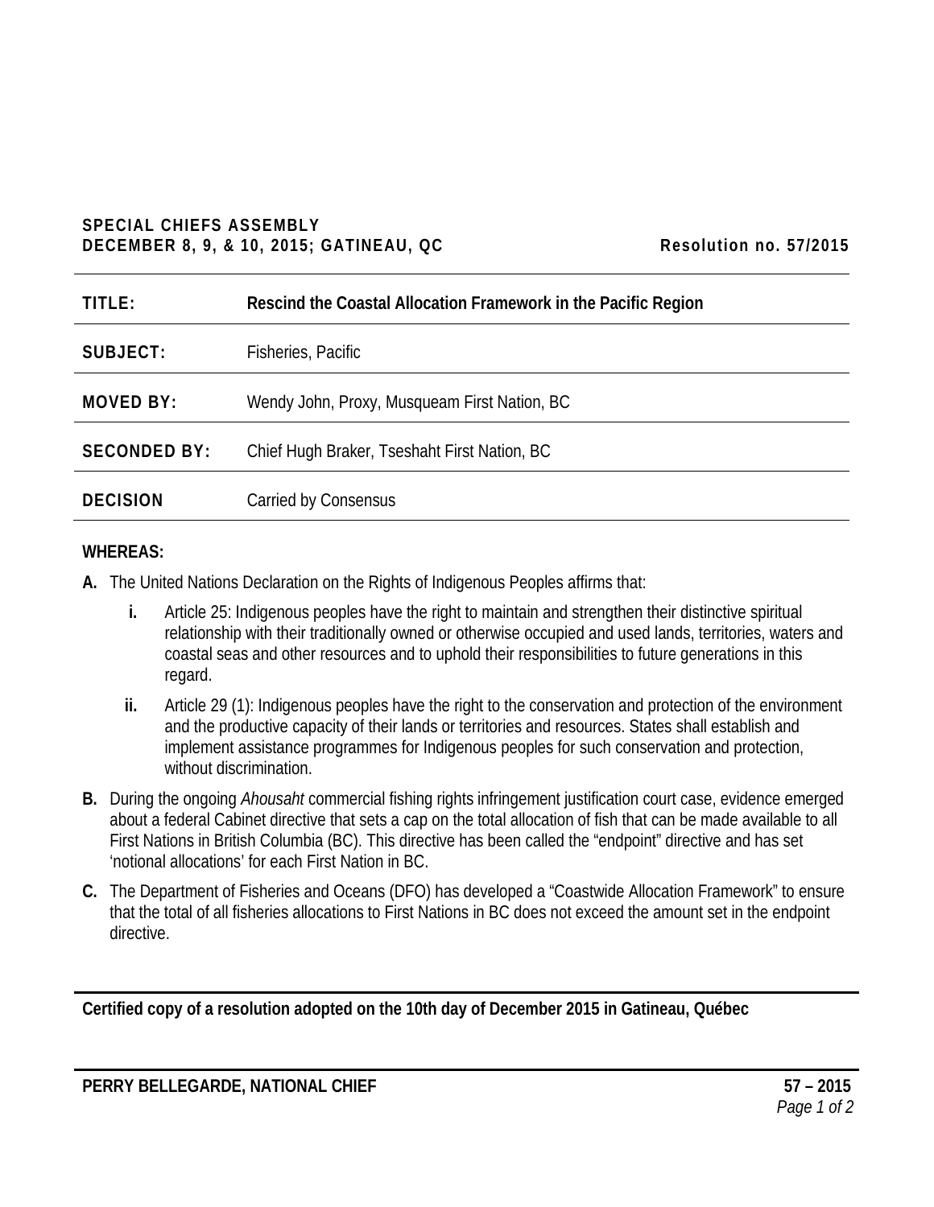**SPECIAL CHIEFS ASSEMBLY**
**DECEMBER 8, 9, & 10, 2015; GATINEAU, QC** **Resolution no. 57/2015**

| | |
|---|---|
| **TITLE:** | **Rescind the Coastal Allocation Framework in the Pacific Region** |
| **SUBJECT:** | Fisheries, Pacific |
| **MOVED BY:** | Wendy John, Proxy, Musqueam First Nation, BC |
| **SECONDED BY:** | Chief Hugh Braker, Tseshaht First Nation, BC |
| **DECISION** | Carried by Consensus |

**WHEREAS:**

**A.** The United Nations Declaration on the Rights of Indigenous Peoples affirms that:

   **i.** Article 25: Indigenous peoples have the right to maintain and strengthen their distinctive spiritual relationship with their traditionally owned or otherwise occupied and used lands, territories, waters and coastal seas and other resources and to uphold their responsibilities to future generations in this regard.

   **ii.** Article 29 (1): Indigenous peoples have the right to the conservation and protection of the environment and the productive capacity of their lands or territories and resources. States shall establish and implement assistance programmes for Indigenous peoples for such conservation and protection, without discrimination.

**B.** During the ongoing *Ahousaht* commercial fishing rights infringement justification court case, evidence emerged about a federal Cabinet directive that sets a cap on the total allocation of fish that can be made available to all First Nations in British Columbia (BC). This directive has been called the "endpoint" directive and has set 'notional allocations' for each First Nation in BC.

**C.** The Department of Fisheries and Oceans (DFO) has developed a "Coastwide Allocation Framework" to ensure that the total of all fisheries allocations to First Nations in BC does not exceed the amount set in the endpoint directive.

**Certified copy of a resolution adopted on the 10th day of December 2015 in Gatineau, Québec**

**PERRY BELLEGARDE, NATIONAL CHIEF**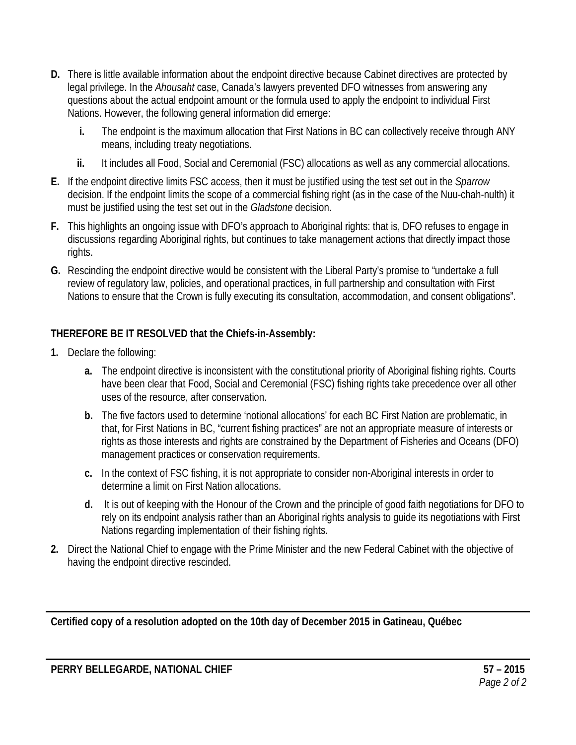**D.** There is little available information about the endpoint directive because Cabinet directives are protected by legal privilege. In the *Ahousaht* case, Canada's lawyers prevented DFO witnesses from answering any questions about the actual endpoint amount or the formula used to apply the endpoint to individual First Nations. However, the following general information did emerge:

  **i.** The endpoint is the maximum allocation that First Nations in BC can collectively receive through ANY means, including treaty negotiations.

  **ii.** It includes all Food, Social and Ceremonial (FSC) allocations as well as any commercial allocations.

**E.** If the endpoint directive limits FSC access, then it must be justified using the test set out in the *Sparrow* decision. If the endpoint limits the scope of a commercial fishing right (as in the case of the Nuu-chah-nulth) it must be justified using the test set out in the *Gladstone* decision.

**F.** This highlights an ongoing issue with DFO's approach to Aboriginal rights: that is, DFO refuses to engage in discussions regarding Aboriginal rights, but continues to take management actions that directly impact those rights.

**G.** Rescinding the endpoint directive would be consistent with the Liberal Party's promise to "undertake a full review of regulatory law, policies, and operational practices, in full partnership and consultation with First Nations to ensure that the Crown is fully executing its consultation, accommodation, and consent obligations".

**THEREFORE BE IT RESOLVED that the Chiefs-in-Assembly:**

**1.** Declare the following:

  **a.** The endpoint directive is inconsistent with the constitutional priority of Aboriginal fishing rights. Courts have been clear that Food, Social and Ceremonial (FSC) fishing rights take precedence over all other uses of the resource, after conservation.

  **b.** The five factors used to determine 'notional allocations' for each BC First Nation are problematic, in that, for First Nations in BC, "current fishing practices" are not an appropriate measure of interests or rights as those interests and rights are constrained by the Department of Fisheries and Oceans (DFO) management practices or conservation requirements.

  **c.** In the context of FSC fishing, it is not appropriate to consider non-Aboriginal interests in order to determine a limit on First Nation allocations.

  **d.** It is out of keeping with the Honour of the Crown and the principle of good faith negotiations for DFO to rely on its endpoint analysis rather than an Aboriginal rights analysis to guide its negotiations with First Nations regarding implementation of their fishing rights.

**2.** Direct the National Chief to engage with the Prime Minister and the new Federal Cabinet with the objective of having the endpoint directive rescinded.

---

**Certified copy of a resolution adopted on the 10th day of December 2015 in Gatineau, Québec**

---

**PERRY BELLEGARDE, NATIONAL CHIEF** **57 – 2015**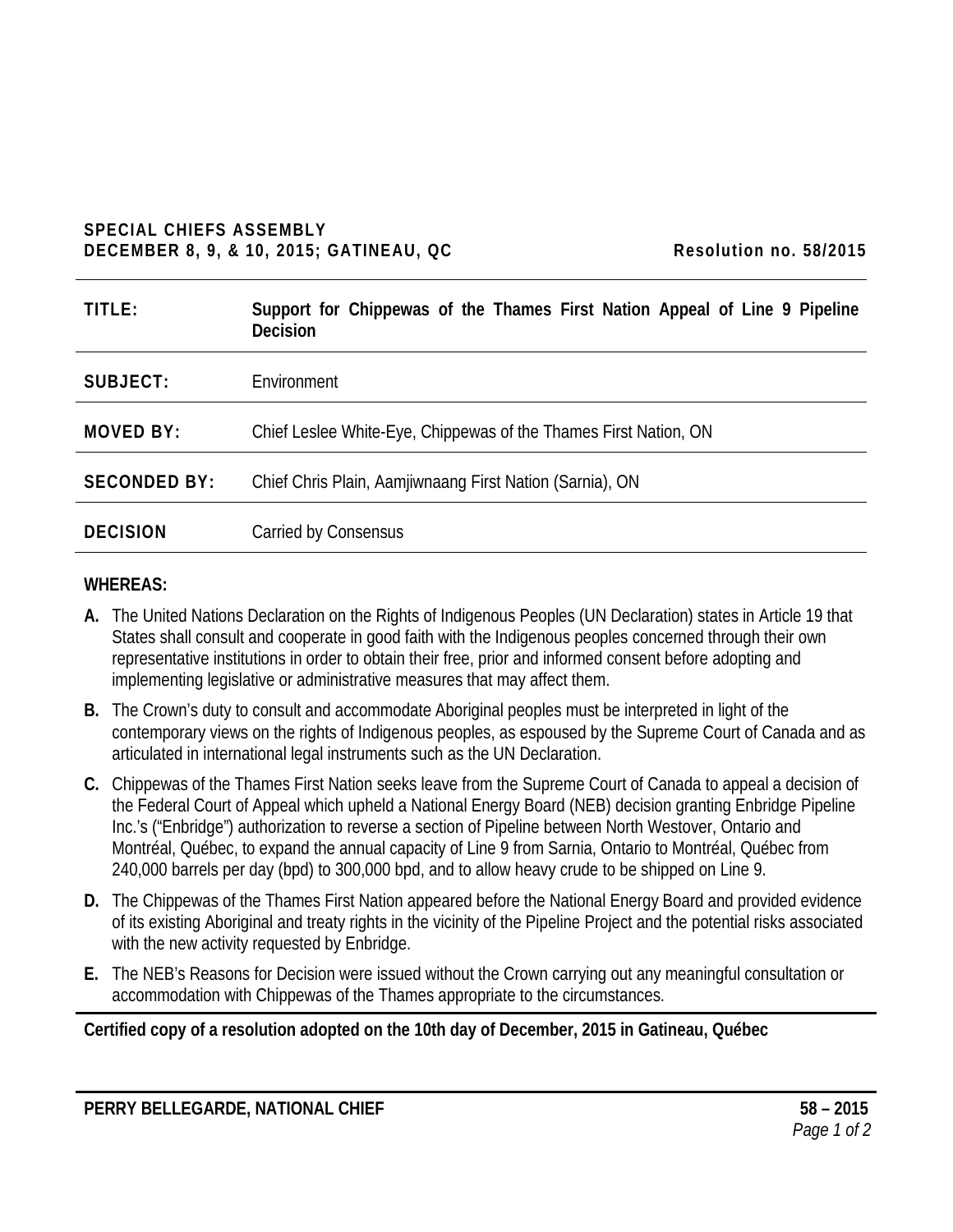**SPECIAL CHIEFS ASSEMBLY**
**DECEMBER 8, 9, & 10, 2015; GATINEAU, QC** **Resolution no. 58/2015**

| | |
|---|---|
| **TITLE:** | **Support for Chippewas of the Thames First Nation Appeal of Line 9 Pipeline Decision** |
| **SUBJECT:** | Environment |
| **MOVED BY:** | Chief Leslee White-Eye, Chippewas of the Thames First Nation, ON |
| **SECONDED BY:** | Chief Chris Plain, Aamjiwnaang First Nation (Sarnia), ON |
| **DECISION** | Carried by Consensus |

**WHEREAS:**

**A.** The United Nations Declaration on the Rights of Indigenous Peoples (UN Declaration) states in Article 19 that States shall consult and cooperate in good faith with the Indigenous peoples concerned through their own representative institutions in order to obtain their free, prior and informed consent before adopting and implementing legislative or administrative measures that may affect them.

**B.** The Crown's duty to consult and accommodate Aboriginal peoples must be interpreted in light of the contemporary views on the rights of Indigenous peoples, as espoused by the Supreme Court of Canada and as articulated in international legal instruments such as the UN Declaration.

**C.** Chippewas of the Thames First Nation seeks leave from the Supreme Court of Canada to appeal a decision of the Federal Court of Appeal which upheld a National Energy Board (NEB) decision granting Enbridge Pipeline Inc.'s ("Enbridge") authorization to reverse a section of Pipeline between North Westover, Ontario and Montréal, Québec, to expand the annual capacity of Line 9 from Sarnia, Ontario to Montréal, Québec from 240,000 barrels per day (bpd) to 300,000 bpd, and to allow heavy crude to be shipped on Line 9.

**D.** The Chippewas of the Thames First Nation appeared before the National Energy Board and provided evidence of its existing Aboriginal and treaty rights in the vicinity of the Pipeline Project and the potential risks associated with the new activity requested by Enbridge.

**E.** The NEB's Reasons for Decision were issued without the Crown carrying out any meaningful consultation or accommodation with Chippewas of the Thames appropriate to the circumstances.

**Certified copy of a resolution adopted on the 10th day of December, 2015 in Gatineau, Québec**

**PERRY BELLEGARDE, NATIONAL CHIEF**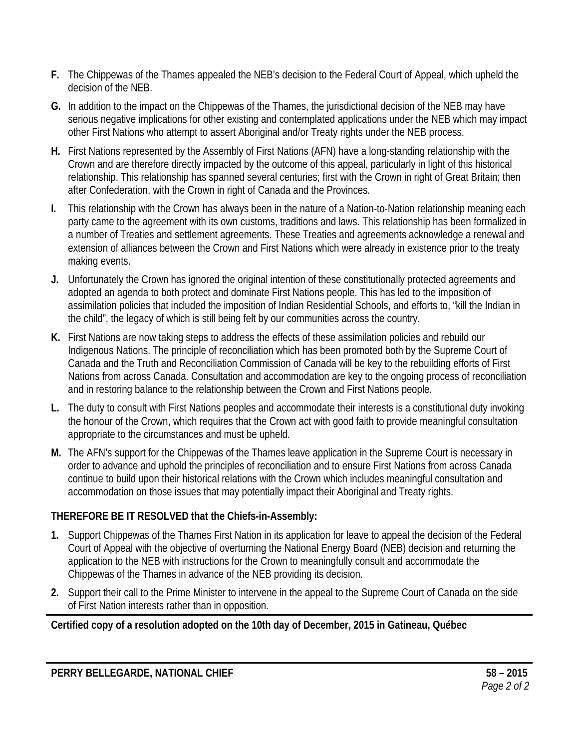**F.** The Chippewas of the Thames appealed the NEB's decision to the Federal Court of Appeal, which upheld the decision of the NEB.

**G.** In addition to the impact on the Chippewas of the Thames, the jurisdictional decision of the NEB may have serious negative implications for other existing and contemplated applications under the NEB which may impact other First Nations who attempt to assert Aboriginal and/or Treaty rights under the NEB process.

**H.** First Nations represented by the Assembly of First Nations (AFN) have a long-standing relationship with the Crown and are therefore directly impacted by the outcome of this appeal, particularly in light of this historical relationship. This relationship has spanned several centuries; first with the Crown in right of Great Britain; then after Confederation, with the Crown in right of Canada and the Provinces.

**I.** This relationship with the Crown has always been in the nature of a Nation-to-Nation relationship meaning each party came to the agreement with its own customs, traditions and laws. This relationship has been formalized in a number of Treaties and settlement agreements. These Treaties and agreements acknowledge a renewal and extension of alliances between the Crown and First Nations which were already in existence prior to the treaty making events.

**J.** Unfortunately the Crown has ignored the original intention of these constitutionally protected agreements and adopted an agenda to both protect and dominate First Nations people. This has led to the imposition of assimilation policies that included the imposition of Indian Residential Schools, and efforts to, "kill the Indian in the child", the legacy of which is still being felt by our communities across the country.

**K.** First Nations are now taking steps to address the effects of these assimilation policies and rebuild our Indigenous Nations. The principle of reconciliation which has been promoted both by the Supreme Court of Canada and the Truth and Reconciliation Commission of Canada will be key to the rebuilding efforts of First Nations from across Canada. Consultation and accommodation are key to the ongoing process of reconciliation and in restoring balance to the relationship between the Crown and First Nations people.

**L.** The duty to consult with First Nations peoples and accommodate their interests is a constitutional duty invoking the honour of the Crown, which requires that the Crown act with good faith to provide meaningful consultation appropriate to the circumstances and must be upheld.

**M.** The AFN's support for the Chippewas of the Thames leave application in the Supreme Court is necessary in order to advance and uphold the principles of reconciliation and to ensure First Nations from across Canada continue to build upon their historical relations with the Crown which includes meaningful consultation and accommodation on those issues that may potentially impact their Aboriginal and Treaty rights.

**THEREFORE BE IT RESOLVED that the Chiefs-in-Assembly:**

**1.** Support Chippewas of the Thames First Nation in its application for leave to appeal the decision of the Federal Court of Appeal with the objective of overturning the National Energy Board (NEB) decision and returning the application to the NEB with instructions for the Crown to meaningfully consult and accommodate the Chippewas of the Thames in advance of the NEB providing its decision.

**2.** Support their call to the Prime Minister to intervene in the appeal to the Supreme Court of Canada on the side of First Nation interests rather than in opposition.

---

**Certified copy of a resolution adopted on the 10th day of December, 2015 in Gatineau, Québec**

---

**PERRY BELLEGARDE, NATIONAL CHIEF** **58 – 2015**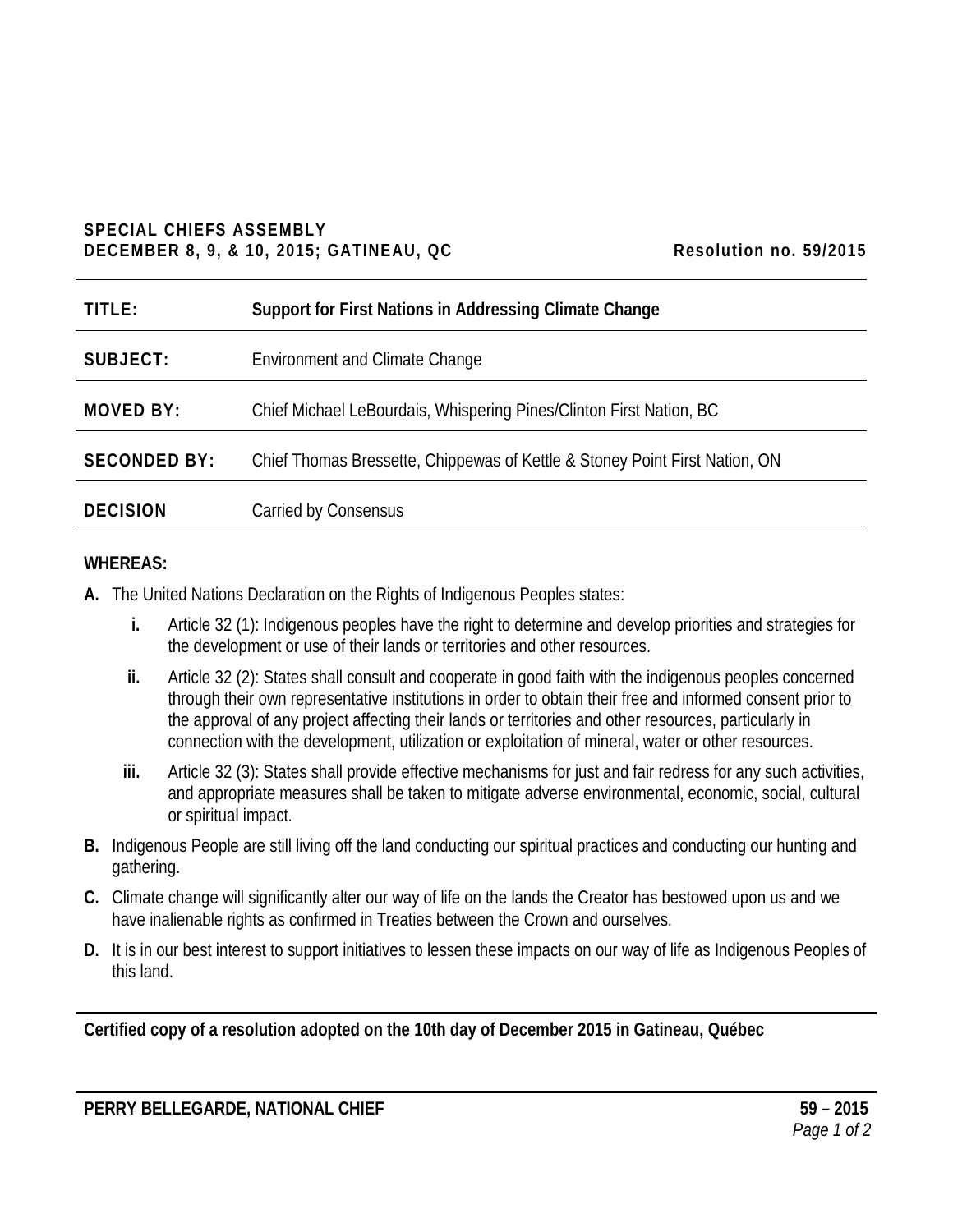**SPECIAL CHIEFS ASSEMBLY**
**DECEMBER 8, 9, & 10, 2015; GATINEAU, QC** **Resolution no. 59/2015**

| | |
|---|---|
| **TITLE:** | **Support for First Nations in Addressing Climate Change** |
| **SUBJECT:** | Environment and Climate Change |
| **MOVED BY:** | Chief Michael LeBourdais, Whispering Pines/Clinton First Nation, BC |
| **SECONDED BY:** | Chief Thomas Bressette, Chippewas of Kettle & Stoney Point First Nation, ON |
| **DECISION** | Carried by Consensus |

**WHEREAS:**

**A.** The United Nations Declaration on the Rights of Indigenous Peoples states:

- **i.** Article 32 (1): Indigenous peoples have the right to determine and develop priorities and strategies for the development or use of their lands or territories and other resources.
- **ii.** Article 32 (2): States shall consult and cooperate in good faith with the indigenous peoples concerned through their own representative institutions in order to obtain their free and informed consent prior to the approval of any project affecting their lands or territories and other resources, particularly in connection with the development, utilization or exploitation of mineral, water or other resources.
- **iii.** Article 32 (3): States shall provide effective mechanisms for just and fair redress for any such activities, and appropriate measures shall be taken to mitigate adverse environmental, economic, social, cultural or spiritual impact.

**B.** Indigenous People are still living off the land conducting our spiritual practices and conducting our hunting and gathering.

**C.** Climate change will significantly alter our way of life on the lands the Creator has bestowed upon us and we have inalienable rights as confirmed in Treaties between the Crown and ourselves.

**D.** It is in our best interest to support initiatives to lessen these impacts on our way of life as Indigenous Peoples of this land.

**Certified copy of a resolution adopted on the 10th day of December 2015 in Gatineau, Québec**

**PERRY BELLEGARDE, NATIONAL CHIEF**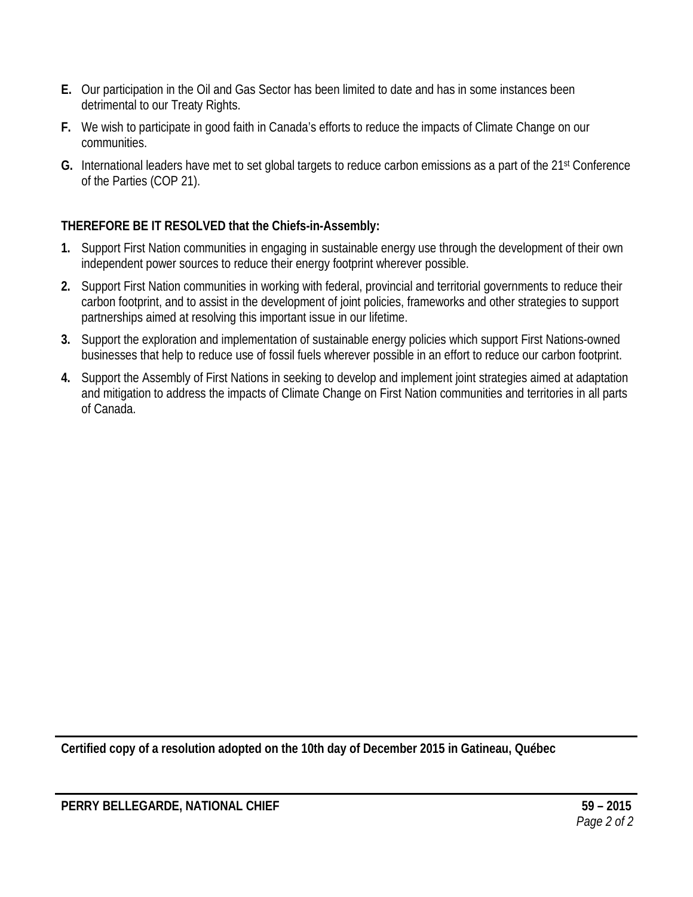**E.** Our participation in the Oil and Gas Sector has been limited to date and has in some instances been detrimental to our Treaty Rights.

**F.** We wish to participate in good faith in Canada's efforts to reduce the impacts of Climate Change on our communities.

**G.** International leaders have met to set global targets to reduce carbon emissions as a part of the 21st Conference of the Parties (COP 21).

**THEREFORE BE IT RESOLVED that the Chiefs-in-Assembly:**

**1.** Support First Nation communities in engaging in sustainable energy use through the development of their own independent power sources to reduce their energy footprint wherever possible.

**2.** Support First Nation communities in working with federal, provincial and territorial governments to reduce their carbon footprint, and to assist in the development of joint policies, frameworks and other strategies to support partnerships aimed at resolving this important issue in our lifetime.

**3.** Support the exploration and implementation of sustainable energy policies which support First Nations-owned businesses that help to reduce use of fossil fuels wherever possible in an effort to reduce our carbon footprint.

**4.** Support the Assembly of First Nations in seeking to develop and implement joint strategies aimed at adaptation and mitigation to address the impacts of Climate Change on First Nation communities and territories in all parts of Canada.

---

**Certified copy of a resolution adopted on the 10th day of December 2015 in Gatineau, Québec**

---

**PERRY BELLEGARDE, NATIONAL CHIEF** **59 – 2015**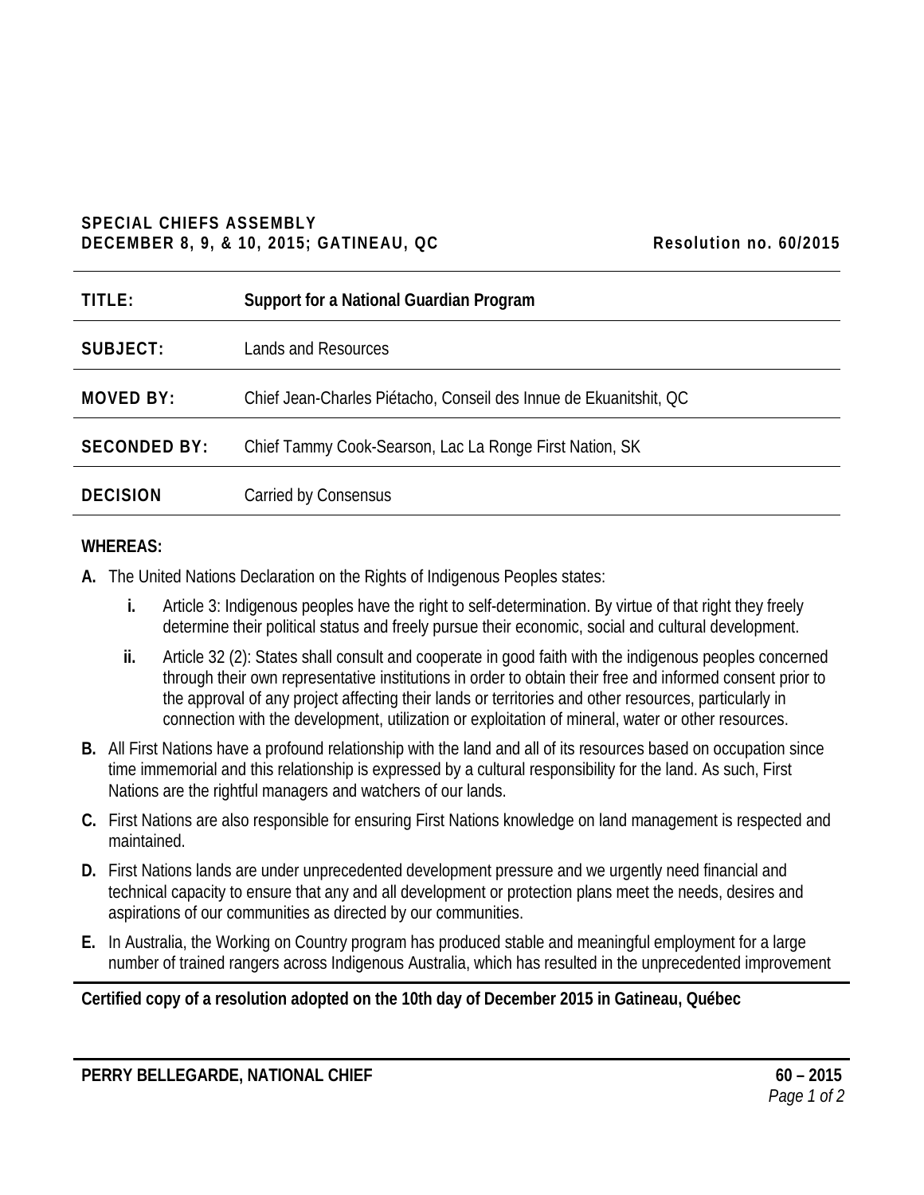**SPECIAL CHIEFS ASSEMBLY**
**DECEMBER 8, 9, & 10, 2015; GATINEAU, QC** **Resolution no. 60/2015**

| | |
|---|---|
| **TITLE:** | **Support for a National Guardian Program** |
| **SUBJECT:** | Lands and Resources |
| **MOVED BY:** | Chief Jean-Charles Piétacho, Conseil des Innue de Ekuanitshit, QC |
| **SECONDED BY:** | Chief Tammy Cook-Searson, Lac La Ronge First Nation, SK |
| **DECISION** | Carried by Consensus |

**WHEREAS:**

**A.** The United Nations Declaration on the Rights of Indigenous Peoples states:

**i.** Article 3: Indigenous peoples have the right to self-determination. By virtue of that right they freely determine their political status and freely pursue their economic, social and cultural development.

**ii.** Article 32 (2): States shall consult and cooperate in good faith with the indigenous peoples concerned through their own representative institutions in order to obtain their free and informed consent prior to the approval of any project affecting their lands or territories and other resources, particularly in connection with the development, utilization or exploitation of mineral, water or other resources.

**B.** All First Nations have a profound relationship with the land and all of its resources based on occupation since time immemorial and this relationship is expressed by a cultural responsibility for the land. As such, First Nations are the rightful managers and watchers of our lands.

**C.** First Nations are also responsible for ensuring First Nations knowledge on land management is respected and maintained.

**D.** First Nations lands are under unprecedented development pressure and we urgently need financial and technical capacity to ensure that any and all development or protection plans meet the needs, desires and aspirations of our communities as directed by our communities.

**E.** In Australia, the Working on Country program has produced stable and meaningful employment for a large number of trained rangers across Indigenous Australia, which has resulted in the unprecedented improvement

**Certified copy of a resolution adopted on the 10th day of December 2015 in Gatineau, Québec**

**PERRY BELLEGARDE, NATIONAL CHIEF**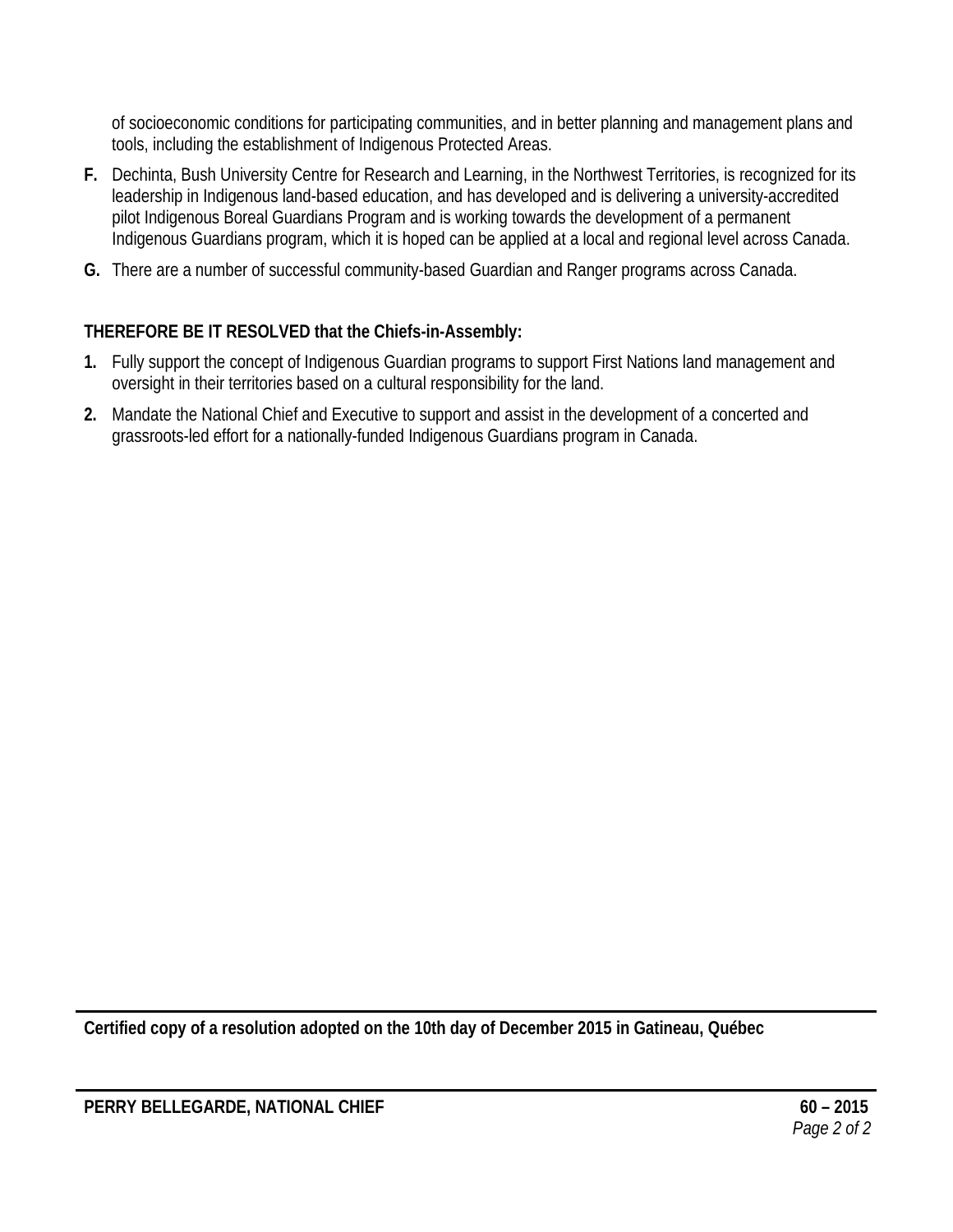of socioeconomic conditions for participating communities, and in better planning and management plans and tools, including the establishment of Indigenous Protected Areas.

**F.** Dechinta, Bush University Centre for Research and Learning, in the Northwest Territories, is recognized for its leadership in Indigenous land-based education, and has developed and is delivering a university-accredited pilot Indigenous Boreal Guardians Program and is working towards the development of a permanent Indigenous Guardians program, which it is hoped can be applied at a local and regional level across Canada.

**G.** There are a number of successful community-based Guardian and Ranger programs across Canada.

**THEREFORE BE IT RESOLVED that the Chiefs-in-Assembly:**

**1.** Fully support the concept of Indigenous Guardian programs to support First Nations land management and oversight in their territories based on a cultural responsibility for the land.

**2.** Mandate the National Chief and Executive to support and assist in the development of a concerted and grassroots-led effort for a nationally-funded Indigenous Guardians program in Canada.

---

**Certified copy of a resolution adopted on the 10th day of December 2015 in Gatineau, Québec**

---

**PERRY BELLEGARDE, NATIONAL CHIEF** **60 – 2015**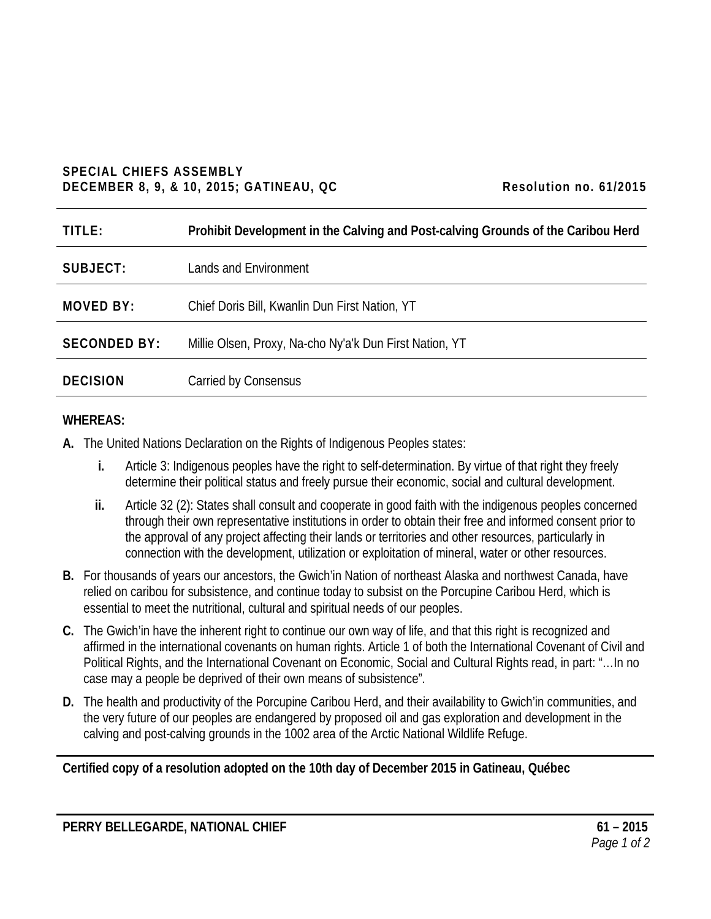**SPECIAL CHIEFS ASSEMBLY**
**DECEMBER 8, 9, & 10, 2015; GATINEAU, QC** **Resolution no. 61/2015**

| | |
|---|---|
| **TITLE:** | **Prohibit Development in the Calving and Post-calving Grounds of the Caribou Herd** |
| **SUBJECT:** | Lands and Environment |
| **MOVED BY:** | Chief Doris Bill, Kwanlin Dun First Nation, YT |
| **SECONDED BY:** | Millie Olsen, Proxy, Na-cho Ny'a'k Dun First Nation, YT |
| **DECISION** | Carried by Consensus |

**WHEREAS:**

**A.** The United Nations Declaration on the Rights of Indigenous Peoples states:

   **i.** Article 3: Indigenous peoples have the right to self-determination. By virtue of that right they freely determine their political status and freely pursue their economic, social and cultural development.

   **ii.** Article 32 (2): States shall consult and cooperate in good faith with the indigenous peoples concerned through their own representative institutions in order to obtain their free and informed consent prior to the approval of any project affecting their lands or territories and other resources, particularly in connection with the development, utilization or exploitation of mineral, water or other resources.

**B.** For thousands of years our ancestors, the Gwich'in Nation of northeast Alaska and northwest Canada, have relied on caribou for subsistence, and continue today to subsist on the Porcupine Caribou Herd, which is essential to meet the nutritional, cultural and spiritual needs of our peoples.

**C.** The Gwich'in have the inherent right to continue our own way of life, and that this right is recognized and affirmed in the international covenants on human rights. Article 1 of both the International Covenant of Civil and Political Rights, and the International Covenant on Economic, Social and Cultural Rights read, in part: "…In no case may a people be deprived of their own means of subsistence".

**D.** The health and productivity of the Porcupine Caribou Herd, and their availability to Gwich'in communities, and the very future of our peoples are endangered by proposed oil and gas exploration and development in the calving and post-calving grounds in the 1002 area of the Arctic National Wildlife Refuge.

**Certified copy of a resolution adopted on the 10th day of December 2015 in Gatineau, Québec**

**PERRY BELLEGARDE, NATIONAL CHIEF** **61 – 2015**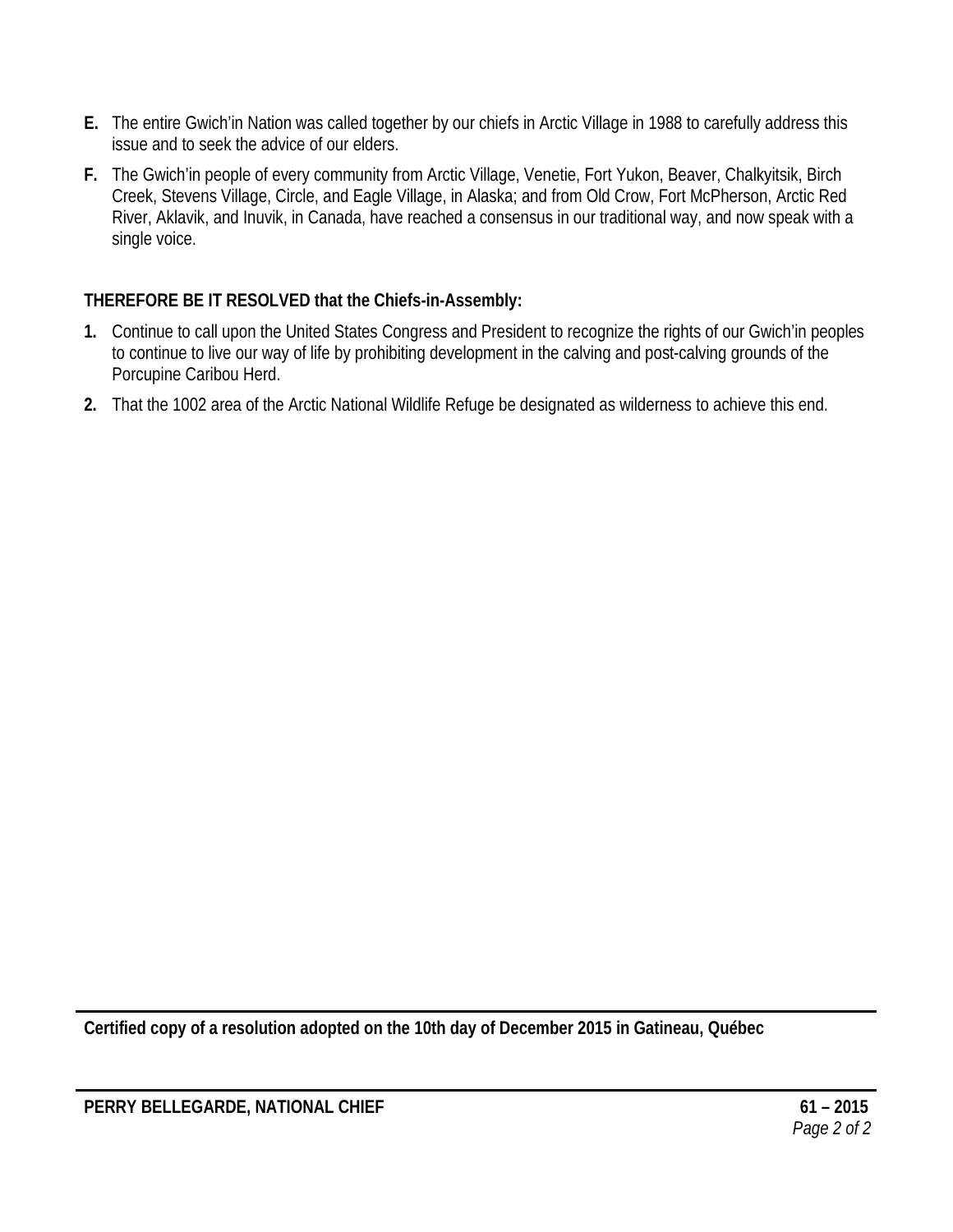**E.** The entire Gwich'in Nation was called together by our chiefs in Arctic Village in 1988 to carefully address this issue and to seek the advice of our elders.

**F.** The Gwich'in people of every community from Arctic Village, Venetie, Fort Yukon, Beaver, Chalkyitsik, Birch Creek, Stevens Village, Circle, and Eagle Village, in Alaska; and from Old Crow, Fort McPherson, Arctic Red River, Aklavik, and Inuvik, in Canada, have reached a consensus in our traditional way, and now speak with a single voice.

**THEREFORE BE IT RESOLVED that the Chiefs-in-Assembly:**

**1.** Continue to call upon the United States Congress and President to recognize the rights of our Gwich'in peoples to continue to live our way of life by prohibiting development in the calving and post-calving grounds of the Porcupine Caribou Herd.

**2.** That the 1002 area of the Arctic National Wildlife Refuge be designated as wilderness to achieve this end.

**Certified copy of a resolution adopted on the 10th day of December 2015 in Gatineau, Québec**

**PERRY BELLEGARDE, NATIONAL CHIEF** **61 – 2015**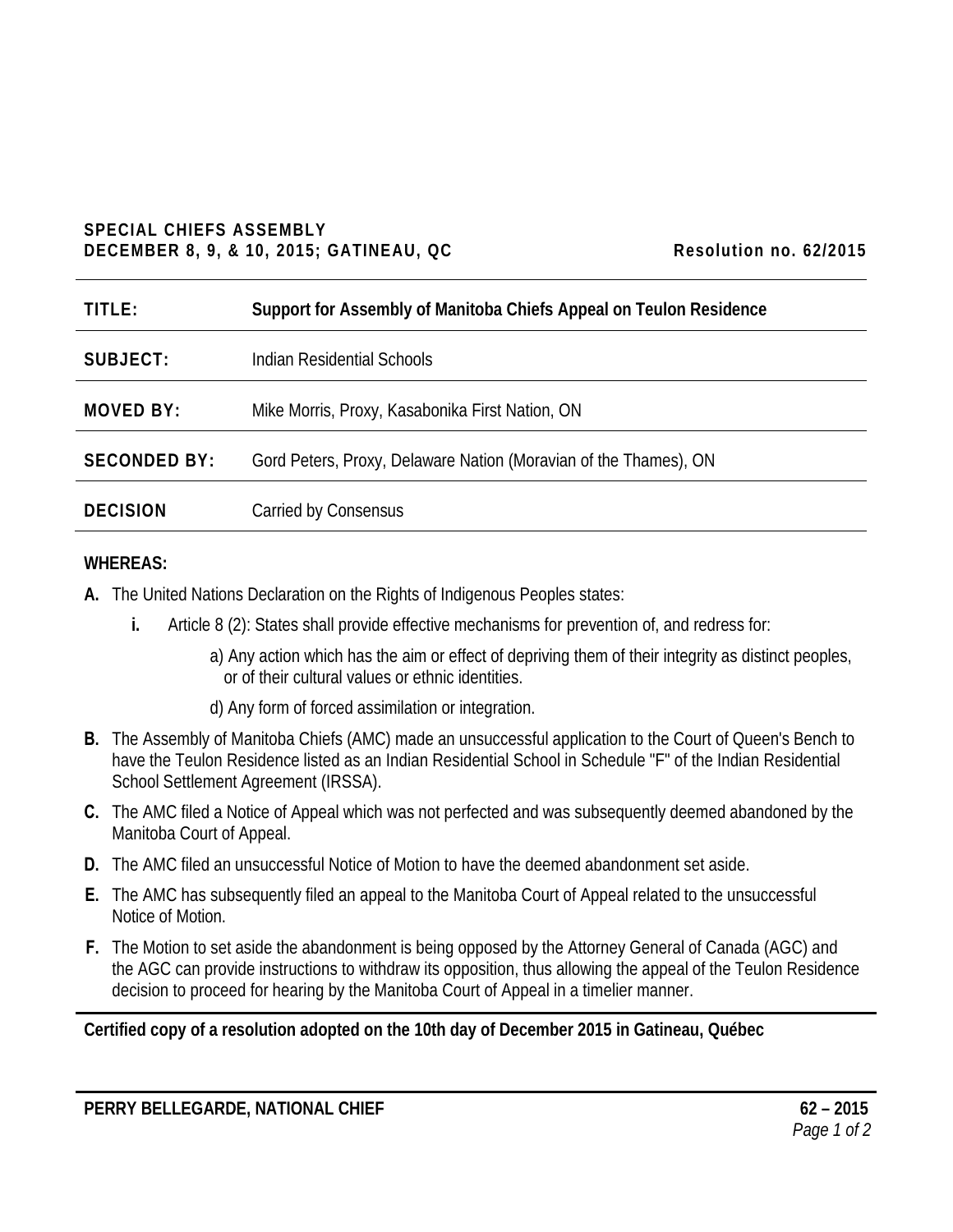**SPECIAL CHIEFS ASSEMBLY**
**DECEMBER 8, 9, & 10, 2015; GATINEAU, QC** **Resolution no. 62/2015**

| | |
|---|---|
| **TITLE:** | **Support for Assembly of Manitoba Chiefs Appeal on Teulon Residence** |
| **SUBJECT:** | Indian Residential Schools |
| **MOVED BY:** | Mike Morris, Proxy, Kasabonika First Nation, ON |
| **SECONDED BY:** | Gord Peters, Proxy, Delaware Nation (Moravian of the Thames), ON |
| **DECISION** | Carried by Consensus |

**WHEREAS:**

**A.** The United Nations Declaration on the Rights of Indigenous Peoples states:

  **i.** Article 8 (2): States shall provide effective mechanisms for prevention of, and redress for:

    a) Any action which has the aim or effect of depriving them of their integrity as distinct peoples, or of their cultural values or ethnic identities.

    d) Any form of forced assimilation or integration.

**B.** The Assembly of Manitoba Chiefs (AMC) made an unsuccessful application to the Court of Queen's Bench to have the Teulon Residence listed as an Indian Residential School in Schedule "F" of the Indian Residential School Settlement Agreement (IRSSA).

**C.** The AMC filed a Notice of Appeal which was not perfected and was subsequently deemed abandoned by the Manitoba Court of Appeal.

**D.** The AMC filed an unsuccessful Notice of Motion to have the deemed abandonment set aside.

**E.** The AMC has subsequently filed an appeal to the Manitoba Court of Appeal related to the unsuccessful Notice of Motion.

**F.** The Motion to set aside the abandonment is being opposed by the Attorney General of Canada (AGC) and the AGC can provide instructions to withdraw its opposition, thus allowing the appeal of the Teulon Residence decision to proceed for hearing by the Manitoba Court of Appeal in a timelier manner.

**Certified copy of a resolution adopted on the 10th day of December 2015 in Gatineau, Québec**

**PERRY BELLEGARDE, NATIONAL CHIEF**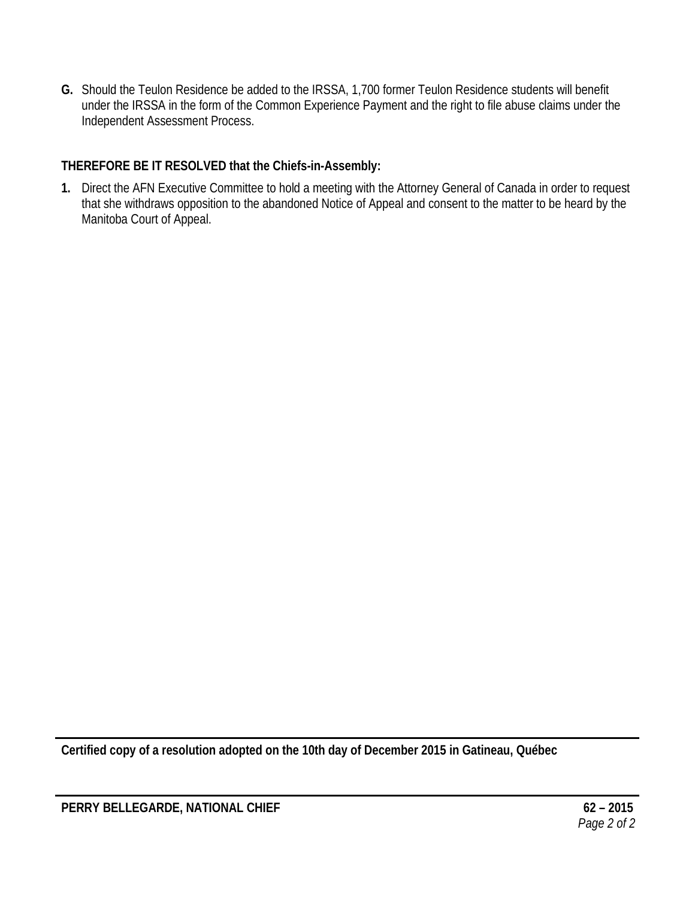**G.** Should the Teulon Residence be added to the IRSSA, 1,700 former Teulon Residence students will benefit under the IRSSA in the form of the Common Experience Payment and the right to file abuse claims under the Independent Assessment Process.

**THEREFORE BE IT RESOLVED that the Chiefs-in-Assembly:**

**1.** Direct the AFN Executive Committee to hold a meeting with the Attorney General of Canada in order to request that she withdraws opposition to the abandoned Notice of Appeal and consent to the matter to be heard by the Manitoba Court of Appeal.

---

**Certified copy of a resolution adopted on the 10th day of December 2015 in Gatineau, Québec**

---

**PERRY BELLEGARDE, NATIONAL CHIEF** **62 – 2015**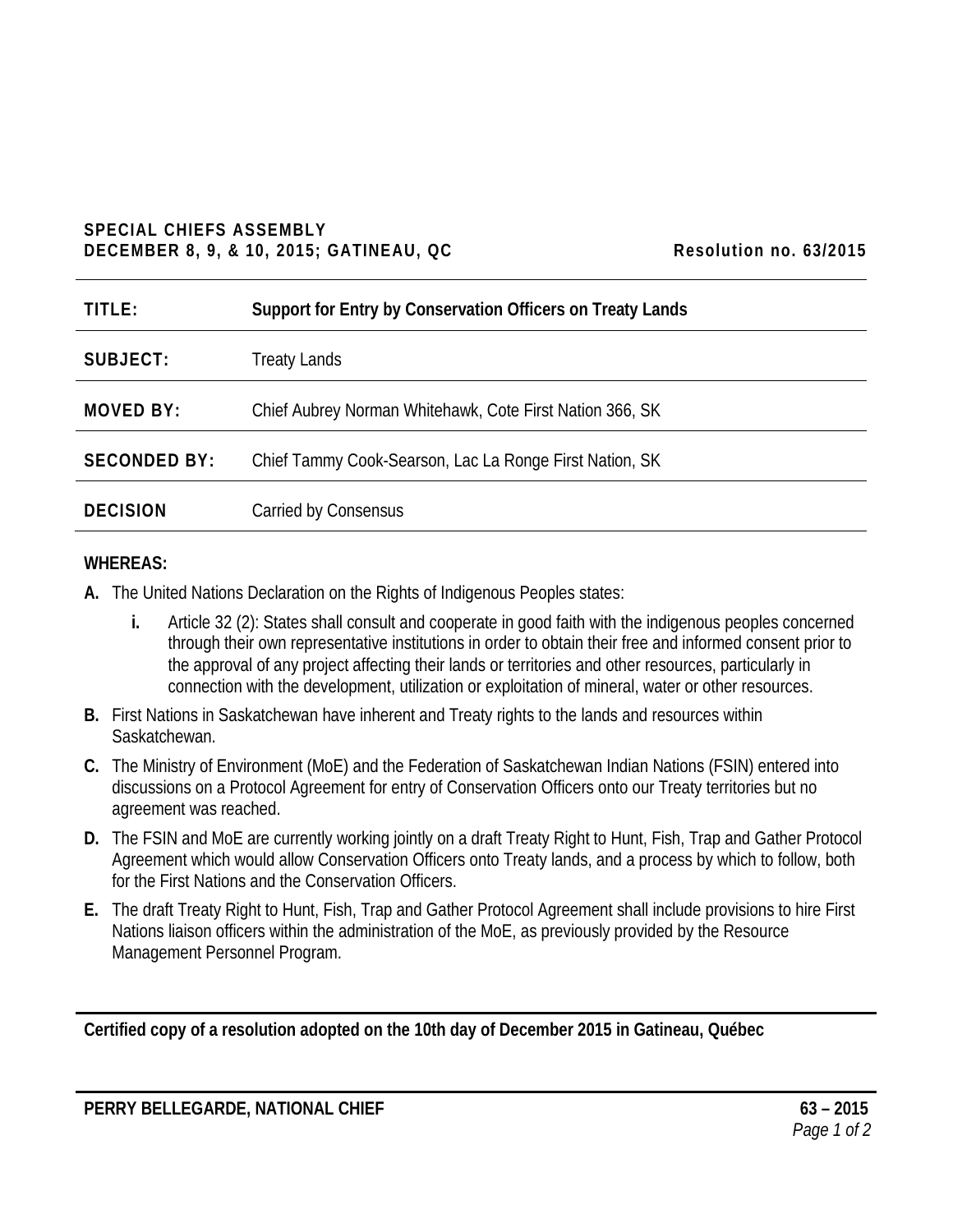**SPECIAL CHIEFS ASSEMBLY**
**DECEMBER 8, 9, & 10, 2015; GATINEAU, QC** **Resolution no. 63/2015**

| | |
|---|---|
| **TITLE:** | **Support for Entry by Conservation Officers on Treaty Lands** |
| **SUBJECT:** | Treaty Lands |
| **MOVED BY:** | Chief Aubrey Norman Whitehawk, Cote First Nation 366, SK |
| **SECONDED BY:** | Chief Tammy Cook-Searson, Lac La Ronge First Nation, SK |
| **DECISION** | Carried by Consensus |

**WHEREAS:**

**A.** The United Nations Declaration on the Rights of Indigenous Peoples states:

   **i.** Article 32 (2): States shall consult and cooperate in good faith with the indigenous peoples concerned through their own representative institutions in order to obtain their free and informed consent prior to the approval of any project affecting their lands or territories and other resources, particularly in connection with the development, utilization or exploitation of mineral, water or other resources.

**B.** First Nations in Saskatchewan have inherent and Treaty rights to the lands and resources within Saskatchewan.

**C.** The Ministry of Environment (MoE) and the Federation of Saskatchewan Indian Nations (FSIN) entered into discussions on a Protocol Agreement for entry of Conservation Officers onto our Treaty territories but no agreement was reached.

**D.** The FSIN and MoE are currently working jointly on a draft Treaty Right to Hunt, Fish, Trap and Gather Protocol Agreement which would allow Conservation Officers onto Treaty lands, and a process by which to follow, both for the First Nations and the Conservation Officers.

**E.** The draft Treaty Right to Hunt, Fish, Trap and Gather Protocol Agreement shall include provisions to hire First Nations liaison officers within the administration of the MoE, as previously provided by the Resource Management Personnel Program.

**Certified copy of a resolution adopted on the 10th day of December 2015 in Gatineau, Québec**

**PERRY BELLEGARDE, NATIONAL CHIEF**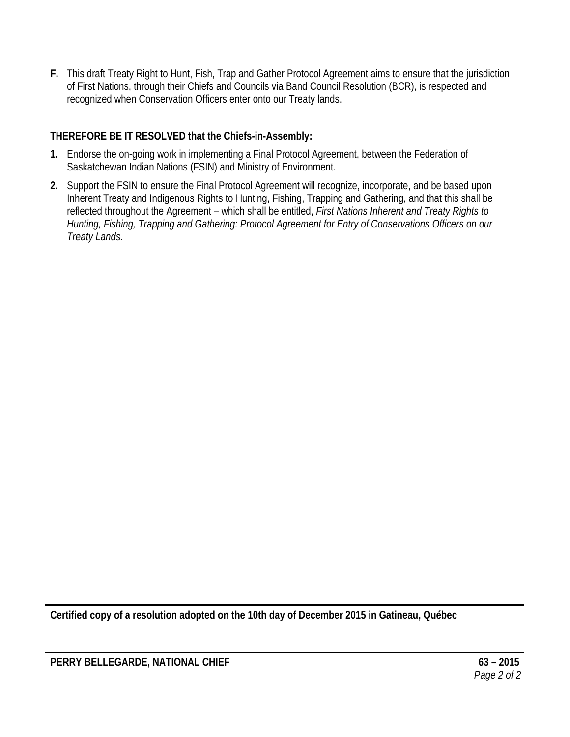**F.** This draft Treaty Right to Hunt, Fish, Trap and Gather Protocol Agreement aims to ensure that the jurisdiction of First Nations, through their Chiefs and Councils via Band Council Resolution (BCR), is respected and recognized when Conservation Officers enter onto our Treaty lands.

**THEREFORE BE IT RESOLVED that the Chiefs-in-Assembly:**

1. Endorse the on-going work in implementing a Final Protocol Agreement, between the Federation of Saskatchewan Indian Nations (FSIN) and Ministry of Environment.
2. Support the FSIN to ensure the Final Protocol Agreement will recognize, incorporate, and be based upon Inherent Treaty and Indigenous Rights to Hunting, Fishing, Trapping and Gathering, and that this shall be reflected throughout the Agreement – which shall be entitled, *First Nations Inherent and Treaty Rights to Hunting, Fishing, Trapping and Gathering: Protocol Agreement for Entry of Conservations Officers on our Treaty Lands*.

---

**Certified copy of a resolution adopted on the 10th day of December 2015 in Gatineau, Québec**

---

**PERRY BELLEGARDE, NATIONAL CHIEF** **63 – 2015**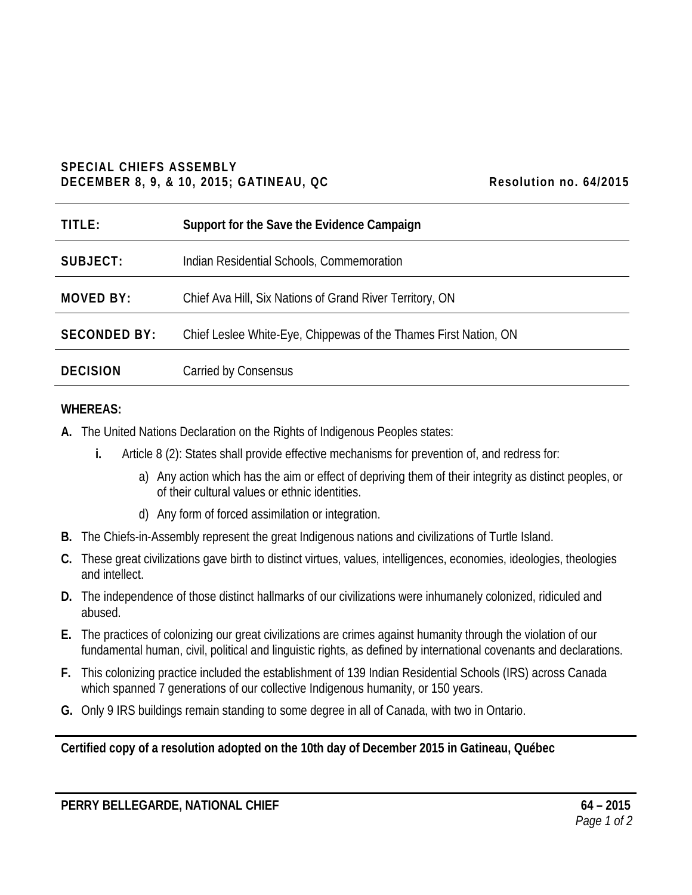**SPECIAL CHIEFS ASSEMBLY**
**DECEMBER 8, 9, & 10, 2015; GATINEAU, QC** **Resolution no. 64/2015**

| | |
|---|---|
| **TITLE:** | **Support for the Save the Evidence Campaign** |
| **SUBJECT:** | Indian Residential Schools, Commemoration |
| **MOVED BY:** | Chief Ava Hill, Six Nations of Grand River Territory, ON |
| **SECONDED BY:** | Chief Leslee White-Eye, Chippewas of the Thames First Nation, ON |
| **DECISION** | Carried by Consensus |

**WHEREAS:**

**A.** The United Nations Declaration on the Rights of Indigenous Peoples states:

- **i.** Article 8 (2): States shall provide effective mechanisms for prevention of, and redress for:
  - a) Any action which has the aim or effect of depriving them of their integrity as distinct peoples, or of their cultural values or ethnic identities.
  - d) Any form of forced assimilation or integration.

**B.** The Chiefs-in-Assembly represent the great Indigenous nations and civilizations of Turtle Island.

**C.** These great civilizations gave birth to distinct virtues, values, intelligences, economies, ideologies, theologies and intellect.

**D.** The independence of those distinct hallmarks of our civilizations were inhumanely colonized, ridiculed and abused.

**E.** The practices of colonizing our great civilizations are crimes against humanity through the violation of our fundamental human, civil, political and linguistic rights, as defined by international covenants and declarations.

**F.** This colonizing practice included the establishment of 139 Indian Residential Schools (IRS) across Canada which spanned 7 generations of our collective Indigenous humanity, or 150 years.

**G.** Only 9 IRS buildings remain standing to some degree in all of Canada, with two in Ontario.

**Certified copy of a resolution adopted on the 10th day of December 2015 in Gatineau, Québec**

**PERRY BELLEGARDE, NATIONAL CHIEF**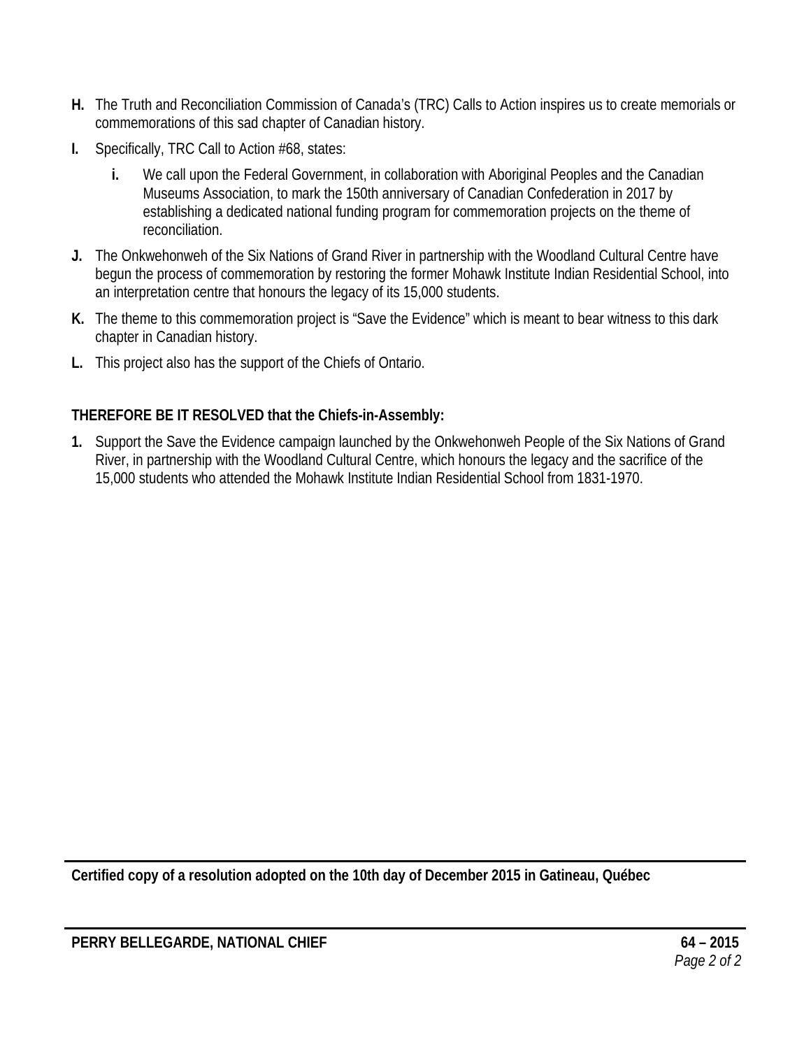**H.** The Truth and Reconciliation Commission of Canada's (TRC) Calls to Action inspires us to create memorials or commemorations of this sad chapter of Canadian history.

**I.** Specifically, TRC Call to Action #68, states:

**i.** We call upon the Federal Government, in collaboration with Aboriginal Peoples and the Canadian Museums Association, to mark the 150th anniversary of Canadian Confederation in 2017 by establishing a dedicated national funding program for commemoration projects on the theme of reconciliation.

**J.** The Onkwehonweh of the Six Nations of Grand River in partnership with the Woodland Cultural Centre have begun the process of commemoration by restoring the former Mohawk Institute Indian Residential School, into an interpretation centre that honours the legacy of its 15,000 students.

**K.** The theme to this commemoration project is "Save the Evidence" which is meant to bear witness to this dark chapter in Canadian history.

**L.** This project also has the support of the Chiefs of Ontario.

**THEREFORE BE IT RESOLVED that the Chiefs-in-Assembly:**

**1.** Support the Save the Evidence campaign launched by the Onkwehonweh People of the Six Nations of Grand River, in partnership with the Woodland Cultural Centre, which honours the legacy and the sacrifice of the 15,000 students who attended the Mohawk Institute Indian Residential School from 1831-1970.

**Certified copy of a resolution adopted on the 10th day of December 2015 in Gatineau, Québec**

**PERRY BELLEGARDE, NATIONAL CHIEF** **64 – 2015**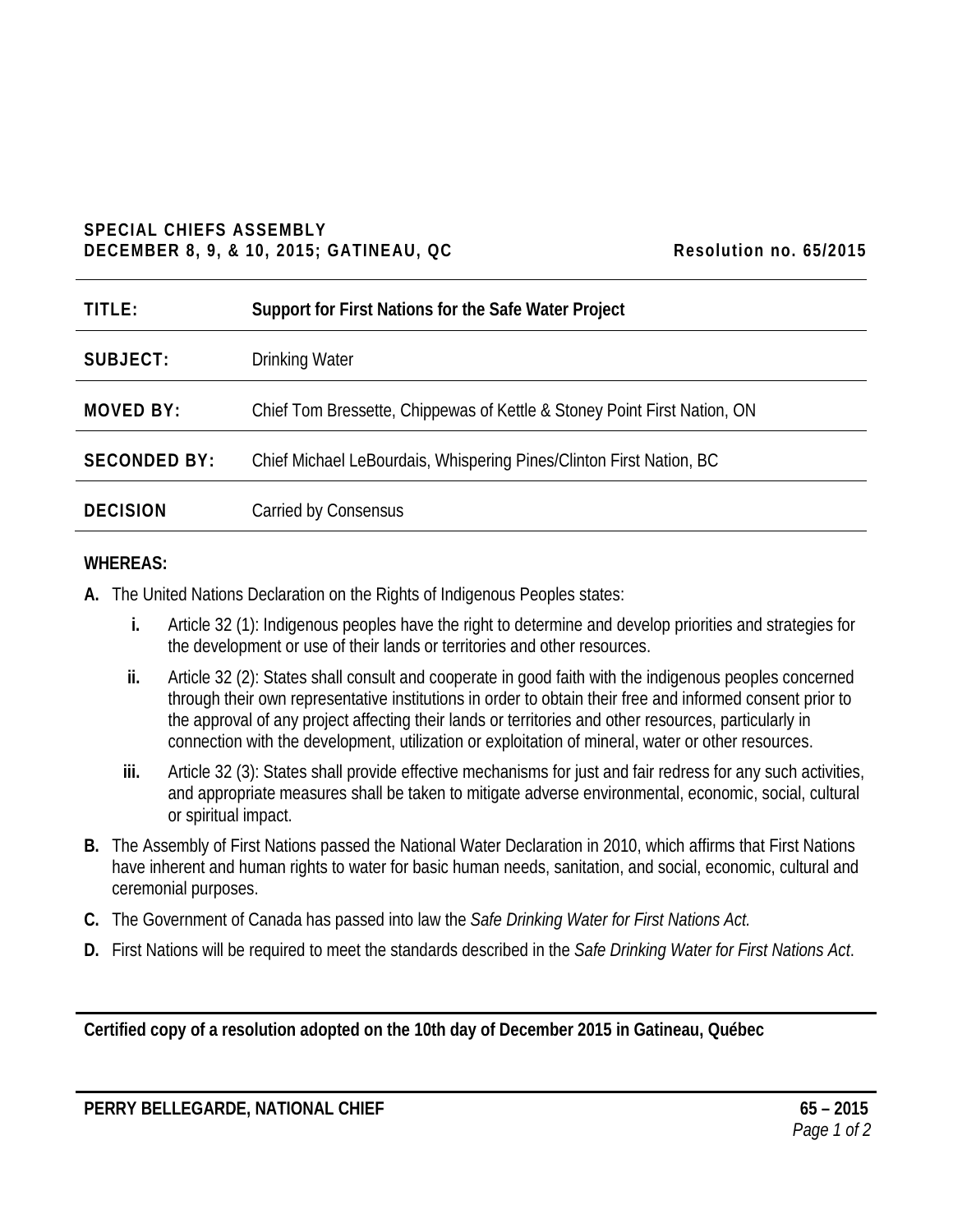**SPECIAL CHIEFS ASSEMBLY**
**DECEMBER 8, 9, & 10, 2015; GATINEAU, QC** **Resolution no. 65/2015**

| | |
|---|---|
| **TITLE:** | **Support for First Nations for the Safe Water Project** |
| **SUBJECT:** | Drinking Water |
| **MOVED BY:** | Chief Tom Bressette, Chippewas of Kettle & Stoney Point First Nation, ON |
| **SECONDED BY:** | Chief Michael LeBourdais, Whispering Pines/Clinton First Nation, BC |
| **DECISION** | Carried by Consensus |

**WHEREAS:**

**A.** The United Nations Declaration on the Rights of Indigenous Peoples states:

- **i.** Article 32 (1): Indigenous peoples have the right to determine and develop priorities and strategies for the development or use of their lands or territories and other resources.
- **ii.** Article 32 (2): States shall consult and cooperate in good faith with the indigenous peoples concerned through their own representative institutions in order to obtain their free and informed consent prior to the approval of any project affecting their lands or territories and other resources, particularly in connection with the development, utilization or exploitation of mineral, water or other resources.
- **iii.** Article 32 (3): States shall provide effective mechanisms for just and fair redress for any such activities, and appropriate measures shall be taken to mitigate adverse environmental, economic, social, cultural or spiritual impact.

**B.** The Assembly of First Nations passed the National Water Declaration in 2010, which affirms that First Nations have inherent and human rights to water for basic human needs, sanitation, and social, economic, cultural and ceremonial purposes.

**C.** The Government of Canada has passed into law the *Safe Drinking Water for First Nations Act.*

**D.** First Nations will be required to meet the standards described in the *Safe Drinking Water for First Nations Act*.

**Certified copy of a resolution adopted on the 10th day of December 2015 in Gatineau, Québec**

**PERRY BELLEGARDE, NATIONAL CHIEF**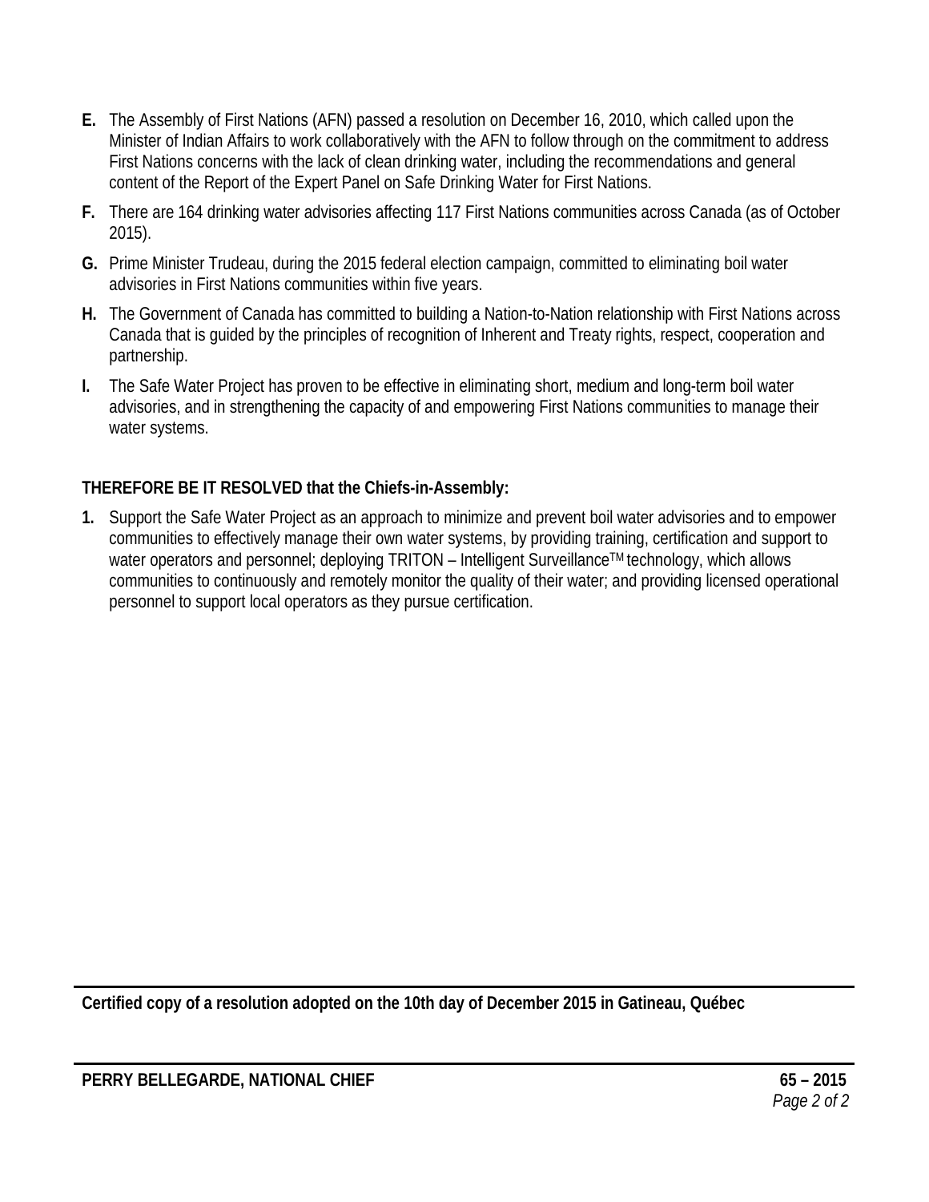**E.** The Assembly of First Nations (AFN) passed a resolution on December 16, 2010, which called upon the Minister of Indian Affairs to work collaboratively with the AFN to follow through on the commitment to address First Nations concerns with the lack of clean drinking water, including the recommendations and general content of the Report of the Expert Panel on Safe Drinking Water for First Nations.

**F.** There are 164 drinking water advisories affecting 117 First Nations communities across Canada (as of October 2015).

**G.** Prime Minister Trudeau, during the 2015 federal election campaign, committed to eliminating boil water advisories in First Nations communities within five years.

**H.** The Government of Canada has committed to building a Nation-to-Nation relationship with First Nations across Canada that is guided by the principles of recognition of Inherent and Treaty rights, respect, cooperation and partnership.

**I.** The Safe Water Project has proven to be effective in eliminating short, medium and long-term boil water advisories, and in strengthening the capacity of and empowering First Nations communities to manage their water systems.

**THEREFORE BE IT RESOLVED that the Chiefs-in-Assembly:**

**1.** Support the Safe Water Project as an approach to minimize and prevent boil water advisories and to empower communities to effectively manage their own water systems, by providing training, certification and support to water operators and personnel; deploying TRITON – Intelligent Surveillance™ technology, which allows communities to continuously and remotely monitor the quality of their water; and providing licensed operational personnel to support local operators as they pursue certification.

---

**Certified copy of a resolution adopted on the 10th day of December 2015 in Gatineau, Québec**

---

**PERRY BELLEGARDE, NATIONAL CHIEF** **65 – 2015**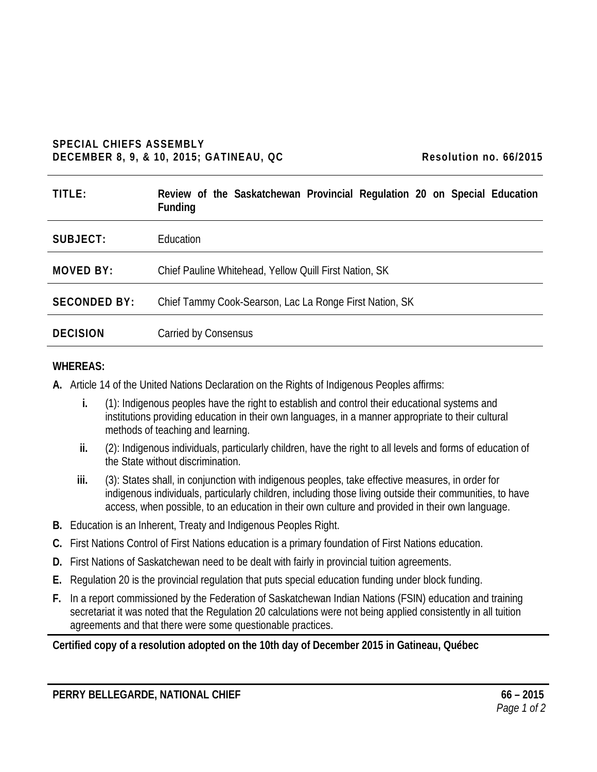**SPECIAL CHIEFS ASSEMBLY**
**DECEMBER 8, 9, & 10, 2015; GATINEAU, QC** **Resolution no. 66/2015**

| | |
|---|---|
| **TITLE:** | **Review of the Saskatchewan Provincial Regulation 20 on Special Education Funding** |
| **SUBJECT:** | Education |
| **MOVED BY:** | Chief Pauline Whitehead, Yellow Quill First Nation, SK |
| **SECONDED BY:** | Chief Tammy Cook-Searson, Lac La Ronge First Nation, SK |
| **DECISION** | Carried by Consensus |

**WHEREAS:**

**A.** Article 14 of the United Nations Declaration on the Rights of Indigenous Peoples affirms:

   **i.** (1): Indigenous peoples have the right to establish and control their educational systems and institutions providing education in their own languages, in a manner appropriate to their cultural methods of teaching and learning.

   **ii.** (2): Indigenous individuals, particularly children, have the right to all levels and forms of education of the State without discrimination.

   **iii.** (3): States shall, in conjunction with indigenous peoples, take effective measures, in order for indigenous individuals, particularly children, including those living outside their communities, to have access, when possible, to an education in their own culture and provided in their own language.

**B.** Education is an Inherent, Treaty and Indigenous Peoples Right.

**C.** First Nations Control of First Nations education is a primary foundation of First Nations education.

**D.** First Nations of Saskatchewan need to be dealt with fairly in provincial tuition agreements.

**E.** Regulation 20 is the provincial regulation that puts special education funding under block funding.

**F.** In a report commissioned by the Federation of Saskatchewan Indian Nations (FSIN) education and training secretariat it was noted that the Regulation 20 calculations were not being applied consistently in all tuition agreements and that there were some questionable practices.

**Certified copy of a resolution adopted on the 10th day of December 2015 in Gatineau, Québec**

**PERRY BELLEGARDE, NATIONAL CHIEF** **66 – 2015**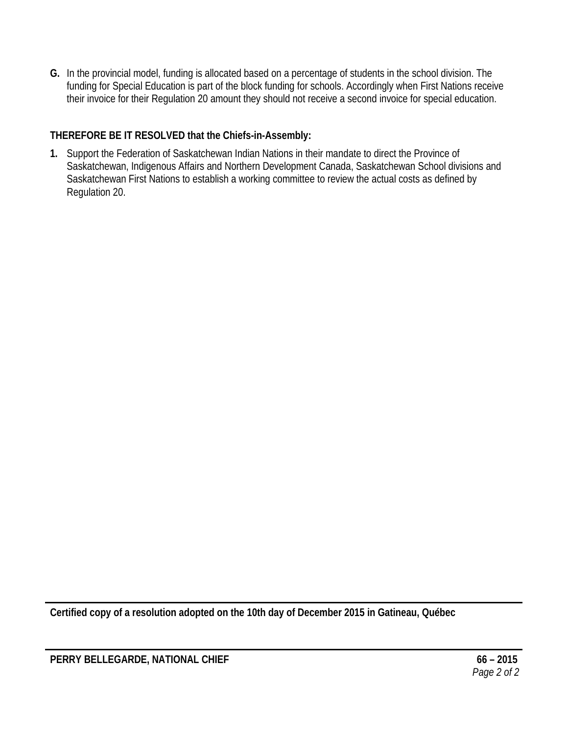**G.** In the provincial model, funding is allocated based on a percentage of students in the school division. The funding for Special Education is part of the block funding for schools. Accordingly when First Nations receive their invoice for their Regulation 20 amount they should not receive a second invoice for special education.

**THEREFORE BE IT RESOLVED that the Chiefs-in-Assembly:**

**1.** Support the Federation of Saskatchewan Indian Nations in their mandate to direct the Province of Saskatchewan, Indigenous Affairs and Northern Development Canada, Saskatchewan School divisions and Saskatchewan First Nations to establish a working committee to review the actual costs as defined by Regulation 20.

**Certified copy of a resolution adopted on the 10th day of December 2015 in Gatineau, Québec**

**PERRY BELLEGARDE, NATIONAL CHIEF** **66 – 2015**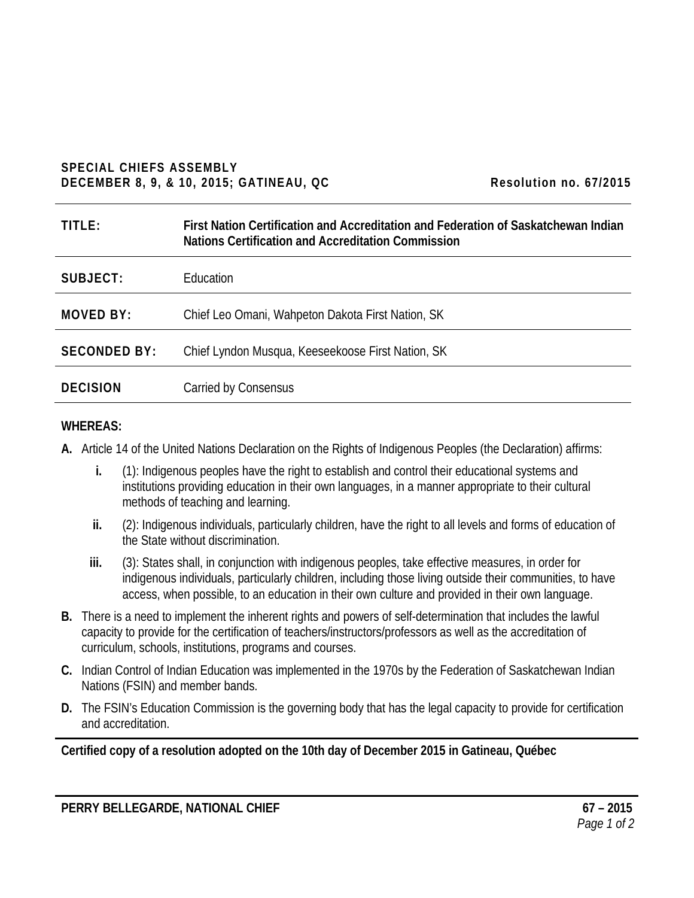**SPECIAL CHIEFS ASSEMBLY**
**DECEMBER 8, 9, & 10, 2015; GATINEAU, QC** **Resolution no. 67/2015**

| | |
|---|---|
| **TITLE:** | **First Nation Certification and Accreditation and Federation of Saskatchewan Indian Nations Certification and Accreditation Commission** |
| **SUBJECT:** | Education |
| **MOVED BY:** | Chief Leo Omani, Wahpeton Dakota First Nation, SK |
| **SECONDED BY:** | Chief Lyndon Musqua, Keeseekoose First Nation, SK |
| **DECISION** | Carried by Consensus |

**WHEREAS:**

**A.** Article 14 of the United Nations Declaration on the Rights of Indigenous Peoples (the Declaration) affirms:

- **i.** (1): Indigenous peoples have the right to establish and control their educational systems and institutions providing education in their own languages, in a manner appropriate to their cultural methods of teaching and learning.
- **ii.** (2): Indigenous individuals, particularly children, have the right to all levels and forms of education of the State without discrimination.
- **iii.** (3): States shall, in conjunction with indigenous peoples, take effective measures, in order for indigenous individuals, particularly children, including those living outside their communities, to have access, when possible, to an education in their own culture and provided in their own language.

**B.** There is a need to implement the inherent rights and powers of self-determination that includes the lawful capacity to provide for the certification of teachers/instructors/professors as well as the accreditation of curriculum, schools, institutions, programs and courses.

**C.** Indian Control of Indian Education was implemented in the 1970s by the Federation of Saskatchewan Indian Nations (FSIN) and member bands.

**D.** The FSIN's Education Commission is the governing body that has the legal capacity to provide for certification and accreditation.

**Certified copy of a resolution adopted on the 10th day of December 2015 in Gatineau, Québec**

**PERRY BELLEGARDE, NATIONAL CHIEF**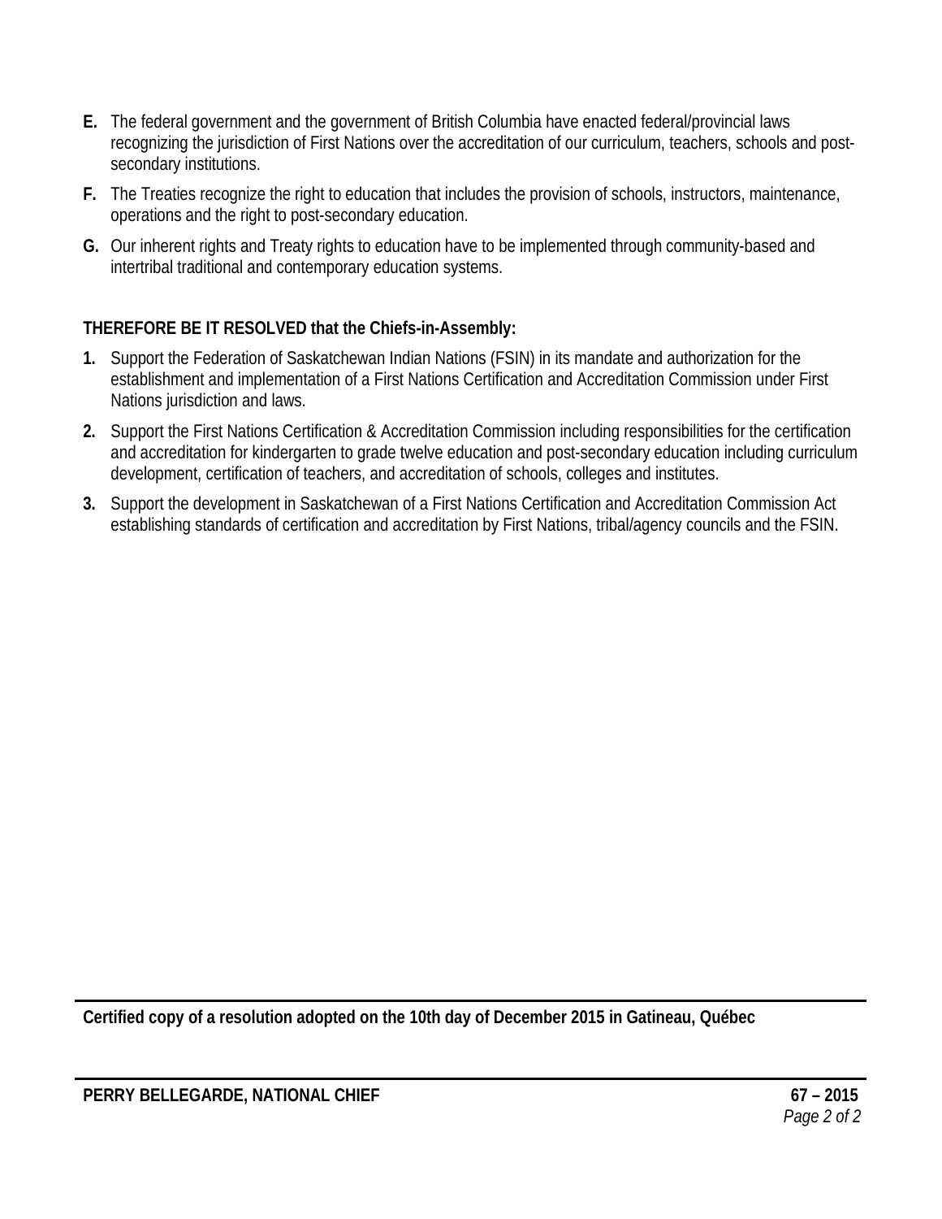**E.** The federal government and the government of British Columbia have enacted federal/provincial laws recognizing the jurisdiction of First Nations over the accreditation of our curriculum, teachers, schools and post-secondary institutions.

**F.** The Treaties recognize the right to education that includes the provision of schools, instructors, maintenance, operations and the right to post-secondary education.

**G.** Our inherent rights and Treaty rights to education have to be implemented through community-based and intertribal traditional and contemporary education systems.

**THEREFORE BE IT RESOLVED that the Chiefs-in-Assembly:**

**1.** Support the Federation of Saskatchewan Indian Nations (FSIN) in its mandate and authorization for the establishment and implementation of a First Nations Certification and Accreditation Commission under First Nations jurisdiction and laws.

**2.** Support the First Nations Certification & Accreditation Commission including responsibilities for the certification and accreditation for kindergarten to grade twelve education and post-secondary education including curriculum development, certification of teachers, and accreditation of schools, colleges and institutes.

**3.** Support the development in Saskatchewan of a First Nations Certification and Accreditation Commission Act establishing standards of certification and accreditation by First Nations, tribal/agency councils and the FSIN.

---

**Certified copy of a resolution adopted on the 10th day of December 2015 in Gatineau, Québec**

---

**PERRY BELLEGARDE, NATIONAL CHIEF** **67 – 2015**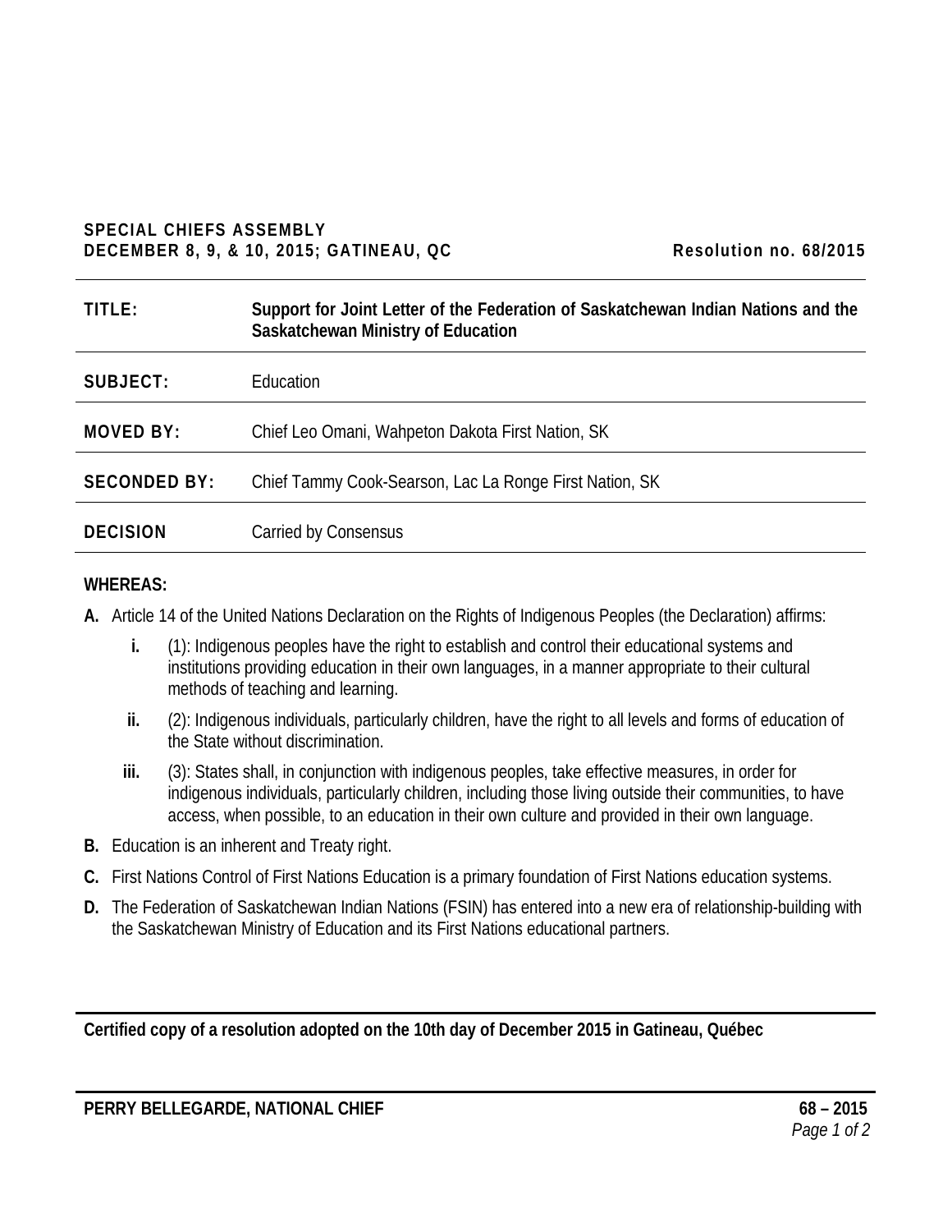**SPECIAL CHIEFS ASSEMBLY**
**DECEMBER 8, 9, & 10, 2015; GATINEAU, QC** **Resolution no. 68/2015**

| | |
|---|---|
| **TITLE:** | **Support for Joint Letter of the Federation of Saskatchewan Indian Nations and the Saskatchewan Ministry of Education** |
| **SUBJECT:** | Education |
| **MOVED BY:** | Chief Leo Omani, Wahpeton Dakota First Nation, SK |
| **SECONDED BY:** | Chief Tammy Cook-Searson, Lac La Ronge First Nation, SK |
| **DECISION** | Carried by Consensus |

**WHEREAS:**

**A.** Article 14 of the United Nations Declaration on the Rights of Indigenous Peoples (the Declaration) affirms:

  **i.** (1): Indigenous peoples have the right to establish and control their educational systems and institutions providing education in their own languages, in a manner appropriate to their cultural methods of teaching and learning.

  **ii.** (2): Indigenous individuals, particularly children, have the right to all levels and forms of education of the State without discrimination.

  **iii.** (3): States shall, in conjunction with indigenous peoples, take effective measures, in order for indigenous individuals, particularly children, including those living outside their communities, to have access, when possible, to an education in their own culture and provided in their own language.

**B.** Education is an inherent and Treaty right.

**C.** First Nations Control of First Nations Education is a primary foundation of First Nations education systems.

**D.** The Federation of Saskatchewan Indian Nations (FSIN) has entered into a new era of relationship-building with the Saskatchewan Ministry of Education and its First Nations educational partners.

**Certified copy of a resolution adopted on the 10th day of December 2015 in Gatineau, Québec**

**PERRY BELLEGARDE, NATIONAL CHIEF**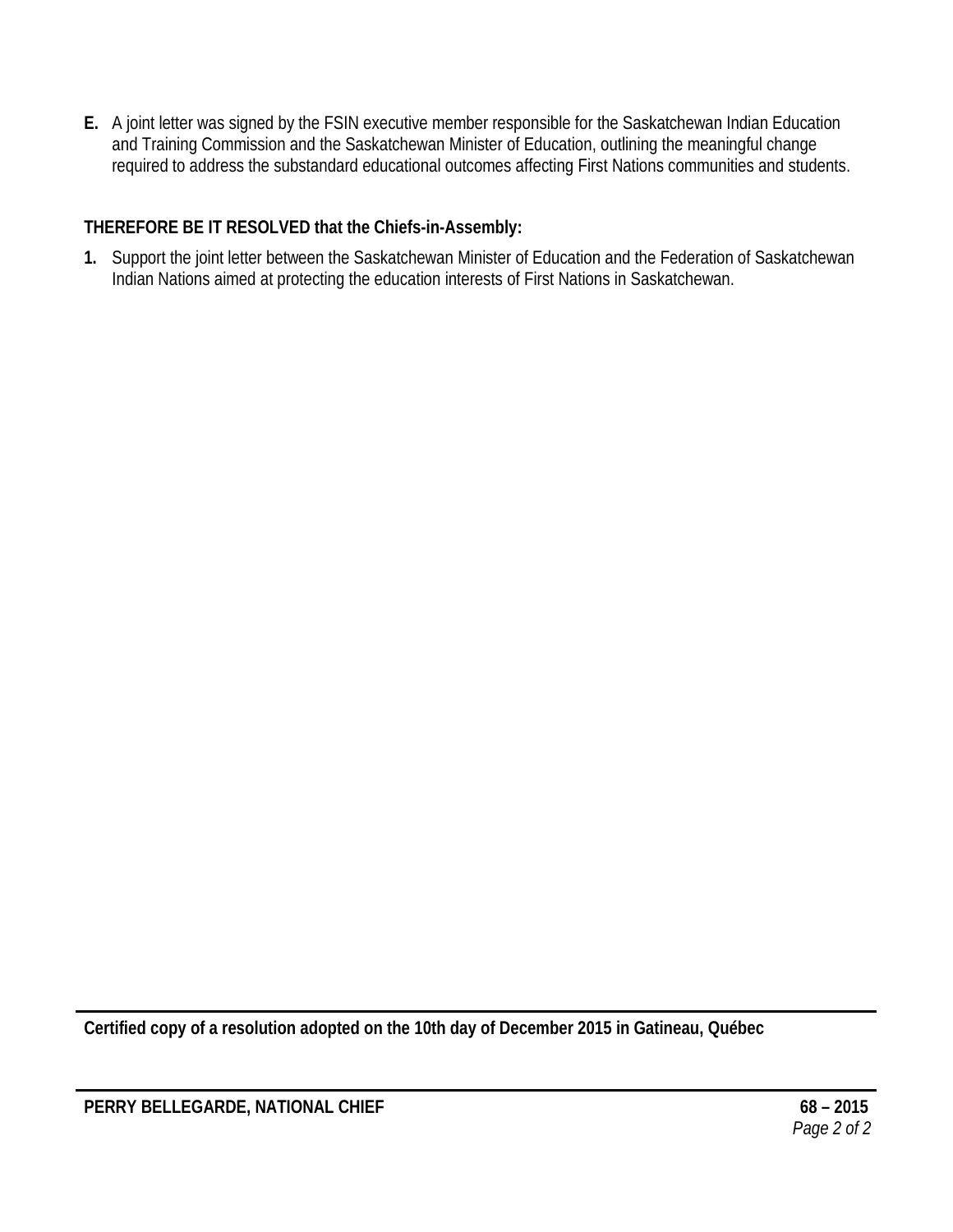**E.** A joint letter was signed by the FSIN executive member responsible for the Saskatchewan Indian Education and Training Commission and the Saskatchewan Minister of Education, outlining the meaningful change required to address the substandard educational outcomes affecting First Nations communities and students.

**THEREFORE BE IT RESOLVED that the Chiefs-in-Assembly:**

**1.** Support the joint letter between the Saskatchewan Minister of Education and the Federation of Saskatchewan Indian Nations aimed at protecting the education interests of First Nations in Saskatchewan.

---

**Certified copy of a resolution adopted on the 10th day of December 2015 in Gatineau, Québec**

---

**PERRY BELLEGARDE, NATIONAL CHIEF** **68 – 2015**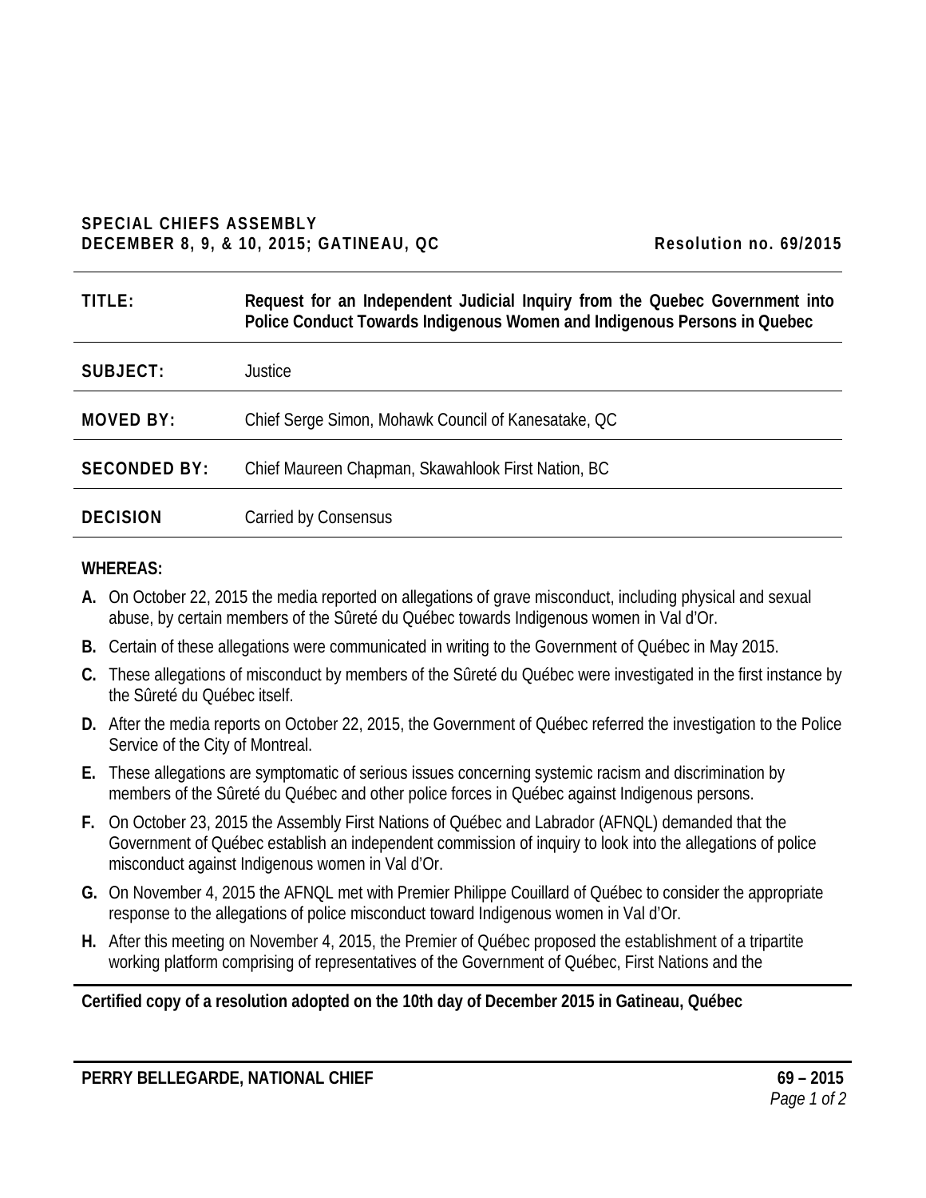**SPECIAL CHIEFS ASSEMBLY**
**DECEMBER 8, 9, & 10, 2015; GATINEAU, QC** **Resolution no. 69/2015**

| | |
|---|---|
| **TITLE:** | **Request for an Independent Judicial Inquiry from the Quebec Government into Police Conduct Towards Indigenous Women and Indigenous Persons in Quebec** |
| **SUBJECT:** | Justice |
| **MOVED BY:** | Chief Serge Simon, Mohawk Council of Kanesatake, QC |
| **SECONDED BY:** | Chief Maureen Chapman, Skawahlook First Nation, BC |
| **DECISION** | Carried by Consensus |

**WHEREAS:**

**A.** On October 22, 2015 the media reported on allegations of grave misconduct, including physical and sexual abuse, by certain members of the Sûreté du Québec towards Indigenous women in Val d'Or.

**B.** Certain of these allegations were communicated in writing to the Government of Québec in May 2015.

**C.** These allegations of misconduct by members of the Sûreté du Québec were investigated in the first instance by the Sûreté du Québec itself.

**D.** After the media reports on October 22, 2015, the Government of Québec referred the investigation to the Police Service of the City of Montreal.

**E.** These allegations are symptomatic of serious issues concerning systemic racism and discrimination by members of the Sûreté du Québec and other police forces in Québec against Indigenous persons.

**F.** On October 23, 2015 the Assembly First Nations of Québec and Labrador (AFNQL) demanded that the Government of Québec establish an independent commission of inquiry to look into the allegations of police misconduct against Indigenous women in Val d'Or.

**G.** On November 4, 2015 the AFNQL met with Premier Philippe Couillard of Québec to consider the appropriate response to the allegations of police misconduct toward Indigenous women in Val d'Or.

**H.** After this meeting on November 4, 2015, the Premier of Québec proposed the establishment of a tripartite working platform comprising of representatives of the Government of Québec, First Nations and the

**Certified copy of a resolution adopted on the 10th day of December 2015 in Gatineau, Québec**

**PERRY BELLEGARDE, NATIONAL CHIEF**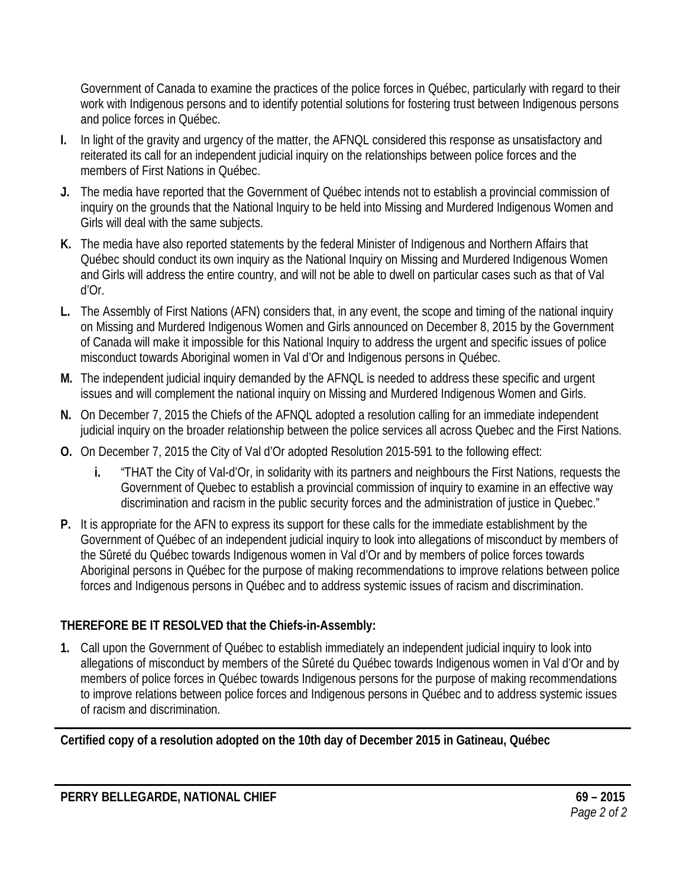Government of Canada to examine the practices of the police forces in Québec, particularly with regard to their work with Indigenous persons and to identify potential solutions for fostering trust between Indigenous persons and police forces in Québec.

**I.** In light of the gravity and urgency of the matter, the AFNQL considered this response as unsatisfactory and reiterated its call for an independent judicial inquiry on the relationships between police forces and the members of First Nations in Québec.

**J.** The media have reported that the Government of Québec intends not to establish a provincial commission of inquiry on the grounds that the National Inquiry to be held into Missing and Murdered Indigenous Women and Girls will deal with the same subjects.

**K.** The media have also reported statements by the federal Minister of Indigenous and Northern Affairs that Québec should conduct its own inquiry as the National Inquiry on Missing and Murdered Indigenous Women and Girls will address the entire country, and will not be able to dwell on particular cases such as that of Val d'Or.

**L.** The Assembly of First Nations (AFN) considers that, in any event, the scope and timing of the national inquiry on Missing and Murdered Indigenous Women and Girls announced on December 8, 2015 by the Government of Canada will make it impossible for this National Inquiry to address the urgent and specific issues of police misconduct towards Aboriginal women in Val d'Or and Indigenous persons in Québec.

**M.** The independent judicial inquiry demanded by the AFNQL is needed to address these specific and urgent issues and will complement the national inquiry on Missing and Murdered Indigenous Women and Girls.

**N.** On December 7, 2015 the Chiefs of the AFNQL adopted a resolution calling for an immediate independent judicial inquiry on the broader relationship between the police services all across Quebec and the First Nations.

**O.** On December 7, 2015 the City of Val d'Or adopted Resolution 2015-591 to the following effect:

- **i.** "THAT the City of Val-d'Or, in solidarity with its partners and neighbours the First Nations, requests the Government of Quebec to establish a provincial commission of inquiry to examine in an effective way discrimination and racism in the public security forces and the administration of justice in Quebec."

**P.** It is appropriate for the AFN to express its support for these calls for the immediate establishment by the Government of Québec of an independent judicial inquiry to look into allegations of misconduct by members of the Sûreté du Québec towards Indigenous women in Val d'Or and by members of police forces towards Aboriginal persons in Québec for the purpose of making recommendations to improve relations between police forces and Indigenous persons in Québec and to address systemic issues of racism and discrimination.

**THEREFORE BE IT RESOLVED that the Chiefs-in-Assembly:**

**1.** Call upon the Government of Québec to establish immediately an independent judicial inquiry to look into allegations of misconduct by members of the Sûreté du Québec towards Indigenous women in Val d'Or and by members of police forces in Québec towards Indigenous persons for the purpose of making recommendations to improve relations between police forces and Indigenous persons in Québec and to address systemic issues of racism and discrimination.

---

**Certified copy of a resolution adopted on the 10th day of December 2015 in Gatineau, Québec**

---

**PERRY BELLEGARDE, NATIONAL CHIEF** **69 – 2015**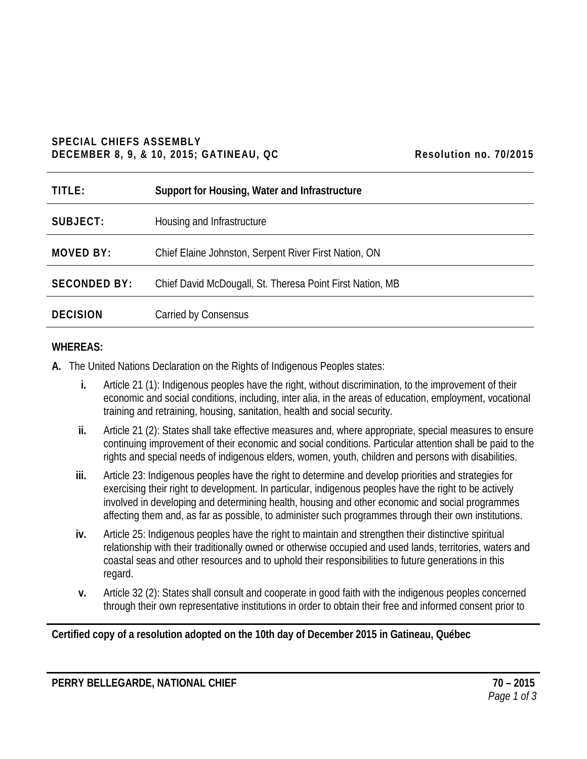**SPECIAL CHIEFS ASSEMBLY**
**DECEMBER 8, 9, & 10, 2015; GATINEAU, QC** **Resolution no. 70/2015**

| | |
|---|---|
| **TITLE:** | **Support for Housing, Water and Infrastructure** |
| **SUBJECT:** | Housing and Infrastructure |
| **MOVED BY:** | Chief Elaine Johnston, Serpent River First Nation, ON |
| **SECONDED BY:** | Chief David McDougall, St. Theresa Point First Nation, MB |
| **DECISION** | Carried by Consensus |

**WHEREAS:**

**A.** The United Nations Declaration on the Rights of Indigenous Peoples states:

- **i.** Article 21 (1): Indigenous peoples have the right, without discrimination, to the improvement of their economic and social conditions, including, inter alia, in the areas of education, employment, vocational training and retraining, housing, sanitation, health and social security.
- **ii.** Article 21 (2): States shall take effective measures and, where appropriate, special measures to ensure continuing improvement of their economic and social conditions. Particular attention shall be paid to the rights and special needs of indigenous elders, women, youth, children and persons with disabilities.
- **iii.** Article 23: Indigenous peoples have the right to determine and develop priorities and strategies for exercising their right to development. In particular, indigenous peoples have the right to be actively involved in developing and determining health, housing and other economic and social programmes affecting them and, as far as possible, to administer such programmes through their own institutions.
- **iv.** Article 25: Indigenous peoples have the right to maintain and strengthen their distinctive spiritual relationship with their traditionally owned or otherwise occupied and used lands, territories, waters and coastal seas and other resources and to uphold their responsibilities to future generations in this regard.
- **v.** Article 32 (2): States shall consult and cooperate in good faith with the indigenous peoples concerned through their own representative institutions in order to obtain their free and informed consent prior to

**Certified copy of a resolution adopted on the 10th day of December 2015 in Gatineau, Québec**

**PERRY BELLEGARDE, NATIONAL CHIEF** **70 – 2015**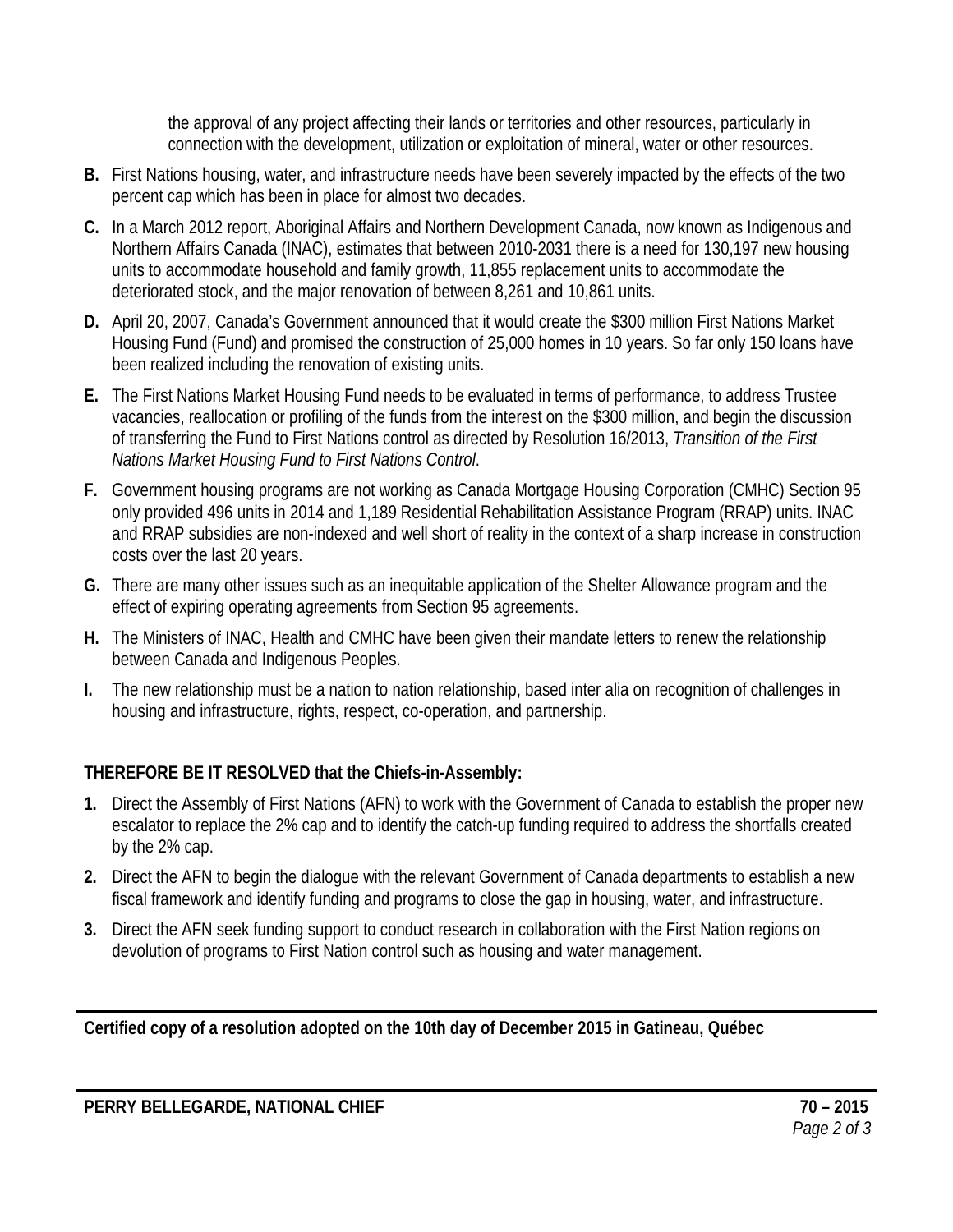the approval of any project affecting their lands or territories and other resources, particularly in connection with the development, utilization or exploitation of mineral, water or other resources.

**B.** First Nations housing, water, and infrastructure needs have been severely impacted by the effects of the two percent cap which has been in place for almost two decades.

**C.** In a March 2012 report, Aboriginal Affairs and Northern Development Canada, now known as Indigenous and Northern Affairs Canada (INAC), estimates that between 2010-2031 there is a need for 130,197 new housing units to accommodate household and family growth, 11,855 replacement units to accommodate the deteriorated stock, and the major renovation of between 8,261 and 10,861 units.

**D.** April 20, 2007, Canada's Government announced that it would create the $300 million First Nations Market Housing Fund (Fund) and promised the construction of 25,000 homes in 10 years. So far only 150 loans have been realized including the renovation of existing units.

**E.** The First Nations Market Housing Fund needs to be evaluated in terms of performance, to address Trustee vacancies, reallocation or profiling of the funds from the interest on the $300 million, and begin the discussion of transferring the Fund to First Nations control as directed by Resolution 16/2013, *Transition of the First Nations Market Housing Fund to First Nations Control*.

**F.** Government housing programs are not working as Canada Mortgage Housing Corporation (CMHC) Section 95 only provided 496 units in 2014 and 1,189 Residential Rehabilitation Assistance Program (RRAP) units. INAC and RRAP subsidies are non-indexed and well short of reality in the context of a sharp increase in construction costs over the last 20 years.

**G.** There are many other issues such as an inequitable application of the Shelter Allowance program and the effect of expiring operating agreements from Section 95 agreements.

**H.** The Ministers of INAC, Health and CMHC have been given their mandate letters to renew the relationship between Canada and Indigenous Peoples.

**I.** The new relationship must be a nation to nation relationship, based inter alia on recognition of challenges in housing and infrastructure, rights, respect, co-operation, and partnership.

**THEREFORE BE IT RESOLVED that the Chiefs-in-Assembly:**

1. Direct the Assembly of First Nations (AFN) to work with the Government of Canada to establish the proper new escalator to replace the 2% cap and to identify the catch-up funding required to address the shortfalls created by the 2% cap.
2. Direct the AFN to begin the dialogue with the relevant Government of Canada departments to establish a new fiscal framework and identify funding and programs to close the gap in housing, water, and infrastructure.
3. Direct the AFN seek funding support to conduct research in collaboration with the First Nation regions on devolution of programs to First Nation control such as housing and water management.

---

**Certified copy of a resolution adopted on the 10th day of December 2015 in Gatineau, Québec**

---

**PERRY BELLEGARDE, NATIONAL CHIEF** **70 – 2015**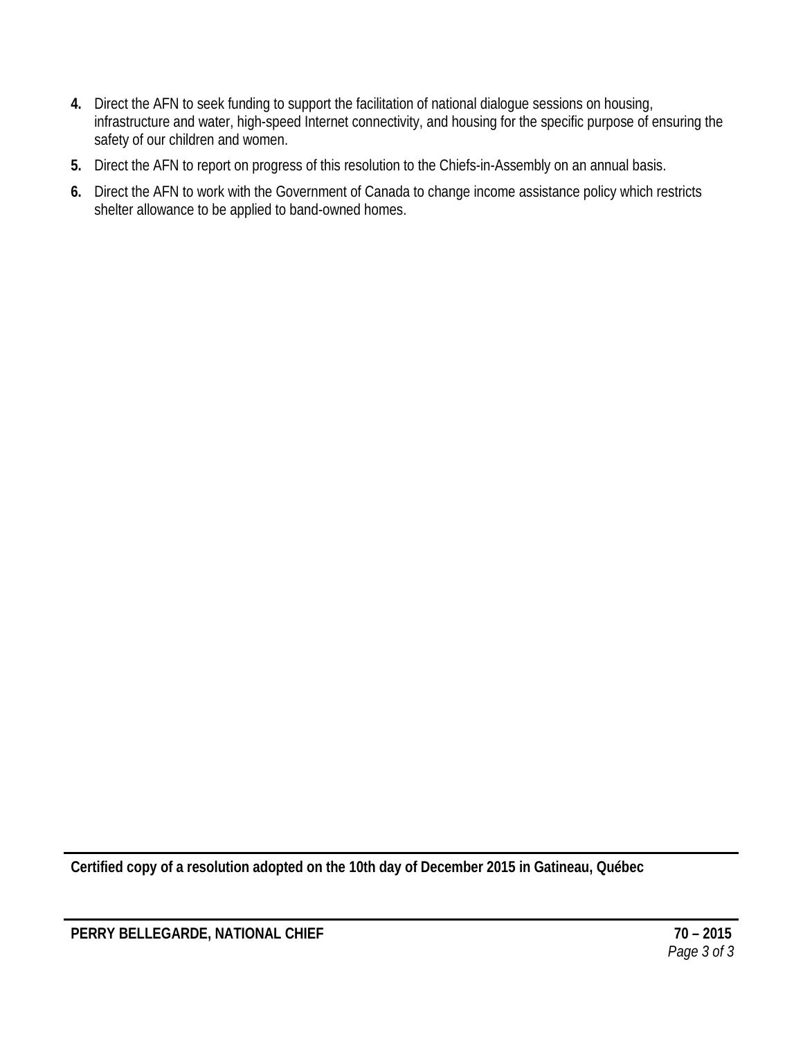**4.** Direct the AFN to seek funding to support the facilitation of national dialogue sessions on housing, infrastructure and water, high-speed Internet connectivity, and housing for the specific purpose of ensuring the safety of our children and women.

**5.** Direct the AFN to report on progress of this resolution to the Chiefs-in-Assembly on an annual basis.

**6.** Direct the AFN to work with the Government of Canada to change income assistance policy which restricts shelter allowance to be applied to band-owned homes.

---

**Certified copy of a resolution adopted on the 10th day of December 2015 in Gatineau, Québec**

---

**PERRY BELLEGARDE, NATIONAL CHIEF** **70 – 2015**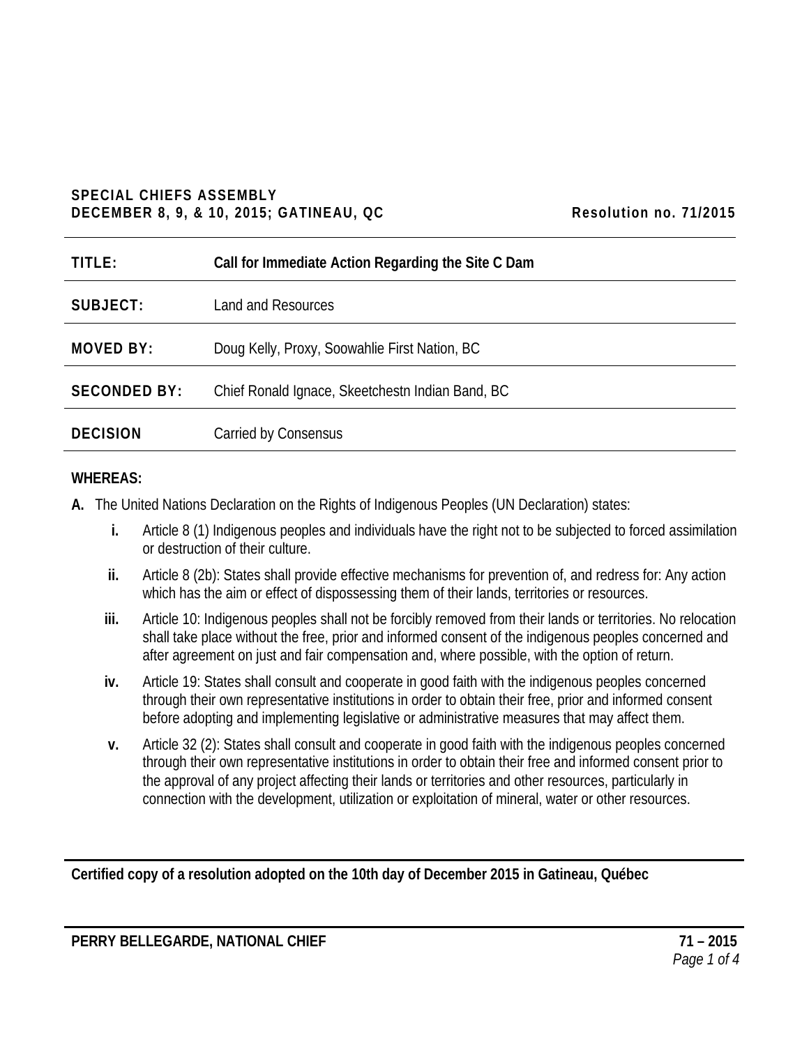**SPECIAL CHIEFS ASSEMBLY**
**DECEMBER 8, 9, & 10, 2015; GATINEAU, QC** **Resolution no. 71/2015**

| | |
|---|---|
| **TITLE:** | **Call for Immediate Action Regarding the Site C Dam** |
| **SUBJECT:** | Land and Resources |
| **MOVED BY:** | Doug Kelly, Proxy, Soowahlie First Nation, BC |
| **SECONDED BY:** | Chief Ronald Ignace, Skeetchestn Indian Band, BC |
| **DECISION** | Carried by Consensus |

**WHEREAS:**

**A.** The United Nations Declaration on the Rights of Indigenous Peoples (UN Declaration) states:

- **i.** Article 8 (1) Indigenous peoples and individuals have the right not to be subjected to forced assimilation or destruction of their culture.
- **ii.** Article 8 (2b): States shall provide effective mechanisms for prevention of, and redress for: Any action which has the aim or effect of dispossessing them of their lands, territories or resources.
- **iii.** Article 10: Indigenous peoples shall not be forcibly removed from their lands or territories. No relocation shall take place without the free, prior and informed consent of the indigenous peoples concerned and after agreement on just and fair compensation and, where possible, with the option of return.
- **iv.** Article 19: States shall consult and cooperate in good faith with the indigenous peoples concerned through their own representative institutions in order to obtain their free, prior and informed consent before adopting and implementing legislative or administrative measures that may affect them.
- **v.** Article 32 (2): States shall consult and cooperate in good faith with the indigenous peoples concerned through their own representative institutions in order to obtain their free and informed consent prior to the approval of any project affecting their lands or territories and other resources, particularly in connection with the development, utilization or exploitation of mineral, water or other resources.

**Certified copy of a resolution adopted on the 10th day of December 2015 in Gatineau, Québec**

**PERRY BELLEGARDE, NATIONAL CHIEF**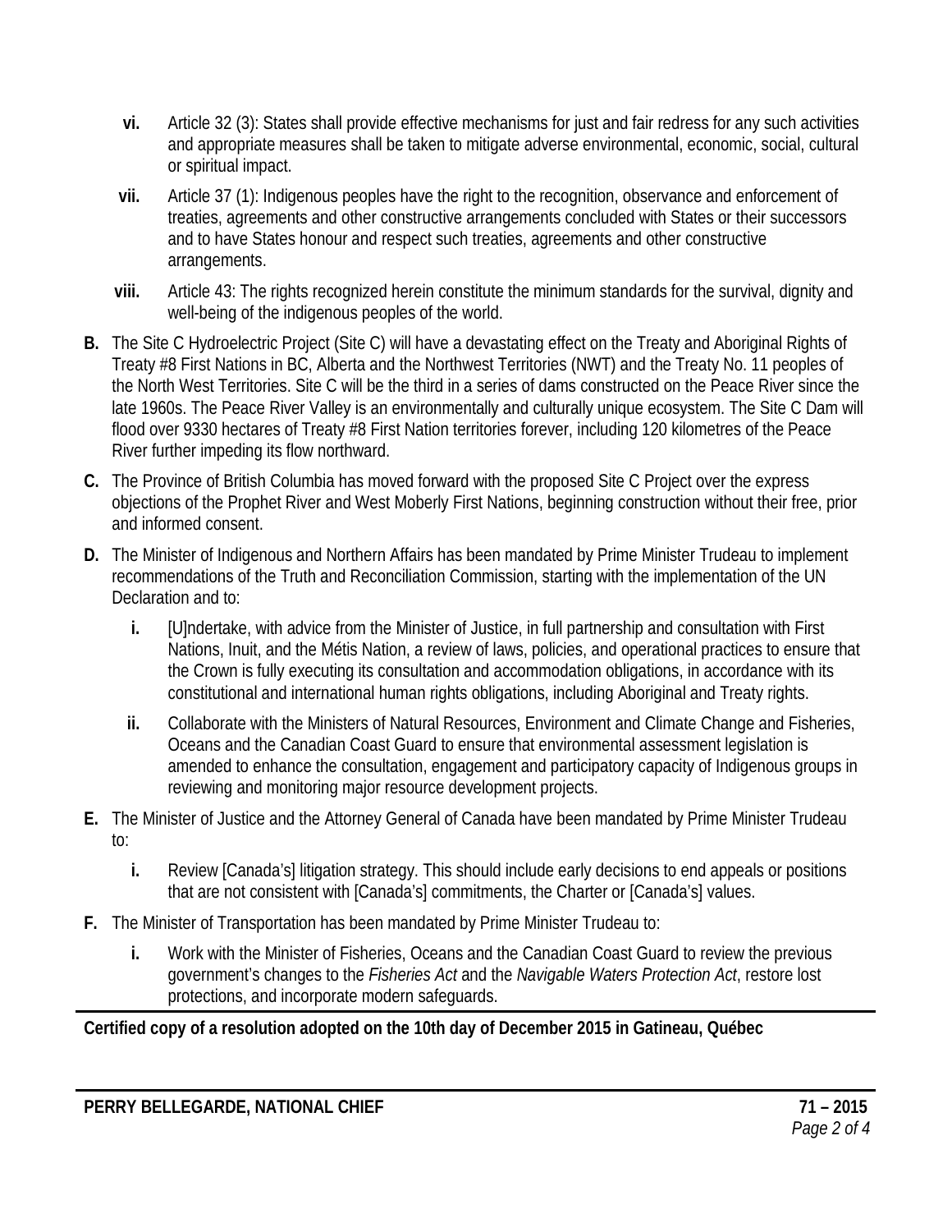- **vi.** Article 32 (3): States shall provide effective mechanisms for just and fair redress for any such activities and appropriate measures shall be taken to mitigate adverse environmental, economic, social, cultural or spiritual impact.
- **vii.** Article 37 (1): Indigenous peoples have the right to the recognition, observance and enforcement of treaties, agreements and other constructive arrangements concluded with States or their successors and to have States honour and respect such treaties, agreements and other constructive arrangements.
- **viii.** Article 43: The rights recognized herein constitute the minimum standards for the survival, dignity and well-being of the indigenous peoples of the world.

**B.** The Site C Hydroelectric Project (Site C) will have a devastating effect on the Treaty and Aboriginal Rights of Treaty #8 First Nations in BC, Alberta and the Northwest Territories (NWT) and the Treaty No. 11 peoples of the North West Territories. Site C will be the third in a series of dams constructed on the Peace River since the late 1960s. The Peace River Valley is an environmentally and culturally unique ecosystem. The Site C Dam will flood over 9330 hectares of Treaty #8 First Nation territories forever, including 120 kilometres of the Peace River further impeding its flow northward.

**C.** The Province of British Columbia has moved forward with the proposed Site C Project over the express objections of the Prophet River and West Moberly First Nations, beginning construction without their free, prior and informed consent.

**D.** The Minister of Indigenous and Northern Affairs has been mandated by Prime Minister Trudeau to implement recommendations of the Truth and Reconciliation Commission, starting with the implementation of the UN Declaration and to:

- **i.** [U]ndertake, with advice from the Minister of Justice, in full partnership and consultation with First Nations, Inuit, and the Métis Nation, a review of laws, policies, and operational practices to ensure that the Crown is fully executing its consultation and accommodation obligations, in accordance with its constitutional and international human rights obligations, including Aboriginal and Treaty rights.
- **ii.** Collaborate with the Ministers of Natural Resources, Environment and Climate Change and Fisheries, Oceans and the Canadian Coast Guard to ensure that environmental assessment legislation is amended to enhance the consultation, engagement and participatory capacity of Indigenous groups in reviewing and monitoring major resource development projects.

**E.** The Minister of Justice and the Attorney General of Canada have been mandated by Prime Minister Trudeau to:

- **i.** Review [Canada's] litigation strategy. This should include early decisions to end appeals or positions that are not consistent with [Canada's] commitments, the Charter or [Canada's] values.

**F.** The Minister of Transportation has been mandated by Prime Minister Trudeau to:

- **i.** Work with the Minister of Fisheries, Oceans and the Canadian Coast Guard to review the previous government's changes to the *Fisheries Act* and the *Navigable Waters Protection Act*, restore lost protections, and incorporate modern safeguards.

**Certified copy of a resolution adopted on the 10th day of December 2015 in Gatineau, Québec**

**PERRY BELLEGARDE, NATIONAL CHIEF** **71 – 2015**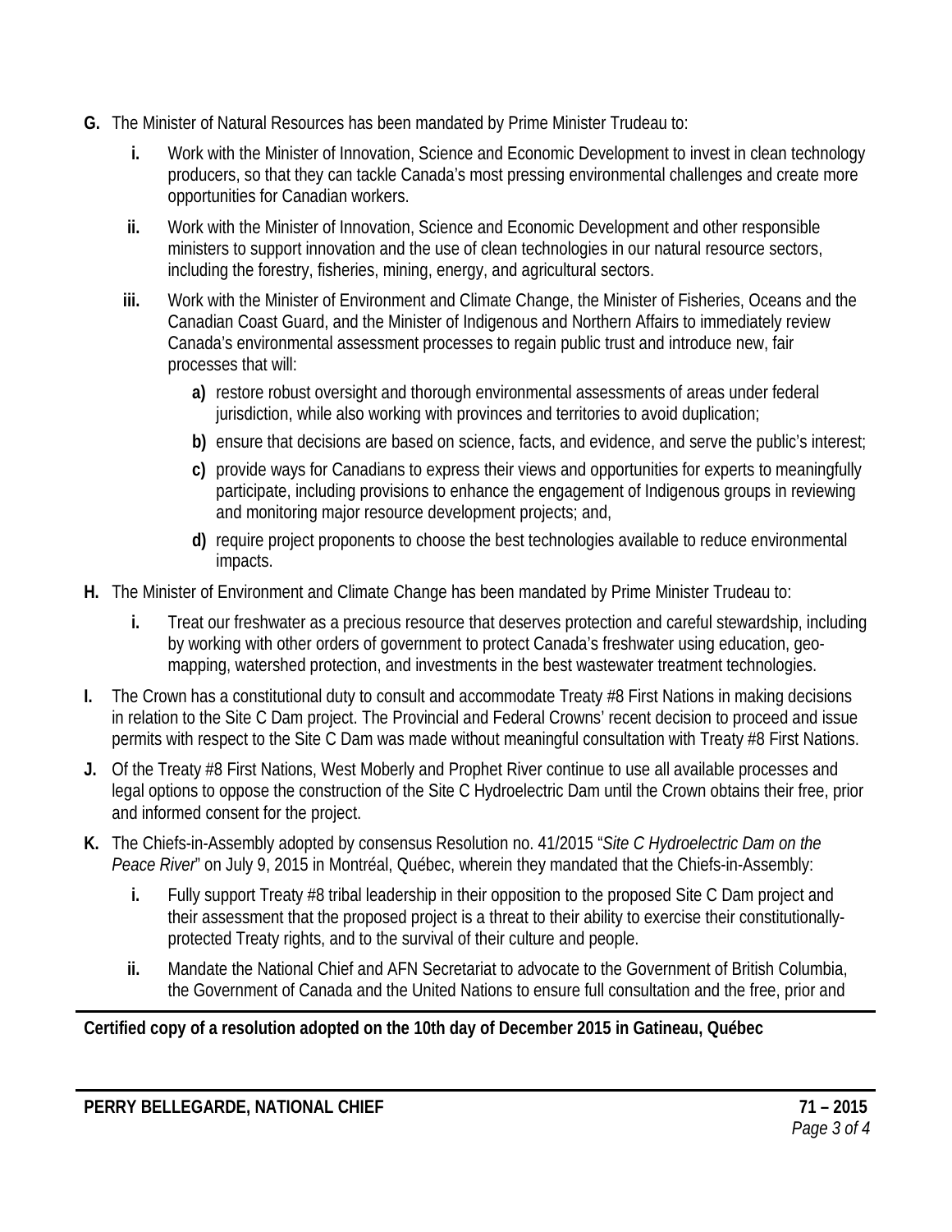**G.** The Minister of Natural Resources has been mandated by Prime Minister Trudeau to:

   **i.** Work with the Minister of Innovation, Science and Economic Development to invest in clean technology producers, so that they can tackle Canada's most pressing environmental challenges and create more opportunities for Canadian workers.

   **ii.** Work with the Minister of Innovation, Science and Economic Development and other responsible ministers to support innovation and the use of clean technologies in our natural resource sectors, including the forestry, fisheries, mining, energy, and agricultural sectors.

   **iii.** Work with the Minister of Environment and Climate Change, the Minister of Fisheries, Oceans and the Canadian Coast Guard, and the Minister of Indigenous and Northern Affairs to immediately review Canada's environmental assessment processes to regain public trust and introduce new, fair processes that will:

      **a)** restore robust oversight and thorough environmental assessments of areas under federal jurisdiction, while also working with provinces and territories to avoid duplication;

      **b)** ensure that decisions are based on science, facts, and evidence, and serve the public's interest;

      **c)** provide ways for Canadians to express their views and opportunities for experts to meaningfully participate, including provisions to enhance the engagement of Indigenous groups in reviewing and monitoring major resource development projects; and,

      **d)** require project proponents to choose the best technologies available to reduce environmental impacts.

**H.** The Minister of Environment and Climate Change has been mandated by Prime Minister Trudeau to:

   **i.** Treat our freshwater as a precious resource that deserves protection and careful stewardship, including by working with other orders of government to protect Canada's freshwater using education, geo-mapping, watershed protection, and investments in the best wastewater treatment technologies.

**I.** The Crown has a constitutional duty to consult and accommodate Treaty #8 First Nations in making decisions in relation to the Site C Dam project. The Provincial and Federal Crowns' recent decision to proceed and issue permits with respect to the Site C Dam was made without meaningful consultation with Treaty #8 First Nations.

**J.** Of the Treaty #8 First Nations, West Moberly and Prophet River continue to use all available processes and legal options to oppose the construction of the Site C Hydroelectric Dam until the Crown obtains their free, prior and informed consent for the project.

**K.** The Chiefs-in-Assembly adopted by consensus Resolution no. 41/2015 "*Site C Hydroelectric Dam on the Peace River*" on July 9, 2015 in Montréal, Québec, wherein they mandated that the Chiefs-in-Assembly:

   **i.** Fully support Treaty #8 tribal leadership in their opposition to the proposed Site C Dam project and their assessment that the proposed project is a threat to their ability to exercise their constitutionally-protected Treaty rights, and to the survival of their culture and people.

   **ii.** Mandate the National Chief and AFN Secretariat to advocate to the Government of British Columbia, the Government of Canada and the United Nations to ensure full consultation and the free, prior and

**Certified copy of a resolution adopted on the 10th day of December 2015 in Gatineau, Québec**

**PERRY BELLEGARDE, NATIONAL CHIEF** **71 – 2015**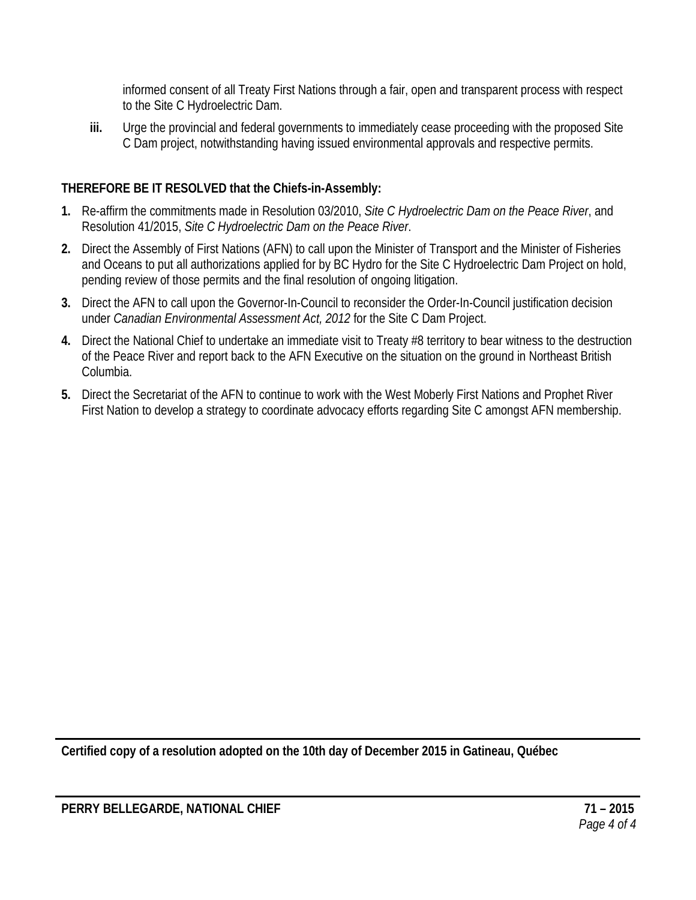informed consent of all Treaty First Nations through a fair, open and transparent process with respect to the Site C Hydroelectric Dam.

**iii.** Urge the provincial and federal governments to immediately cease proceeding with the proposed Site C Dam project, notwithstanding having issued environmental approvals and respective permits.

**THEREFORE BE IT RESOLVED that the Chiefs-in-Assembly:**

1. Re-affirm the commitments made in Resolution 03/2010, *Site C Hydroelectric Dam on the Peace River*, and Resolution 41/2015, *Site C Hydroelectric Dam on the Peace River*.
2. Direct the Assembly of First Nations (AFN) to call upon the Minister of Transport and the Minister of Fisheries and Oceans to put all authorizations applied for by BC Hydro for the Site C Hydroelectric Dam Project on hold, pending review of those permits and the final resolution of ongoing litigation.
3. Direct the AFN to call upon the Governor-In-Council to reconsider the Order-In-Council justification decision under *Canadian Environmental Assessment Act, 2012* for the Site C Dam Project.
4. Direct the National Chief to undertake an immediate visit to Treaty #8 territory to bear witness to the destruction of the Peace River and report back to the AFN Executive on the situation on the ground in Northeast British Columbia.
5. Direct the Secretariat of the AFN to continue to work with the West Moberly First Nations and Prophet River First Nation to develop a strategy to coordinate advocacy efforts regarding Site C amongst AFN membership.

---

**Certified copy of a resolution adopted on the 10th day of December 2015 in Gatineau, Québec**

---

**PERRY BELLEGARDE, NATIONAL CHIEF** **71 – 2015**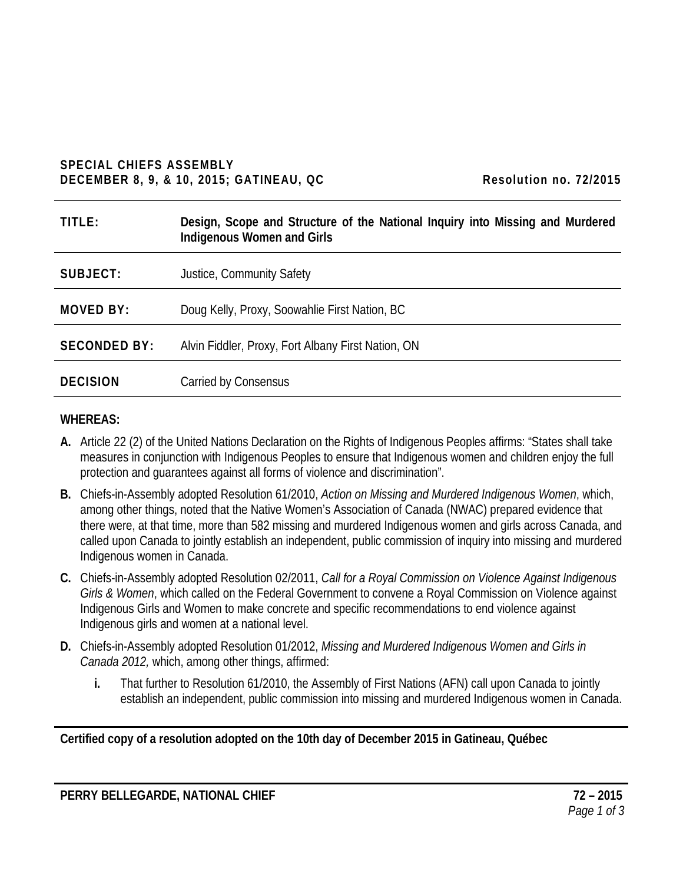**SPECIAL CHIEFS ASSEMBLY**
**DECEMBER 8, 9, & 10, 2015; GATINEAU, QC** **Resolution no. 72/2015**

| | |
|---|---|
| **TITLE:** | **Design, Scope and Structure of the National Inquiry into Missing and Murdered Indigenous Women and Girls** |
| **SUBJECT:** | Justice, Community Safety |
| **MOVED BY:** | Doug Kelly, Proxy, Soowahlie First Nation, BC |
| **SECONDED BY:** | Alvin Fiddler, Proxy, Fort Albany First Nation, ON |
| **DECISION** | Carried by Consensus |

**WHEREAS:**

**A.** Article 22 (2) of the United Nations Declaration on the Rights of Indigenous Peoples affirms: "States shall take measures in conjunction with Indigenous Peoples to ensure that Indigenous women and children enjoy the full protection and guarantees against all forms of violence and discrimination".

**B.** Chiefs-in-Assembly adopted Resolution 61/2010, *Action on Missing and Murdered Indigenous Women*, which, among other things, noted that the Native Women's Association of Canada (NWAC) prepared evidence that there were, at that time, more than 582 missing and murdered Indigenous women and girls across Canada, and called upon Canada to jointly establish an independent, public commission of inquiry into missing and murdered Indigenous women in Canada.

**C.** Chiefs-in-Assembly adopted Resolution 02/2011, *Call for a Royal Commission on Violence Against Indigenous Girls & Women*, which called on the Federal Government to convene a Royal Commission on Violence against Indigenous Girls and Women to make concrete and specific recommendations to end violence against Indigenous girls and women at a national level.

**D.** Chiefs-in-Assembly adopted Resolution 01/2012, *Missing and Murdered Indigenous Women and Girls in Canada 2012,* which, among other things, affirmed:

   **i.** That further to Resolution 61/2010, the Assembly of First Nations (AFN) call upon Canada to jointly establish an independent, public commission into missing and murdered Indigenous women in Canada.

**Certified copy of a resolution adopted on the 10th day of December 2015 in Gatineau, Québec**

**PERRY BELLEGARDE, NATIONAL CHIEF**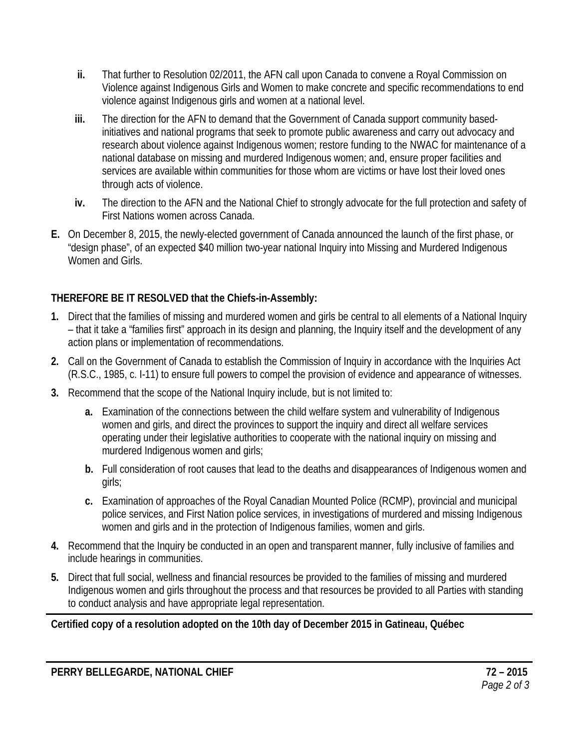- **ii.** That further to Resolution 02/2011, the AFN call upon Canada to convene a Royal Commission on Violence against Indigenous Girls and Women to make concrete and specific recommendations to end violence against Indigenous girls and women at a national level.
- **iii.** The direction for the AFN to demand that the Government of Canada support community based-initiatives and national programs that seek to promote public awareness and carry out advocacy and research about violence against Indigenous women; restore funding to the NWAC for maintenance of a national database on missing and murdered Indigenous women; and, ensure proper facilities and services are available within communities for those whom are victims or have lost their loved ones through acts of violence.
- **iv.** The direction to the AFN and the National Chief to strongly advocate for the full protection and safety of First Nations women across Canada.

**E.** On December 8, 2015, the newly-elected government of Canada announced the launch of the first phase, or "design phase", of an expected $40 million two-year national Inquiry into Missing and Murdered Indigenous Women and Girls.

**THEREFORE BE IT RESOLVED that the Chiefs-in-Assembly:**

1. Direct that the families of missing and murdered women and girls be central to all elements of a National Inquiry – that it take a "families first" approach in its design and planning, the Inquiry itself and the development of any action plans or implementation of recommendations.
2. Call on the Government of Canada to establish the Commission of Inquiry in accordance with the Inquiries Act (R.S.C., 1985, c. I-11) to ensure full powers to compel the provision of evidence and appearance of witnesses.
3. Recommend that the scope of the National Inquiry include, but is not limited to:
   - **a.** Examination of the connections between the child welfare system and vulnerability of Indigenous women and girls, and direct the provinces to support the inquiry and direct all welfare services operating under their legislative authorities to cooperate with the national inquiry on missing and murdered Indigenous women and girls;
   - **b.** Full consideration of root causes that lead to the deaths and disappearances of Indigenous women and girls;
   - **c.** Examination of approaches of the Royal Canadian Mounted Police (RCMP), provincial and municipal police services, and First Nation police services, in investigations of murdered and missing Indigenous women and girls and in the protection of Indigenous families, women and girls.
4. Recommend that the Inquiry be conducted in an open and transparent manner, fully inclusive of families and include hearings in communities.
5. Direct that full social, wellness and financial resources be provided to the families of missing and murdered Indigenous women and girls throughout the process and that resources be provided to all Parties with standing to conduct analysis and have appropriate legal representation.

---

**Certified copy of a resolution adopted on the 10th day of December 2015 in Gatineau, Québec**

**PERRY BELLEGARDE, NATIONAL CHIEF** **72 – 2015**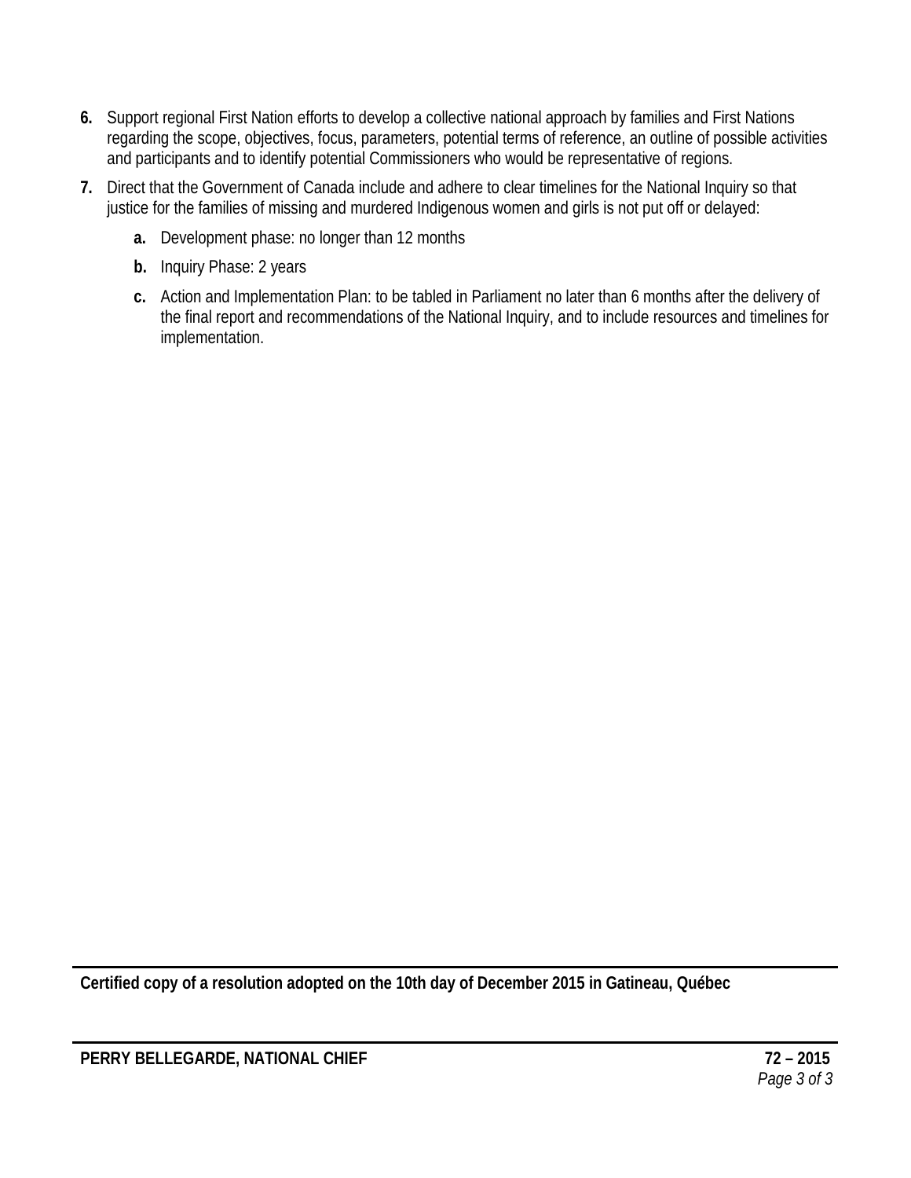**6.** Support regional First Nation efforts to develop a collective national approach by families and First Nations regarding the scope, objectives, focus, parameters, potential terms of reference, an outline of possible activities and participants and to identify potential Commissioners who would be representative of regions.

**7.** Direct that the Government of Canada include and adhere to clear timelines for the National Inquiry so that justice for the families of missing and murdered Indigenous women and girls is not put off or delayed:

   **a.** Development phase: no longer than 12 months

   **b.** Inquiry Phase: 2 years

   **c.** Action and Implementation Plan: to be tabled in Parliament no later than 6 months after the delivery of the final report and recommendations of the National Inquiry, and to include resources and timelines for implementation.

---

**Certified copy of a resolution adopted on the 10th day of December 2015 in Gatineau, Québec**

---

**PERRY BELLEGARDE, NATIONAL CHIEF** **72 – 2015**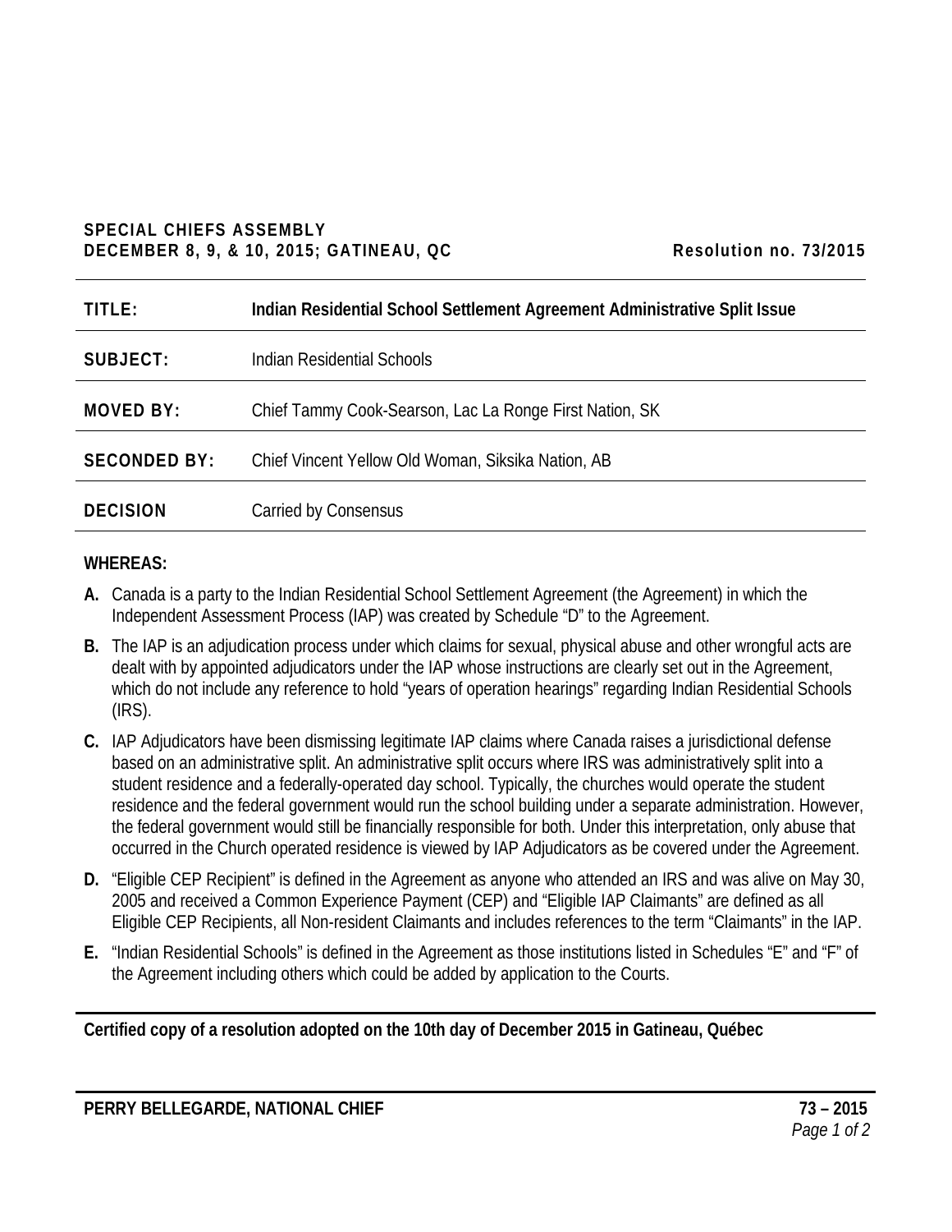**SPECIAL CHIEFS ASSEMBLY**
**DECEMBER 8, 9, & 10, 2015; GATINEAU, QC** **Resolution no. 73/2015**

| | |
|---|---|
| **TITLE:** | **Indian Residential School Settlement Agreement Administrative Split Issue** |
| **SUBJECT:** | Indian Residential Schools |
| **MOVED BY:** | Chief Tammy Cook-Searson, Lac La Ronge First Nation, SK |
| **SECONDED BY:** | Chief Vincent Yellow Old Woman, Siksika Nation, AB |
| **DECISION** | Carried by Consensus |

**WHEREAS:**

**A.** Canada is a party to the Indian Residential School Settlement Agreement (the Agreement) in which the Independent Assessment Process (IAP) was created by Schedule "D" to the Agreement.

**B.** The IAP is an adjudication process under which claims for sexual, physical abuse and other wrongful acts are dealt with by appointed adjudicators under the IAP whose instructions are clearly set out in the Agreement, which do not include any reference to hold "years of operation hearings" regarding Indian Residential Schools (IRS).

**C.** IAP Adjudicators have been dismissing legitimate IAP claims where Canada raises a jurisdictional defense based on an administrative split. An administrative split occurs where IRS was administratively split into a student residence and a federally-operated day school. Typically, the churches would operate the student residence and the federal government would run the school building under a separate administration. However, the federal government would still be financially responsible for both. Under this interpretation, only abuse that occurred in the Church operated residence is viewed by IAP Adjudicators as be covered under the Agreement.

**D.** "Eligible CEP Recipient" is defined in the Agreement as anyone who attended an IRS and was alive on May 30, 2005 and received a Common Experience Payment (CEP) and "Eligible IAP Claimants" are defined as all Eligible CEP Recipients, all Non-resident Claimants and includes references to the term "Claimants" in the IAP.

**E.** "Indian Residential Schools" is defined in the Agreement as those institutions listed in Schedules "E" and "F" of the Agreement including others which could be added by application to the Courts.

**Certified copy of a resolution adopted on the 10th day of December 2015 in Gatineau, Québec**

**PERRY BELLEGARDE, NATIONAL CHIEF**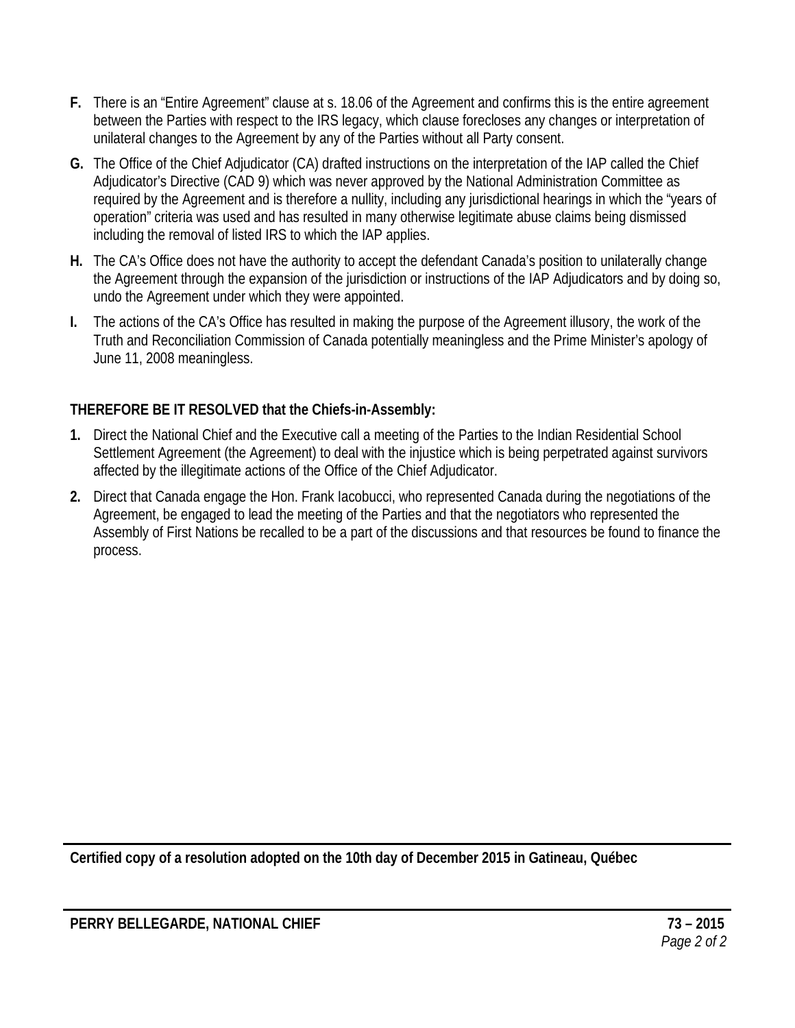**F.** There is an "Entire Agreement" clause at s. 18.06 of the Agreement and confirms this is the entire agreement between the Parties with respect to the IRS legacy, which clause forecloses any changes or interpretation of unilateral changes to the Agreement by any of the Parties without all Party consent.

**G.** The Office of the Chief Adjudicator (CA) drafted instructions on the interpretation of the IAP called the Chief Adjudicator's Directive (CAD 9) which was never approved by the National Administration Committee as required by the Agreement and is therefore a nullity, including any jurisdictional hearings in which the "years of operation" criteria was used and has resulted in many otherwise legitimate abuse claims being dismissed including the removal of listed IRS to which the IAP applies.

**H.** The CA's Office does not have the authority to accept the defendant Canada's position to unilaterally change the Agreement through the expansion of the jurisdiction or instructions of the IAP Adjudicators and by doing so, undo the Agreement under which they were appointed.

**I.** The actions of the CA's Office has resulted in making the purpose of the Agreement illusory, the work of the Truth and Reconciliation Commission of Canada potentially meaningless and the Prime Minister's apology of June 11, 2008 meaningless.

**THEREFORE BE IT RESOLVED that the Chiefs-in-Assembly:**

**1.** Direct the National Chief and the Executive call a meeting of the Parties to the Indian Residential School Settlement Agreement (the Agreement) to deal with the injustice which is being perpetrated against survivors affected by the illegitimate actions of the Office of the Chief Adjudicator.

**2.** Direct that Canada engage the Hon. Frank Iacobucci, who represented Canada during the negotiations of the Agreement, be engaged to lead the meeting of the Parties and that the negotiators who represented the Assembly of First Nations be recalled to be a part of the discussions and that resources be found to finance the process.

---

**Certified copy of a resolution adopted on the 10th day of December 2015 in Gatineau, Québec**

---

**PERRY BELLEGARDE, NATIONAL CHIEF** **73 – 2015**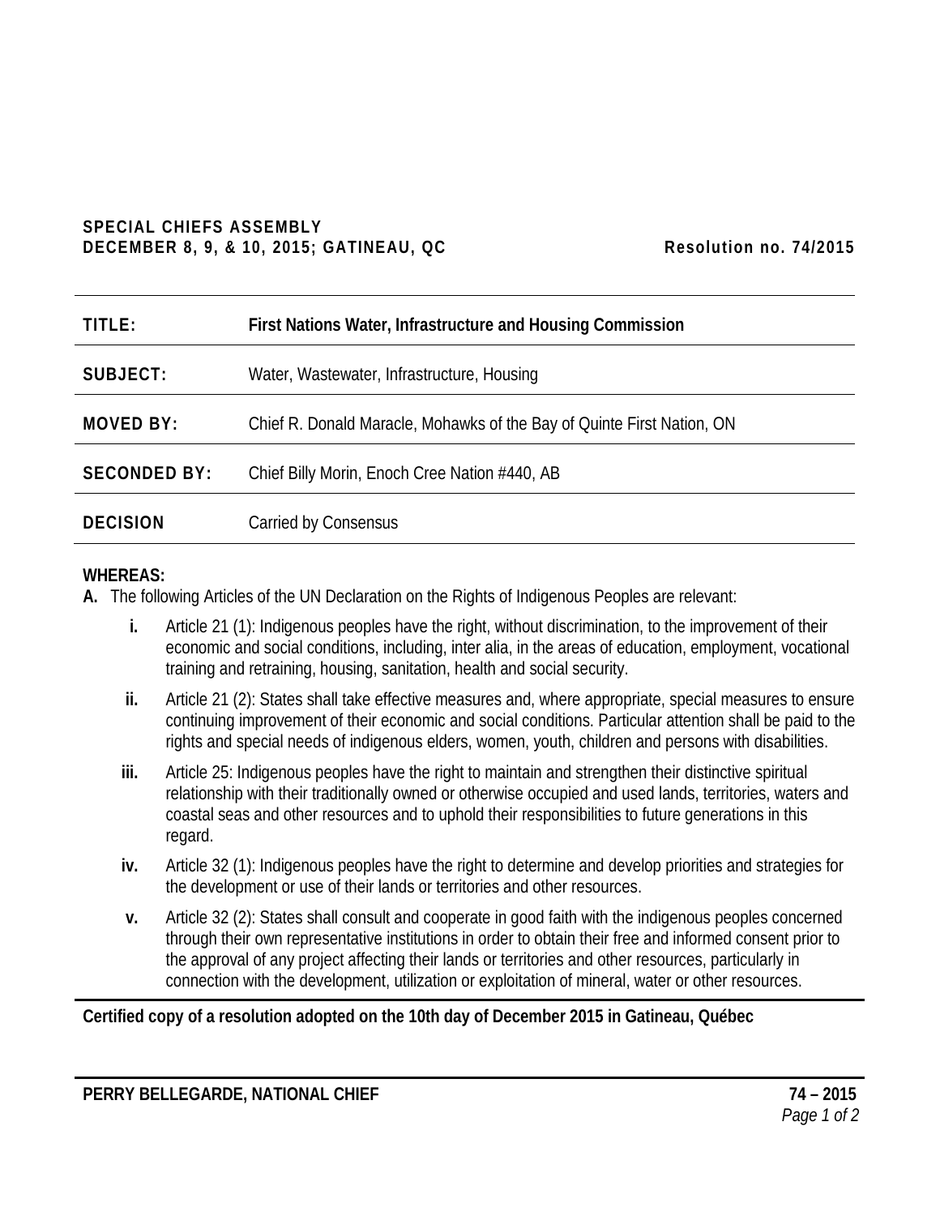**SPECIAL CHIEFS ASSEMBLY**
**DECEMBER 8, 9, & 10, 2015; GATINEAU, QC** **Resolution no. 74/2015**

| | |
|---|---|
| **TITLE:** | **First Nations Water, Infrastructure and Housing Commission** |
| **SUBJECT:** | Water, Wastewater, Infrastructure, Housing |
| **MOVED BY:** | Chief R. Donald Maracle, Mohawks of the Bay of Quinte First Nation, ON |
| **SECONDED BY:** | Chief Billy Morin, Enoch Cree Nation #440, AB |
| **DECISION** | Carried by Consensus |

**WHEREAS:**

**A.** The following Articles of the UN Declaration on the Rights of Indigenous Peoples are relevant:

- **i.** Article 21 (1): Indigenous peoples have the right, without discrimination, to the improvement of their economic and social conditions, including, inter alia, in the areas of education, employment, vocational training and retraining, housing, sanitation, health and social security.
- **ii.** Article 21 (2): States shall take effective measures and, where appropriate, special measures to ensure continuing improvement of their economic and social conditions. Particular attention shall be paid to the rights and special needs of indigenous elders, women, youth, children and persons with disabilities.
- **iii.** Article 25: Indigenous peoples have the right to maintain and strengthen their distinctive spiritual relationship with their traditionally owned or otherwise occupied and used lands, territories, waters and coastal seas and other resources and to uphold their responsibilities to future generations in this regard.
- **iv.** Article 32 (1): Indigenous peoples have the right to determine and develop priorities and strategies for the development or use of their lands or territories and other resources.
- **v.** Article 32 (2): States shall consult and cooperate in good faith with the indigenous peoples concerned through their own representative institutions in order to obtain their free and informed consent prior to the approval of any project affecting their lands or territories and other resources, particularly in connection with the development, utilization or exploitation of mineral, water or other resources.

**Certified copy of a resolution adopted on the 10th day of December 2015 in Gatineau, Québec**

**PERRY BELLEGARDE, NATIONAL CHIEF**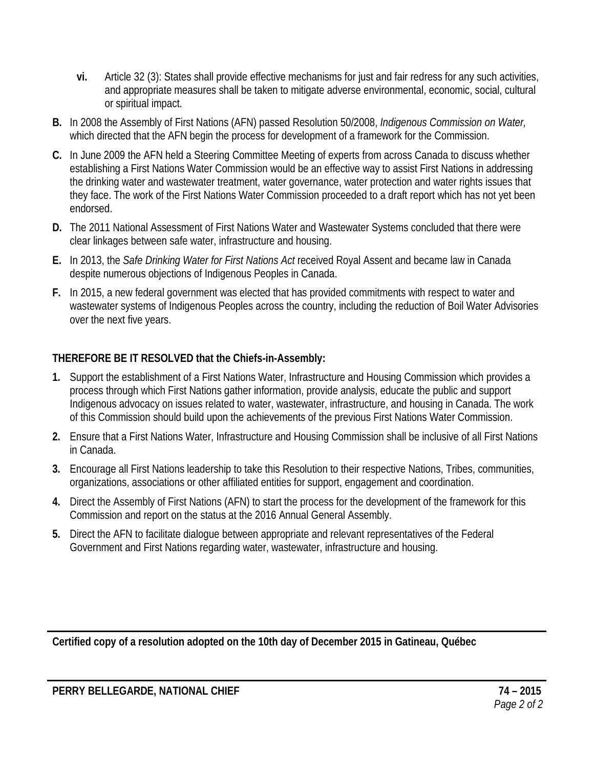**vi.** Article 32 (3): States shall provide effective mechanisms for just and fair redress for any such activities, and appropriate measures shall be taken to mitigate adverse environmental, economic, social, cultural or spiritual impact.

**B.** In 2008 the Assembly of First Nations (AFN) passed Resolution 50/2008, *Indigenous Commission on Water,* which directed that the AFN begin the process for development of a framework for the Commission.

**C.** In June 2009 the AFN held a Steering Committee Meeting of experts from across Canada to discuss whether establishing a First Nations Water Commission would be an effective way to assist First Nations in addressing the drinking water and wastewater treatment, water governance, water protection and water rights issues that they face. The work of the First Nations Water Commission proceeded to a draft report which has not yet been endorsed.

**D.** The 2011 National Assessment of First Nations Water and Wastewater Systems concluded that there were clear linkages between safe water, infrastructure and housing.

**E.** In 2013, the *Safe Drinking Water for First Nations Act* received Royal Assent and became law in Canada despite numerous objections of Indigenous Peoples in Canada.

**F.** In 2015, a new federal government was elected that has provided commitments with respect to water and wastewater systems of Indigenous Peoples across the country, including the reduction of Boil Water Advisories over the next five years.

**THEREFORE BE IT RESOLVED that the Chiefs-in-Assembly:**

1. Support the establishment of a First Nations Water, Infrastructure and Housing Commission which provides a process through which First Nations gather information, provide analysis, educate the public and support Indigenous advocacy on issues related to water, wastewater, infrastructure, and housing in Canada. The work of this Commission should build upon the achievements of the previous First Nations Water Commission.
2. Ensure that a First Nations Water, Infrastructure and Housing Commission shall be inclusive of all First Nations in Canada.
3. Encourage all First Nations leadership to take this Resolution to their respective Nations, Tribes, communities, organizations, associations or other affiliated entities for support, engagement and coordination.
4. Direct the Assembly of First Nations (AFN) to start the process for the development of the framework for this Commission and report on the status at the 2016 Annual General Assembly.
5. Direct the AFN to facilitate dialogue between appropriate and relevant representatives of the Federal Government and First Nations regarding water, wastewater, infrastructure and housing.

---

**Certified copy of a resolution adopted on the 10th day of December 2015 in Gatineau, Québec**

---

**PERRY BELLEGARDE, NATIONAL CHIEF** **74 – 2015**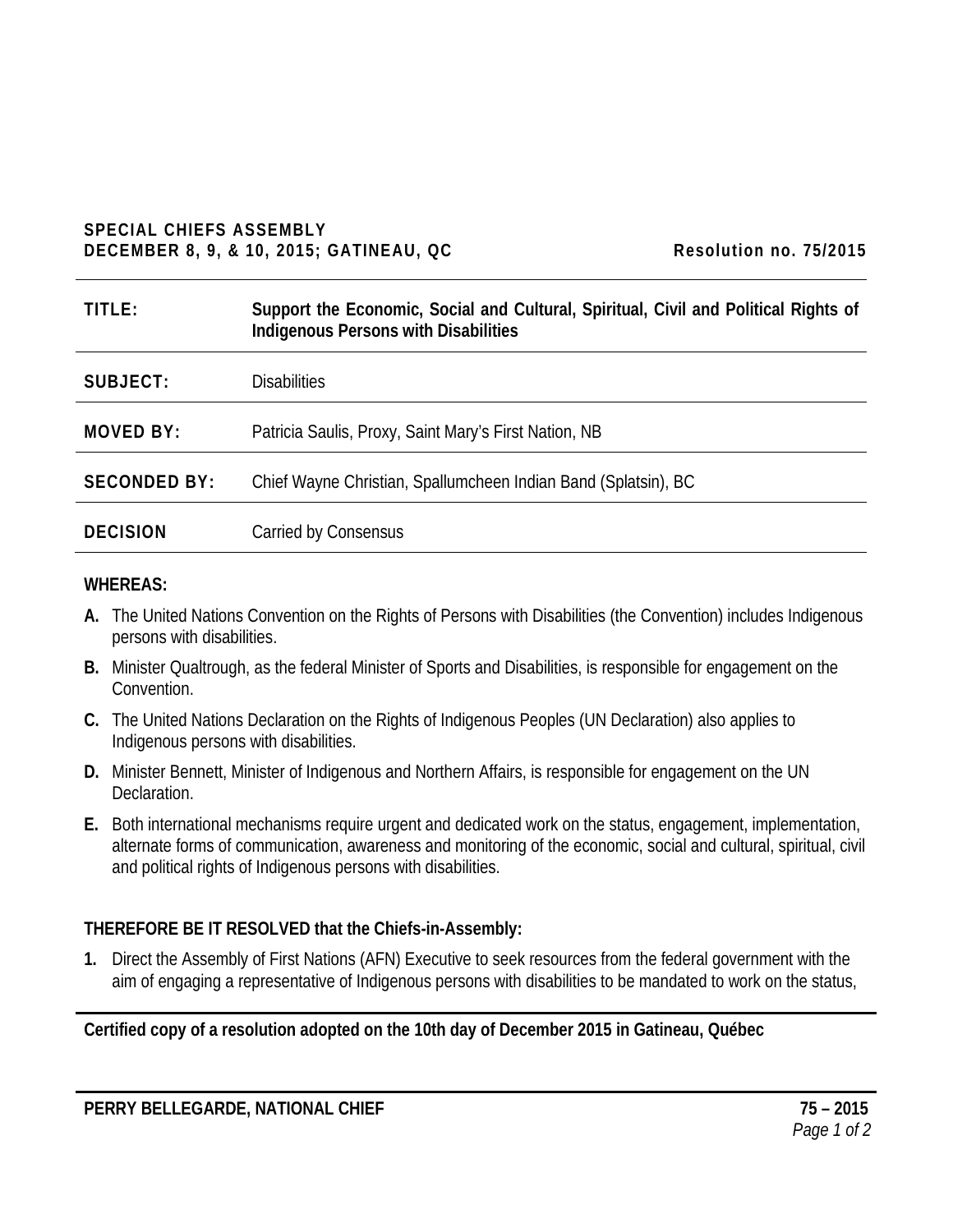**SPECIAL CHIEFS ASSEMBLY**
**DECEMBER 8, 9, & 10, 2015; GATINEAU, QC** **Resolution no. 75/2015**

| | |
|---|---|
| **TITLE:** | **Support the Economic, Social and Cultural, Spiritual, Civil and Political Rights of Indigenous Persons with Disabilities** |
| **SUBJECT:** | Disabilities |
| **MOVED BY:** | Patricia Saulis, Proxy, Saint Mary's First Nation, NB |
| **SECONDED BY:** | Chief Wayne Christian, Spallumcheen Indian Band (Splatsin), BC |
| **DECISION** | Carried by Consensus |

**WHEREAS:**

**A.** The United Nations Convention on the Rights of Persons with Disabilities (the Convention) includes Indigenous persons with disabilities.

**B.** Minister Qualtrough, as the federal Minister of Sports and Disabilities, is responsible for engagement on the Convention.

**C.** The United Nations Declaration on the Rights of Indigenous Peoples (UN Declaration) also applies to Indigenous persons with disabilities.

**D.** Minister Bennett, Minister of Indigenous and Northern Affairs, is responsible for engagement on the UN Declaration.

**E.** Both international mechanisms require urgent and dedicated work on the status, engagement, implementation, alternate forms of communication, awareness and monitoring of the economic, social and cultural, spiritual, civil and political rights of Indigenous persons with disabilities.

**THEREFORE BE IT RESOLVED that the Chiefs-in-Assembly:**

**1.** Direct the Assembly of First Nations (AFN) Executive to seek resources from the federal government with the aim of engaging a representative of Indigenous persons with disabilities to be mandated to work on the status,

**Certified copy of a resolution adopted on the 10th day of December 2015 in Gatineau, Québec**

**PERRY BELLEGARDE, NATIONAL CHIEF**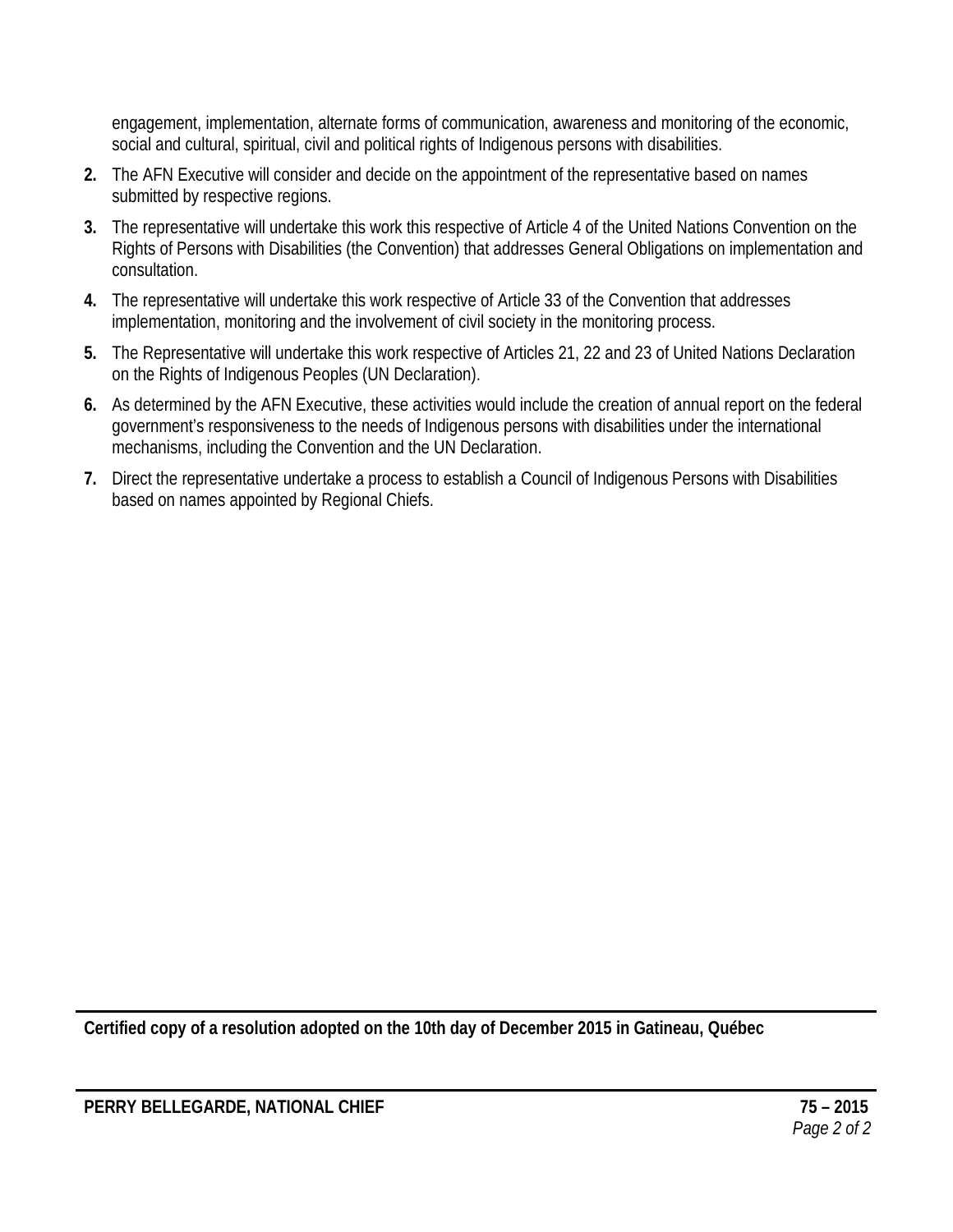engagement, implementation, alternate forms of communication, awareness and monitoring of the economic, social and cultural, spiritual, civil and political rights of Indigenous persons with disabilities.

2. The AFN Executive will consider and decide on the appointment of the representative based on names submitted by respective regions.

3. The representative will undertake this work this respective of Article 4 of the United Nations Convention on the Rights of Persons with Disabilities (the Convention) that addresses General Obligations on implementation and consultation.

4. The representative will undertake this work respective of Article 33 of the Convention that addresses implementation, monitoring and the involvement of civil society in the monitoring process.

5. The Representative will undertake this work respective of Articles 21, 22 and 23 of United Nations Declaration on the Rights of Indigenous Peoples (UN Declaration).

6. As determined by the AFN Executive, these activities would include the creation of annual report on the federal government's responsiveness to the needs of Indigenous persons with disabilities under the international mechanisms, including the Convention and the UN Declaration.

7. Direct the representative undertake a process to establish a Council of Indigenous Persons with Disabilities based on names appointed by Regional Chiefs.

**Certified copy of a resolution adopted on the 10th day of December 2015 in Gatineau, Québec**

**PERRY BELLEGARDE, NATIONAL CHIEF** **75 – 2015**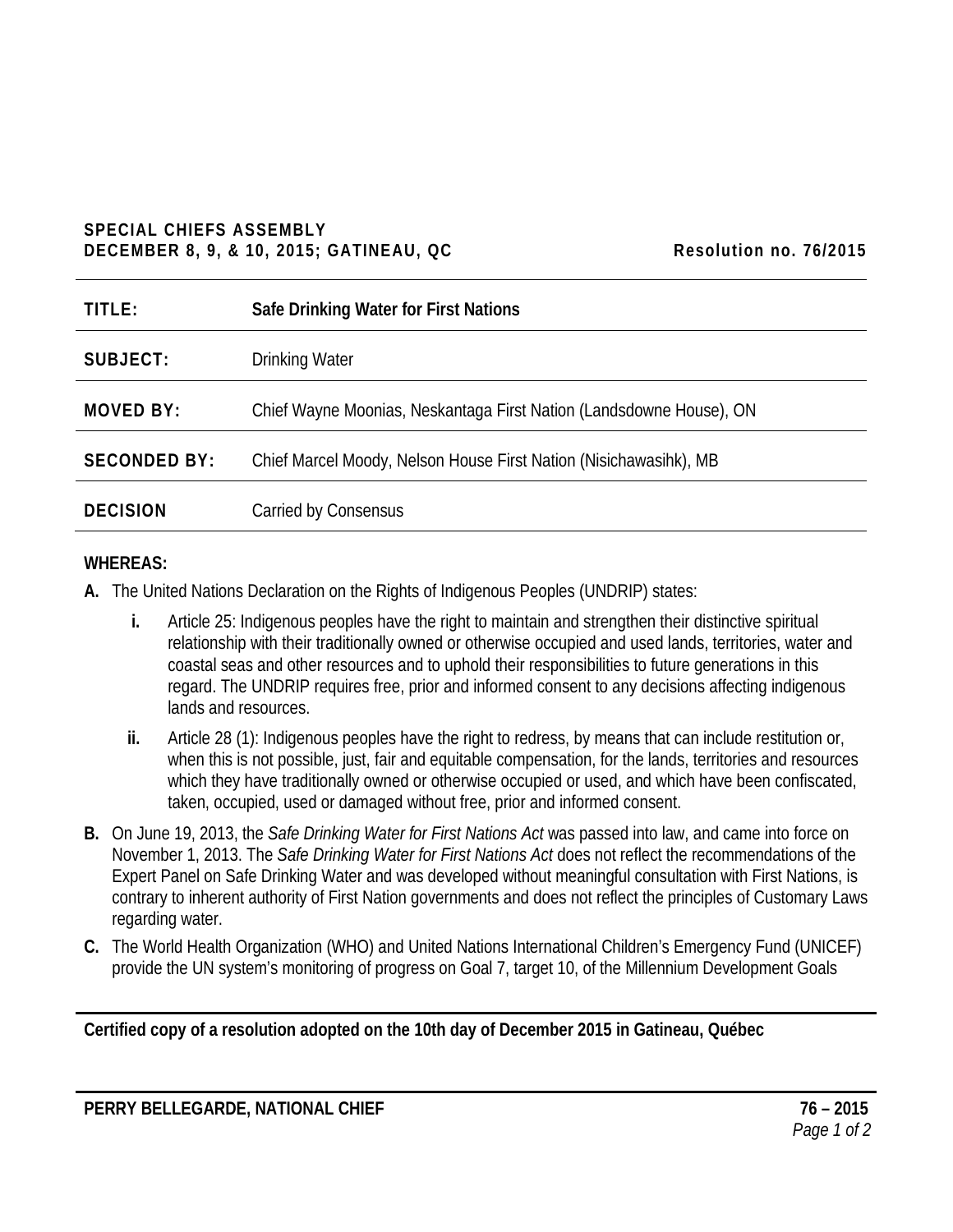**SPECIAL CHIEFS ASSEMBLY**
**DECEMBER 8, 9, & 10, 2015; GATINEAU, QC** **Resolution no. 76/2015**

| | |
|---|---|
| **TITLE:** | **Safe Drinking Water for First Nations** |
| **SUBJECT:** | Drinking Water |
| **MOVED BY:** | Chief Wayne Moonias, Neskantaga First Nation (Landsdowne House), ON |
| **SECONDED BY:** | Chief Marcel Moody, Nelson House First Nation (Nisichawasihk), MB |
| **DECISION** | Carried by Consensus |

**WHEREAS:**

**A.** The United Nations Declaration on the Rights of Indigenous Peoples (UNDRIP) states:

- **i.** Article 25: Indigenous peoples have the right to maintain and strengthen their distinctive spiritual relationship with their traditionally owned or otherwise occupied and used lands, territories, water and coastal seas and other resources and to uphold their responsibilities to future generations in this regard. The UNDRIP requires free, prior and informed consent to any decisions affecting indigenous lands and resources.
- **ii.** Article 28 (1): Indigenous peoples have the right to redress, by means that can include restitution or, when this is not possible, just, fair and equitable compensation, for the lands, territories and resources which they have traditionally owned or otherwise occupied or used, and which have been confiscated, taken, occupied, used or damaged without free, prior and informed consent.

**B.** On June 19, 2013, the *Safe Drinking Water for First Nations Act* was passed into law, and came into force on November 1, 2013. The *Safe Drinking Water for First Nations Act* does not reflect the recommendations of the Expert Panel on Safe Drinking Water and was developed without meaningful consultation with First Nations, is contrary to inherent authority of First Nation governments and does not reflect the principles of Customary Laws regarding water.

**C.** The World Health Organization (WHO) and United Nations International Children's Emergency Fund (UNICEF) provide the UN system's monitoring of progress on Goal 7, target 10, of the Millennium Development Goals

**Certified copy of a resolution adopted on the 10th day of December 2015 in Gatineau, Québec**

**PERRY BELLEGARDE, NATIONAL CHIEF**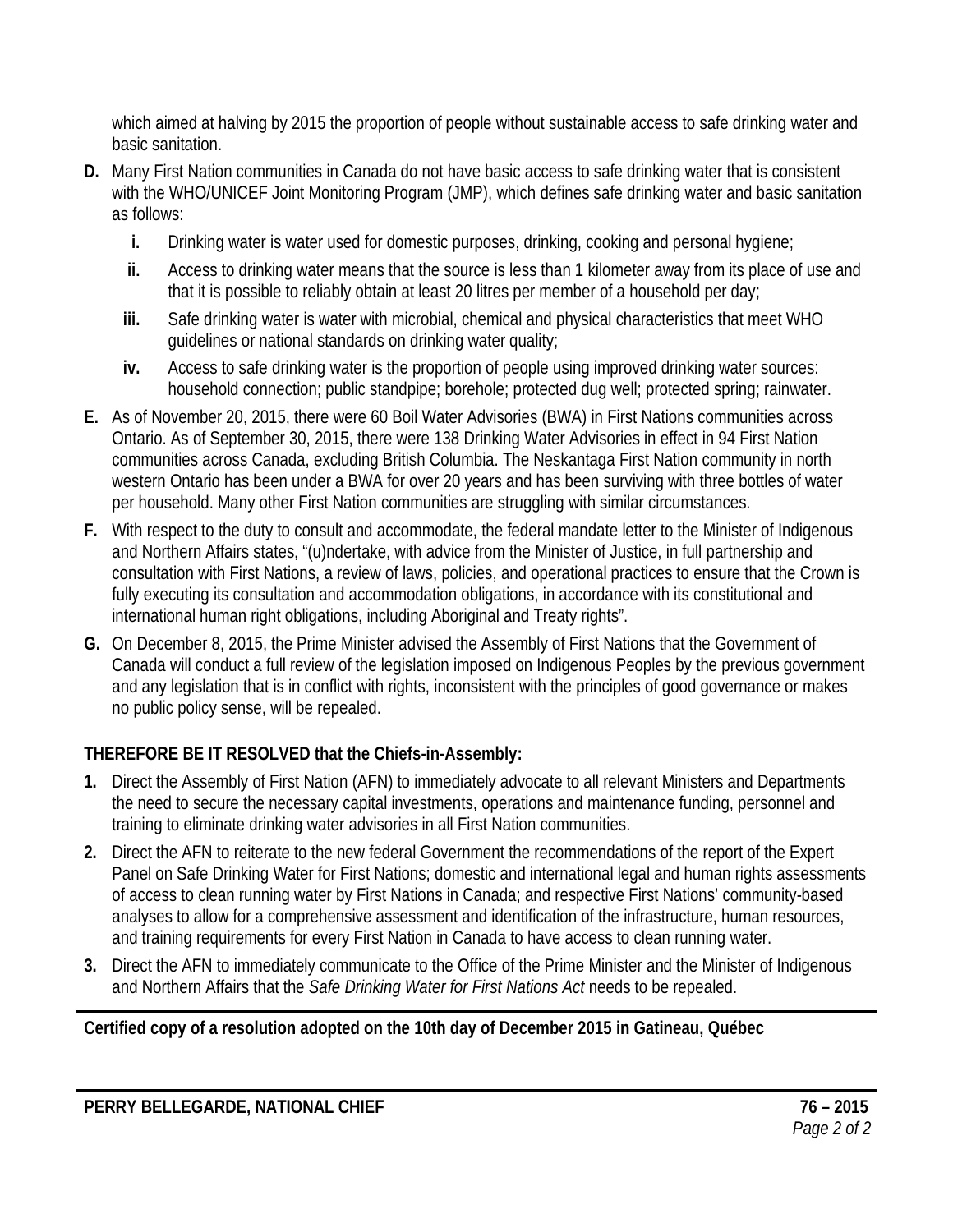which aimed at halving by 2015 the proportion of people without sustainable access to safe drinking water and basic sanitation.

**D.** Many First Nation communities in Canada do not have basic access to safe drinking water that is consistent with the WHO/UNICEF Joint Monitoring Program (JMP), which defines safe drinking water and basic sanitation as follows:

   **i.** Drinking water is water used for domestic purposes, drinking, cooking and personal hygiene;

   **ii.** Access to drinking water means that the source is less than 1 kilometer away from its place of use and that it is possible to reliably obtain at least 20 litres per member of a household per day;

   **iii.** Safe drinking water is water with microbial, chemical and physical characteristics that meet WHO guidelines or national standards on drinking water quality;

   **iv.** Access to safe drinking water is the proportion of people using improved drinking water sources: household connection; public standpipe; borehole; protected dug well; protected spring; rainwater.

**E.** As of November 20, 2015, there were 60 Boil Water Advisories (BWA) in First Nations communities across Ontario. As of September 30, 2015, there were 138 Drinking Water Advisories in effect in 94 First Nation communities across Canada, excluding British Columbia. The Neskantaga First Nation community in north western Ontario has been under a BWA for over 20 years and has been surviving with three bottles of water per household. Many other First Nation communities are struggling with similar circumstances.

**F.** With respect to the duty to consult and accommodate, the federal mandate letter to the Minister of Indigenous and Northern Affairs states, "(u)ndertake, with advice from the Minister of Justice, in full partnership and consultation with First Nations, a review of laws, policies, and operational practices to ensure that the Crown is fully executing its consultation and accommodation obligations, in accordance with its constitutional and international human right obligations, including Aboriginal and Treaty rights".

**G.** On December 8, 2015, the Prime Minister advised the Assembly of First Nations that the Government of Canada will conduct a full review of the legislation imposed on Indigenous Peoples by the previous government and any legislation that is in conflict with rights, inconsistent with the principles of good governance or makes no public policy sense, will be repealed.

**THEREFORE BE IT RESOLVED that the Chiefs-in-Assembly:**

**1.** Direct the Assembly of First Nation (AFN) to immediately advocate to all relevant Ministers and Departments the need to secure the necessary capital investments, operations and maintenance funding, personnel and training to eliminate drinking water advisories in all First Nation communities.

**2.** Direct the AFN to reiterate to the new federal Government the recommendations of the report of the Expert Panel on Safe Drinking Water for First Nations; domestic and international legal and human rights assessments of access to clean running water by First Nations in Canada; and respective First Nations' community-based analyses to allow for a comprehensive assessment and identification of the infrastructure, human resources, and training requirements for every First Nation in Canada to have access to clean running water.

**3.** Direct the AFN to immediately communicate to the Office of the Prime Minister and the Minister of Indigenous and Northern Affairs that the *Safe Drinking Water for First Nations Act* needs to be repealed.

---

**Certified copy of a resolution adopted on the 10th day of December 2015 in Gatineau, Québec**

---

**PERRY BELLEGARDE, NATIONAL CHIEF** **76 – 2015**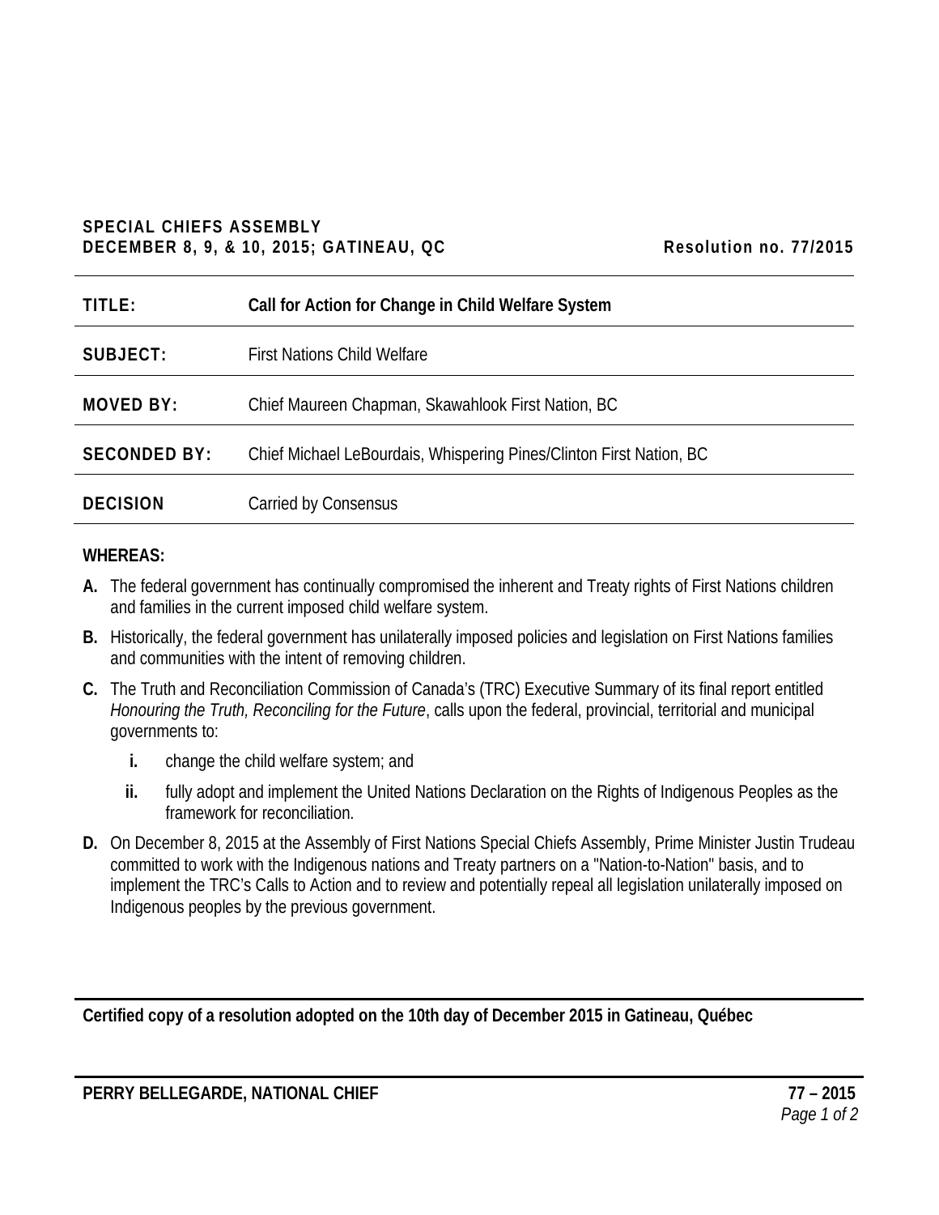**SPECIAL CHIEFS ASSEMBLY**
**DECEMBER 8, 9, & 10, 2015; GATINEAU, QC** **Resolution no. 77/2015**

| | |
|---|---|
| **TITLE:** | **Call for Action for Change in Child Welfare System** |
| **SUBJECT:** | First Nations Child Welfare |
| **MOVED BY:** | Chief Maureen Chapman, Skawahlook First Nation, BC |
| **SECONDED BY:** | Chief Michael LeBourdais, Whispering Pines/Clinton First Nation, BC |
| **DECISION** | Carried by Consensus |

**WHEREAS:**

**A.** The federal government has continually compromised the inherent and Treaty rights of First Nations children and families in the current imposed child welfare system.

**B.** Historically, the federal government has unilaterally imposed policies and legislation on First Nations families and communities with the intent of removing children.

**C.** The Truth and Reconciliation Commission of Canada's (TRC) Executive Summary of its final report entitled *Honouring the Truth, Reconciling for the Future*, calls upon the federal, provincial, territorial and municipal governments to:

- **i.** change the child welfare system; and
- **ii.** fully adopt and implement the United Nations Declaration on the Rights of Indigenous Peoples as the framework for reconciliation.

**D.** On December 8, 2015 at the Assembly of First Nations Special Chiefs Assembly, Prime Minister Justin Trudeau committed to work with the Indigenous nations and Treaty partners on a "Nation-to-Nation" basis, and to implement the TRC's Calls to Action and to review and potentially repeal all legislation unilaterally imposed on Indigenous peoples by the previous government.

**Certified copy of a resolution adopted on the 10th day of December 2015 in Gatineau, Québec**

**PERRY BELLEGARDE, NATIONAL CHIEF**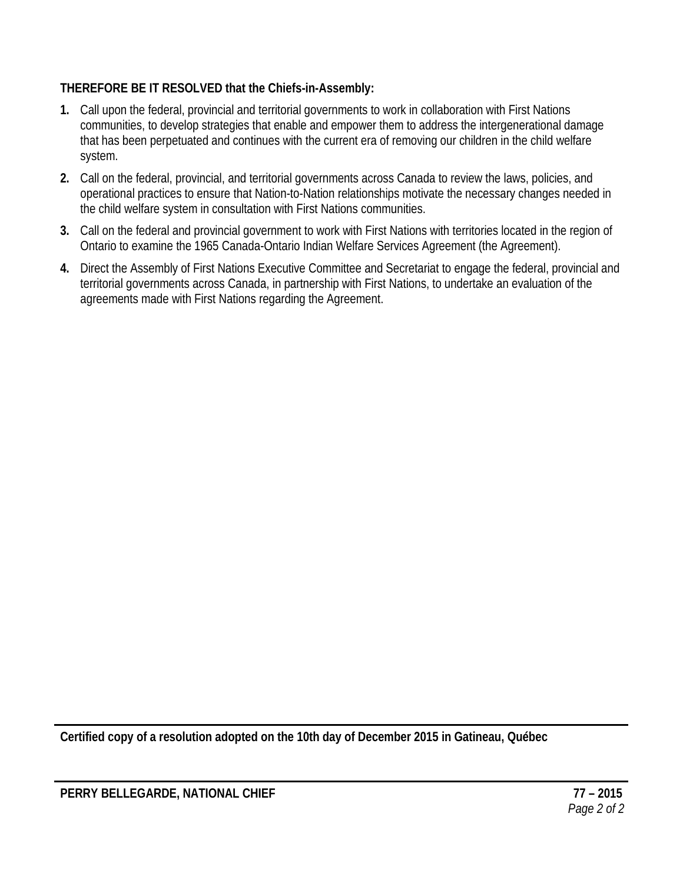**THEREFORE BE IT RESOLVED that the Chiefs-in-Assembly:**

1. Call upon the federal, provincial and territorial governments to work in collaboration with First Nations communities, to develop strategies that enable and empower them to address the intergenerational damage that has been perpetuated and continues with the current era of removing our children in the child welfare system.
2. Call on the federal, provincial, and territorial governments across Canada to review the laws, policies, and operational practices to ensure that Nation-to-Nation relationships motivate the necessary changes needed in the child welfare system in consultation with First Nations communities.
3. Call on the federal and provincial government to work with First Nations with territories located in the region of Ontario to examine the 1965 Canada-Ontario Indian Welfare Services Agreement (the Agreement).
4. Direct the Assembly of First Nations Executive Committee and Secretariat to engage the federal, provincial and territorial governments across Canada, in partnership with First Nations, to undertake an evaluation of the agreements made with First Nations regarding the Agreement.

---

**Certified copy of a resolution adopted on the 10th day of December 2015 in Gatineau, Québec**

---

**PERRY BELLEGARDE, NATIONAL CHIEF** **77 – 2015**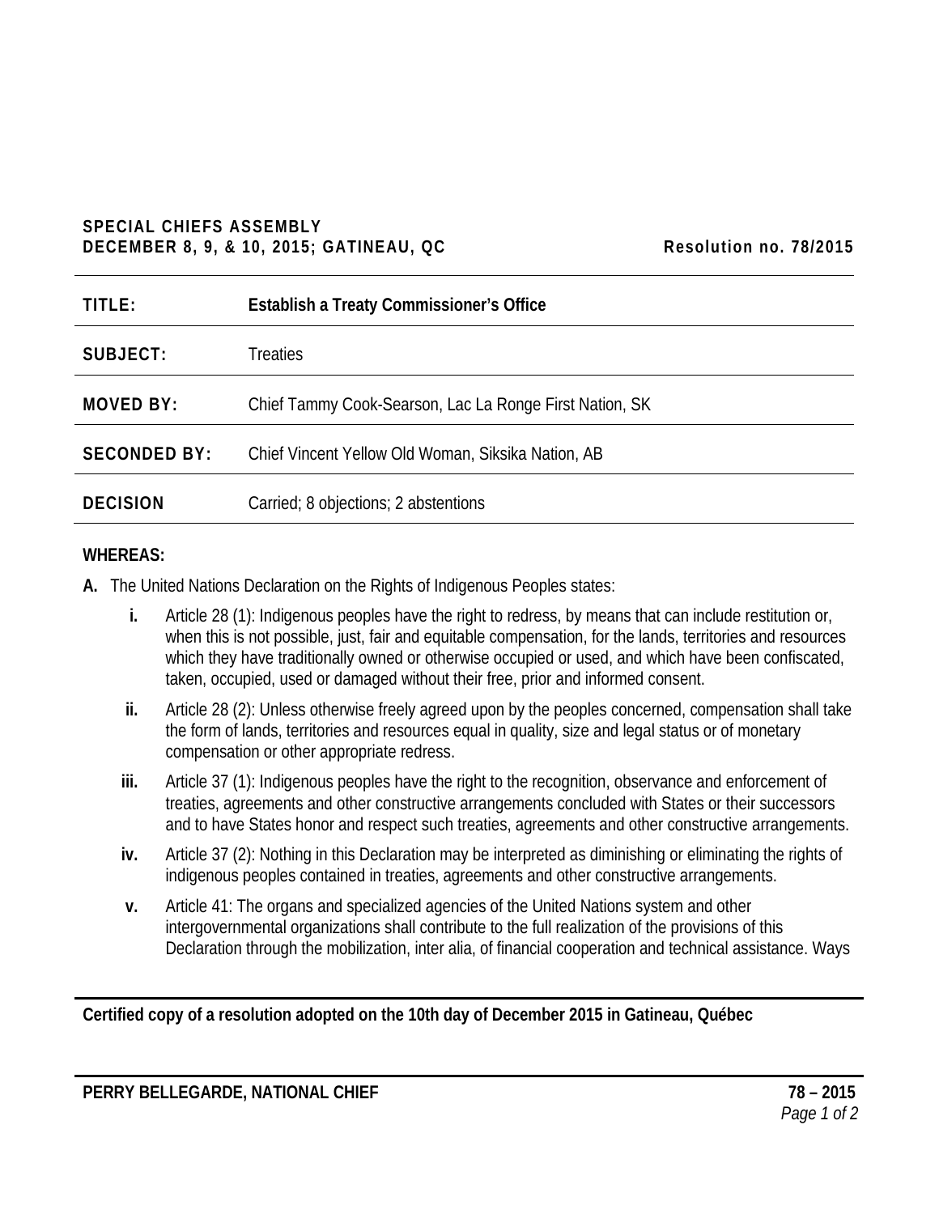**SPECIAL CHIEFS ASSEMBLY**
**DECEMBER 8, 9, & 10, 2015; GATINEAU, QC** **Resolution no. 78/2015**

| | |
|---|---|
| **TITLE:** | **Establish a Treaty Commissioner's Office** |
| **SUBJECT:** | Treaties |
| **MOVED BY:** | Chief Tammy Cook-Searson, Lac La Ronge First Nation, SK |
| **SECONDED BY:** | Chief Vincent Yellow Old Woman, Siksika Nation, AB |
| **DECISION** | Carried; 8 objections; 2 abstentions |

**WHEREAS:**

**A.** The United Nations Declaration on the Rights of Indigenous Peoples states:

- **i.** Article 28 (1): Indigenous peoples have the right to redress, by means that can include restitution or, when this is not possible, just, fair and equitable compensation, for the lands, territories and resources which they have traditionally owned or otherwise occupied or used, and which have been confiscated, taken, occupied, used or damaged without their free, prior and informed consent.
- **ii.** Article 28 (2): Unless otherwise freely agreed upon by the peoples concerned, compensation shall take the form of lands, territories and resources equal in quality, size and legal status or of monetary compensation or other appropriate redress.
- **iii.** Article 37 (1): Indigenous peoples have the right to the recognition, observance and enforcement of treaties, agreements and other constructive arrangements concluded with States or their successors and to have States honor and respect such treaties, agreements and other constructive arrangements.
- **iv.** Article 37 (2): Nothing in this Declaration may be interpreted as diminishing or eliminating the rights of indigenous peoples contained in treaties, agreements and other constructive arrangements.
- **v.** Article 41: The organs and specialized agencies of the United Nations system and other intergovernmental organizations shall contribute to the full realization of the provisions of this Declaration through the mobilization, inter alia, of financial cooperation and technical assistance. Ways

**Certified copy of a resolution adopted on the 10th day of December 2015 in Gatineau, Québec**

**PERRY BELLEGARDE, NATIONAL CHIEF** **78 – 2015**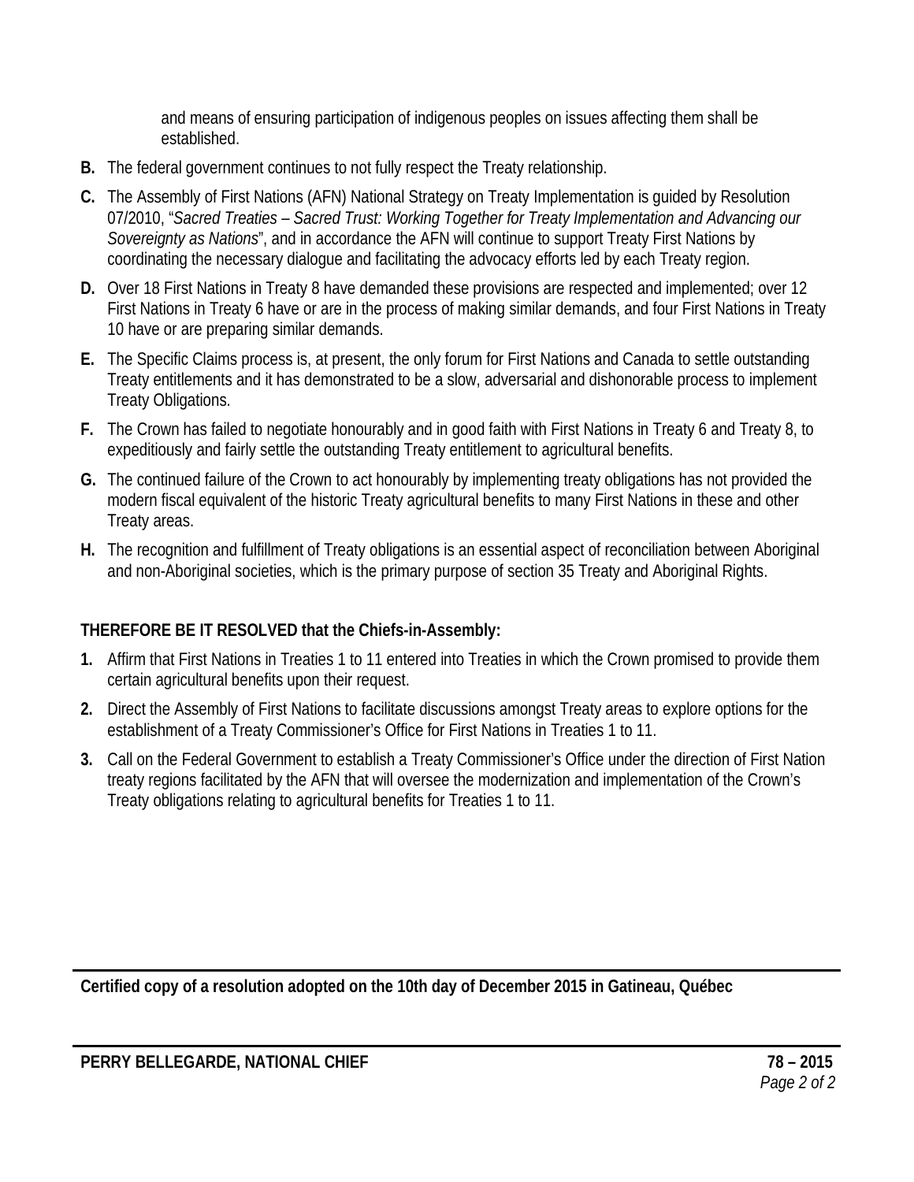and means of ensuring participation of indigenous peoples on issues affecting them shall be established.

**B.** The federal government continues to not fully respect the Treaty relationship.

**C.** The Assembly of First Nations (AFN) National Strategy on Treaty Implementation is guided by Resolution 07/2010, "*Sacred Treaties – Sacred Trust: Working Together for Treaty Implementation and Advancing our Sovereignty as Nations*", and in accordance the AFN will continue to support Treaty First Nations by coordinating the necessary dialogue and facilitating the advocacy efforts led by each Treaty region.

**D.** Over 18 First Nations in Treaty 8 have demanded these provisions are respected and implemented; over 12 First Nations in Treaty 6 have or are in the process of making similar demands, and four First Nations in Treaty 10 have or are preparing similar demands.

**E.** The Specific Claims process is, at present, the only forum for First Nations and Canada to settle outstanding Treaty entitlements and it has demonstrated to be a slow, adversarial and dishonorable process to implement Treaty Obligations.

**F.** The Crown has failed to negotiate honourably and in good faith with First Nations in Treaty 6 and Treaty 8, to expeditiously and fairly settle the outstanding Treaty entitlement to agricultural benefits.

**G.** The continued failure of the Crown to act honourably by implementing treaty obligations has not provided the modern fiscal equivalent of the historic Treaty agricultural benefits to many First Nations in these and other Treaty areas.

**H.** The recognition and fulfillment of Treaty obligations is an essential aspect of reconciliation between Aboriginal and non-Aboriginal societies, which is the primary purpose of section 35 Treaty and Aboriginal Rights.

**THEREFORE BE IT RESOLVED that the Chiefs-in-Assembly:**

**1.** Affirm that First Nations in Treaties 1 to 11 entered into Treaties in which the Crown promised to provide them certain agricultural benefits upon their request.

**2.** Direct the Assembly of First Nations to facilitate discussions amongst Treaty areas to explore options for the establishment of a Treaty Commissioner's Office for First Nations in Treaties 1 to 11.

**3.** Call on the Federal Government to establish a Treaty Commissioner's Office under the direction of First Nation treaty regions facilitated by the AFN that will oversee the modernization and implementation of the Crown's Treaty obligations relating to agricultural benefits for Treaties 1 to 11.

---

**Certified copy of a resolution adopted on the 10th day of December 2015 in Gatineau, Québec**

---

**PERRY BELLEGARDE, NATIONAL CHIEF** **78 – 2015**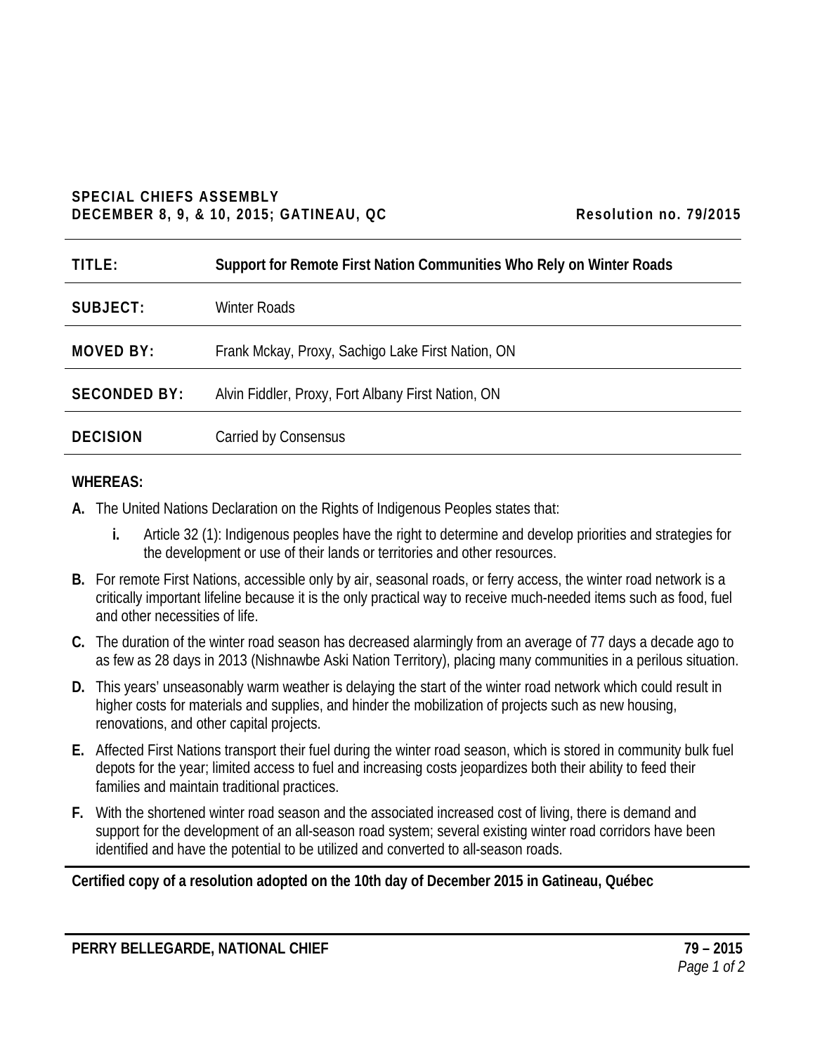**SPECIAL CHIEFS ASSEMBLY**
**DECEMBER 8, 9, & 10, 2015; GATINEAU, QC** **Resolution no. 79/2015**

| | |
|---|---|
| **TITLE:** | **Support for Remote First Nation Communities Who Rely on Winter Roads** |
| **SUBJECT:** | Winter Roads |
| **MOVED BY:** | Frank Mckay, Proxy, Sachigo Lake First Nation, ON |
| **SECONDED BY:** | Alvin Fiddler, Proxy, Fort Albany First Nation, ON |
| **DECISION** | Carried by Consensus |

**WHEREAS:**

**A.** The United Nations Declaration on the Rights of Indigenous Peoples states that:

- **i.** Article 32 (1): Indigenous peoples have the right to determine and develop priorities and strategies for the development or use of their lands or territories and other resources.

**B.** For remote First Nations, accessible only by air, seasonal roads, or ferry access, the winter road network is a critically important lifeline because it is the only practical way to receive much-needed items such as food, fuel and other necessities of life.

**C.** The duration of the winter road season has decreased alarmingly from an average of 77 days a decade ago to as few as 28 days in 2013 (Nishnawbe Aski Nation Territory), placing many communities in a perilous situation.

**D.** This years' unseasonably warm weather is delaying the start of the winter road network which could result in higher costs for materials and supplies, and hinder the mobilization of projects such as new housing, renovations, and other capital projects.

**E.** Affected First Nations transport their fuel during the winter road season, which is stored in community bulk fuel depots for the year; limited access to fuel and increasing costs jeopardizes both their ability to feed their families and maintain traditional practices.

**F.** With the shortened winter road season and the associated increased cost of living, there is demand and support for the development of an all-season road system; several existing winter road corridors have been identified and have the potential to be utilized and converted to all-season roads.

**Certified copy of a resolution adopted on the 10th day of December 2015 in Gatineau, Québec**

**PERRY BELLEGARDE, NATIONAL CHIEF** **79 – 2015**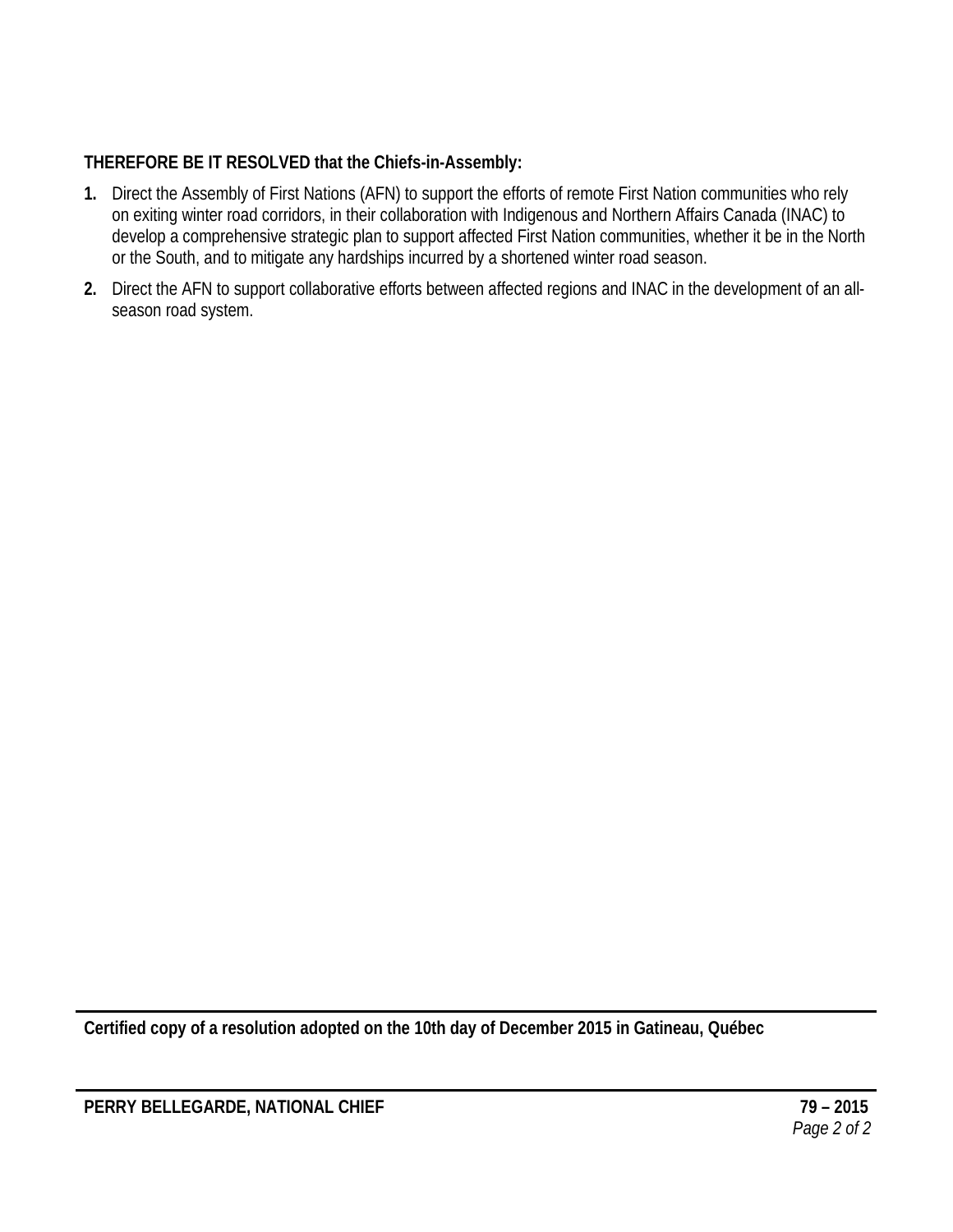**THEREFORE BE IT RESOLVED that the Chiefs-in-Assembly:**

1. Direct the Assembly of First Nations (AFN) to support the efforts of remote First Nation communities who rely on exiting winter road corridors, in their collaboration with Indigenous and Northern Affairs Canada (INAC) to develop a comprehensive strategic plan to support affected First Nation communities, whether it be in the North or the South, and to mitigate any hardships incurred by a shortened winter road season.
2. Direct the AFN to support collaborative efforts between affected regions and INAC in the development of an all-season road system.

---

**Certified copy of a resolution adopted on the 10th day of December 2015 in Gatineau, Québec**

---

**PERRY BELLEGARDE, NATIONAL CHIEF** **79 – 2015**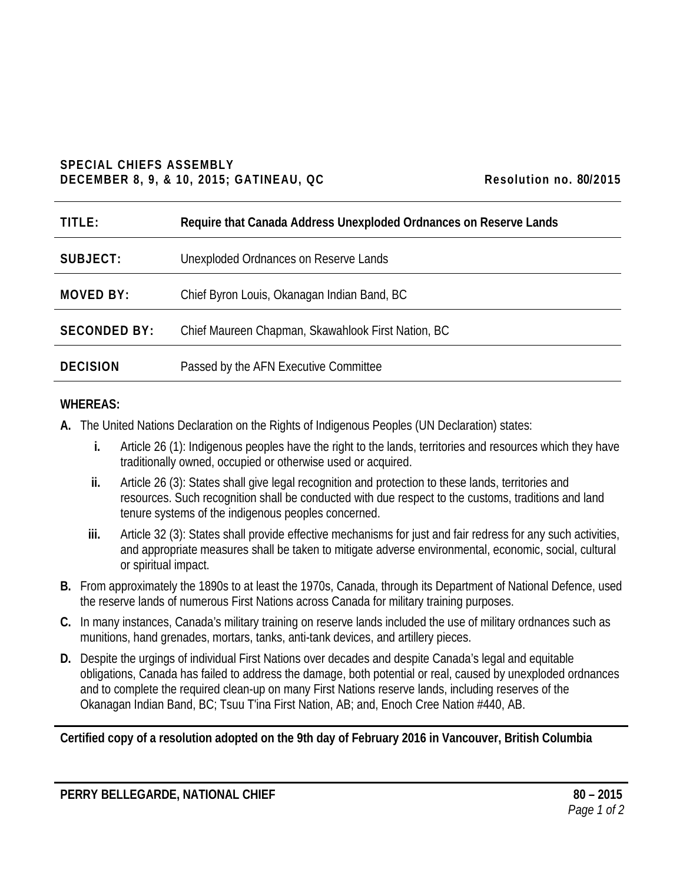**SPECIAL CHIEFS ASSEMBLY**
**DECEMBER 8, 9, & 10, 2015; GATINEAU, QC** **Resolution no. 80/2015**

| | |
|---|---|
| **TITLE:** | **Require that Canada Address Unexploded Ordnances on Reserve Lands** |
| **SUBJECT:** | Unexploded Ordnances on Reserve Lands |
| **MOVED BY:** | Chief Byron Louis, Okanagan Indian Band, BC |
| **SECONDED BY:** | Chief Maureen Chapman, Skawahlook First Nation, BC |
| **DECISION** | Passed by the AFN Executive Committee |

**WHEREAS:**

**A.** The United Nations Declaration on the Rights of Indigenous Peoples (UN Declaration) states:

  **i.** Article 26 (1): Indigenous peoples have the right to the lands, territories and resources which they have traditionally owned, occupied or otherwise used or acquired.

  **ii.** Article 26 (3): States shall give legal recognition and protection to these lands, territories and resources. Such recognition shall be conducted with due respect to the customs, traditions and land tenure systems of the indigenous peoples concerned.

  **iii.** Article 32 (3): States shall provide effective mechanisms for just and fair redress for any such activities, and appropriate measures shall be taken to mitigate adverse environmental, economic, social, cultural or spiritual impact.

**B.** From approximately the 1890s to at least the 1970s, Canada, through its Department of National Defence, used the reserve lands of numerous First Nations across Canada for military training purposes.

**C.** In many instances, Canada's military training on reserve lands included the use of military ordnances such as munitions, hand grenades, mortars, tanks, anti-tank devices, and artillery pieces.

**D.** Despite the urgings of individual First Nations over decades and despite Canada's legal and equitable obligations, Canada has failed to address the damage, both potential or real, caused by unexploded ordnances and to complete the required clean-up on many First Nations reserve lands, including reserves of the Okanagan Indian Band, BC; Tsuu T'ina First Nation, AB; and, Enoch Cree Nation #440, AB.

**Certified copy of a resolution adopted on the 9th day of February 2016 in Vancouver, British Columbia**

**PERRY BELLEGARDE, NATIONAL CHIEF**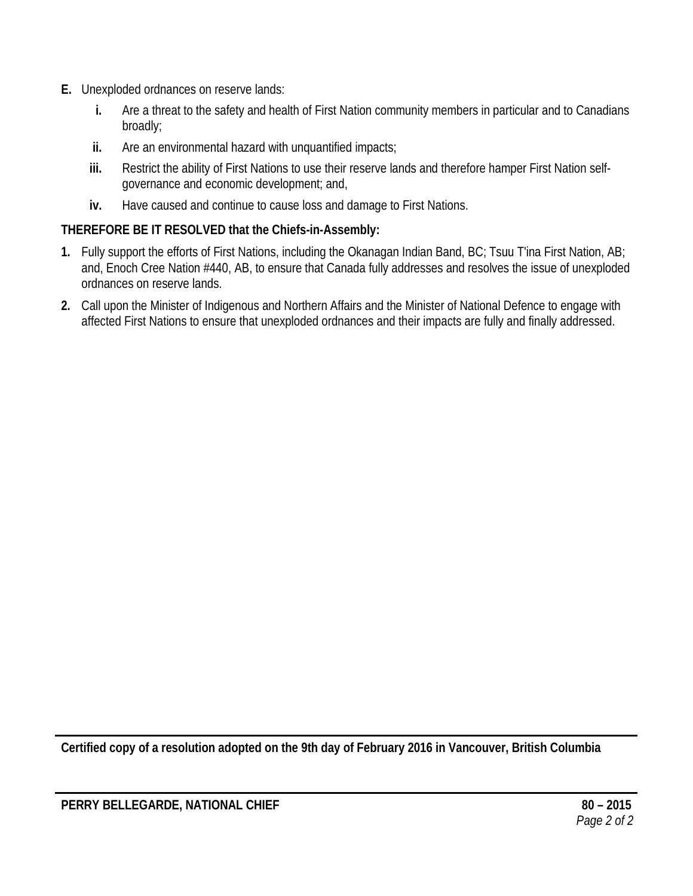**E.** Unexploded ordnances on reserve lands:

**i.** Are a threat to the safety and health of First Nation community members in particular and to Canadians broadly;

**ii.** Are an environmental hazard with unquantified impacts;

**iii.** Restrict the ability of First Nations to use their reserve lands and therefore hamper First Nation self-governance and economic development; and,

**iv.** Have caused and continue to cause loss and damage to First Nations.

**THEREFORE BE IT RESOLVED that the Chiefs-in-Assembly:**

1. Fully support the efforts of First Nations, including the Okanagan Indian Band, BC; Tsuu T'ina First Nation, AB; and, Enoch Cree Nation #440, AB, to ensure that Canada fully addresses and resolves the issue of unexploded ordnances on reserve lands.
2. Call upon the Minister of Indigenous and Northern Affairs and the Minister of National Defence to engage with affected First Nations to ensure that unexploded ordnances and their impacts are fully and finally addressed.

---

**Certified copy of a resolution adopted on the 9th day of February 2016 in Vancouver, British Columbia**

---

**PERRY BELLEGARDE, NATIONAL CHIEF** **80 – 2015**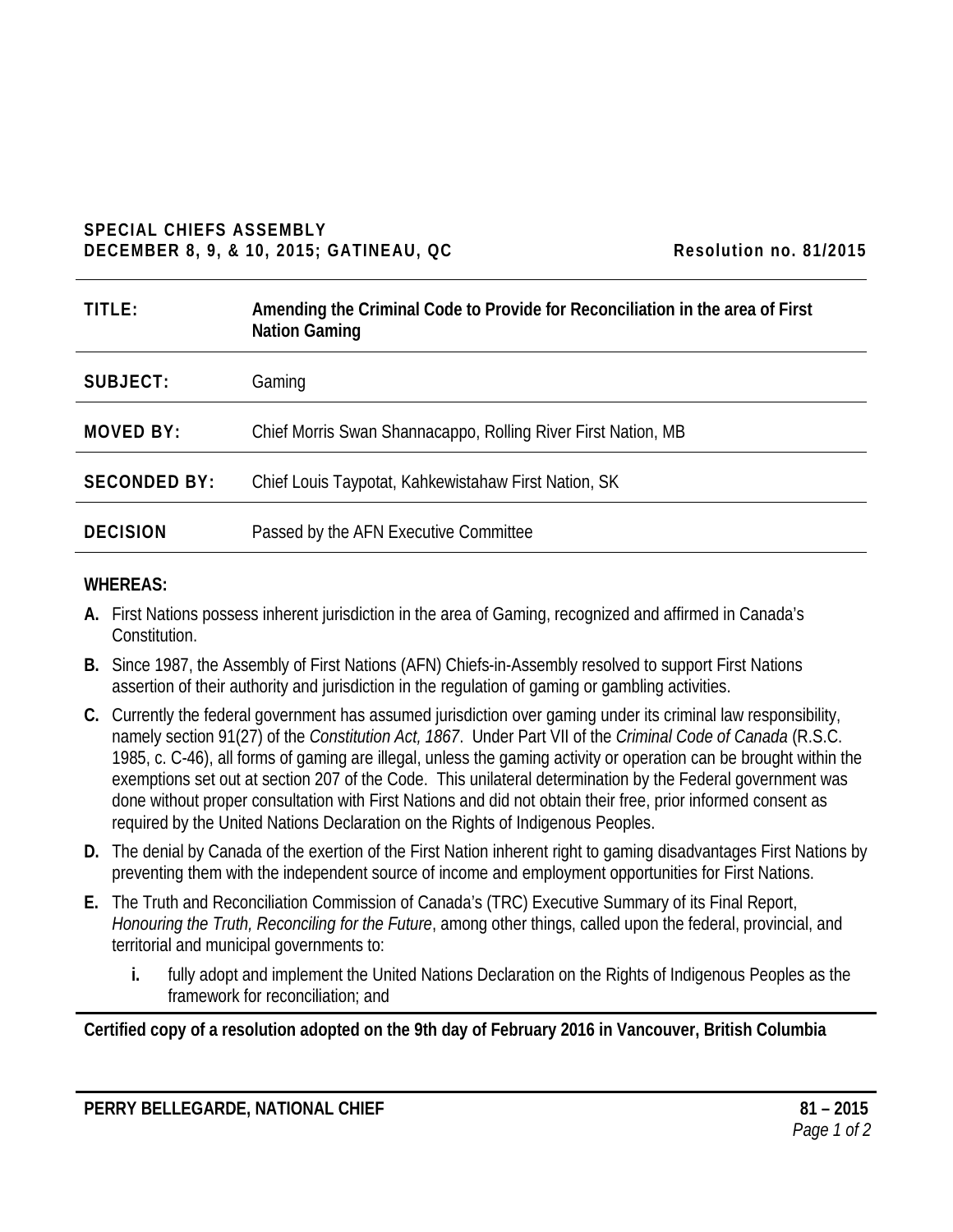**SPECIAL CHIEFS ASSEMBLY**
**DECEMBER 8, 9, & 10, 2015; GATINEAU, QC** **Resolution no. 81/2015**

| | |
|---|---|
| **TITLE:** | **Amending the Criminal Code to Provide for Reconciliation in the area of First Nation Gaming** |
| **SUBJECT:** | Gaming |
| **MOVED BY:** | Chief Morris Swan Shannacappo, Rolling River First Nation, MB |
| **SECONDED BY:** | Chief Louis Taypotat, Kahkewistahaw First Nation, SK |
| **DECISION** | Passed by the AFN Executive Committee |

**WHEREAS:**

**A.** First Nations possess inherent jurisdiction in the area of Gaming, recognized and affirmed in Canada's Constitution.

**B.** Since 1987, the Assembly of First Nations (AFN) Chiefs-in-Assembly resolved to support First Nations assertion of their authority and jurisdiction in the regulation of gaming or gambling activities.

**C.** Currently the federal government has assumed jurisdiction over gaming under its criminal law responsibility, namely section 91(27) of the *Constitution Act, 1867*. Under Part VII of the *Criminal Code of Canada* (R.S.C. 1985, c. C-46), all forms of gaming are illegal, unless the gaming activity or operation can be brought within the exemptions set out at section 207 of the Code. This unilateral determination by the Federal government was done without proper consultation with First Nations and did not obtain their free, prior informed consent as required by the United Nations Declaration on the Rights of Indigenous Peoples.

**D.** The denial by Canada of the exertion of the First Nation inherent right to gaming disadvantages First Nations by preventing them with the independent source of income and employment opportunities for First Nations.

**E.** The Truth and Reconciliation Commission of Canada's (TRC) Executive Summary of its Final Report, *Honouring the Truth, Reconciling for the Future*, among other things, called upon the federal, provincial, and territorial and municipal governments to:

   **i.** fully adopt and implement the United Nations Declaration on the Rights of Indigenous Peoples as the framework for reconciliation; and

**Certified copy of a resolution adopted on the 9th day of February 2016 in Vancouver, British Columbia**

**PERRY BELLEGARDE, NATIONAL CHIEF**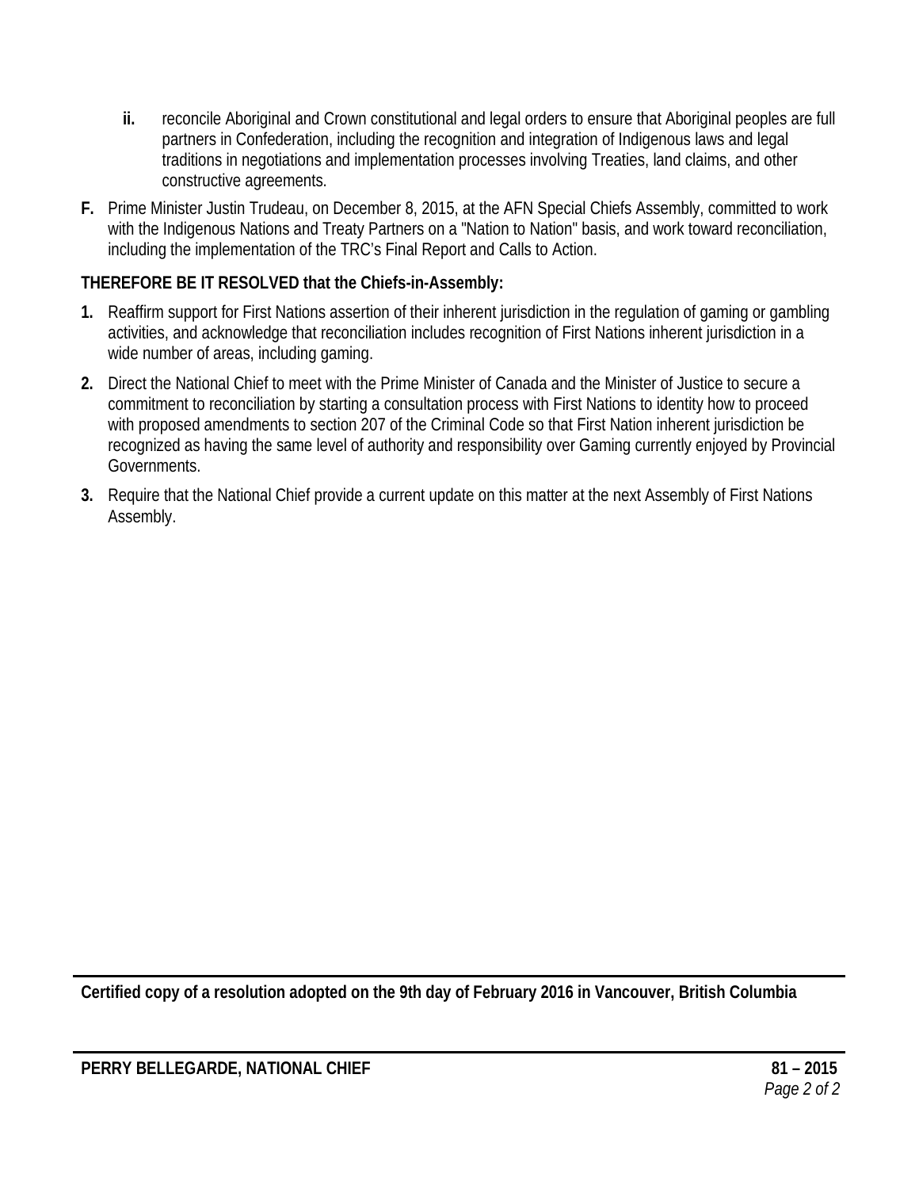- **ii.** reconcile Aboriginal and Crown constitutional and legal orders to ensure that Aboriginal peoples are full partners in Confederation, including the recognition and integration of Indigenous laws and legal traditions in negotiations and implementation processes involving Treaties, land claims, and other constructive agreements.

**F.** Prime Minister Justin Trudeau, on December 8, 2015, at the AFN Special Chiefs Assembly, committed to work with the Indigenous Nations and Treaty Partners on a "Nation to Nation" basis, and work toward reconciliation, including the implementation of the TRC's Final Report and Calls to Action.

**THEREFORE BE IT RESOLVED that the Chiefs-in-Assembly:**

1. Reaffirm support for First Nations assertion of their inherent jurisdiction in the regulation of gaming or gambling activities, and acknowledge that reconciliation includes recognition of First Nations inherent jurisdiction in a wide number of areas, including gaming.
2. Direct the National Chief to meet with the Prime Minister of Canada and the Minister of Justice to secure a commitment to reconciliation by starting a consultation process with First Nations to identity how to proceed with proposed amendments to section 207 of the Criminal Code so that First Nation inherent jurisdiction be recognized as having the same level of authority and responsibility over Gaming currently enjoyed by Provincial Governments.
3. Require that the National Chief provide a current update on this matter at the next Assembly of First Nations Assembly.

---

**Certified copy of a resolution adopted on the 9th day of February 2016 in Vancouver, British Columbia**

---

**PERRY BELLEGARDE, NATIONAL CHIEF** **81 – 2015**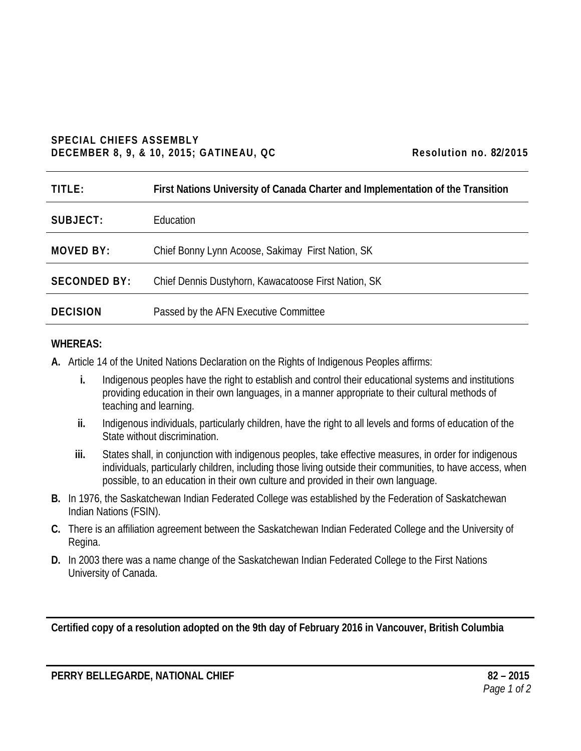**SPECIAL CHIEFS ASSEMBLY**
**DECEMBER 8, 9, & 10, 2015; GATINEAU, QC** **Resolution no. 82/2015**

| | |
|---|---|
| **TITLE:** | **First Nations University of Canada Charter and Implementation of the Transition** |
| **SUBJECT:** | Education |
| **MOVED BY:** | Chief Bonny Lynn Acoose, Sakimay First Nation, SK |
| **SECONDED BY:** | Chief Dennis Dustyhorn, Kawacatoose First Nation, SK |
| **DECISION** | Passed by the AFN Executive Committee |

**WHEREAS:**

**A.** Article 14 of the United Nations Declaration on the Rights of Indigenous Peoples affirms:

  **i.** Indigenous peoples have the right to establish and control their educational systems and institutions providing education in their own languages, in a manner appropriate to their cultural methods of teaching and learning.

  **ii.** Indigenous individuals, particularly children, have the right to all levels and forms of education of the State without discrimination.

  **iii.** States shall, in conjunction with indigenous peoples, take effective measures, in order for indigenous individuals, particularly children, including those living outside their communities, to have access, when possible, to an education in their own culture and provided in their own language.

**B.** In 1976, the Saskatchewan Indian Federated College was established by the Federation of Saskatchewan Indian Nations (FSIN).

**C.** There is an affiliation agreement between the Saskatchewan Indian Federated College and the University of Regina.

**D.** In 2003 there was a name change of the Saskatchewan Indian Federated College to the First Nations University of Canada.

**Certified copy of a resolution adopted on the 9th day of February 2016 in Vancouver, British Columbia**

**PERRY BELLEGARDE, NATIONAL CHIEF** **82 – 2015**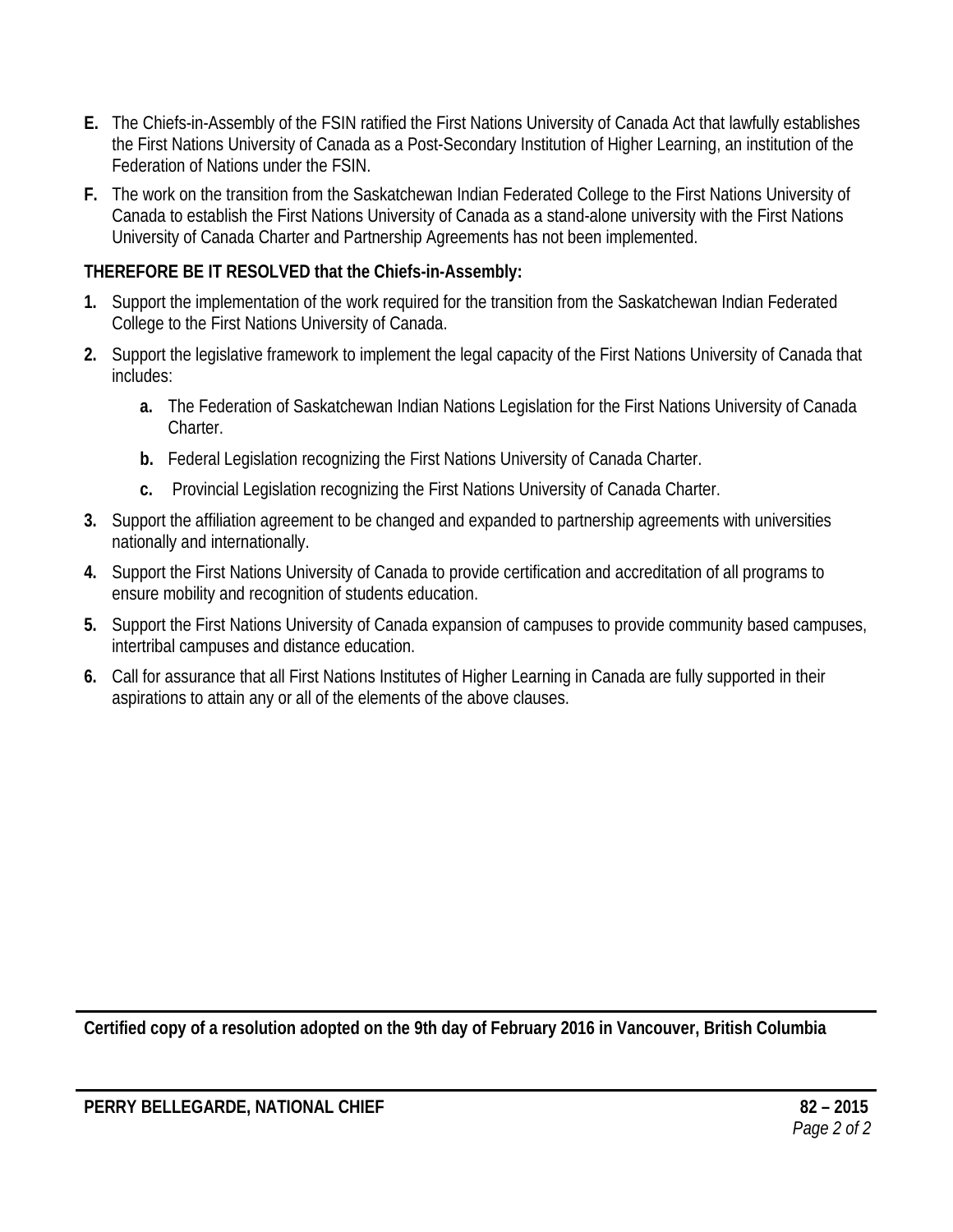**E.** The Chiefs-in-Assembly of the FSIN ratified the First Nations University of Canada Act that lawfully establishes the First Nations University of Canada as a Post-Secondary Institution of Higher Learning, an institution of the Federation of Nations under the FSIN.

**F.** The work on the transition from the Saskatchewan Indian Federated College to the First Nations University of Canada to establish the First Nations University of Canada as a stand-alone university with the First Nations University of Canada Charter and Partnership Agreements has not been implemented.

**THEREFORE BE IT RESOLVED that the Chiefs-in-Assembly:**

**1.** Support the implementation of the work required for the transition from the Saskatchewan Indian Federated College to the First Nations University of Canada.

**2.** Support the legislative framework to implement the legal capacity of the First Nations University of Canada that includes:

   **a.** The Federation of Saskatchewan Indian Nations Legislation for the First Nations University of Canada Charter.

   **b.** Federal Legislation recognizing the First Nations University of Canada Charter.

   **c.** Provincial Legislation recognizing the First Nations University of Canada Charter.

**3.** Support the affiliation agreement to be changed and expanded to partnership agreements with universities nationally and internationally.

**4.** Support the First Nations University of Canada to provide certification and accreditation of all programs to ensure mobility and recognition of students education.

**5.** Support the First Nations University of Canada expansion of campuses to provide community based campuses, intertribal campuses and distance education.

**6.** Call for assurance that all First Nations Institutes of Higher Learning in Canada are fully supported in their aspirations to attain any or all of the elements of the above clauses.

---

**Certified copy of a resolution adopted on the 9th day of February 2016 in Vancouver, British Columbia**

---

**PERRY BELLEGARDE, NATIONAL CHIEF** **82 – 2015**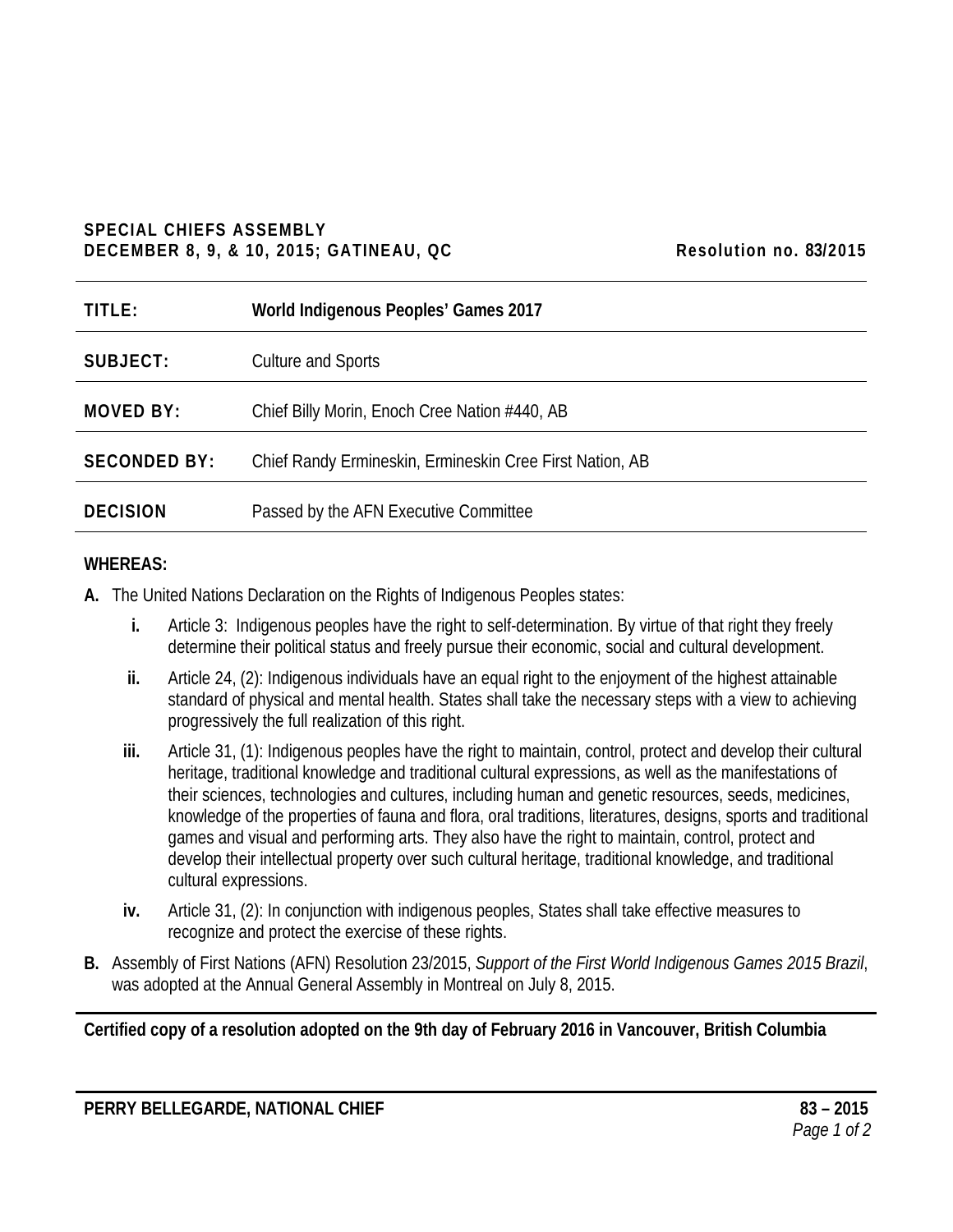**SPECIAL CHIEFS ASSEMBLY**
**DECEMBER 8, 9, & 10, 2015; GATINEAU, QC** **Resolution no. 83/2015**

| | |
|---|---|
| **TITLE:** | **World Indigenous Peoples' Games 2017** |
| **SUBJECT:** | Culture and Sports |
| **MOVED BY:** | Chief Billy Morin, Enoch Cree Nation #440, AB |
| **SECONDED BY:** | Chief Randy Ermineskin, Ermineskin Cree First Nation, AB |
| **DECISION** | Passed by the AFN Executive Committee |

**WHEREAS:**

**A.** The United Nations Declaration on the Rights of Indigenous Peoples states:

  **i.** Article 3: Indigenous peoples have the right to self-determination. By virtue of that right they freely determine their political status and freely pursue their economic, social and cultural development.

  **ii.** Article 24, (2): Indigenous individuals have an equal right to the enjoyment of the highest attainable standard of physical and mental health. States shall take the necessary steps with a view to achieving progressively the full realization of this right.

  **iii.** Article 31, (1): Indigenous peoples have the right to maintain, control, protect and develop their cultural heritage, traditional knowledge and traditional cultural expressions, as well as the manifestations of their sciences, technologies and cultures, including human and genetic resources, seeds, medicines, knowledge of the properties of fauna and flora, oral traditions, literatures, designs, sports and traditional games and visual and performing arts. They also have the right to maintain, control, protect and develop their intellectual property over such cultural heritage, traditional knowledge, and traditional cultural expressions.

  **iv.** Article 31, (2): In conjunction with indigenous peoples, States shall take effective measures to recognize and protect the exercise of these rights.

**B.** Assembly of First Nations (AFN) Resolution 23/2015, *Support of the First World Indigenous Games 2015 Brazil*, was adopted at the Annual General Assembly in Montreal on July 8, 2015.

**Certified copy of a resolution adopted on the 9th day of February 2016 in Vancouver, British Columbia**

**PERRY BELLEGARDE, NATIONAL CHIEF**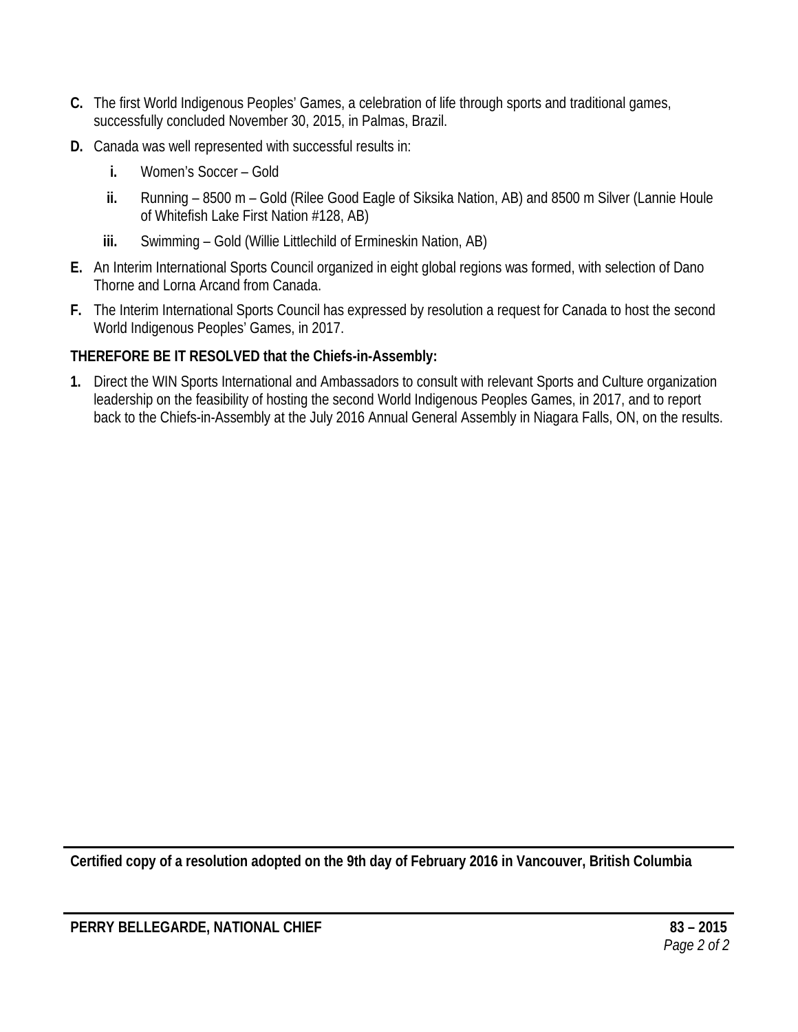**C.** The first World Indigenous Peoples' Games, a celebration of life through sports and traditional games, successfully concluded November 30, 2015, in Palmas, Brazil.

**D.** Canada was well represented with successful results in:

- **i.** Women's Soccer – Gold
- **ii.** Running – 8500 m – Gold (Rilee Good Eagle of Siksika Nation, AB) and 8500 m Silver (Lannie Houle of Whitefish Lake First Nation #128, AB)
- **iii.** Swimming – Gold (Willie Littlechild of Ermineskin Nation, AB)

**E.** An Interim International Sports Council organized in eight global regions was formed, with selection of Dano Thorne and Lorna Arcand from Canada.

**F.** The Interim International Sports Council has expressed by resolution a request for Canada to host the second World Indigenous Peoples' Games, in 2017.

**THEREFORE BE IT RESOLVED that the Chiefs-in-Assembly:**

**1.** Direct the WIN Sports International and Ambassadors to consult with relevant Sports and Culture organization leadership on the feasibility of hosting the second World Indigenous Peoples Games, in 2017, and to report back to the Chiefs-in-Assembly at the July 2016 Annual General Assembly in Niagara Falls, ON, on the results.

---

**Certified copy of a resolution adopted on the 9th day of February 2016 in Vancouver, British Columbia**

---

**PERRY BELLEGARDE, NATIONAL CHIEF** **83 – 2015**